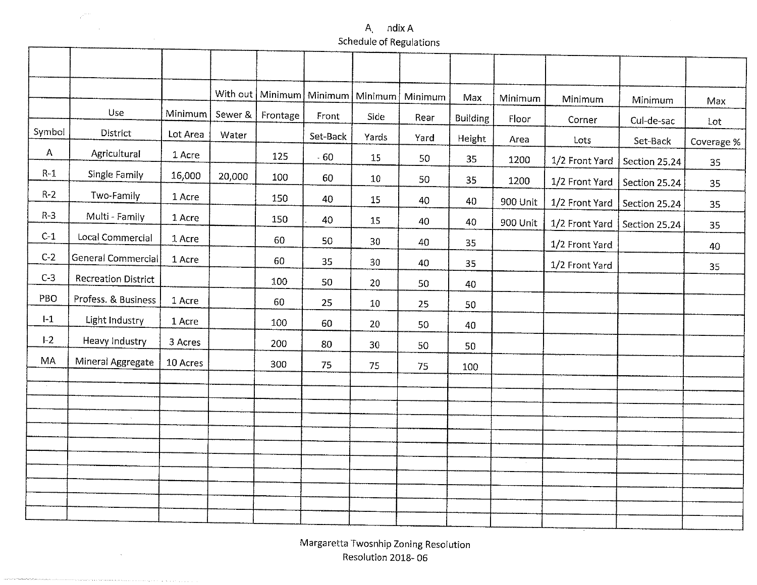# A. ndix A

## Schedule of Regulations

| Symbol | Use District | Minimum Lot Area | With out Sewer & Water | Minimum Frontage | Minimum Front Set-Back | Minimum Side Yards | Minimum Rear Yard | Max Building Height | Minimum Floor Area | Minimum Corner Lots | Minimum Cul-de-sac Set-Back | Max Lot Coverage % |
|---|---|---|---|---|---|---|---|---|---|---|---|---|
| A | Agricultural | 1 Acre | | 125 | - 60 | 15 | 50 | 35 | 1200 | 1/2 Front Yard | Section 25.24 | 35 |
| R-1 | Single Family | 16,000 | 20,000 | 100 | 60 | 10 | 50 | 35 | 1200 | 1/2 Front Yard | Section 25.24 | 35 |
| R-2 | Two-Family | 1 Acre | | 150 | 40 | 15 | 40 | 40 | 900 Unit | 1/2 Front Yard | Section 25.24 | 35 |
| R-3 | Multi - Family | 1 Acre | | 150 | 40 | 15 | 40 | 40 | 900 Unit | 1/2 Front Yard | Section 25.24 | 35 |
| C-1 | Local Commercial | 1 Acre | | 60 | 50 | 30 | 40 | 35 | | 1/2 Front Yard | | 40 |
| C-2 | General Commercial | 1 Acre | | 60 | 35 | 30 | 40 | 35 | | 1/2 Front Yard | | 35 |
| C-3 | Recreation District | | | 100 | 50 | 20 | 50 | 40 | | | | |
| PBO | Profess. & Business | 1 Acre | | 60 | 25 | 10 | 25 | 50 | | | | |
| I-1 | Light Industry | 1 Acre | | 100 | 60 | 20 | 50 | 40 | | | | |
| I-2 | Heavy Industry | 3 Acres | | 200 | 80 | 30 | 50 | 50 | | | | |
| MA | Mineral Aggregate | 10 Acres | | 300 | 75 | 75 | 75 | 100 | | | | |

Margaretta Twosnhip Zoning Resolution
Resolution 2018- 06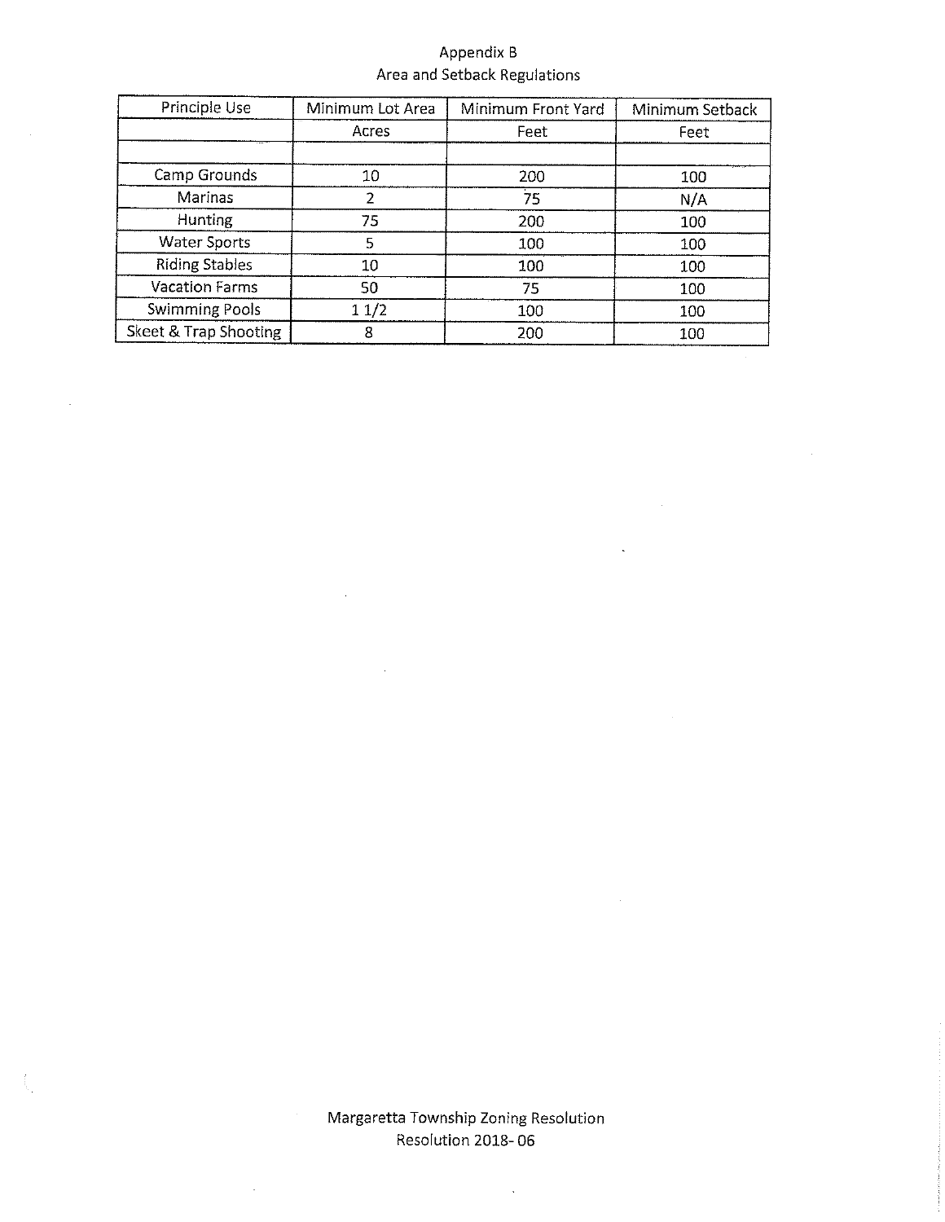# Appendix B
## Area and Setback Regulations

| Principle Use | Minimum Lot Area | Minimum Front Yard | Minimum Setback |
|---|---|---|---|
| | Acres | Feet | Feet |
| | | | |
| Camp Grounds | 10 | 200 | 100 |
| Marinas | 2 | 75 | N/A |
| Hunting | 75 | 200 | 100 |
| Water Sports | 5 | 100 | 100 |
| Riding Stables | 10 | 100 | 100 |
| Vacation Farms | 50 | 75 | 100 |
| Swimming Pools | 1 1/2 | 100 | 100 |
| Skeet & Trap Shooting | 8 | 200 | 100 |

Margaretta Township Zoning Resolution
Resolution 2018- 06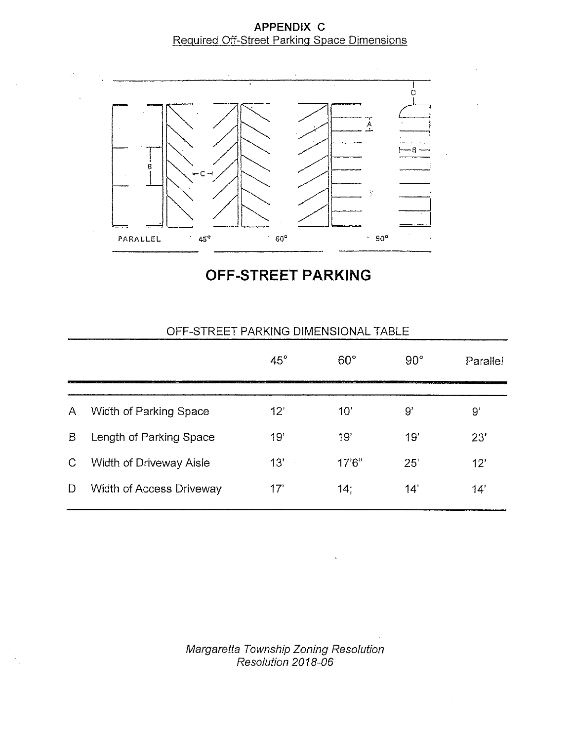**APPENDIX C**

Required Off-Street Parking Space Dimensions

PARALLEL 45° 60° 90°

# OFF-STREET PARKING

OFF-STREET PARKING DIMENSIONAL TABLE

| | | 45° | 60° | 90° | Parallel |
|---|---|---|---|---|---|
| A | Width of Parking Space | 12' | 10' | 9' | 9' |
| B | Length of Parking Space | 19' | 19' | 19' | 23' |
| C | Width of Driveway Aisle | 13' | 17'6" | 25' | 12' |
| D | Width of Access Driveway | 17' | 14; | 14' | 14' |

*Margaretta Township Zoning Resolution*
*Resolution 2018-06*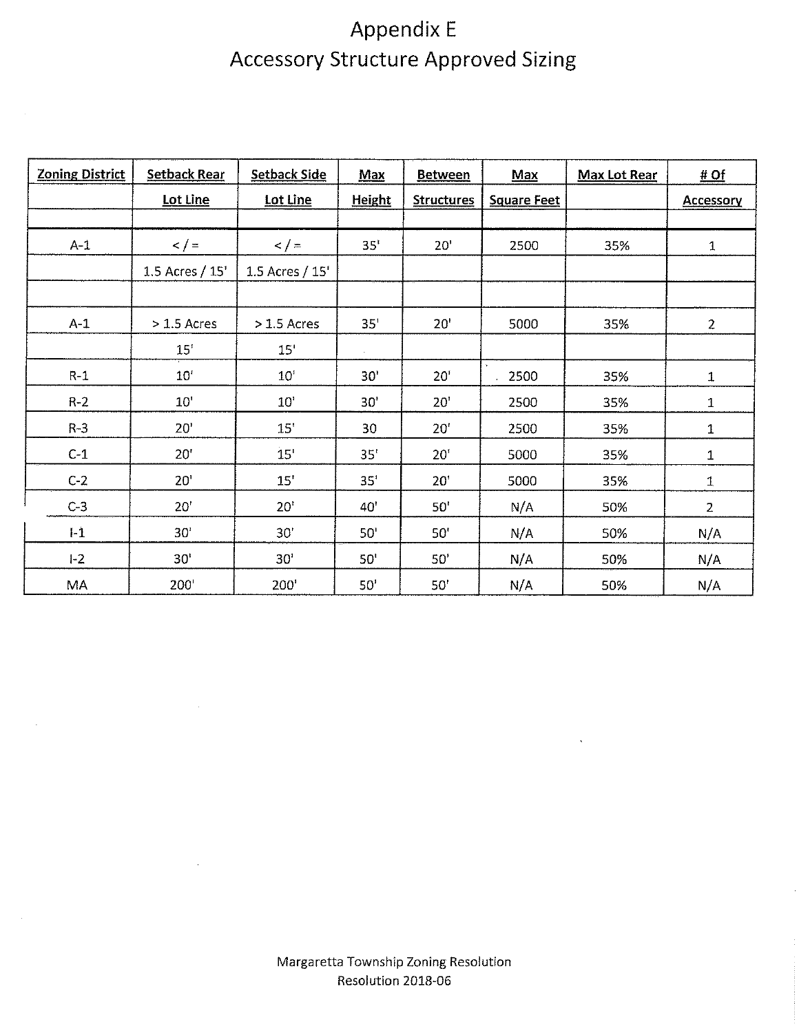# Appendix E
## Accessory Structure Approved Sizing

| Zoning District | Setback Rear Lot Line | Setback Side Lot Line | Max Height | Between Structures | Max Square Feet | Max Lot Rear | # Of Accessory |
|---|---|---|---|---|---|---|---|
| A-1 | < / = 1.5 Acres / 15' | < / = 1.5 Acres / 15' | 35' | 20' | 2500 | 35% | 1 |
| A-1 | > 1.5 Acres 15' | > 1.5 Acres 15' | 35' | 20' | 5000 | 35% | 2 |
| R-1 | 10' | 10' | 30' | 20' | 2500 | 35% | 1 |
| R-2 | 10' | 10' | 30' | 20' | 2500 | 35% | 1 |
| R-3 | 20' | 15' | 30 | 20' | 2500 | 35% | 1 |
| C-1 | 20' | 15' | 35' | 20' | 5000 | 35% | 1 |
| C-2 | 20' | 15' | 35' | 20' | 5000 | 35% | 1 |
| C-3 | 20' | 20' | 40' | 50' | N/A | 50% | 2 |
| I-1 | 30' | 30' | 50' | 50' | N/A | 50% | N/A |
| I-2 | 30' | 30' | 50' | 50' | N/A | 50% | N/A |
| MA | 200' | 200' | 50' | 50' | N/A | 50% | N/A |

Margaretta Township Zoning Resolution
Resolution 2018-06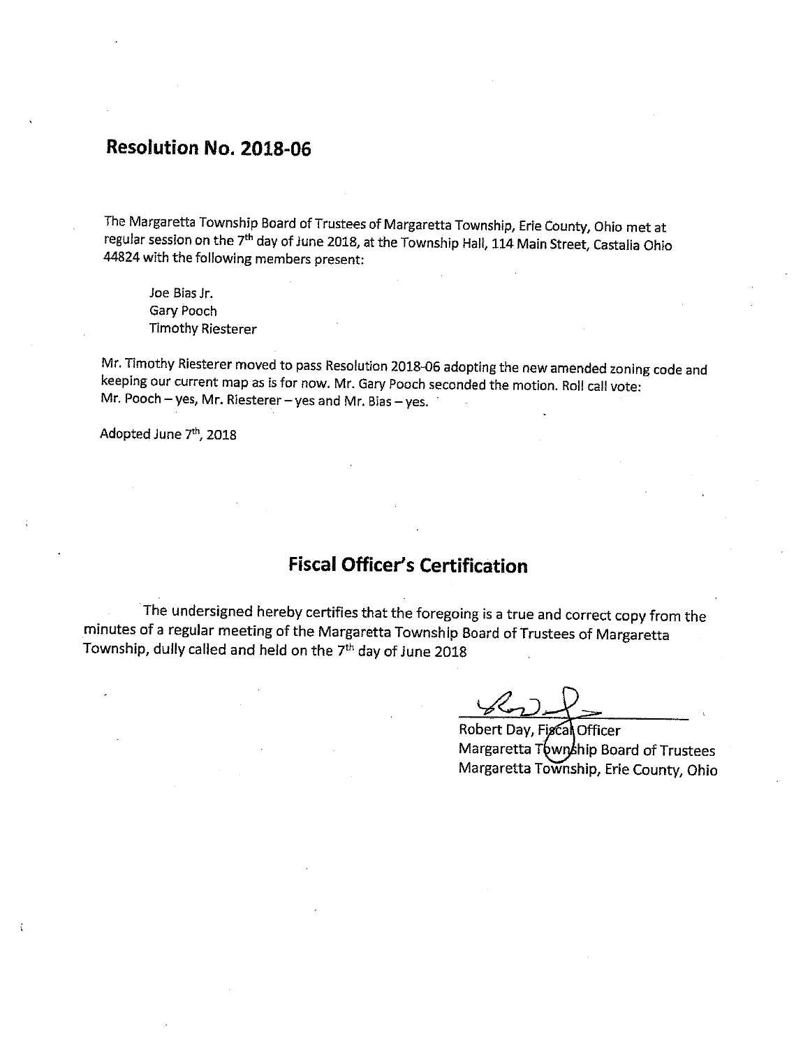## Resolution No. 2018-06

The Margaretta Township Board of Trustees of Margaretta Township, Erie County, Ohio met at regular session on the 7th day of June 2018, at the Township Hall, 114 Main Street, Castalia Ohio 44824 with the following members present:

Joe Bias Jr.
Gary Pooch
Timothy Riesterer

Mr. Timothy Riesterer moved to pass Resolution 2018-06 adopting the new amended zoning code and keeping our current map as is for now. Mr. Gary Pooch seconded the motion. Roll call vote: Mr. Pooch – yes, Mr. Riesterer – yes and Mr. Bias – yes.

Adopted June 7th, 2018

## Fiscal Officer's Certification

The undersigned hereby certifies that the foregoing is a true and correct copy from the minutes of a regular meeting of the Margaretta Township Board of Trustees of Margaretta Township, dully called and held on the 7th day of June 2018

Robert Day, Fiscal Officer
Margaretta Township Board of Trustees
Margaretta Township, Erie County, Ohio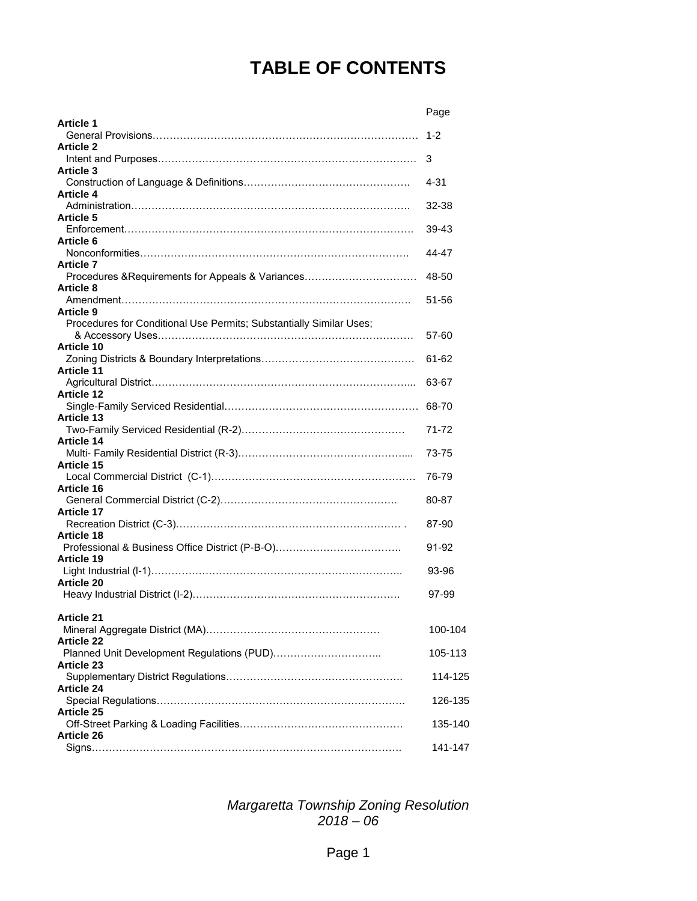# TABLE OF CONTENTS

| | Page |
|---|---|
| **Article 1** | |
| General Provisions | 1-2 |
| **Article 2** | |
| Intent and Purposes | 3 |
| **Article 3** | |
| Construction of Language & Definitions | 4-31 |
| **Article 4** | |
| Administration | 32-38 |
| **Article 5** | |
| Enforcement | 39-43 |
| **Article 6** | |
| Nonconformities | 44-47 |
| **Article 7** | |
| Procedures &Requirements for Appeals & Variances | 48-50 |
| **Article 8** | |
| Amendment | 51-56 |
| **Article 9** | |
| Procedures for Conditional Use Permits; Substantially Similar Uses; & Accessory Uses | 57-60 |
| **Article 10** | |
| Zoning Districts & Boundary Interpretations | 61-62 |
| **Article 11** | |
| Agricultural District | 63-67 |
| **Article 12** | |
| Single-Family Serviced Residential | 68-70 |
| **Article 13** | |
| Two-Family Serviced Residential (R-2) | 71-72 |
| **Article 14** | |
| Multi- Family Residential District (R-3) | 73-75 |
| **Article 15** | |
| Local Commercial District (C-1) | 76-79 |
| **Article 16** | |
| General Commercial District (C-2) | 80-87 |
| **Article 17** | |
| Recreation District (C-3) | 87-90 |
| **Article 18** | |
| Professional & Business Office District (P-B-O) | 91-92 |
| **Article 19** | |
| Light Industrial (I-1) | 93-96 |
| **Article 20** | |
| Heavy Industrial District (I-2) | 97-99 |
| **Article 21** | |
| Mineral Aggregate District (MA) | 100-104 |
| **Article 22** | |
| Planned Unit Development Regulations (PUD) | 105-113 |
| **Article 23** | |
| Supplementary District Regulations | 114-125 |
| **Article 24** | |
| Special Regulations | 126-135 |
| **Article 25** | |
| Off-Street Parking & Loading Facilities | 135-140 |
| **Article 26** | |
| Signs | 141-147 |

*Margaretta Township Zoning Resolution 2018 – 06*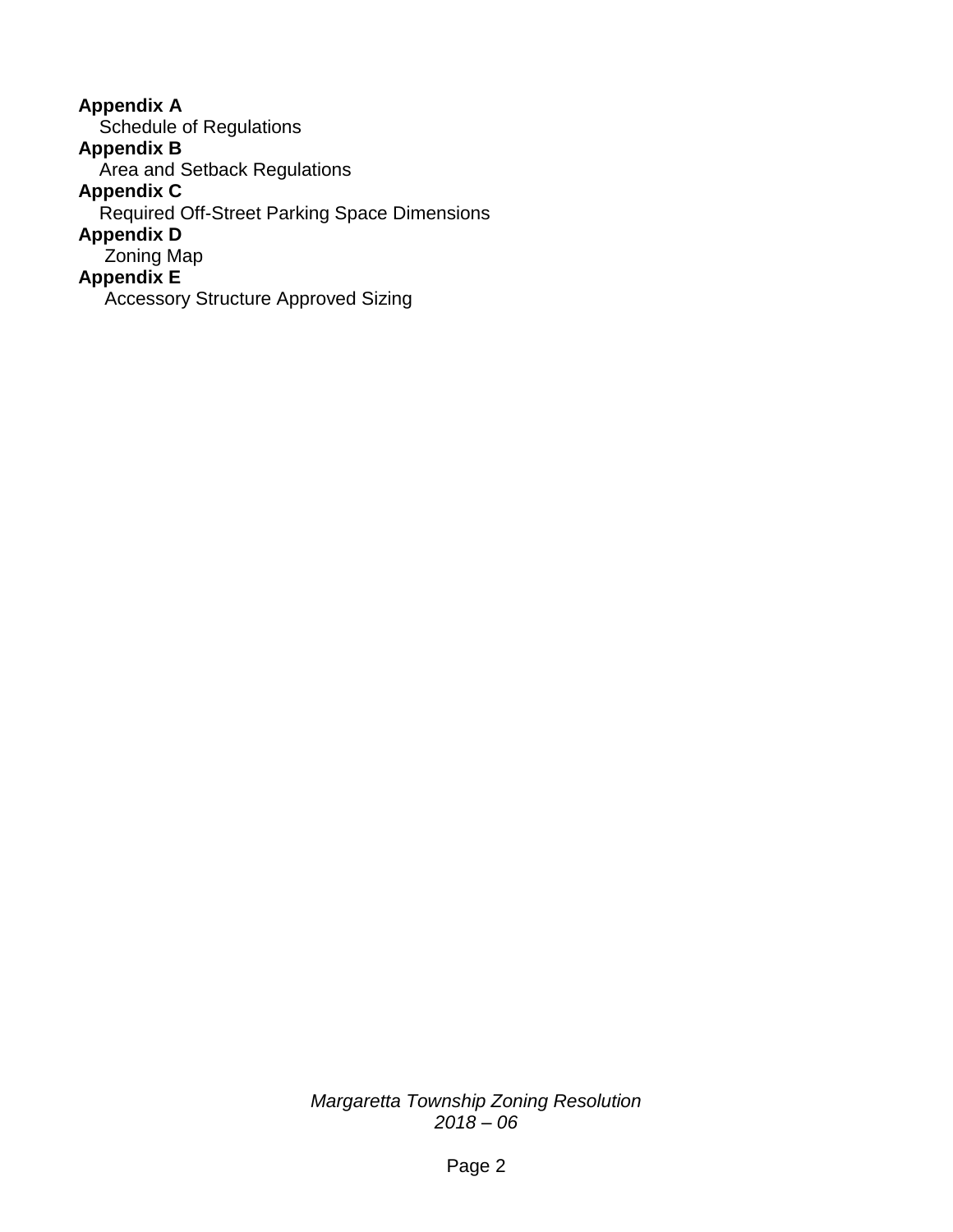**Appendix A**
Schedule of Regulations
**Appendix B**
Area and Setback Regulations
**Appendix C**
Required Off-Street Parking Space Dimensions
**Appendix D**
Zoning Map
**Appendix E**
Accessory Structure Approved Sizing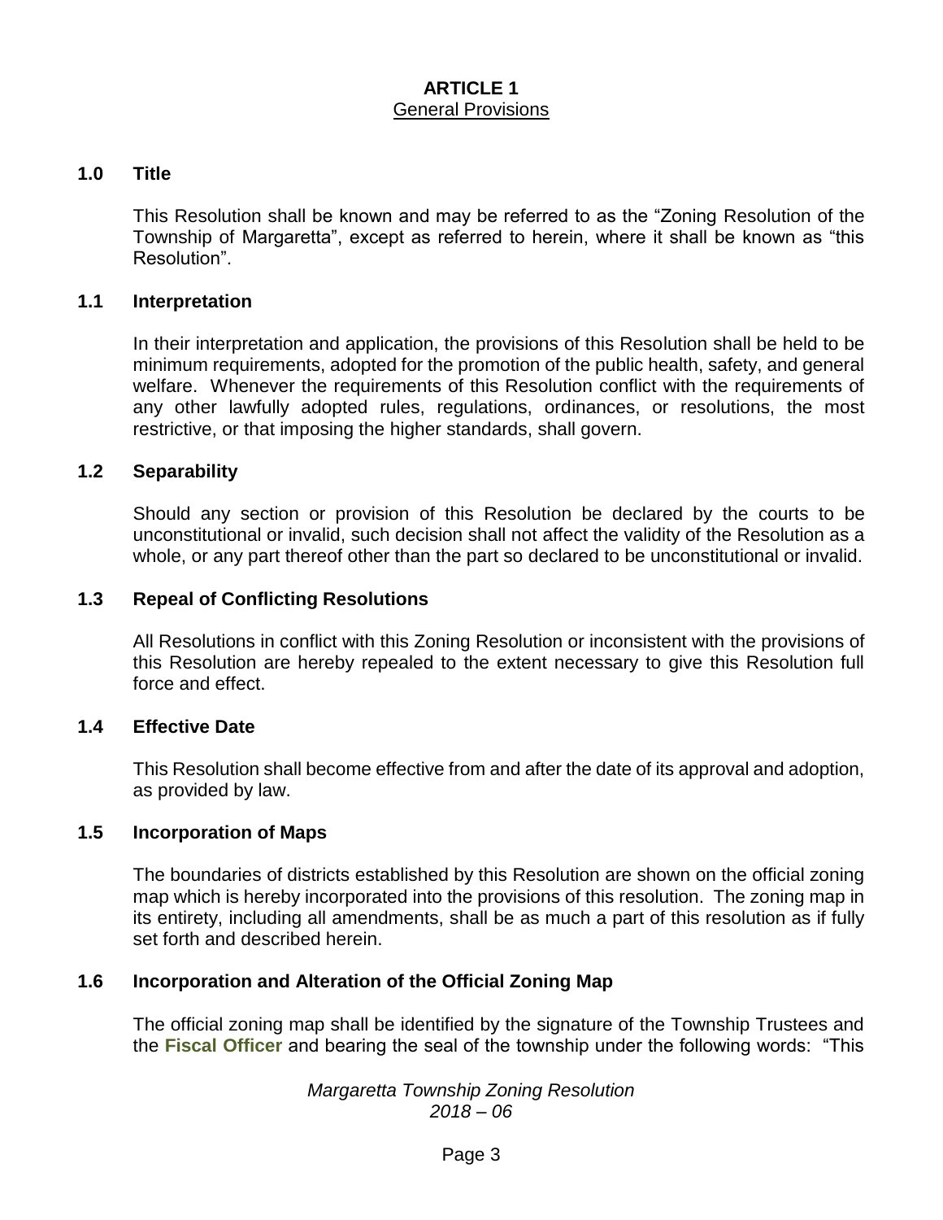# ARTICLE 1
## General Provisions

### 1.0 Title

This Resolution shall be known and may be referred to as the "Zoning Resolution of the Township of Margaretta", except as referred to herein, where it shall be known as "this Resolution".

### 1.1 Interpretation

In their interpretation and application, the provisions of this Resolution shall be held to be minimum requirements, adopted for the promotion of the public health, safety, and general welfare. Whenever the requirements of this Resolution conflict with the requirements of any other lawfully adopted rules, regulations, ordinances, or resolutions, the most restrictive, or that imposing the higher standards, shall govern.

### 1.2 Separability

Should any section or provision of this Resolution be declared by the courts to be unconstitutional or invalid, such decision shall not affect the validity of the Resolution as a whole, or any part thereof other than the part so declared to be unconstitutional or invalid.

### 1.3 Repeal of Conflicting Resolutions

All Resolutions in conflict with this Zoning Resolution or inconsistent with the provisions of this Resolution are hereby repealed to the extent necessary to give this Resolution full force and effect.

### 1.4 Effective Date

This Resolution shall become effective from and after the date of its approval and adoption, as provided by law.

### 1.5 Incorporation of Maps

The boundaries of districts established by this Resolution are shown on the official zoning map which is hereby incorporated into the provisions of this resolution. The zoning map in its entirety, including all amendments, shall be as much a part of this resolution as if fully set forth and described herein.

### 1.6 Incorporation and Alteration of the Official Zoning Map

The official zoning map shall be identified by the signature of the Township Trustees and the **Fiscal Officer** and bearing the seal of the township under the following words: "This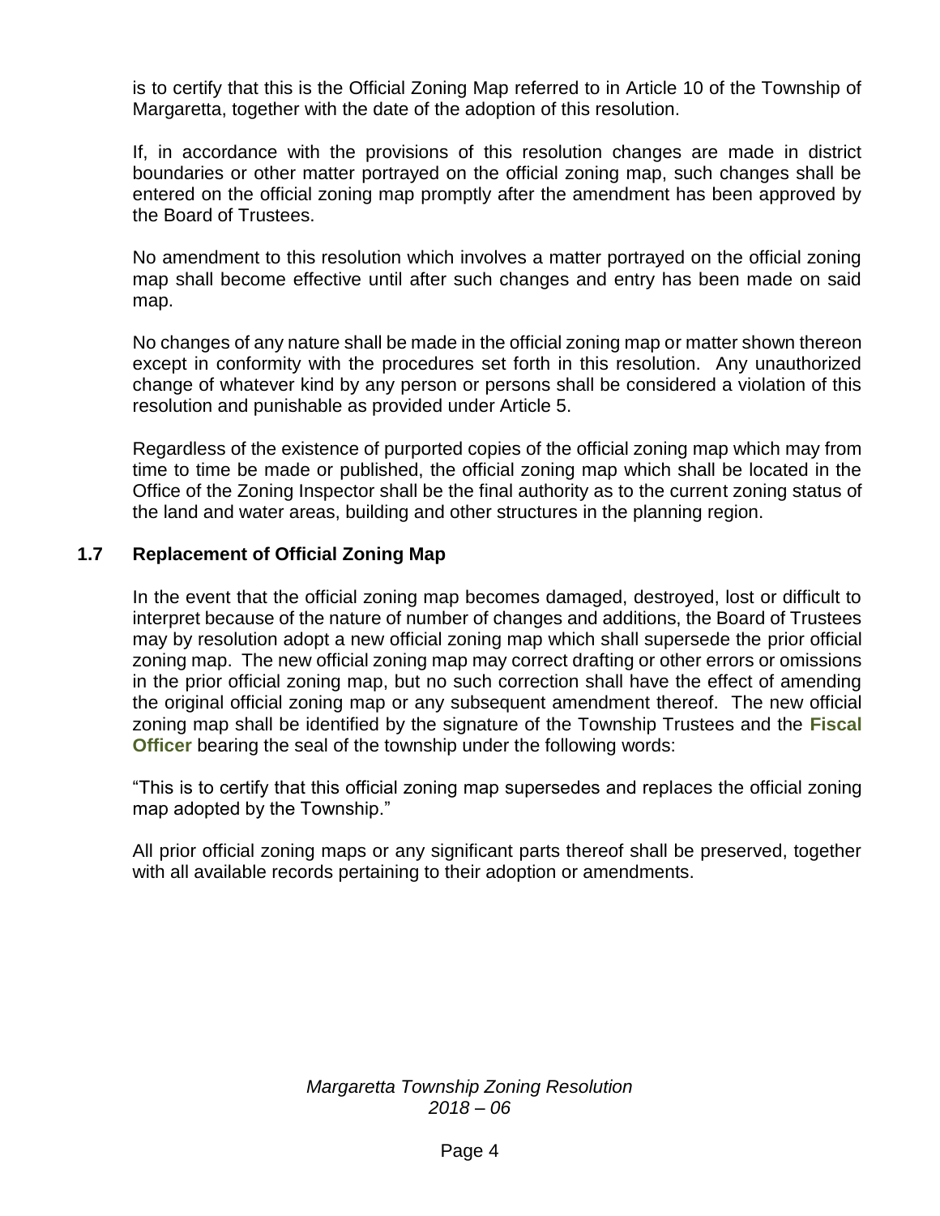is to certify that this is the Official Zoning Map referred to in Article 10 of the Township of Margaretta, together with the date of the adoption of this resolution.

If, in accordance with the provisions of this resolution changes are made in district boundaries or other matter portrayed on the official zoning map, such changes shall be entered on the official zoning map promptly after the amendment has been approved by the Board of Trustees.

No amendment to this resolution which involves a matter portrayed on the official zoning map shall become effective until after such changes and entry has been made on said map.

No changes of any nature shall be made in the official zoning map or matter shown thereon except in conformity with the procedures set forth in this resolution. Any unauthorized change of whatever kind by any person or persons shall be considered a violation of this resolution and punishable as provided under Article 5.

Regardless of the existence of purported copies of the official zoning map which may from time to time be made or published, the official zoning map which shall be located in the Office of the Zoning Inspector shall be the final authority as to the current zoning status of the land and water areas, building and other structures in the planning region.

### 1.7 Replacement of Official Zoning Map

In the event that the official zoning map becomes damaged, destroyed, lost or difficult to interpret because of the nature of number of changes and additions, the Board of Trustees may by resolution adopt a new official zoning map which shall supersede the prior official zoning map. The new official zoning map may correct drafting or other errors or omissions in the prior official zoning map, but no such correction shall have the effect of amending the original official zoning map or any subsequent amendment thereof. The new official zoning map shall be identified by the signature of the Township Trustees and the **Fiscal Officer** bearing the seal of the township under the following words:

"This is to certify that this official zoning map supersedes and replaces the official zoning map adopted by the Township."

All prior official zoning maps or any significant parts thereof shall be preserved, together with all available records pertaining to their adoption or amendments.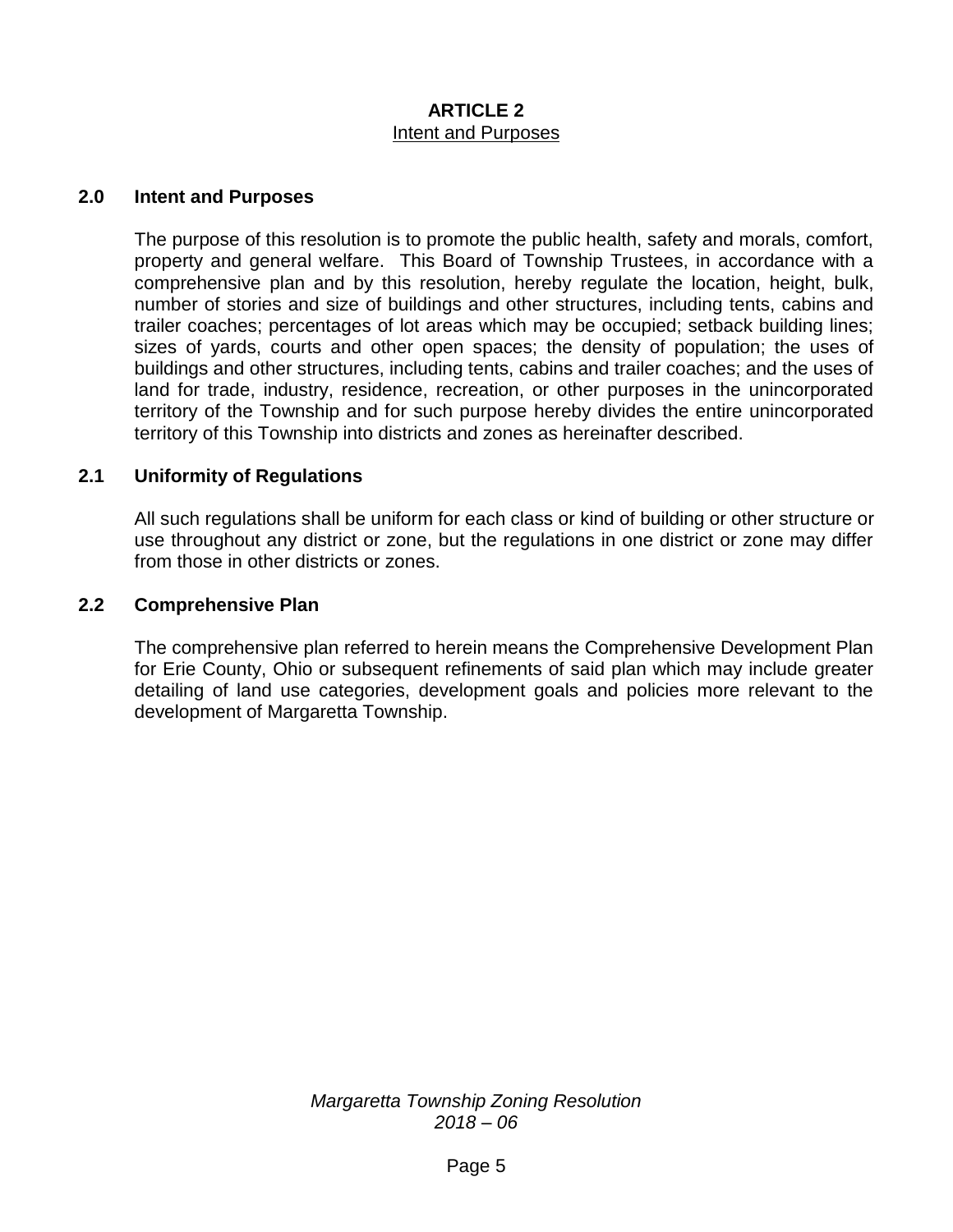# ARTICLE 2
## Intent and Purposes

### 2.0 Intent and Purposes

The purpose of this resolution is to promote the public health, safety and morals, comfort, property and general welfare. This Board of Township Trustees, in accordance with a comprehensive plan and by this resolution, hereby regulate the location, height, bulk, number of stories and size of buildings and other structures, including tents, cabins and trailer coaches; percentages of lot areas which may be occupied; setback building lines; sizes of yards, courts and other open spaces; the density of population; the uses of buildings and other structures, including tents, cabins and trailer coaches; and the uses of land for trade, industry, residence, recreation, or other purposes in the unincorporated territory of the Township and for such purpose hereby divides the entire unincorporated territory of this Township into districts and zones as hereinafter described.

### 2.1 Uniformity of Regulations

All such regulations shall be uniform for each class or kind of building or other structure or use throughout any district or zone, but the regulations in one district or zone may differ from those in other districts or zones.

### 2.2 Comprehensive Plan

The comprehensive plan referred to herein means the Comprehensive Development Plan for Erie County, Ohio or subsequent refinements of said plan which may include greater detailing of land use categories, development goals and policies more relevant to the development of Margaretta Township.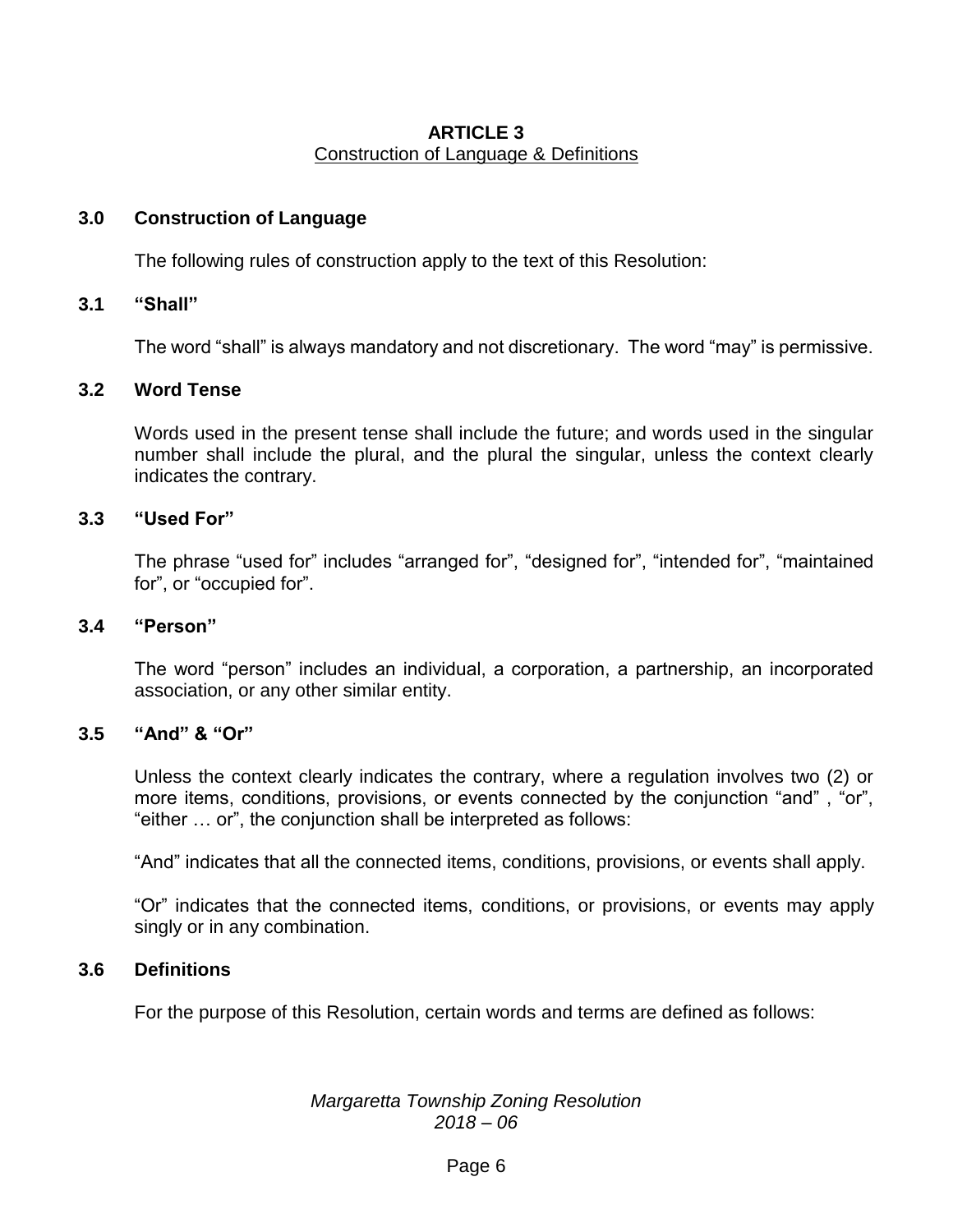# ARTICLE 3

Construction of Language & Definitions

## 3.0 Construction of Language

The following rules of construction apply to the text of this Resolution:

## 3.1 "Shall"

The word "shall" is always mandatory and not discretionary. The word "may" is permissive.

## 3.2 Word Tense

Words used in the present tense shall include the future; and words used in the singular number shall include the plural, and the plural the singular, unless the context clearly indicates the contrary.

## 3.3 "Used For"

The phrase "used for" includes "arranged for", "designed for", "intended for", "maintained for", or "occupied for".

## 3.4 "Person"

The word "person" includes an individual, a corporation, a partnership, an incorporated association, or any other similar entity.

## 3.5 "And" & "Or"

Unless the context clearly indicates the contrary, where a regulation involves two (2) or more items, conditions, provisions, or events connected by the conjunction "and" , "or", "either … or", the conjunction shall be interpreted as follows:

"And" indicates that all the connected items, conditions, provisions, or events shall apply.

"Or" indicates that the connected items, conditions, or provisions, or events may apply singly or in any combination.

## 3.6 Definitions

For the purpose of this Resolution, certain words and terms are defined as follows: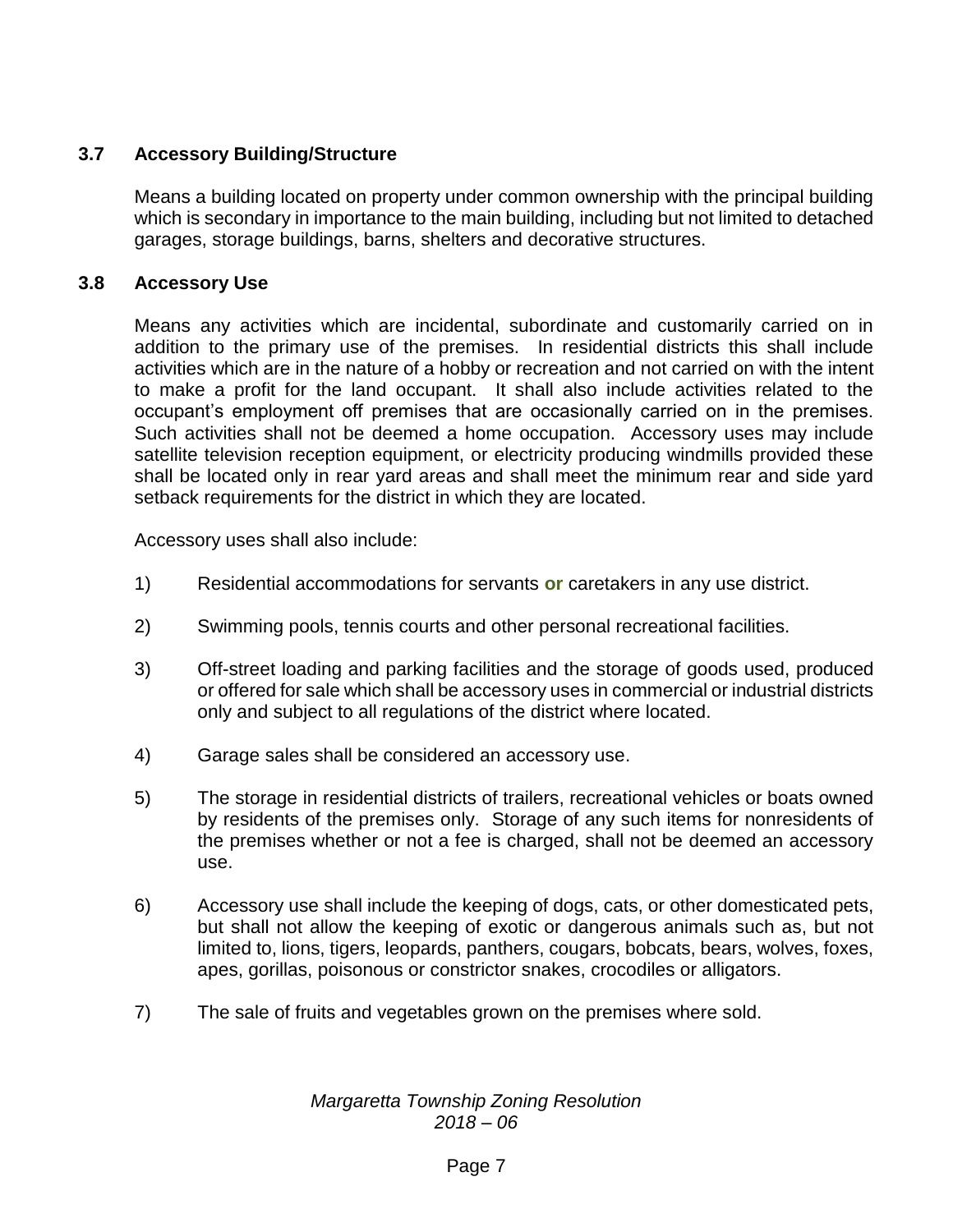### 3.7 Accessory Building/Structure

Means a building located on property under common ownership with the principal building which is secondary in importance to the main building, including but not limited to detached garages, storage buildings, barns, shelters and decorative structures.

### 3.8 Accessory Use

Means any activities which are incidental, subordinate and customarily carried on in addition to the primary use of the premises. In residential districts this shall include activities which are in the nature of a hobby or recreation and not carried on with the intent to make a profit for the land occupant. It shall also include activities related to the occupant's employment off premises that are occasionally carried on in the premises. Such activities shall not be deemed a home occupation. Accessory uses may include satellite television reception equipment, or electricity producing windmills provided these shall be located only in rear yard areas and shall meet the minimum rear and side yard setback requirements for the district in which they are located.

Accessory uses shall also include:

1) Residential accommodations for servants **or** caretakers in any use district.

2) Swimming pools, tennis courts and other personal recreational facilities.

3) Off-street loading and parking facilities and the storage of goods used, produced or offered for sale which shall be accessory uses in commercial or industrial districts only and subject to all regulations of the district where located.

4) Garage sales shall be considered an accessory use.

5) The storage in residential districts of trailers, recreational vehicles or boats owned by residents of the premises only. Storage of any such items for nonresidents of the premises whether or not a fee is charged, shall not be deemed an accessory use.

6) Accessory use shall include the keeping of dogs, cats, or other domesticated pets, but shall not allow the keeping of exotic or dangerous animals such as, but not limited to, lions, tigers, leopards, panthers, cougars, bobcats, bears, wolves, foxes, apes, gorillas, poisonous or constrictor snakes, crocodiles or alligators.

7) The sale of fruits and vegetables grown on the premises where sold.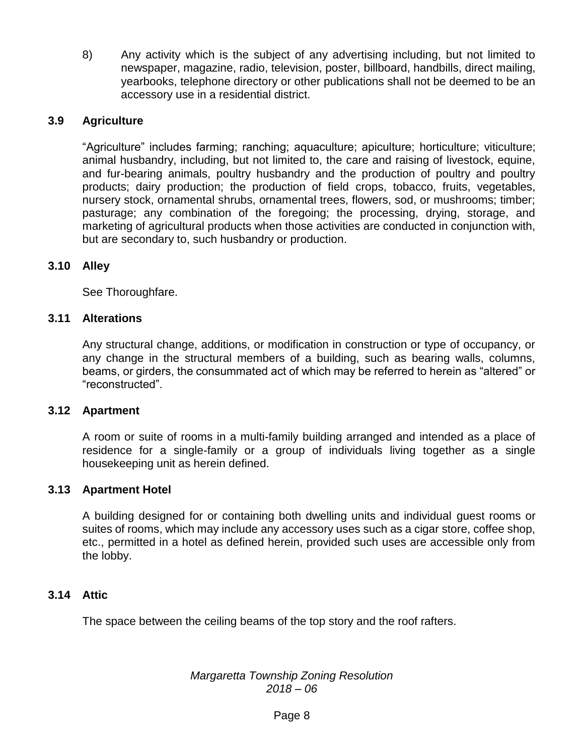8) Any activity which is the subject of any advertising including, but not limited to newspaper, magazine, radio, television, poster, billboard, handbills, direct mailing, yearbooks, telephone directory or other publications shall not be deemed to be an accessory use in a residential district.

### 3.9 Agriculture

"Agriculture" includes farming; ranching; aquaculture; apiculture; horticulture; viticulture; animal husbandry, including, but not limited to, the care and raising of livestock, equine, and fur-bearing animals, poultry husbandry and the production of poultry and poultry products; dairy production; the production of field crops, tobacco, fruits, vegetables, nursery stock, ornamental shrubs, ornamental trees, flowers, sod, or mushrooms; timber; pasturage; any combination of the foregoing; the processing, drying, storage, and marketing of agricultural products when those activities are conducted in conjunction with, but are secondary to, such husbandry or production.

### 3.10 Alley

See Thoroughfare.

### 3.11 Alterations

Any structural change, additions, or modification in construction or type of occupancy, or any change in the structural members of a building, such as bearing walls, columns, beams, or girders, the consummated act of which may be referred to herein as "altered" or "reconstructed".

### 3.12 Apartment

A room or suite of rooms in a multi-family building arranged and intended as a place of residence for a single-family or a group of individuals living together as a single housekeeping unit as herein defined.

### 3.13 Apartment Hotel

A building designed for or containing both dwelling units and individual guest rooms or suites of rooms, which may include any accessory uses such as a cigar store, coffee shop, etc., permitted in a hotel as defined herein, provided such uses are accessible only from the lobby.

### 3.14 Attic

The space between the ceiling beams of the top story and the roof rafters.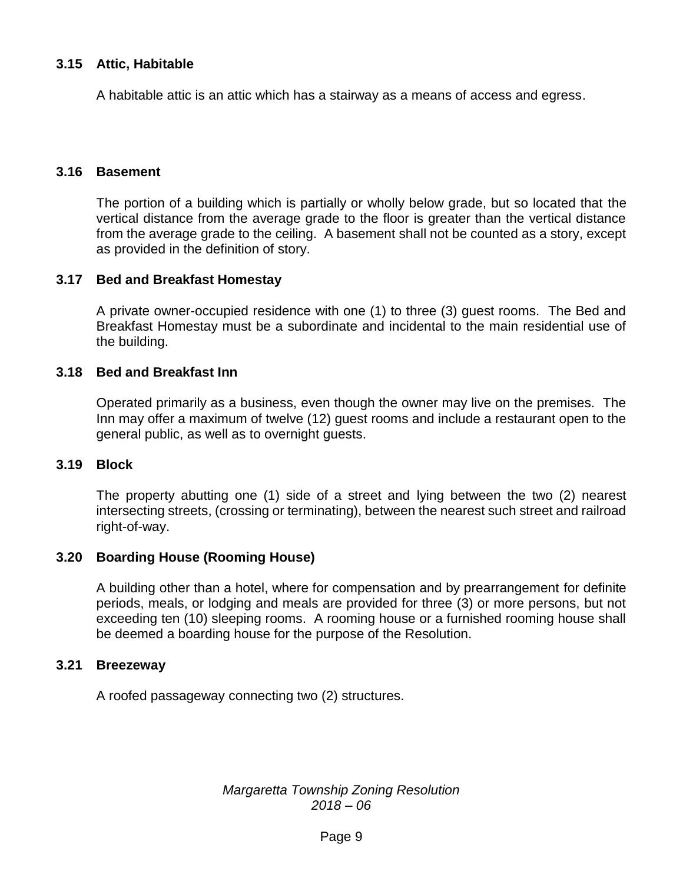### 3.15 Attic, Habitable

A habitable attic is an attic which has a stairway as a means of access and egress.

### 3.16 Basement

The portion of a building which is partially or wholly below grade, but so located that the vertical distance from the average grade to the floor is greater than the vertical distance from the average grade to the ceiling. A basement shall not be counted as a story, except as provided in the definition of story.

### 3.17 Bed and Breakfast Homestay

A private owner-occupied residence with one (1) to three (3) guest rooms. The Bed and Breakfast Homestay must be a subordinate and incidental to the main residential use of the building.

### 3.18 Bed and Breakfast Inn

Operated primarily as a business, even though the owner may live on the premises. The Inn may offer a maximum of twelve (12) guest rooms and include a restaurant open to the general public, as well as to overnight guests.

### 3.19 Block

The property abutting one (1) side of a street and lying between the two (2) nearest intersecting streets, (crossing or terminating), between the nearest such street and railroad right-of-way.

### 3.20 Boarding House (Rooming House)

A building other than a hotel, where for compensation and by prearrangement for definite periods, meals, or lodging and meals are provided for three (3) or more persons, but not exceeding ten (10) sleeping rooms. A rooming house or a furnished rooming house shall be deemed a boarding house for the purpose of the Resolution.

### 3.21 Breezeway

A roofed passageway connecting two (2) structures.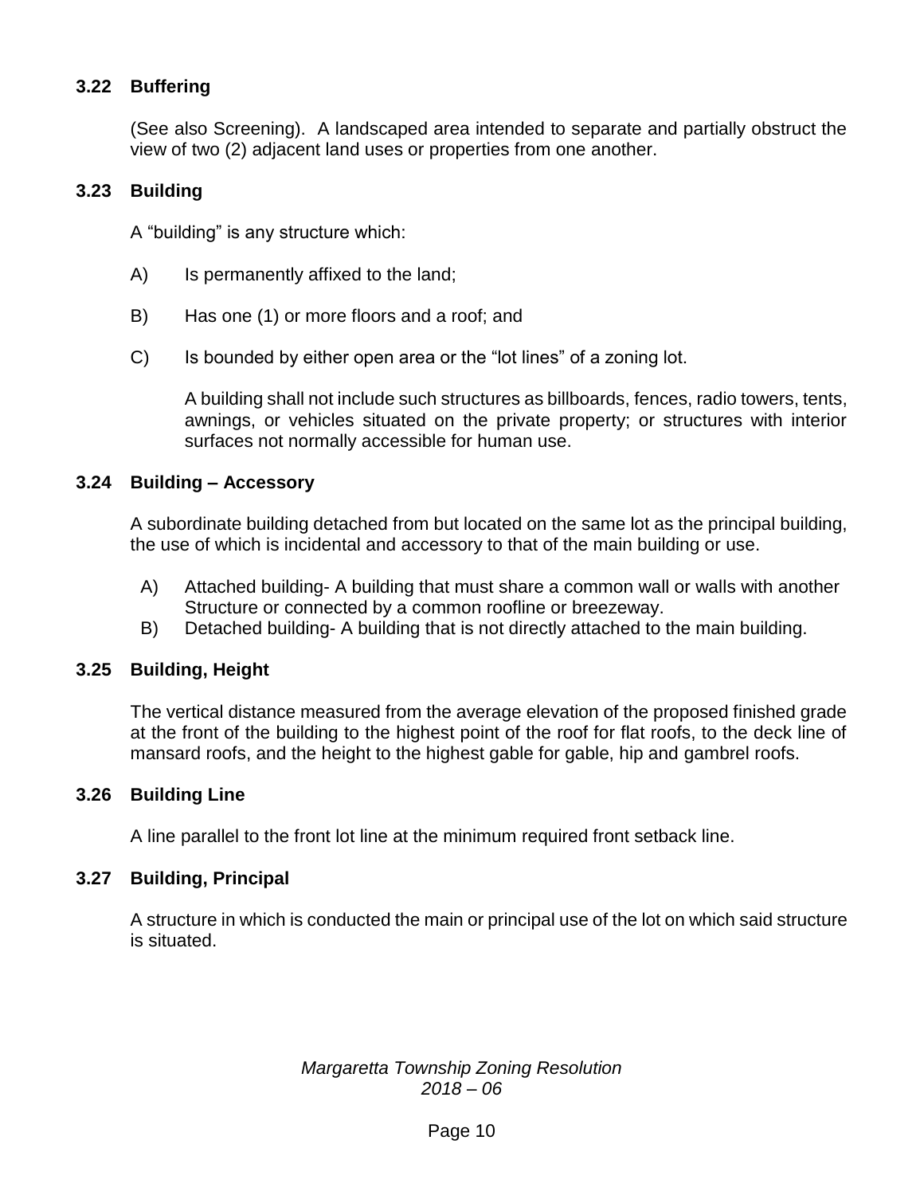### 3.22 Buffering

(See also Screening). A landscaped area intended to separate and partially obstruct the view of two (2) adjacent land uses or properties from one another.

### 3.23 Building

A "building" is any structure which:

A) Is permanently affixed to the land;

B) Has one (1) or more floors and a roof; and

C) Is bounded by either open area or the "lot lines" of a zoning lot.

A building shall not include such structures as billboards, fences, radio towers, tents, awnings, or vehicles situated on the private property; or structures with interior surfaces not normally accessible for human use.

### 3.24 Building – Accessory

A subordinate building detached from but located on the same lot as the principal building, the use of which is incidental and accessory to that of the main building or use.

A) Attached building- A building that must share a common wall or walls with another Structure or connected by a common roofline or breezeway.
B) Detached building- A building that is not directly attached to the main building.

### 3.25 Building, Height

The vertical distance measured from the average elevation of the proposed finished grade at the front of the building to the highest point of the roof for flat roofs, to the deck line of mansard roofs, and the height to the highest gable for gable, hip and gambrel roofs.

### 3.26 Building Line

A line parallel to the front lot line at the minimum required front setback line.

### 3.27 Building, Principal

A structure in which is conducted the main or principal use of the lot on which said structure is situated.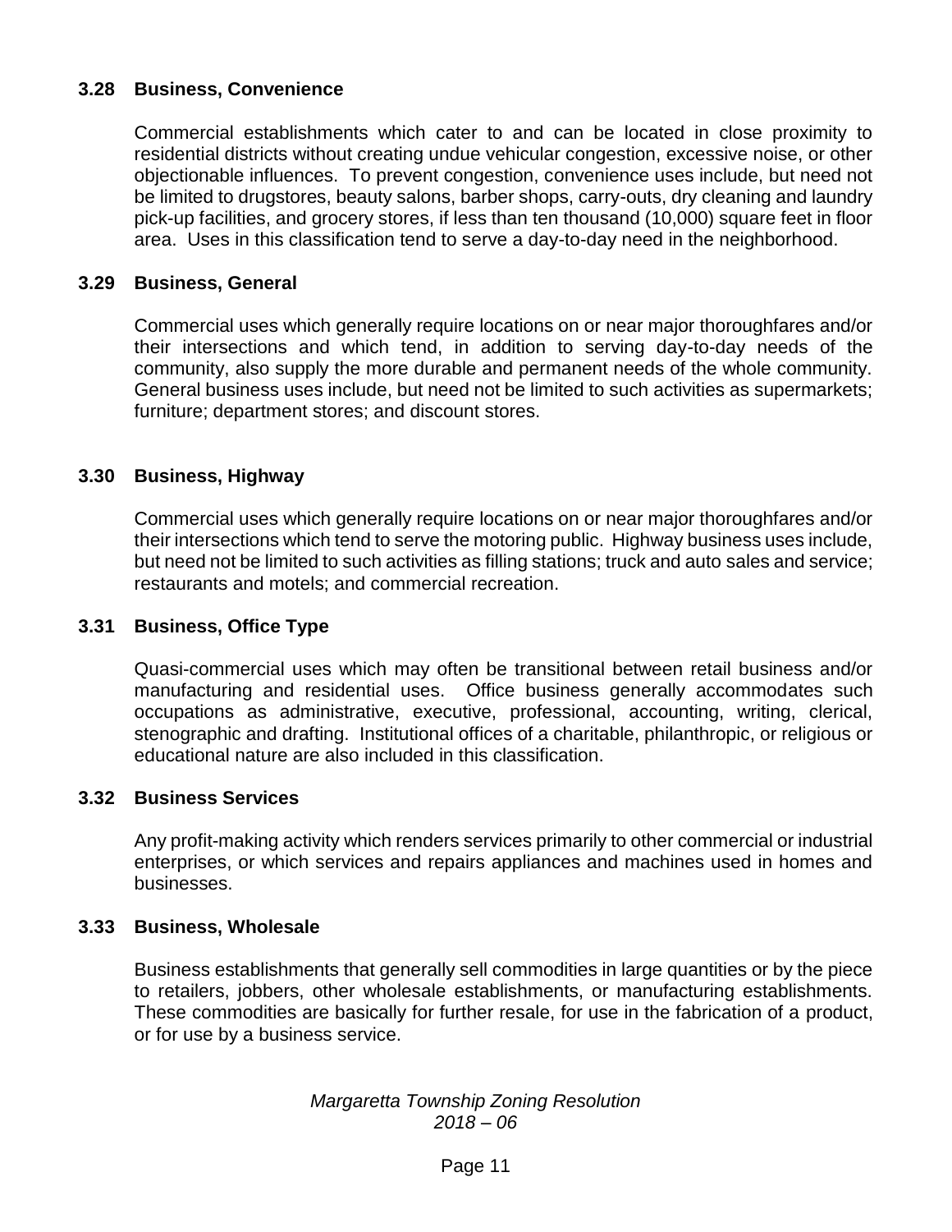### 3.28 Business, Convenience

Commercial establishments which cater to and can be located in close proximity to residential districts without creating undue vehicular congestion, excessive noise, or other objectionable influences. To prevent congestion, convenience uses include, but need not be limited to drugstores, beauty salons, barber shops, carry-outs, dry cleaning and laundry pick-up facilities, and grocery stores, if less than ten thousand (10,000) square feet in floor area. Uses in this classification tend to serve a day-to-day need in the neighborhood.

### 3.29 Business, General

Commercial uses which generally require locations on or near major thoroughfares and/or their intersections and which tend, in addition to serving day-to-day needs of the community, also supply the more durable and permanent needs of the whole community. General business uses include, but need not be limited to such activities as supermarkets; furniture; department stores; and discount stores.

### 3.30 Business, Highway

Commercial uses which generally require locations on or near major thoroughfares and/or their intersections which tend to serve the motoring public. Highway business uses include, but need not be limited to such activities as filling stations; truck and auto sales and service; restaurants and motels; and commercial recreation.

### 3.31 Business, Office Type

Quasi-commercial uses which may often be transitional between retail business and/or manufacturing and residential uses. Office business generally accommodates such occupations as administrative, executive, professional, accounting, writing, clerical, stenographic and drafting. Institutional offices of a charitable, philanthropic, or religious or educational nature are also included in this classification.

### 3.32 Business Services

Any profit-making activity which renders services primarily to other commercial or industrial enterprises, or which services and repairs appliances and machines used in homes and businesses.

### 3.33 Business, Wholesale

Business establishments that generally sell commodities in large quantities or by the piece to retailers, jobbers, other wholesale establishments, or manufacturing establishments. These commodities are basically for further resale, for use in the fabrication of a product, or for use by a business service.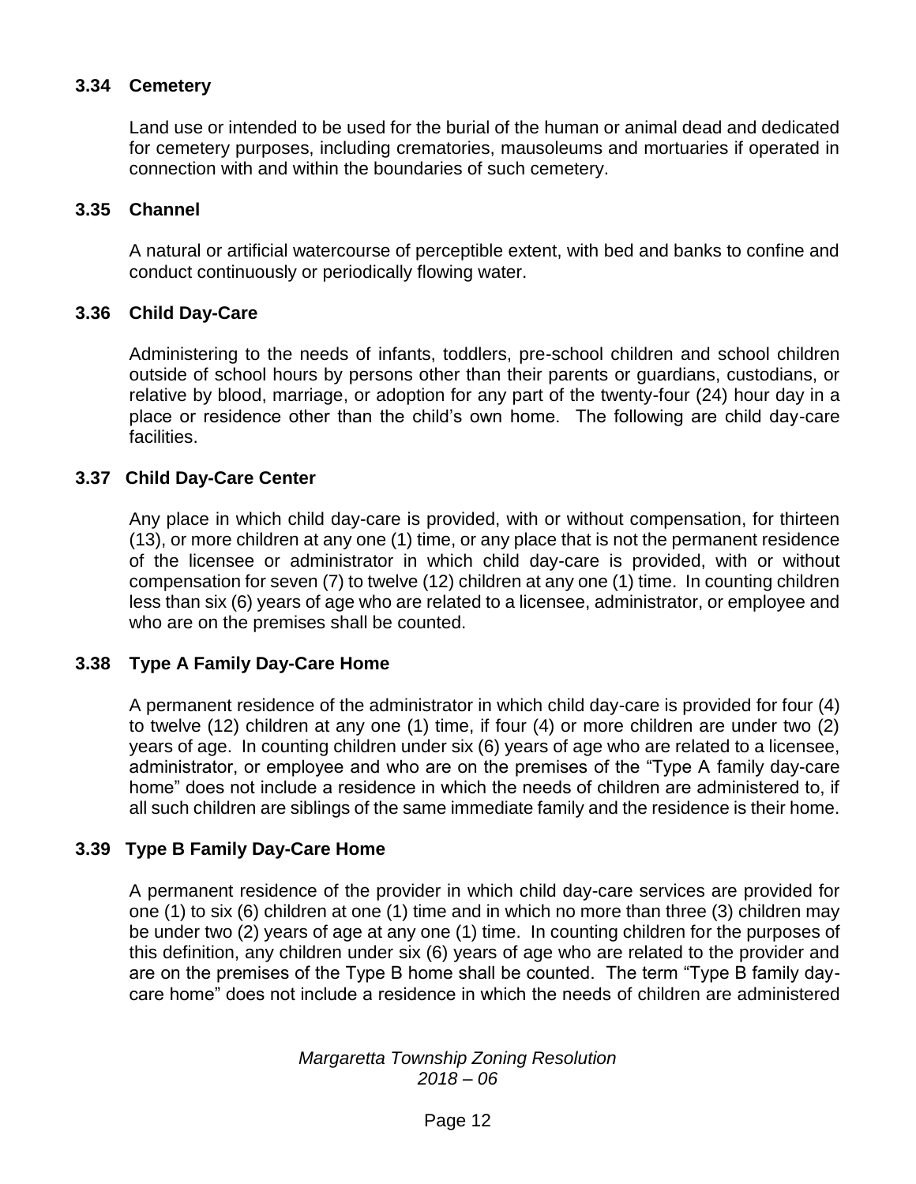### 3.34 Cemetery

Land use or intended to be used for the burial of the human or animal dead and dedicated for cemetery purposes, including crematories, mausoleums and mortuaries if operated in connection with and within the boundaries of such cemetery.

### 3.35 Channel

A natural or artificial watercourse of perceptible extent, with bed and banks to confine and conduct continuously or periodically flowing water.

### 3.36 Child Day-Care

Administering to the needs of infants, toddlers, pre-school children and school children outside of school hours by persons other than their parents or guardians, custodians, or relative by blood, marriage, or adoption for any part of the twenty-four (24) hour day in a place or residence other than the child's own home. The following are child day-care facilities.

### 3.37 Child Day-Care Center

Any place in which child day-care is provided, with or without compensation, for thirteen (13), or more children at any one (1) time, or any place that is not the permanent residence of the licensee or administrator in which child day-care is provided, with or without compensation for seven (7) to twelve (12) children at any one (1) time. In counting children less than six (6) years of age who are related to a licensee, administrator, or employee and who are on the premises shall be counted.

### 3.38 Type A Family Day-Care Home

A permanent residence of the administrator in which child day-care is provided for four (4) to twelve (12) children at any one (1) time, if four (4) or more children are under two (2) years of age. In counting children under six (6) years of age who are related to a licensee, administrator, or employee and who are on the premises of the "Type A family day-care home" does not include a residence in which the needs of children are administered to, if all such children are siblings of the same immediate family and the residence is their home.

### 3.39 Type B Family Day-Care Home

A permanent residence of the provider in which child day-care services are provided for one (1) to six (6) children at one (1) time and in which no more than three (3) children may be under two (2) years of age at any one (1) time. In counting children for the purposes of this definition, any children under six (6) years of age who are related to the provider and are on the premises of the Type B home shall be counted. The term "Type B family day-care home" does not include a residence in which the needs of children are administered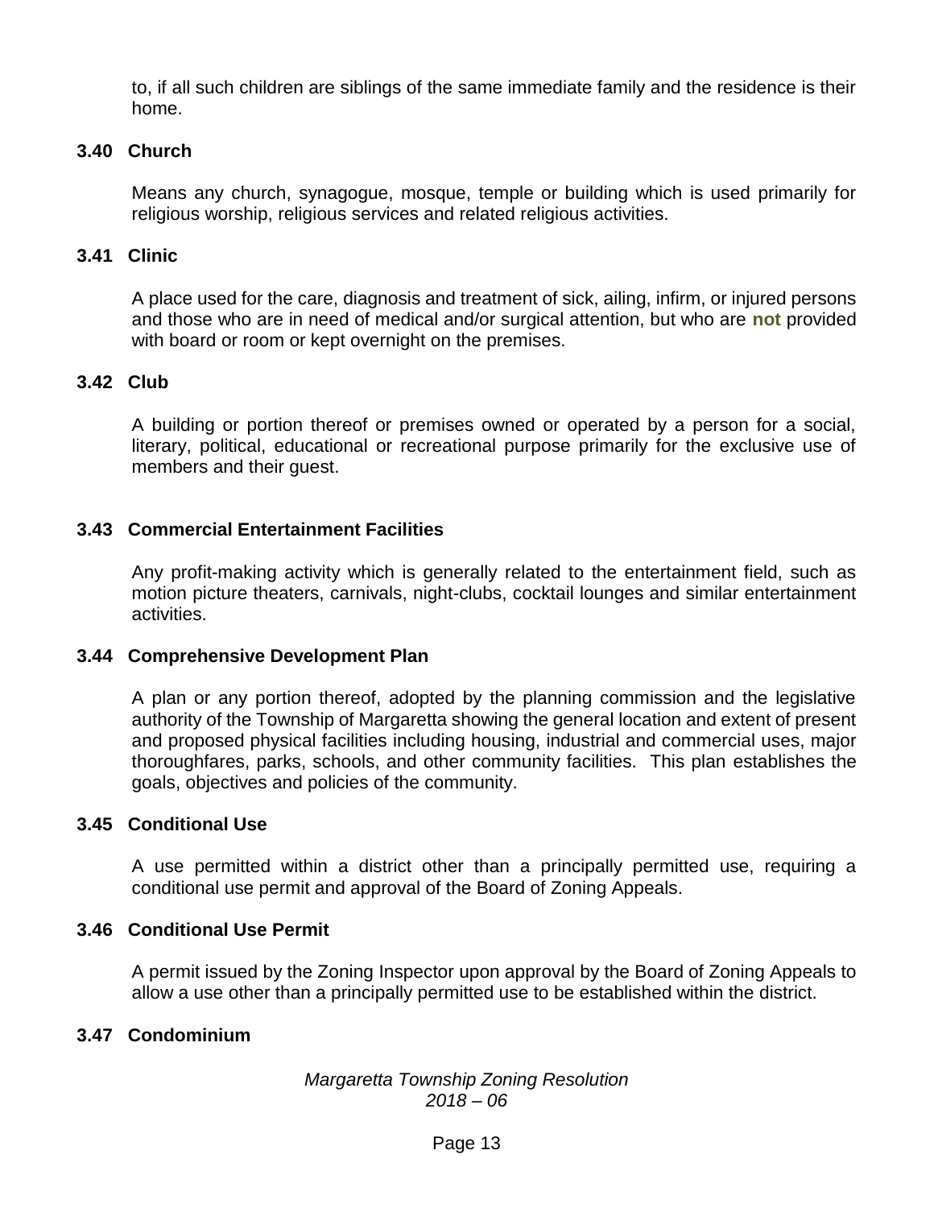to, if all such children are siblings of the same immediate family and the residence is their home.

### 3.40 Church

Means any church, synagogue, mosque, temple or building which is used primarily for religious worship, religious services and related religious activities.

### 3.41 Clinic

A place used for the care, diagnosis and treatment of sick, ailing, infirm, or injured persons and those who are in need of medical and/or surgical attention, but who are **not** provided with board or room or kept overnight on the premises.

### 3.42 Club

A building or portion thereof or premises owned or operated by a person for a social, literary, political, educational or recreational purpose primarily for the exclusive use of members and their guest.

### 3.43 Commercial Entertainment Facilities

Any profit-making activity which is generally related to the entertainment field, such as motion picture theaters, carnivals, night-clubs, cocktail lounges and similar entertainment activities.

### 3.44 Comprehensive Development Plan

A plan or any portion thereof, adopted by the planning commission and the legislative authority of the Township of Margaretta showing the general location and extent of present and proposed physical facilities including housing, industrial and commercial uses, major thoroughfares, parks, schools, and other community facilities. This plan establishes the goals, objectives and policies of the community.

### 3.45 Conditional Use

A use permitted within a district other than a principally permitted use, requiring a conditional use permit and approval of the Board of Zoning Appeals.

### 3.46 Conditional Use Permit

A permit issued by the Zoning Inspector upon approval by the Board of Zoning Appeals to allow a use other than a principally permitted use to be established within the district.

### 3.47 Condominium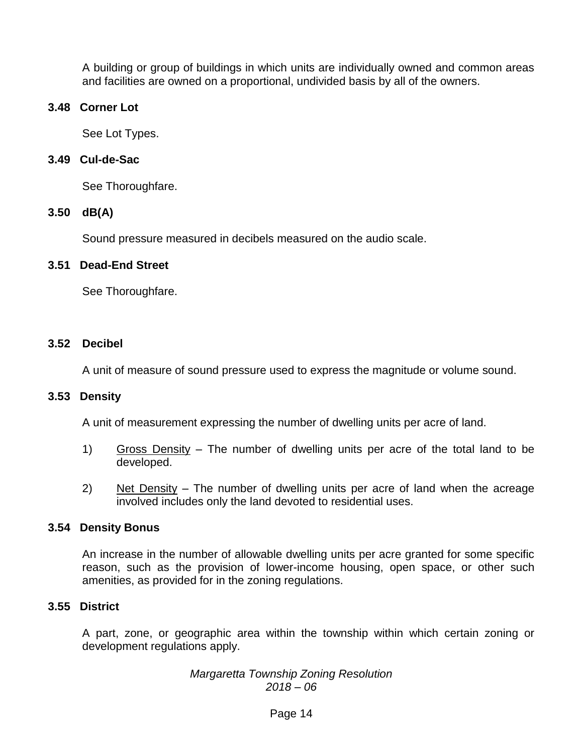A building or group of buildings in which units are individually owned and common areas and facilities are owned on a proportional, undivided basis by all of the owners.

### 3.48 Corner Lot

See Lot Types.

### 3.49 Cul-de-Sac

See Thoroughfare.

### 3.50 dB(A)

Sound pressure measured in decibels measured on the audio scale.

### 3.51 Dead-End Street

See Thoroughfare.

### 3.52 Decibel

A unit of measure of sound pressure used to express the magnitude or volume sound.

### 3.53 Density

A unit of measurement expressing the number of dwelling units per acre of land.

1) Gross Density – The number of dwelling units per acre of the total land to be developed.

2) Net Density – The number of dwelling units per acre of land when the acreage involved includes only the land devoted to residential uses.

### 3.54 Density Bonus

An increase in the number of allowable dwelling units per acre granted for some specific reason, such as the provision of lower-income housing, open space, or other such amenities, as provided for in the zoning regulations.

### 3.55 District

A part, zone, or geographic area within the township within which certain zoning or development regulations apply.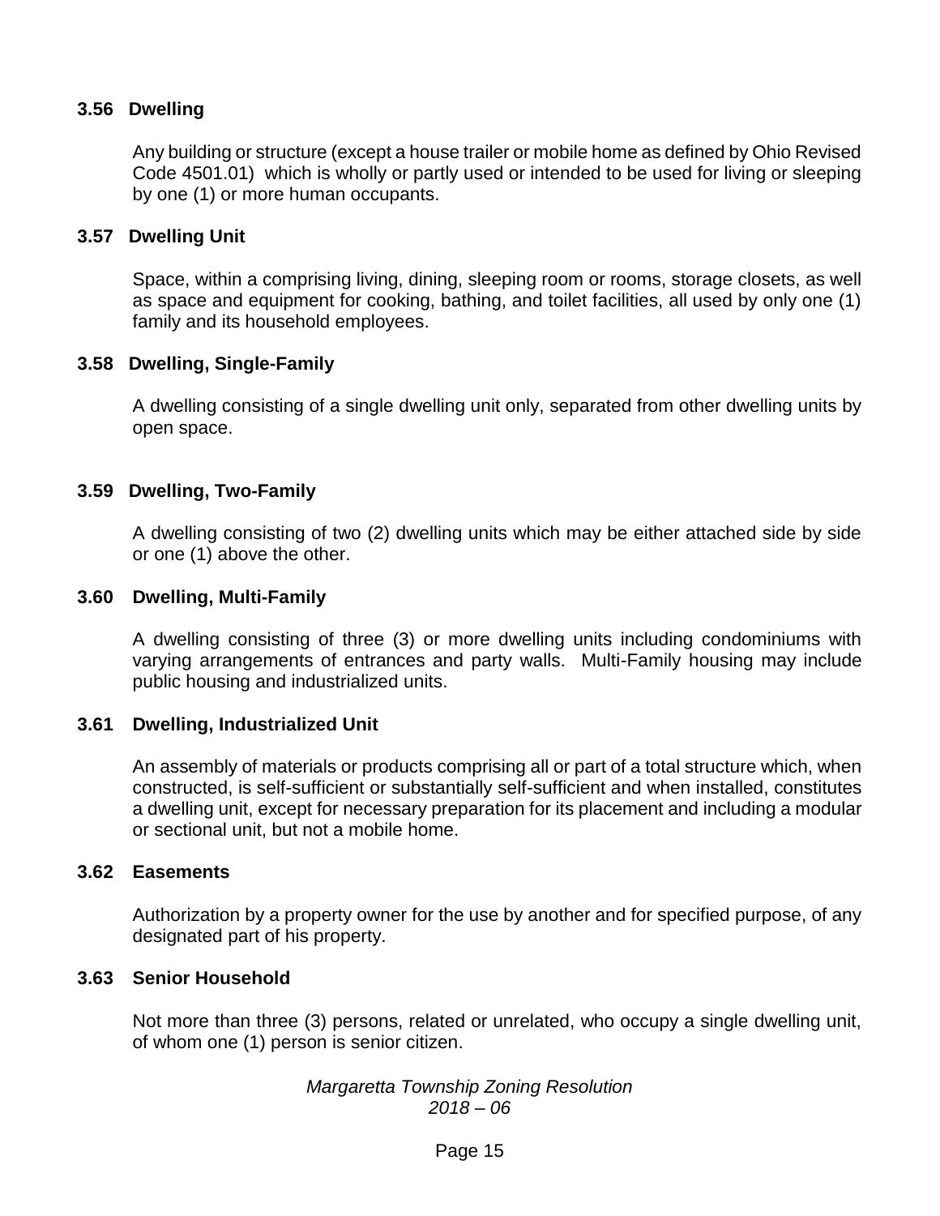### 3.56 Dwelling

Any building or structure (except a house trailer or mobile home as defined by Ohio Revised Code 4501.01) which is wholly or partly used or intended to be used for living or sleeping by one (1) or more human occupants.

### 3.57 Dwelling Unit

Space, within a comprising living, dining, sleeping room or rooms, storage closets, as well as space and equipment for cooking, bathing, and toilet facilities, all used by only one (1) family and its household employees.

### 3.58 Dwelling, Single-Family

A dwelling consisting of a single dwelling unit only, separated from other dwelling units by open space.

### 3.59 Dwelling, Two-Family

A dwelling consisting of two (2) dwelling units which may be either attached side by side or one (1) above the other.

### 3.60 Dwelling, Multi-Family

A dwelling consisting of three (3) or more dwelling units including condominiums with varying arrangements of entrances and party walls. Multi-Family housing may include public housing and industrialized units.

### 3.61 Dwelling, Industrialized Unit

An assembly of materials or products comprising all or part of a total structure which, when constructed, is self-sufficient or substantially self-sufficient and when installed, constitutes a dwelling unit, except for necessary preparation for its placement and including a modular or sectional unit, but not a mobile home.

### 3.62 Easements

Authorization by a property owner for the use by another and for specified purpose, of any designated part of his property.

### 3.63 Senior Household

Not more than three (3) persons, related or unrelated, who occupy a single dwelling unit, of whom one (1) person is senior citizen.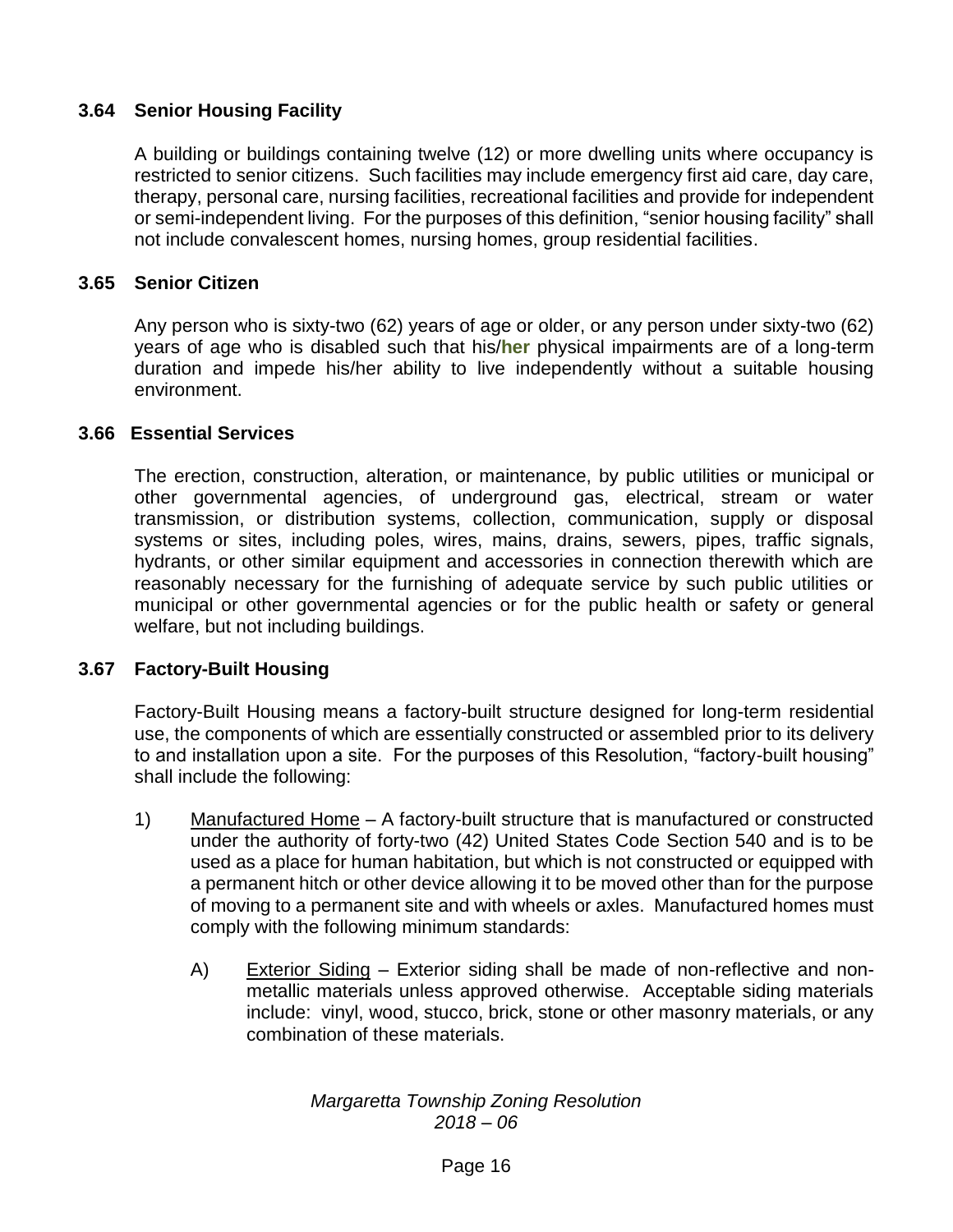### 3.64 Senior Housing Facility

A building or buildings containing twelve (12) or more dwelling units where occupancy is restricted to senior citizens. Such facilities may include emergency first aid care, day care, therapy, personal care, nursing facilities, recreational facilities and provide for independent or semi-independent living. For the purposes of this definition, "senior housing facility" shall not include convalescent homes, nursing homes, group residential facilities.

### 3.65 Senior Citizen

Any person who is sixty-two (62) years of age or older, or any person under sixty-two (62) years of age who is disabled such that his/**her** physical impairments are of a long-term duration and impede his/her ability to live independently without a suitable housing environment.

### 3.66 Essential Services

The erection, construction, alteration, or maintenance, by public utilities or municipal or other governmental agencies, of underground gas, electrical, stream or water transmission, or distribution systems, collection, communication, supply or disposal systems or sites, including poles, wires, mains, drains, sewers, pipes, traffic signals, hydrants, or other similar equipment and accessories in connection therewith which are reasonably necessary for the furnishing of adequate service by such public utilities or municipal or other governmental agencies or for the public health or safety or general welfare, but not including buildings.

### 3.67 Factory-Built Housing

Factory-Built Housing means a factory-built structure designed for long-term residential use, the components of which are essentially constructed or assembled prior to its delivery to and installation upon a site. For the purposes of this Resolution, "factory-built housing" shall include the following:

1) Manufactured Home – A factory-built structure that is manufactured or constructed under the authority of forty-two (42) United States Code Section 540 and is to be used as a place for human habitation, but which is not constructed or equipped with a permanent hitch or other device allowing it to be moved other than for the purpose of moving to a permanent site and with wheels or axles. Manufactured homes must comply with the following minimum standards:

    A) Exterior Siding – Exterior siding shall be made of non-reflective and non-metallic materials unless approved otherwise. Acceptable siding materials include: vinyl, wood, stucco, brick, stone or other masonry materials, or any combination of these materials.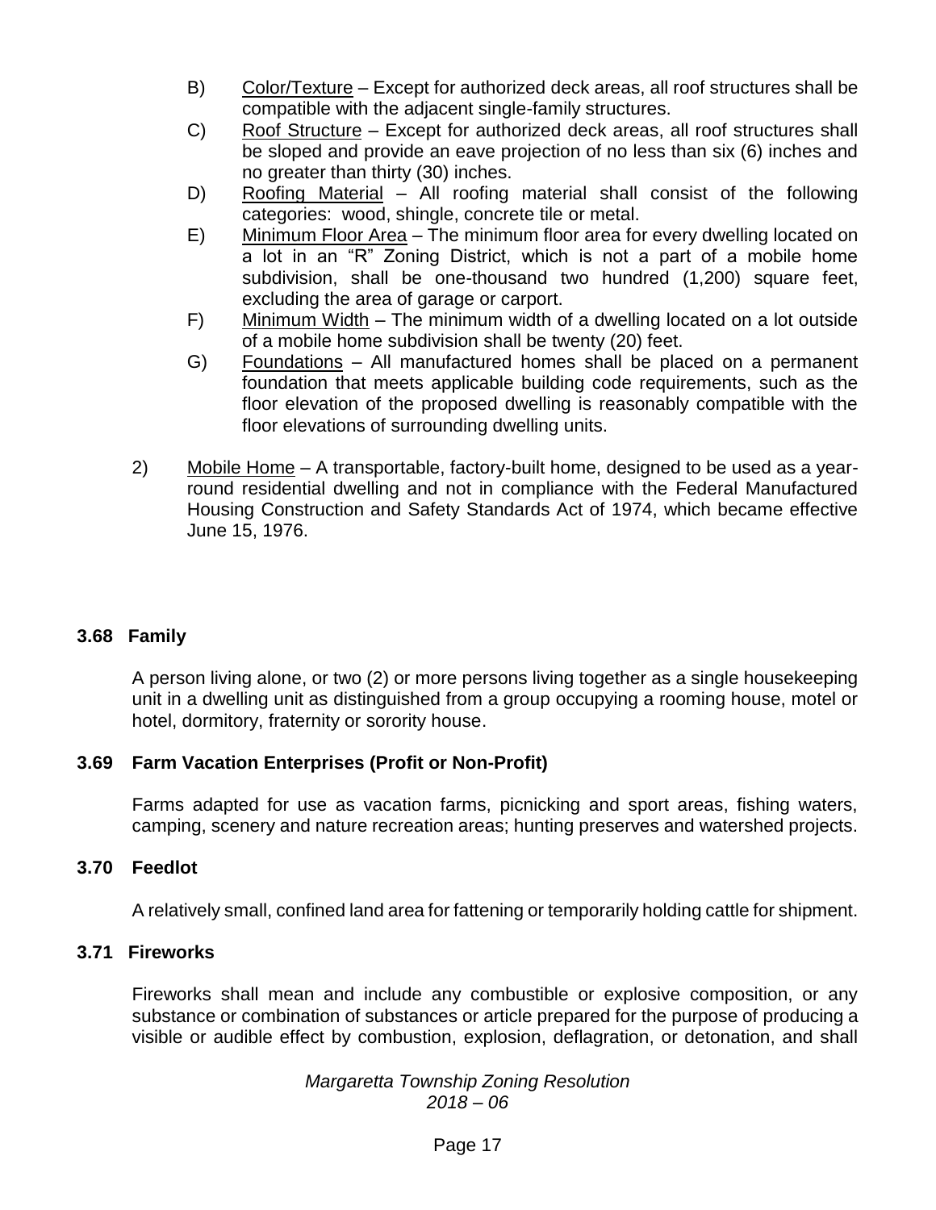B) Color/Texture – Except for authorized deck areas, all roof structures shall be compatible with the adjacent single-family structures.

C) Roof Structure – Except for authorized deck areas, all roof structures shall be sloped and provide an eave projection of no less than six (6) inches and no greater than thirty (30) inches.

D) Roofing Material – All roofing material shall consist of the following categories: wood, shingle, concrete tile or metal.

E) Minimum Floor Area – The minimum floor area for every dwelling located on a lot in an "R" Zoning District, which is not a part of a mobile home subdivision, shall be one-thousand two hundred (1,200) square feet, excluding the area of garage or carport.

F) Minimum Width – The minimum width of a dwelling located on a lot outside of a mobile home subdivision shall be twenty (20) feet.

G) Foundations – All manufactured homes shall be placed on a permanent foundation that meets applicable building code requirements, such as the floor elevation of the proposed dwelling is reasonably compatible with the floor elevations of surrounding dwelling units.

2) Mobile Home – A transportable, factory-built home, designed to be used as a year-round residential dwelling and not in compliance with the Federal Manufactured Housing Construction and Safety Standards Act of 1974, which became effective June 15, 1976.

### 3.68 Family

A person living alone, or two (2) or more persons living together as a single housekeeping unit in a dwelling unit as distinguished from a group occupying a rooming house, motel or hotel, dormitory, fraternity or sorority house.

### 3.69 Farm Vacation Enterprises (Profit or Non-Profit)

Farms adapted for use as vacation farms, picnicking and sport areas, fishing waters, camping, scenery and nature recreation areas; hunting preserves and watershed projects.

### 3.70 Feedlot

A relatively small, confined land area for fattening or temporarily holding cattle for shipment.

### 3.71 Fireworks

Fireworks shall mean and include any combustible or explosive composition, or any substance or combination of substances or article prepared for the purpose of producing a visible or audible effect by combustion, explosion, deflagration, or detonation, and shall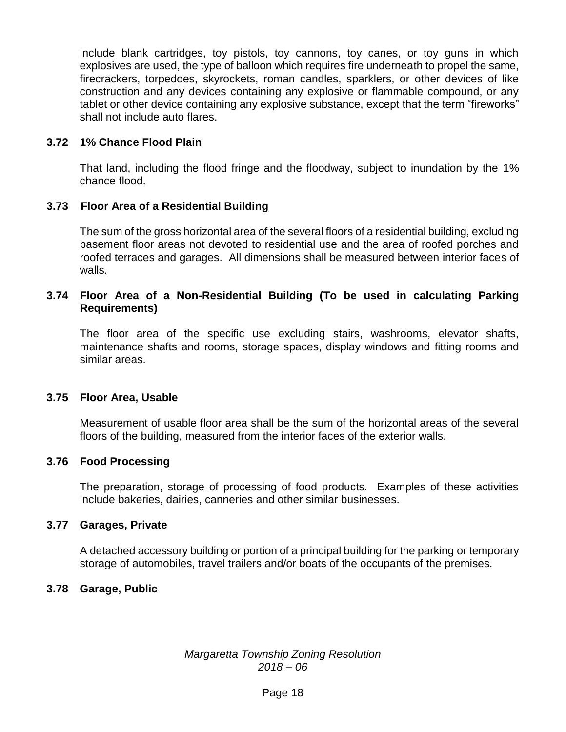include blank cartridges, toy pistols, toy cannons, toy canes, or toy guns in which explosives are used, the type of balloon which requires fire underneath to propel the same, firecrackers, torpedoes, skyrockets, roman candles, sparklers, or other devices of like construction and any devices containing any explosive or flammable compound, or any tablet or other device containing any explosive substance, except that the term "fireworks" shall not include auto flares.

### 3.72 1% Chance Flood Plain

That land, including the flood fringe and the floodway, subject to inundation by the 1% chance flood.

### 3.73 Floor Area of a Residential Building

The sum of the gross horizontal area of the several floors of a residential building, excluding basement floor areas not devoted to residential use and the area of roofed porches and roofed terraces and garages. All dimensions shall be measured between interior faces of walls.

### 3.74 Floor Area of a Non-Residential Building (To be used in calculating Parking Requirements)

The floor area of the specific use excluding stairs, washrooms, elevator shafts, maintenance shafts and rooms, storage spaces, display windows and fitting rooms and similar areas.

### 3.75 Floor Area, Usable

Measurement of usable floor area shall be the sum of the horizontal areas of the several floors of the building, measured from the interior faces of the exterior walls.

### 3.76 Food Processing

The preparation, storage of processing of food products. Examples of these activities include bakeries, dairies, canneries and other similar businesses.

### 3.77 Garages, Private

A detached accessory building or portion of a principal building for the parking or temporary storage of automobiles, travel trailers and/or boats of the occupants of the premises.

### 3.78 Garage, Public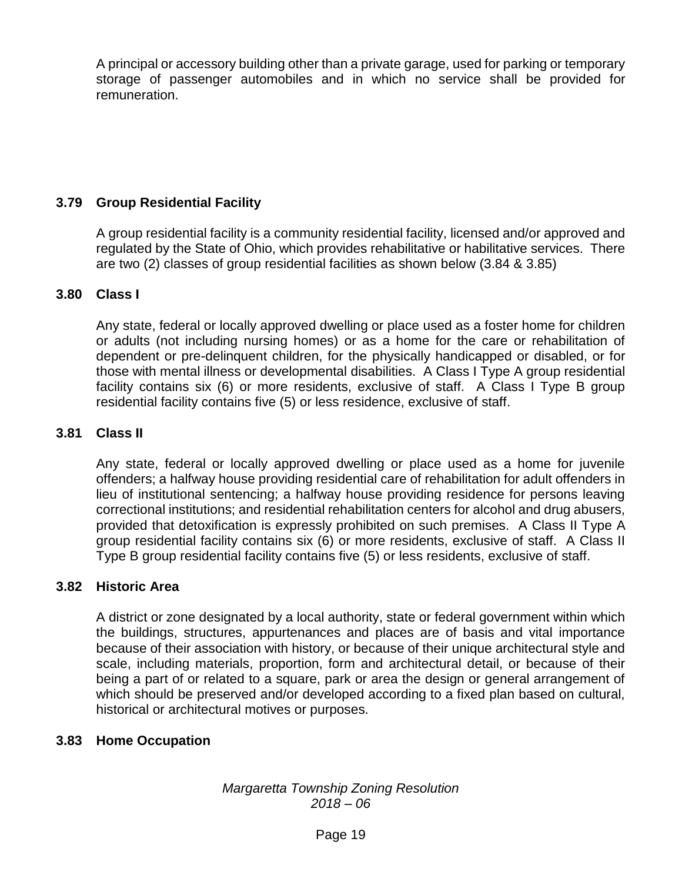A principal or accessory building other than a private garage, used for parking or temporary storage of passenger automobiles and in which no service shall be provided for remuneration.

### 3.79 Group Residential Facility

A group residential facility is a community residential facility, licensed and/or approved and regulated by the State of Ohio, which provides rehabilitative or habilitative services. There are two (2) classes of group residential facilities as shown below (3.84 & 3.85)

### 3.80 Class I

Any state, federal or locally approved dwelling or place used as a foster home for children or adults (not including nursing homes) or as a home for the care or rehabilitation of dependent or pre-delinquent children, for the physically handicapped or disabled, or for those with mental illness or developmental disabilities. A Class I Type A group residential facility contains six (6) or more residents, exclusive of staff. A Class I Type B group residential facility contains five (5) or less residence, exclusive of staff.

### 3.81 Class II

Any state, federal or locally approved dwelling or place used as a home for juvenile offenders; a halfway house providing residential care of rehabilitation for adult offenders in lieu of institutional sentencing; a halfway house providing residence for persons leaving correctional institutions; and residential rehabilitation centers for alcohol and drug abusers, provided that detoxification is expressly prohibited on such premises. A Class II Type A group residential facility contains six (6) or more residents, exclusive of staff. A Class II Type B group residential facility contains five (5) or less residents, exclusive of staff.

### 3.82 Historic Area

A district or zone designated by a local authority, state or federal government within which the buildings, structures, appurtenances and places are of basis and vital importance because of their association with history, or because of their unique architectural style and scale, including materials, proportion, form and architectural detail, or because of their being a part of or related to a square, park or area the design or general arrangement of which should be preserved and/or developed according to a fixed plan based on cultural, historical or architectural motives or purposes.

### 3.83 Home Occupation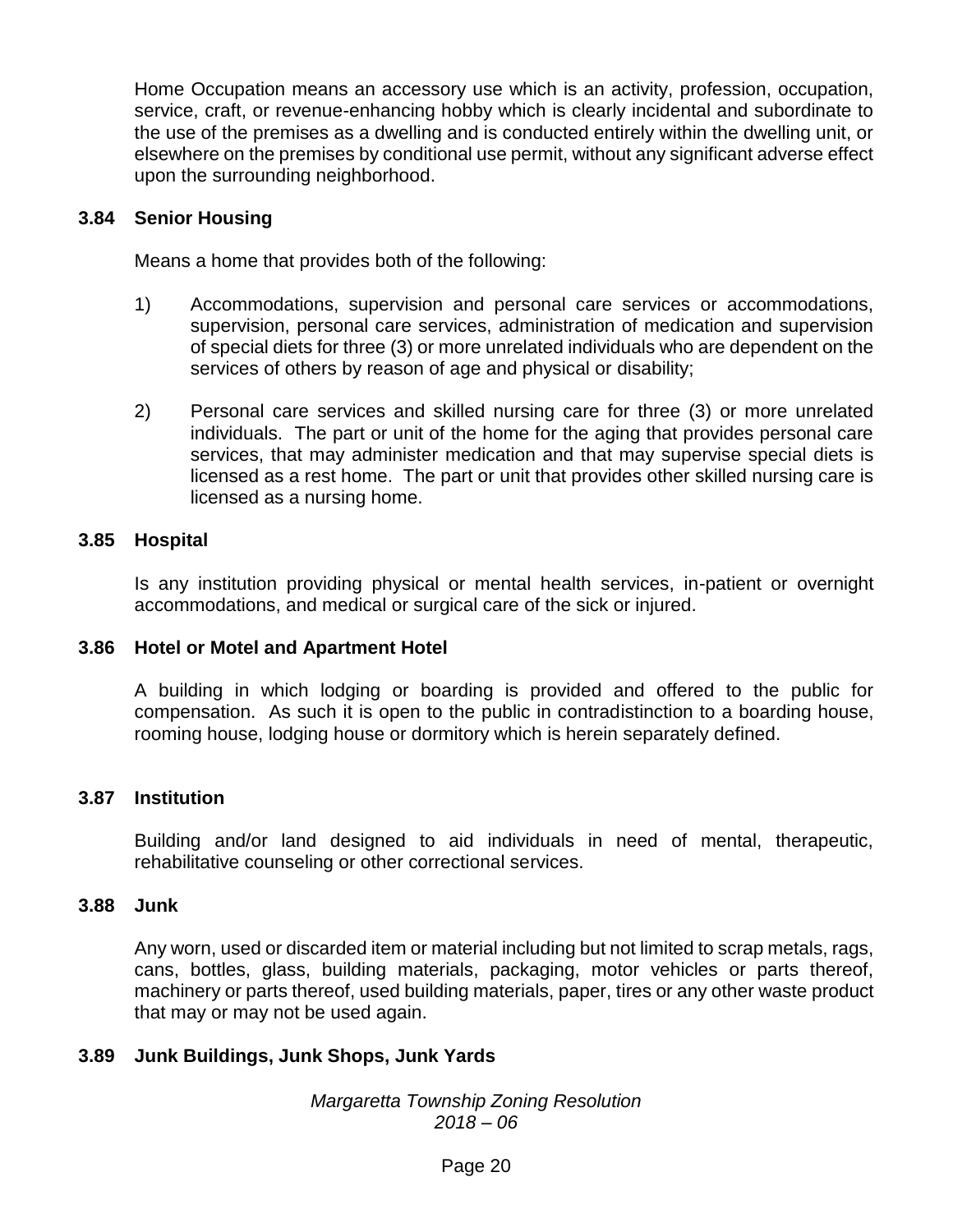Home Occupation means an accessory use which is an activity, profession, occupation, service, craft, or revenue-enhancing hobby which is clearly incidental and subordinate to the use of the premises as a dwelling and is conducted entirely within the dwelling unit, or elsewhere on the premises by conditional use permit, without any significant adverse effect upon the surrounding neighborhood.

### 3.84 Senior Housing

Means a home that provides both of the following:

1) Accommodations, supervision and personal care services or accommodations, supervision, personal care services, administration of medication and supervision of special diets for three (3) or more unrelated individuals who are dependent on the services of others by reason of age and physical or disability;

2) Personal care services and skilled nursing care for three (3) or more unrelated individuals. The part or unit of the home for the aging that provides personal care services, that may administer medication and that may supervise special diets is licensed as a rest home. The part or unit that provides other skilled nursing care is licensed as a nursing home.

### 3.85 Hospital

Is any institution providing physical or mental health services, in-patient or overnight accommodations, and medical or surgical care of the sick or injured.

### 3.86 Hotel or Motel and Apartment Hotel

A building in which lodging or boarding is provided and offered to the public for compensation. As such it is open to the public in contradistinction to a boarding house, rooming house, lodging house or dormitory which is herein separately defined.

### 3.87 Institution

Building and/or land designed to aid individuals in need of mental, therapeutic, rehabilitative counseling or other correctional services.

### 3.88 Junk

Any worn, used or discarded item or material including but not limited to scrap metals, rags, cans, bottles, glass, building materials, packaging, motor vehicles or parts thereof, machinery or parts thereof, used building materials, paper, tires or any other waste product that may or may not be used again.

### 3.89 Junk Buildings, Junk Shops, Junk Yards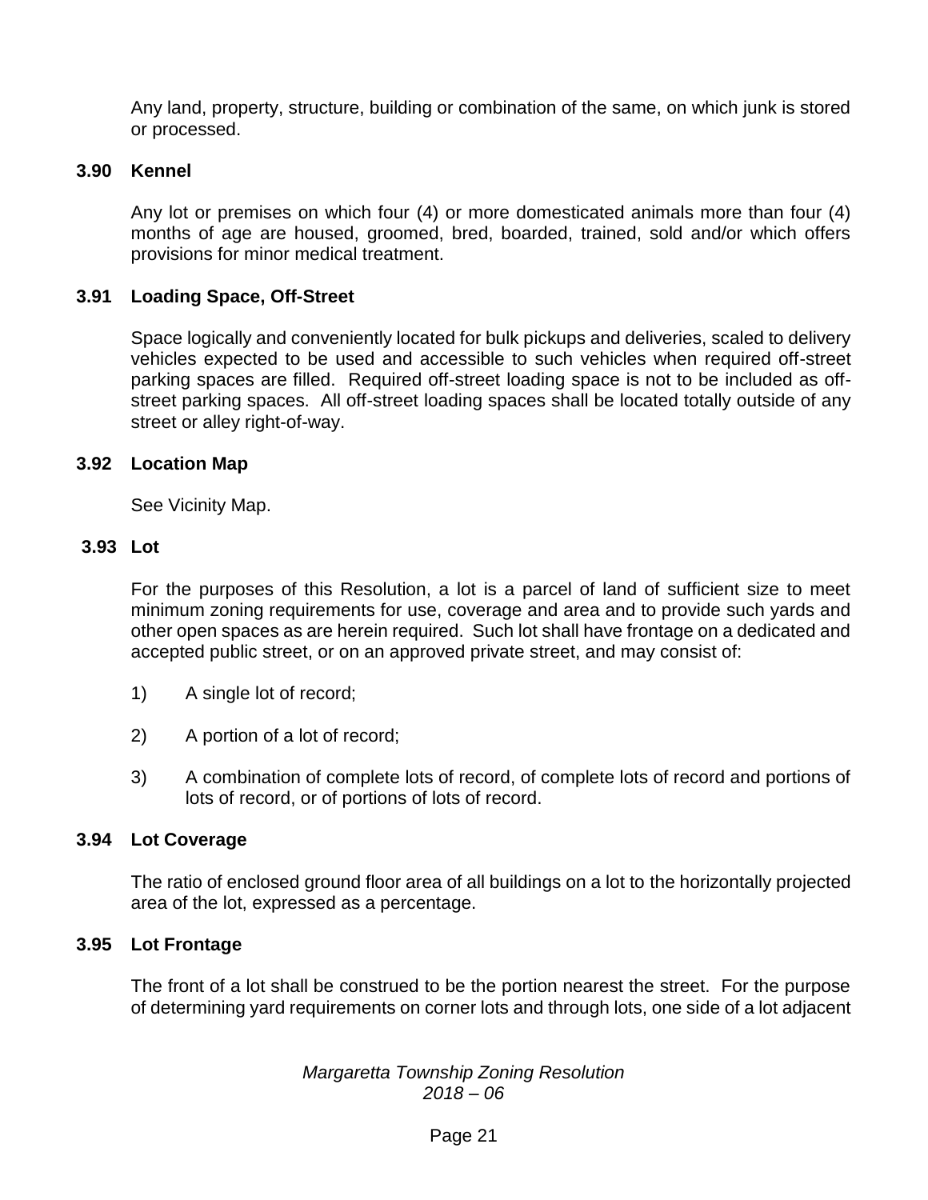Any land, property, structure, building or combination of the same, on which junk is stored or processed.

### 3.90 Kennel

Any lot or premises on which four (4) or more domesticated animals more than four (4) months of age are housed, groomed, bred, boarded, trained, sold and/or which offers provisions for minor medical treatment.

### 3.91 Loading Space, Off-Street

Space logically and conveniently located for bulk pickups and deliveries, scaled to delivery vehicles expected to be used and accessible to such vehicles when required off-street parking spaces are filled. Required off-street loading space is not to be included as off-street parking spaces. All off-street loading spaces shall be located totally outside of any street or alley right-of-way.

### 3.92 Location Map

See Vicinity Map.

### 3.93 Lot

For the purposes of this Resolution, a lot is a parcel of land of sufficient size to meet minimum zoning requirements for use, coverage and area and to provide such yards and other open spaces as are herein required. Such lot shall have frontage on a dedicated and accepted public street, or on an approved private street, and may consist of:

1) A single lot of record;

2) A portion of a lot of record;

3) A combination of complete lots of record, of complete lots of record and portions of lots of record, or of portions of lots of record.

### 3.94 Lot Coverage

The ratio of enclosed ground floor area of all buildings on a lot to the horizontally projected area of the lot, expressed as a percentage.

### 3.95 Lot Frontage

The front of a lot shall be construed to be the portion nearest the street. For the purpose of determining yard requirements on corner lots and through lots, one side of a lot adjacent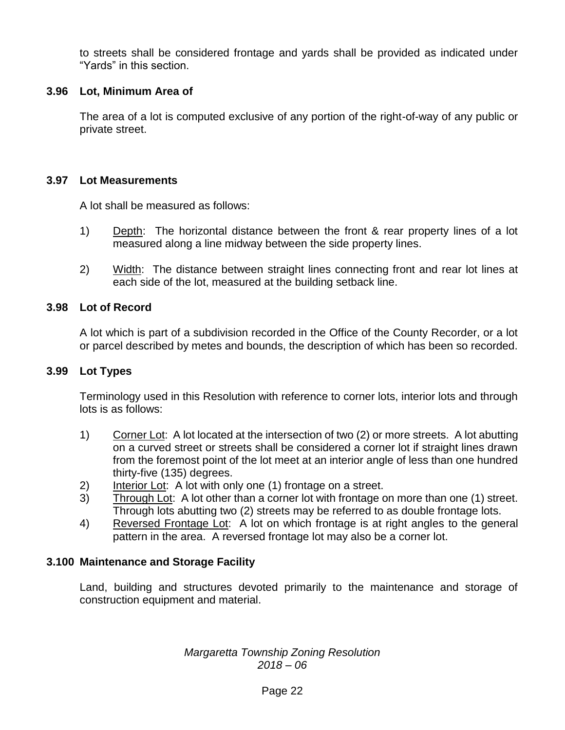to streets shall be considered frontage and yards shall be provided as indicated under "Yards" in this section.

### 3.96 Lot, Minimum Area of

The area of a lot is computed exclusive of any portion of the right-of-way of any public or private street.

### 3.97 Lot Measurements

A lot shall be measured as follows:

1) Depth: The horizontal distance between the front & rear property lines of a lot measured along a line midway between the side property lines.

2) Width: The distance between straight lines connecting front and rear lot lines at each side of the lot, measured at the building setback line.

### 3.98 Lot of Record

A lot which is part of a subdivision recorded in the Office of the County Recorder, or a lot or parcel described by metes and bounds, the description of which has been so recorded.

### 3.99 Lot Types

Terminology used in this Resolution with reference to corner lots, interior lots and through lots is as follows:

1) Corner Lot: A lot located at the intersection of two (2) or more streets. A lot abutting on a curved street or streets shall be considered a corner lot if straight lines drawn from the foremost point of the lot meet at an interior angle of less than one hundred thirty-five (135) degrees.
2) Interior Lot: A lot with only one (1) frontage on a street.
3) Through Lot: A lot other than a corner lot with frontage on more than one (1) street. Through lots abutting two (2) streets may be referred to as double frontage lots.
4) Reversed Frontage Lot: A lot on which frontage is at right angles to the general pattern in the area. A reversed frontage lot may also be a corner lot.

### 3.100 Maintenance and Storage Facility

Land, building and structures devoted primarily to the maintenance and storage of construction equipment and material.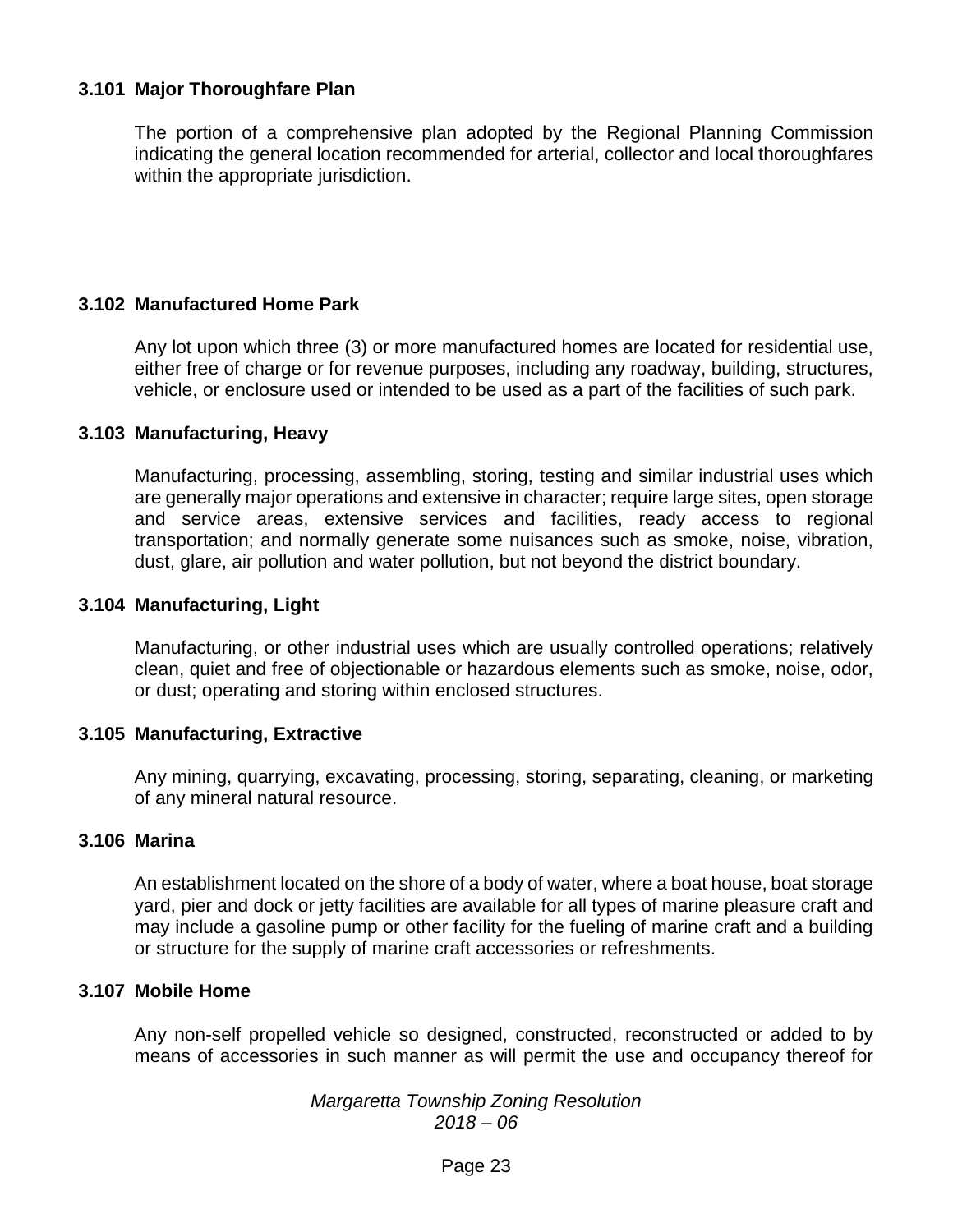### 3.101 Major Thoroughfare Plan

The portion of a comprehensive plan adopted by the Regional Planning Commission indicating the general location recommended for arterial, collector and local thoroughfares within the appropriate jurisdiction.

### 3.102 Manufactured Home Park

Any lot upon which three (3) or more manufactured homes are located for residential use, either free of charge or for revenue purposes, including any roadway, building, structures, vehicle, or enclosure used or intended to be used as a part of the facilities of such park.

### 3.103 Manufacturing, Heavy

Manufacturing, processing, assembling, storing, testing and similar industrial uses which are generally major operations and extensive in character; require large sites, open storage and service areas, extensive services and facilities, ready access to regional transportation; and normally generate some nuisances such as smoke, noise, vibration, dust, glare, air pollution and water pollution, but not beyond the district boundary.

### 3.104 Manufacturing, Light

Manufacturing, or other industrial uses which are usually controlled operations; relatively clean, quiet and free of objectionable or hazardous elements such as smoke, noise, odor, or dust; operating and storing within enclosed structures.

### 3.105 Manufacturing, Extractive

Any mining, quarrying, excavating, processing, storing, separating, cleaning, or marketing of any mineral natural resource.

### 3.106 Marina

An establishment located on the shore of a body of water, where a boat house, boat storage yard, pier and dock or jetty facilities are available for all types of marine pleasure craft and may include a gasoline pump or other facility for the fueling of marine craft and a building or structure for the supply of marine craft accessories or refreshments.

### 3.107 Mobile Home

Any non-self propelled vehicle so designed, constructed, reconstructed or added to by means of accessories in such manner as will permit the use and occupancy thereof for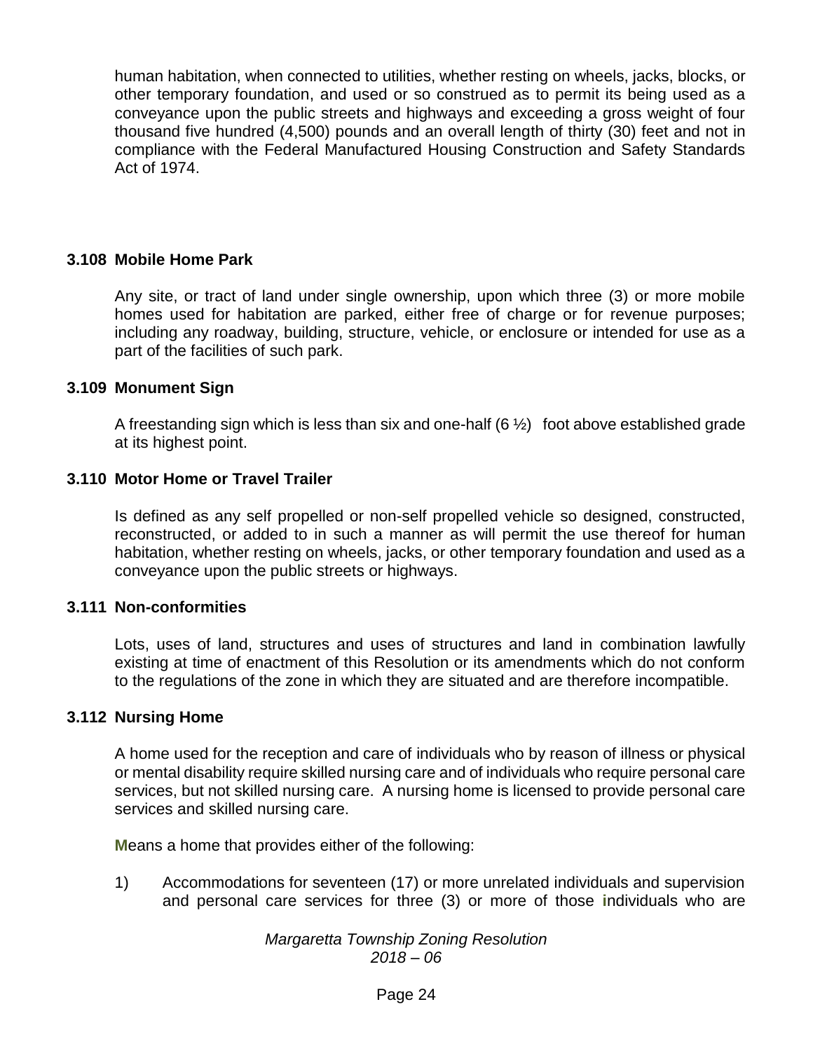human habitation, when connected to utilities, whether resting on wheels, jacks, blocks, or other temporary foundation, and used or so construed as to permit its being used as a conveyance upon the public streets and highways and exceeding a gross weight of four thousand five hundred (4,500) pounds and an overall length of thirty (30) feet and not in compliance with the Federal Manufactured Housing Construction and Safety Standards Act of 1974.

### 3.108 Mobile Home Park

Any site, or tract of land under single ownership, upon which three (3) or more mobile homes used for habitation are parked, either free of charge or for revenue purposes; including any roadway, building, structure, vehicle, or enclosure or intended for use as a part of the facilities of such park.

### 3.109 Monument Sign

A freestanding sign which is less than six and one-half (6 ½) foot above established grade at its highest point.

### 3.110 Motor Home or Travel Trailer

Is defined as any self propelled or non-self propelled vehicle so designed, constructed, reconstructed, or added to in such a manner as will permit the use thereof for human habitation, whether resting on wheels, jacks, or other temporary foundation and used as a conveyance upon the public streets or highways.

### 3.111 Non-conformities

Lots, uses of land, structures and uses of structures and land in combination lawfully existing at time of enactment of this Resolution or its amendments which do not conform to the regulations of the zone in which they are situated and are therefore incompatible.

### 3.112 Nursing Home

A home used for the reception and care of individuals who by reason of illness or physical or mental disability require skilled nursing care and of individuals who require personal care services, but not skilled nursing care. A nursing home is licensed to provide personal care services and skilled nursing care.

Means a home that provides either of the following:

1) Accommodations for seventeen (17) or more unrelated individuals and supervision and personal care services for three (3) or more of those individuals who are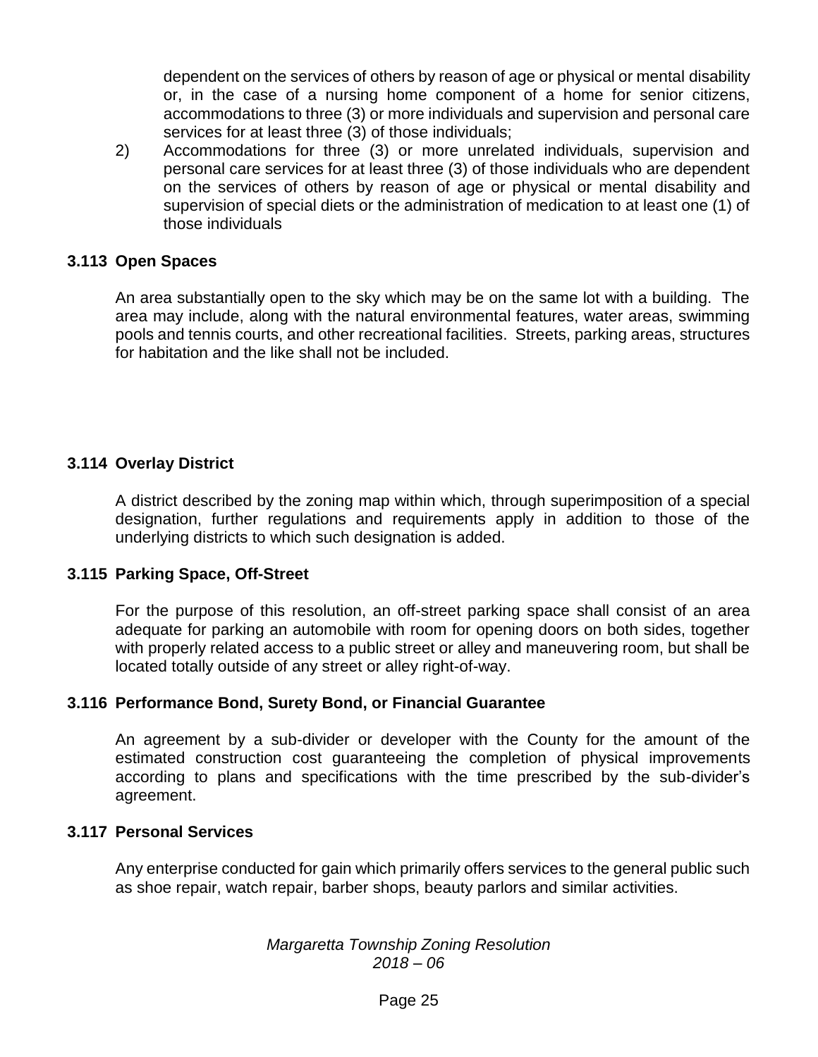dependent on the services of others by reason of age or physical or mental disability or, in the case of a nursing home component of a home for senior citizens, accommodations to three (3) or more individuals and supervision and personal care services for at least three (3) of those individuals;

2) Accommodations for three (3) or more unrelated individuals, supervision and personal care services for at least three (3) of those individuals who are dependent on the services of others by reason of age or physical or mental disability and supervision of special diets or the administration of medication to at least one (1) of those individuals

### 3.113 Open Spaces

An area substantially open to the sky which may be on the same lot with a building. The area may include, along with the natural environmental features, water areas, swimming pools and tennis courts, and other recreational facilities. Streets, parking areas, structures for habitation and the like shall not be included.

### 3.114 Overlay District

A district described by the zoning map within which, through superimposition of a special designation, further regulations and requirements apply in addition to those of the underlying districts to which such designation is added.

### 3.115 Parking Space, Off-Street

For the purpose of this resolution, an off-street parking space shall consist of an area adequate for parking an automobile with room for opening doors on both sides, together with properly related access to a public street or alley and maneuvering room, but shall be located totally outside of any street or alley right-of-way.

### 3.116 Performance Bond, Surety Bond, or Financial Guarantee

An agreement by a sub-divider or developer with the County for the amount of the estimated construction cost guaranteeing the completion of physical improvements according to plans and specifications with the time prescribed by the sub-divider's agreement.

### 3.117 Personal Services

Any enterprise conducted for gain which primarily offers services to the general public such as shoe repair, watch repair, barber shops, beauty parlors and similar activities.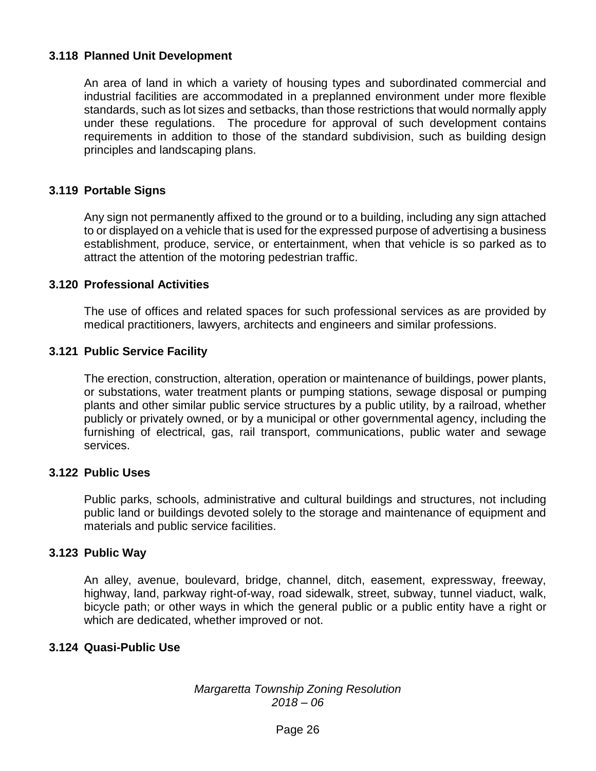### 3.118 Planned Unit Development

An area of land in which a variety of housing types and subordinated commercial and industrial facilities are accommodated in a preplanned environment under more flexible standards, such as lot sizes and setbacks, than those restrictions that would normally apply under these regulations. The procedure for approval of such development contains requirements in addition to those of the standard subdivision, such as building design principles and landscaping plans.

### 3.119 Portable Signs

Any sign not permanently affixed to the ground or to a building, including any sign attached to or displayed on a vehicle that is used for the expressed purpose of advertising a business establishment, produce, service, or entertainment, when that vehicle is so parked as to attract the attention of the motoring pedestrian traffic.

### 3.120 Professional Activities

The use of offices and related spaces for such professional services as are provided by medical practitioners, lawyers, architects and engineers and similar professions.

### 3.121 Public Service Facility

The erection, construction, alteration, operation or maintenance of buildings, power plants, or substations, water treatment plants or pumping stations, sewage disposal or pumping plants and other similar public service structures by a public utility, by a railroad, whether publicly or privately owned, or by a municipal or other governmental agency, including the furnishing of electrical, gas, rail transport, communications, public water and sewage services.

### 3.122 Public Uses

Public parks, schools, administrative and cultural buildings and structures, not including public land or buildings devoted solely to the storage and maintenance of equipment and materials and public service facilities.

### 3.123 Public Way

An alley, avenue, boulevard, bridge, channel, ditch, easement, expressway, freeway, highway, land, parkway right-of-way, road sidewalk, street, subway, tunnel viaduct, walk, bicycle path; or other ways in which the general public or a public entity have a right or which are dedicated, whether improved or not.

### 3.124 Quasi-Public Use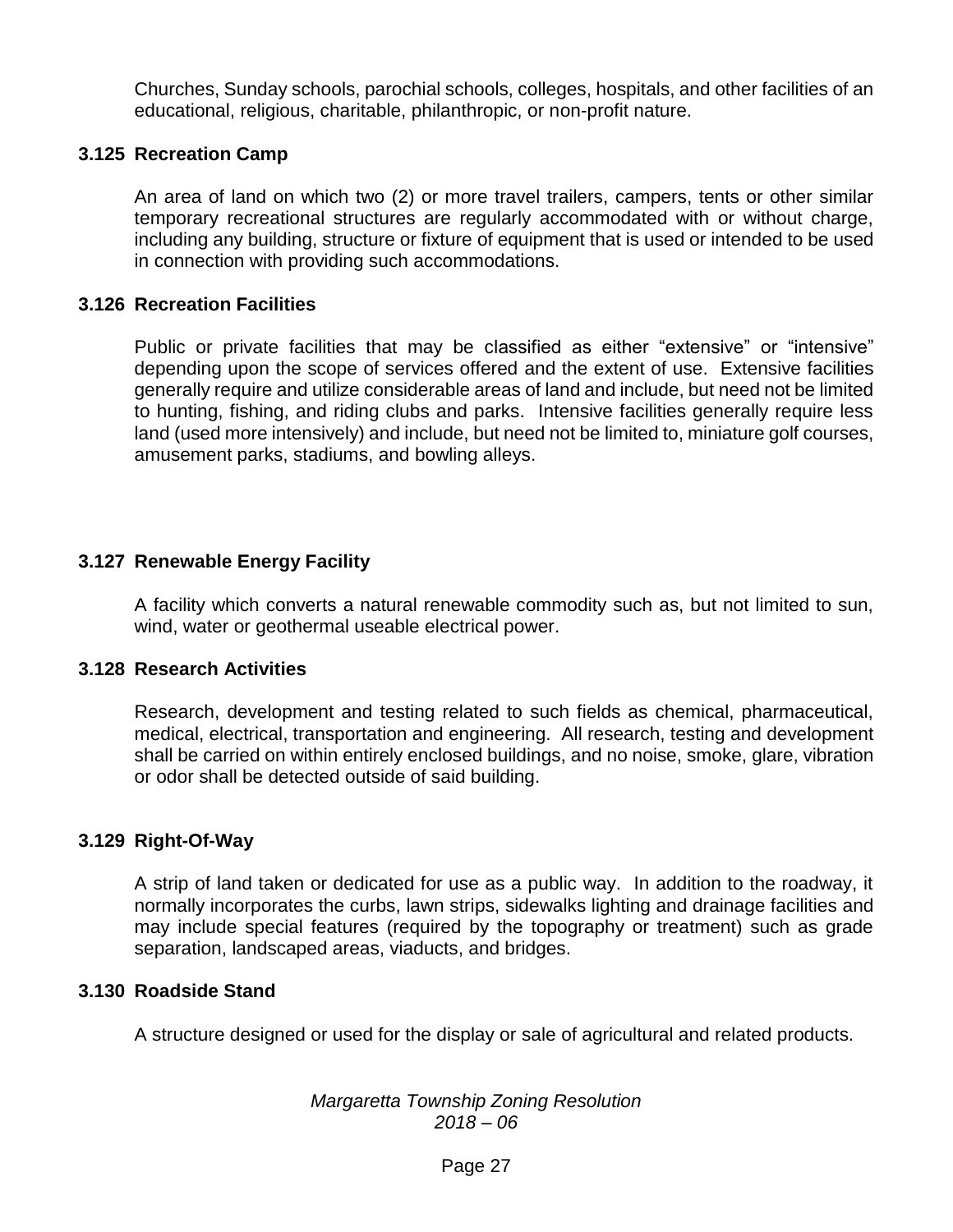Churches, Sunday schools, parochial schools, colleges, hospitals, and other facilities of an educational, religious, charitable, philanthropic, or non-profit nature.

### 3.125 Recreation Camp

An area of land on which two (2) or more travel trailers, campers, tents or other similar temporary recreational structures are regularly accommodated with or without charge, including any building, structure or fixture of equipment that is used or intended to be used in connection with providing such accommodations.

### 3.126 Recreation Facilities

Public or private facilities that may be classified as either "extensive" or "intensive" depending upon the scope of services offered and the extent of use. Extensive facilities generally require and utilize considerable areas of land and include, but need not be limited to hunting, fishing, and riding clubs and parks. Intensive facilities generally require less land (used more intensively) and include, but need not be limited to, miniature golf courses, amusement parks, stadiums, and bowling alleys.

### 3.127 Renewable Energy Facility

A facility which converts a natural renewable commodity such as, but not limited to sun, wind, water or geothermal useable electrical power.

### 3.128 Research Activities

Research, development and testing related to such fields as chemical, pharmaceutical, medical, electrical, transportation and engineering. All research, testing and development shall be carried on within entirely enclosed buildings, and no noise, smoke, glare, vibration or odor shall be detected outside of said building.

### 3.129 Right-Of-Way

A strip of land taken or dedicated for use as a public way. In addition to the roadway, it normally incorporates the curbs, lawn strips, sidewalks lighting and drainage facilities and may include special features (required by the topography or treatment) such as grade separation, landscaped areas, viaducts, and bridges.

### 3.130 Roadside Stand

A structure designed or used for the display or sale of agricultural and related products.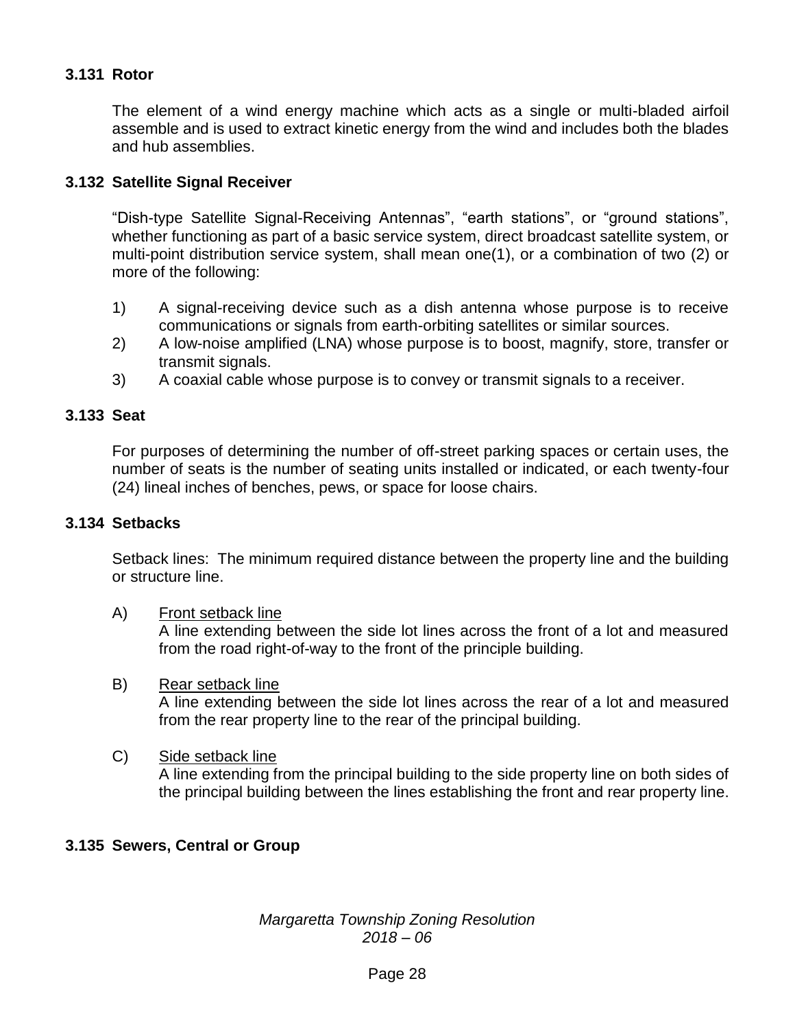### 3.131 Rotor

The element of a wind energy machine which acts as a single or multi-bladed airfoil assemble and is used to extract kinetic energy from the wind and includes both the blades and hub assemblies.

### 3.132 Satellite Signal Receiver

“Dish-type Satellite Signal-Receiving Antennas”, “earth stations”, or “ground stations”, whether functioning as part of a basic service system, direct broadcast satellite system, or multi-point distribution service system, shall mean one(1), or a combination of two (2) or more of the following:

1) A signal-receiving device such as a dish antenna whose purpose is to receive communications or signals from earth-orbiting satellites or similar sources.
2) A low-noise amplified (LNA) whose purpose is to boost, magnify, store, transfer or transmit signals.
3) A coaxial cable whose purpose is to convey or transmit signals to a receiver.

### 3.133 Seat

For purposes of determining the number of off-street parking spaces or certain uses, the number of seats is the number of seating units installed or indicated, or each twenty-four (24) lineal inches of benches, pews, or space for loose chairs.

### 3.134 Setbacks

Setback lines: The minimum required distance between the property line and the building or structure line.

A) Front setback line
A line extending between the side lot lines across the front of a lot and measured from the road right-of-way to the front of the principle building.

B) Rear setback line
A line extending between the side lot lines across the rear of a lot and measured from the rear property line to the rear of the principal building.

C) Side setback line
A line extending from the principal building to the side property line on both sides of the principal building between the lines establishing the front and rear property line.

### 3.135 Sewers, Central or Group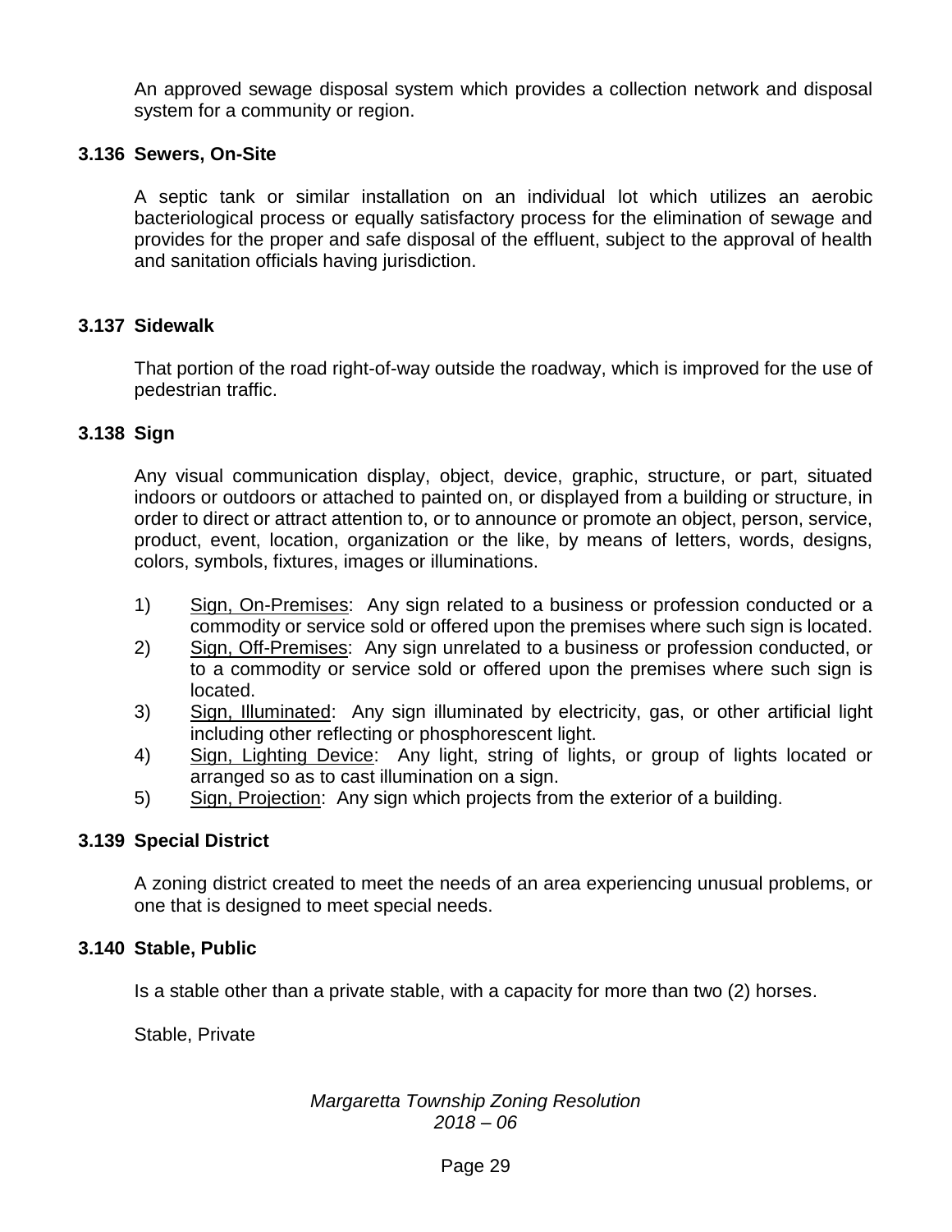An approved sewage disposal system which provides a collection network and disposal system for a community or region.

### 3.136 Sewers, On-Site

A septic tank or similar installation on an individual lot which utilizes an aerobic bacteriological process or equally satisfactory process for the elimination of sewage and provides for the proper and safe disposal of the effluent, subject to the approval of health and sanitation officials having jurisdiction.

### 3.137 Sidewalk

That portion of the road right-of-way outside the roadway, which is improved for the use of pedestrian traffic.

### 3.138 Sign

Any visual communication display, object, device, graphic, structure, or part, situated indoors or outdoors or attached to painted on, or displayed from a building or structure, in order to direct or attract attention to, or to announce or promote an object, person, service, product, event, location, organization or the like, by means of letters, words, designs, colors, symbols, fixtures, images or illuminations.

1) Sign, On-Premises: Any sign related to a business or profession conducted or a commodity or service sold or offered upon the premises where such sign is located.
2) Sign, Off-Premises: Any sign unrelated to a business or profession conducted, or to a commodity or service sold or offered upon the premises where such sign is located.
3) Sign, Illuminated: Any sign illuminated by electricity, gas, or other artificial light including other reflecting or phosphorescent light.
4) Sign, Lighting Device: Any light, string of lights, or group of lights located or arranged so as to cast illumination on a sign.
5) Sign, Projection: Any sign which projects from the exterior of a building.

### 3.139 Special District

A zoning district created to meet the needs of an area experiencing unusual problems, or one that is designed to meet special needs.

### 3.140 Stable, Public

Is a stable other than a private stable, with a capacity for more than two (2) horses.

Stable, Private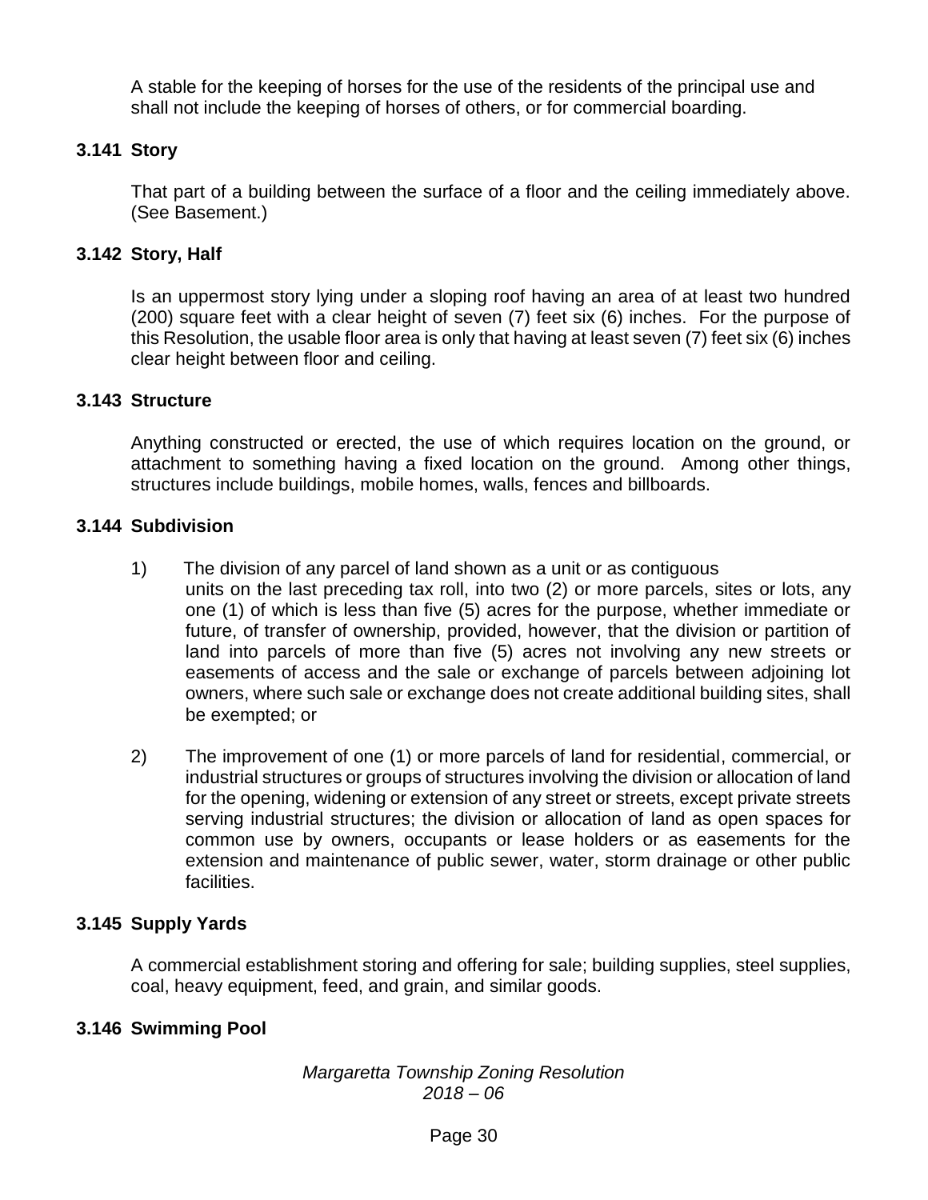A stable for the keeping of horses for the use of the residents of the principal use and shall not include the keeping of horses of others, or for commercial boarding.

### 3.141 Story

That part of a building between the surface of a floor and the ceiling immediately above. (See Basement.)

### 3.142 Story, Half

Is an uppermost story lying under a sloping roof having an area of at least two hundred (200) square feet with a clear height of seven (7) feet six (6) inches. For the purpose of this Resolution, the usable floor area is only that having at least seven (7) feet six (6) inches clear height between floor and ceiling.

### 3.143 Structure

Anything constructed or erected, the use of which requires location on the ground, or attachment to something having a fixed location on the ground. Among other things, structures include buildings, mobile homes, walls, fences and billboards.

### 3.144 Subdivision

1) The division of any parcel of land shown as a unit or as contiguous units on the last preceding tax roll, into two (2) or more parcels, sites or lots, any one (1) of which is less than five (5) acres for the purpose, whether immediate or future, of transfer of ownership, provided, however, that the division or partition of land into parcels of more than five (5) acres not involving any new streets or easements of access and the sale or exchange of parcels between adjoining lot owners, where such sale or exchange does not create additional building sites, shall be exempted; or

2) The improvement of one (1) or more parcels of land for residential, commercial, or industrial structures or groups of structures involving the division or allocation of land for the opening, widening or extension of any street or streets, except private streets serving industrial structures; the division or allocation of land as open spaces for common use by owners, occupants or lease holders or as easements for the extension and maintenance of public sewer, water, storm drainage or other public facilities.

### 3.145 Supply Yards

A commercial establishment storing and offering for sale; building supplies, steel supplies, coal, heavy equipment, feed, and grain, and similar goods.

### 3.146 Swimming Pool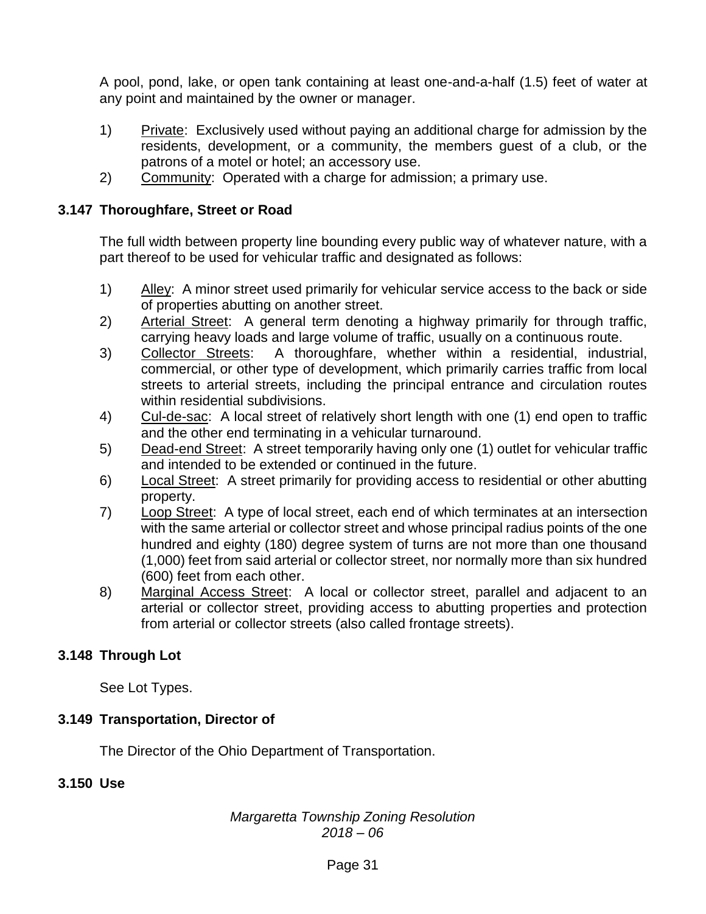A pool, pond, lake, or open tank containing at least one-and-a-half (1.5) feet of water at any point and maintained by the owner or manager.

1) Private: Exclusively used without paying an additional charge for admission by the residents, development, or a community, the members guest of a club, or the patrons of a motel or hotel; an accessory use.
2) Community: Operated with a charge for admission; a primary use.

### 3.147 Thoroughfare, Street or Road

The full width between property line bounding every public way of whatever nature, with a part thereof to be used for vehicular traffic and designated as follows:

1) Alley: A minor street used primarily for vehicular service access to the back or side of properties abutting on another street.
2) Arterial Street: A general term denoting a highway primarily for through traffic, carrying heavy loads and large volume of traffic, usually on a continuous route.
3) Collector Streets: A thoroughfare, whether within a residential, industrial, commercial, or other type of development, which primarily carries traffic from local streets to arterial streets, including the principal entrance and circulation routes within residential subdivisions.
4) Cul-de-sac: A local street of relatively short length with one (1) end open to traffic and the other end terminating in a vehicular turnaround.
5) Dead-end Street: A street temporarily having only one (1) outlet for vehicular traffic and intended to be extended or continued in the future.
6) Local Street: A street primarily for providing access to residential or other abutting property.
7) Loop Street: A type of local street, each end of which terminates at an intersection with the same arterial or collector street and whose principal radius points of the one hundred and eighty (180) degree system of turns are not more than one thousand (1,000) feet from said arterial or collector street, nor normally more than six hundred (600) feet from each other.
8) Marginal Access Street: A local or collector street, parallel and adjacent to an arterial or collector street, providing access to abutting properties and protection from arterial or collector streets (also called frontage streets).

### 3.148 Through Lot

See Lot Types.

### 3.149 Transportation, Director of

The Director of the Ohio Department of Transportation.

### 3.150 Use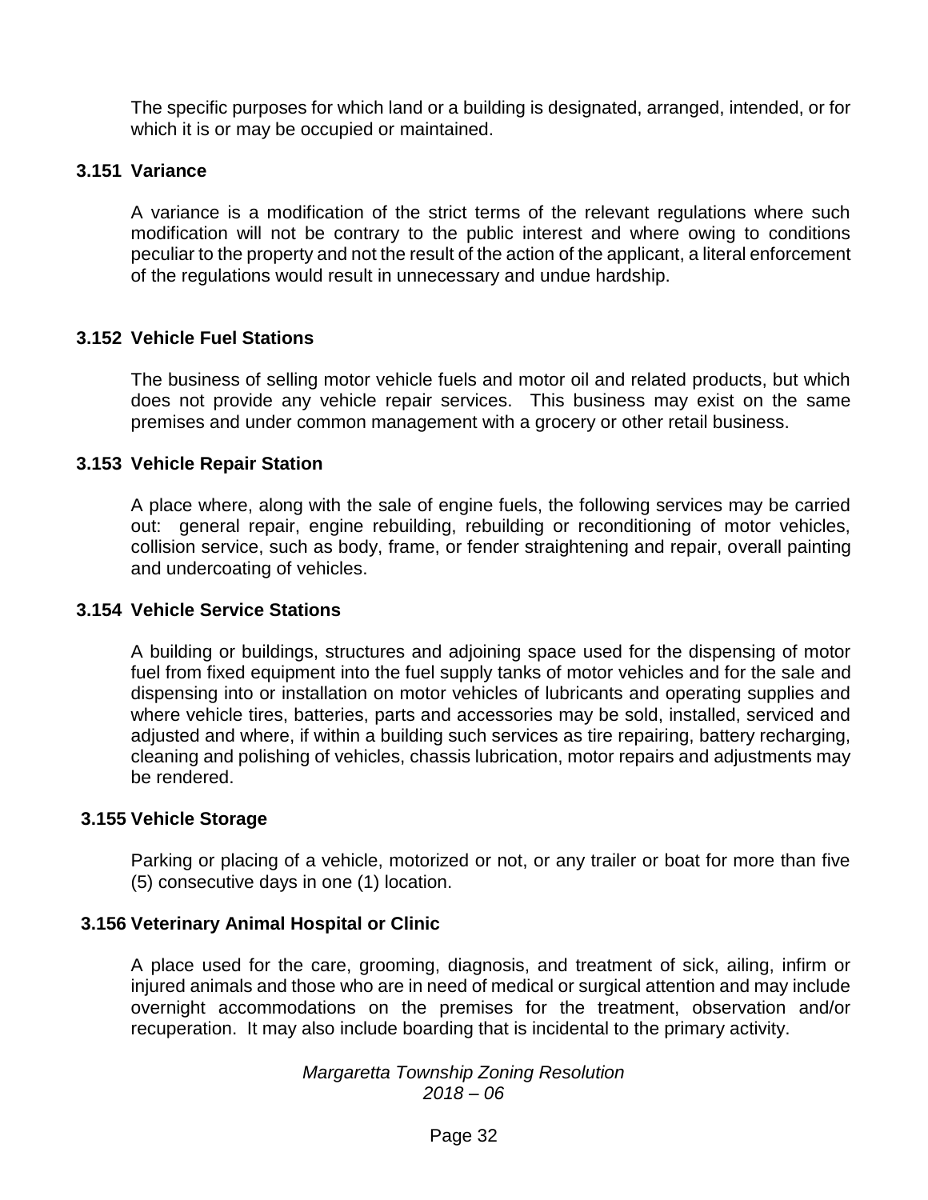The specific purposes for which land or a building is designated, arranged, intended, or for which it is or may be occupied or maintained.

### 3.151 Variance

A variance is a modification of the strict terms of the relevant regulations where such modification will not be contrary to the public interest and where owing to conditions peculiar to the property and not the result of the action of the applicant, a literal enforcement of the regulations would result in unnecessary and undue hardship.

### 3.152 Vehicle Fuel Stations

The business of selling motor vehicle fuels and motor oil and related products, but which does not provide any vehicle repair services. This business may exist on the same premises and under common management with a grocery or other retail business.

### 3.153 Vehicle Repair Station

A place where, along with the sale of engine fuels, the following services may be carried out: general repair, engine rebuilding, rebuilding or reconditioning of motor vehicles, collision service, such as body, frame, or fender straightening and repair, overall painting and undercoating of vehicles.

### 3.154 Vehicle Service Stations

A building or buildings, structures and adjoining space used for the dispensing of motor fuel from fixed equipment into the fuel supply tanks of motor vehicles and for the sale and dispensing into or installation on motor vehicles of lubricants and operating supplies and where vehicle tires, batteries, parts and accessories may be sold, installed, serviced and adjusted and where, if within a building such services as tire repairing, battery recharging, cleaning and polishing of vehicles, chassis lubrication, motor repairs and adjustments may be rendered.

### 3.155 Vehicle Storage

Parking or placing of a vehicle, motorized or not, or any trailer or boat for more than five (5) consecutive days in one (1) location.

### 3.156 Veterinary Animal Hospital or Clinic

A place used for the care, grooming, diagnosis, and treatment of sick, ailing, infirm or injured animals and those who are in need of medical or surgical attention and may include overnight accommodations on the premises for the treatment, observation and/or recuperation. It may also include boarding that is incidental to the primary activity.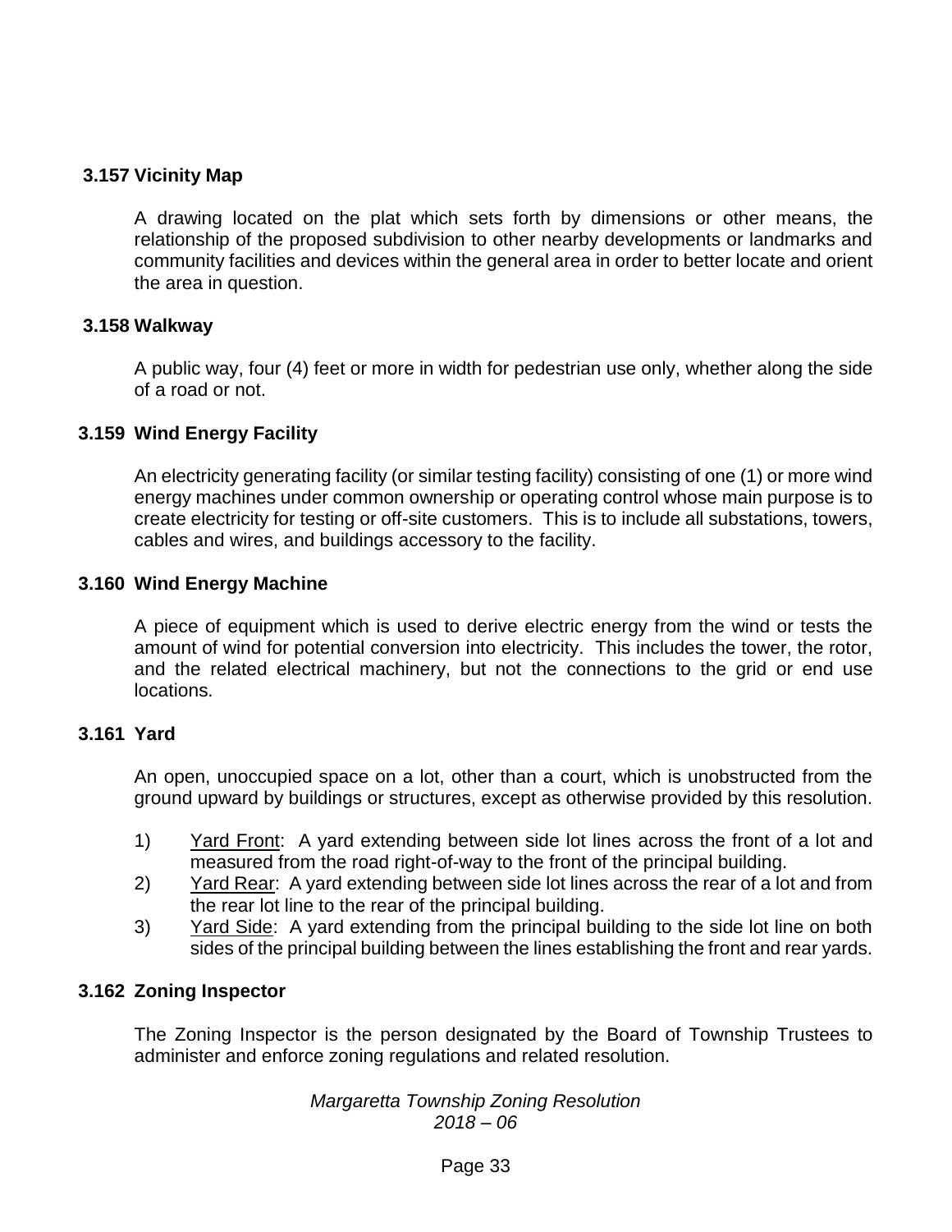### 3.157 Vicinity Map

A drawing located on the plat which sets forth by dimensions or other means, the relationship of the proposed subdivision to other nearby developments or landmarks and community facilities and devices within the general area in order to better locate and orient the area in question.

### 3.158 Walkway

A public way, four (4) feet or more in width for pedestrian use only, whether along the side of a road or not.

### 3.159 Wind Energy Facility

An electricity generating facility (or similar testing facility) consisting of one (1) or more wind energy machines under common ownership or operating control whose main purpose is to create electricity for testing or off-site customers. This is to include all substations, towers, cables and wires, and buildings accessory to the facility.

### 3.160 Wind Energy Machine

A piece of equipment which is used to derive electric energy from the wind or tests the amount of wind for potential conversion into electricity. This includes the tower, the rotor, and the related electrical machinery, but not the connections to the grid or end use locations.

### 3.161 Yard

An open, unoccupied space on a lot, other than a court, which is unobstructed from the ground upward by buildings or structures, except as otherwise provided by this resolution.

1) Yard Front: A yard extending between side lot lines across the front of a lot and measured from the road right-of-way to the front of the principal building.
2) Yard Rear: A yard extending between side lot lines across the rear of a lot and from the rear lot line to the rear of the principal building.
3) Yard Side: A yard extending from the principal building to the side lot line on both sides of the principal building between the lines establishing the front and rear yards.

### 3.162 Zoning Inspector

The Zoning Inspector is the person designated by the Board of Township Trustees to administer and enforce zoning regulations and related resolution.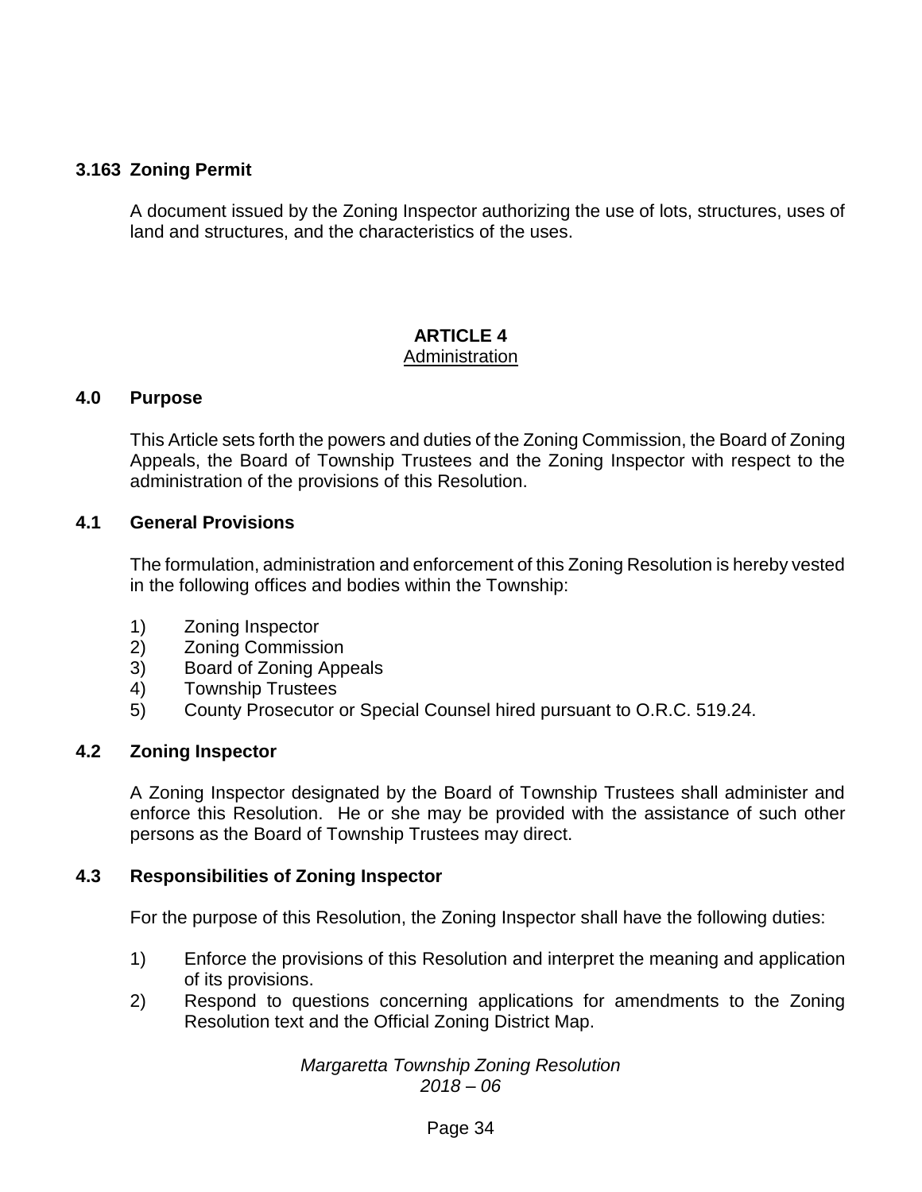### 3.163 Zoning Permit

A document issued by the Zoning Inspector authorizing the use of lots, structures, uses of land and structures, and the characteristics of the uses.

## ARTICLE 4
Administration

### 4.0 Purpose

This Article sets forth the powers and duties of the Zoning Commission, the Board of Zoning Appeals, the Board of Township Trustees and the Zoning Inspector with respect to the administration of the provisions of this Resolution.

### 4.1 General Provisions

The formulation, administration and enforcement of this Zoning Resolution is hereby vested in the following offices and bodies within the Township:

1) Zoning Inspector
2) Zoning Commission
3) Board of Zoning Appeals
4) Township Trustees
5) County Prosecutor or Special Counsel hired pursuant to O.R.C. 519.24.

### 4.2 Zoning Inspector

A Zoning Inspector designated by the Board of Township Trustees shall administer and enforce this Resolution. He or she may be provided with the assistance of such other persons as the Board of Township Trustees may direct.

### 4.3 Responsibilities of Zoning Inspector

For the purpose of this Resolution, the Zoning Inspector shall have the following duties:

1) Enforce the provisions of this Resolution and interpret the meaning and application of its provisions.
2) Respond to questions concerning applications for amendments to the Zoning Resolution text and the Official Zoning District Map.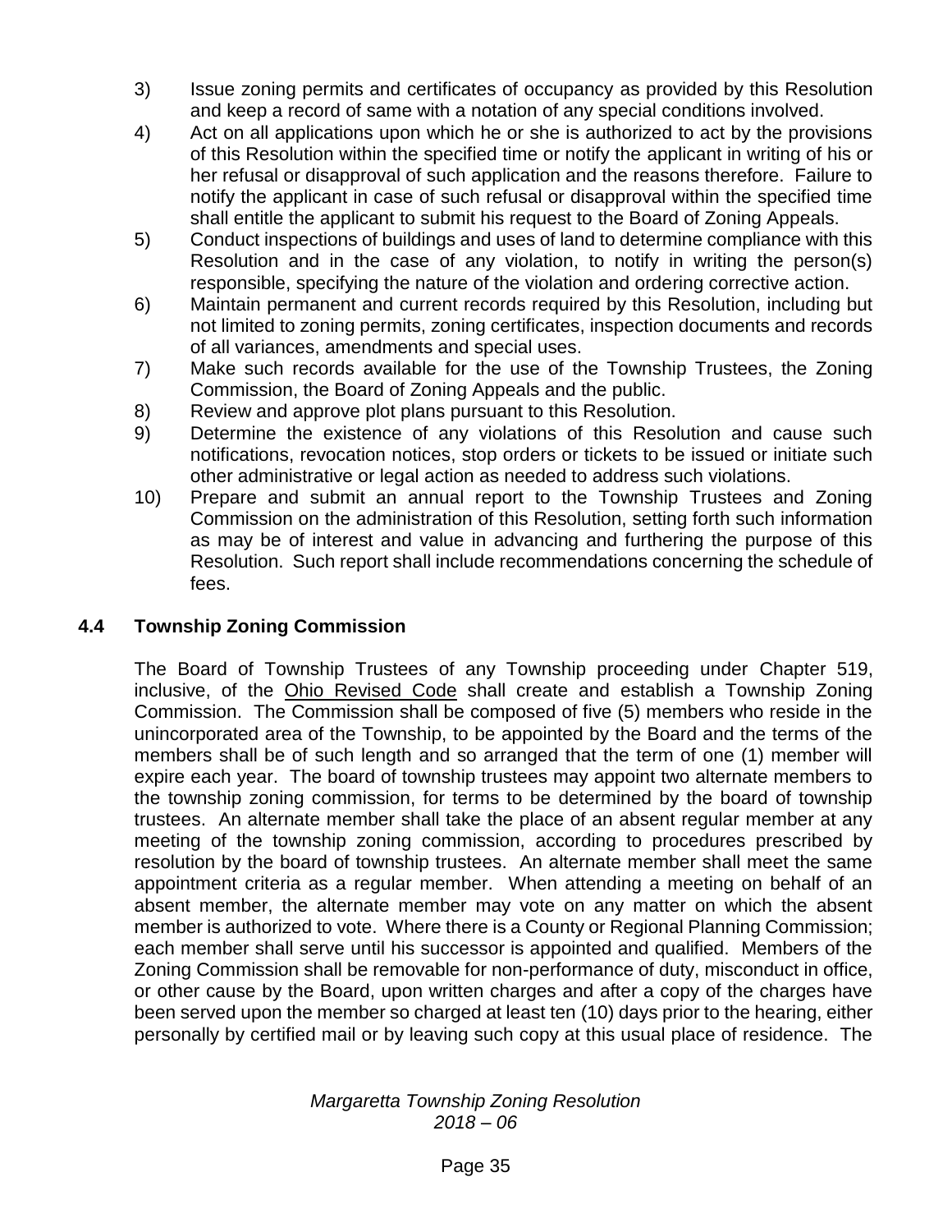3) Issue zoning permits and certificates of occupancy as provided by this Resolution and keep a record of same with a notation of any special conditions involved.
4) Act on all applications upon which he or she is authorized to act by the provisions of this Resolution within the specified time or notify the applicant in writing of his or her refusal or disapproval of such application and the reasons therefore. Failure to notify the applicant in case of such refusal or disapproval within the specified time shall entitle the applicant to submit his request to the Board of Zoning Appeals.
5) Conduct inspections of buildings and uses of land to determine compliance with this Resolution and in the case of any violation, to notify in writing the person(s) responsible, specifying the nature of the violation and ordering corrective action.
6) Maintain permanent and current records required by this Resolution, including but not limited to zoning permits, zoning certificates, inspection documents and records of all variances, amendments and special uses.
7) Make such records available for the use of the Township Trustees, the Zoning Commission, the Board of Zoning Appeals and the public.
8) Review and approve plot plans pursuant to this Resolution.
9) Determine the existence of any violations of this Resolution and cause such notifications, revocation notices, stop orders or tickets to be issued or initiate such other administrative or legal action as needed to address such violations.
10) Prepare and submit an annual report to the Township Trustees and Zoning Commission on the administration of this Resolution, setting forth such information as may be of interest and value in advancing and furthering the purpose of this Resolution. Such report shall include recommendations concerning the schedule of fees.

## 4.4 Township Zoning Commission

The Board of Township Trustees of any Township proceeding under Chapter 519, inclusive, of the Ohio Revised Code shall create and establish a Township Zoning Commission. The Commission shall be composed of five (5) members who reside in the unincorporated area of the Township, to be appointed by the Board and the terms of the members shall be of such length and so arranged that the term of one (1) member will expire each year. The board of township trustees may appoint two alternate members to the township zoning commission, for terms to be determined by the board of township trustees. An alternate member shall take the place of an absent regular member at any meeting of the township zoning commission, according to procedures prescribed by resolution by the board of township trustees. An alternate member shall meet the same appointment criteria as a regular member. When attending a meeting on behalf of an absent member, the alternate member may vote on any matter on which the absent member is authorized to vote. Where there is a County or Regional Planning Commission; each member shall serve until his successor is appointed and qualified. Members of the Zoning Commission shall be removable for non-performance of duty, misconduct in office, or other cause by the Board, upon written charges and after a copy of the charges have been served upon the member so charged at least ten (10) days prior to the hearing, either personally by certified mail or by leaving such copy at this usual place of residence. The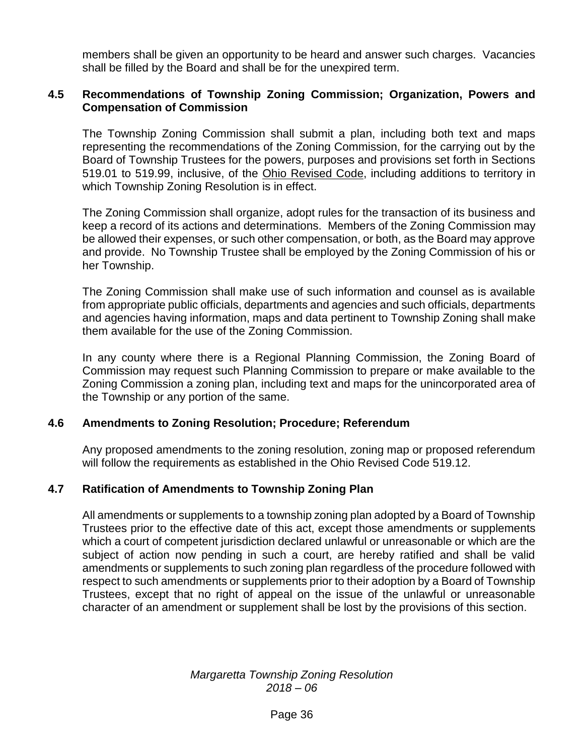members shall be given an opportunity to be heard and answer such charges. Vacancies shall be filled by the Board and shall be for the unexpired term.

### 4.5 Recommendations of Township Zoning Commission; Organization, Powers and Compensation of Commission

The Township Zoning Commission shall submit a plan, including both text and maps representing the recommendations of the Zoning Commission, for the carrying out by the Board of Township Trustees for the powers, purposes and provisions set forth in Sections 519.01 to 519.99, inclusive, of the Ohio Revised Code, including additions to territory in which Township Zoning Resolution is in effect.

The Zoning Commission shall organize, adopt rules for the transaction of its business and keep a record of its actions and determinations. Members of the Zoning Commission may be allowed their expenses, or such other compensation, or both, as the Board may approve and provide. No Township Trustee shall be employed by the Zoning Commission of his or her Township.

The Zoning Commission shall make use of such information and counsel as is available from appropriate public officials, departments and agencies and such officials, departments and agencies having information, maps and data pertinent to Township Zoning shall make them available for the use of the Zoning Commission.

In any county where there is a Regional Planning Commission, the Zoning Board of Commission may request such Planning Commission to prepare or make available to the Zoning Commission a zoning plan, including text and maps for the unincorporated area of the Township or any portion of the same.

### 4.6 Amendments to Zoning Resolution; Procedure; Referendum

Any proposed amendments to the zoning resolution, zoning map or proposed referendum will follow the requirements as established in the Ohio Revised Code 519.12.

### 4.7 Ratification of Amendments to Township Zoning Plan

All amendments or supplements to a township zoning plan adopted by a Board of Township Trustees prior to the effective date of this act, except those amendments or supplements which a court of competent jurisdiction declared unlawful or unreasonable or which are the subject of action now pending in such a court, are hereby ratified and shall be valid amendments or supplements to such zoning plan regardless of the procedure followed with respect to such amendments or supplements prior to their adoption by a Board of Township Trustees, except that no right of appeal on the issue of the unlawful or unreasonable character of an amendment or supplement shall be lost by the provisions of this section.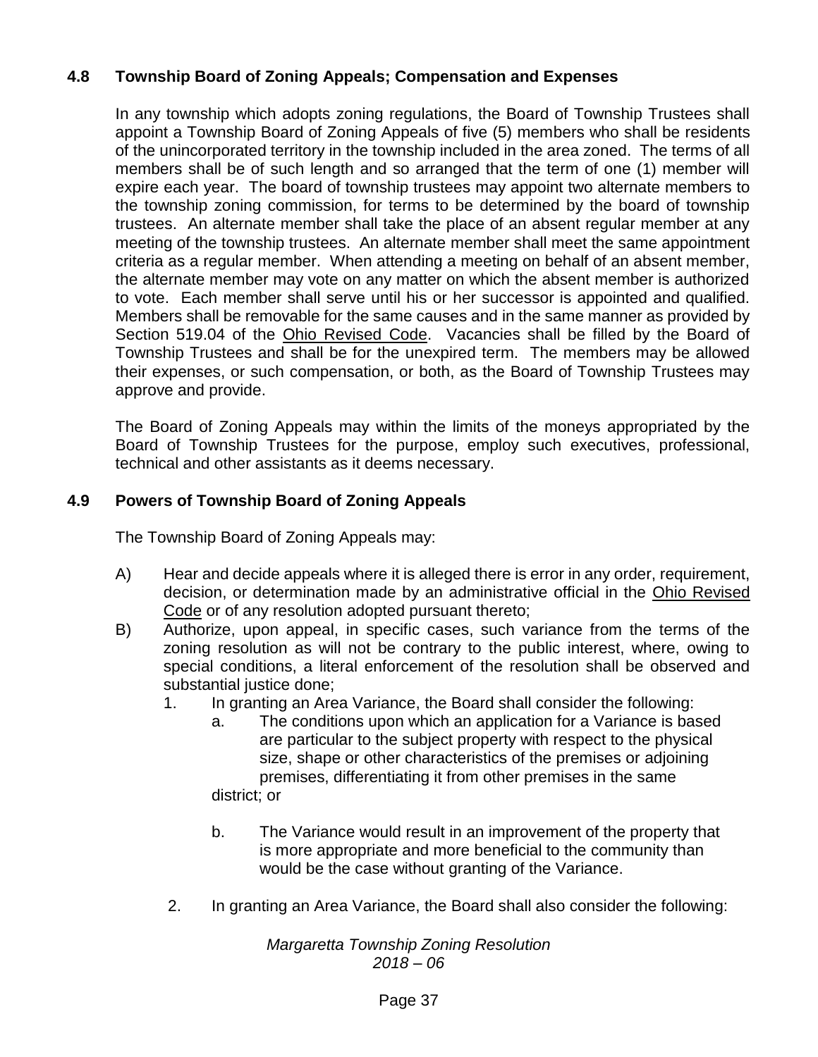### 4.8 Township Board of Zoning Appeals; Compensation and Expenses

In any township which adopts zoning regulations, the Board of Township Trustees shall appoint a Township Board of Zoning Appeals of five (5) members who shall be residents of the unincorporated territory in the township included in the area zoned. The terms of all members shall be of such length and so arranged that the term of one (1) member will expire each year. The board of township trustees may appoint two alternate members to the township zoning commission, for terms to be determined by the board of township trustees. An alternate member shall take the place of an absent regular member at any meeting of the township trustees. An alternate member shall meet the same appointment criteria as a regular member. When attending a meeting on behalf of an absent member, the alternate member may vote on any matter on which the absent member is authorized to vote. Each member shall serve until his or her successor is appointed and qualified. Members shall be removable for the same causes and in the same manner as provided by Section 519.04 of the Ohio Revised Code. Vacancies shall be filled by the Board of Township Trustees and shall be for the unexpired term. The members may be allowed their expenses, or such compensation, or both, as the Board of Township Trustees may approve and provide.

The Board of Zoning Appeals may within the limits of the moneys appropriated by the Board of Township Trustees for the purpose, employ such executives, professional, technical and other assistants as it deems necessary.

### 4.9 Powers of Township Board of Zoning Appeals

The Township Board of Zoning Appeals may:

A) Hear and decide appeals where it is alleged there is error in any order, requirement, decision, or determination made by an administrative official in the Ohio Revised Code or of any resolution adopted pursuant thereto;

B) Authorize, upon appeal, in specific cases, such variance from the terms of the zoning resolution as will not be contrary to the public interest, where, owing to special conditions, a literal enforcement of the resolution shall be observed and substantial justice done;

1. In granting an Area Variance, the Board shall consider the following:
    a. The conditions upon which an application for a Variance is based are particular to the subject property with respect to the physical size, shape or other characteristics of the premises or adjoining premises, differentiating it from other premises in the same district; or

    b. The Variance would result in an improvement of the property that is more appropriate and more beneficial to the community than would be the case without granting of the Variance.

2. In granting an Area Variance, the Board shall also consider the following: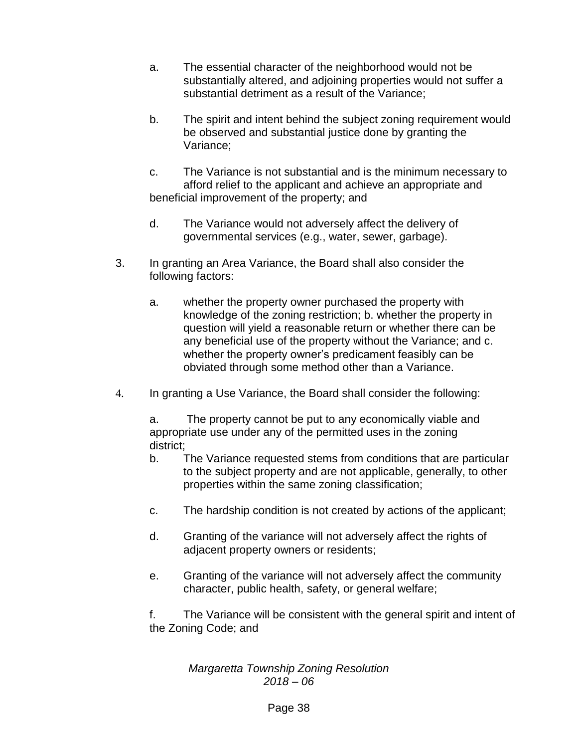a. The essential character of the neighborhood would not be substantially altered, and adjoining properties would not suffer a substantial detriment as a result of the Variance;

b. The spirit and intent behind the subject zoning requirement would be observed and substantial justice done by granting the Variance;

c. The Variance is not substantial and is the minimum necessary to afford relief to the applicant and achieve an appropriate and beneficial improvement of the property; and

d. The Variance would not adversely affect the delivery of governmental services (e.g., water, sewer, garbage).

3. In granting an Area Variance, the Board shall also consider the following factors:

   a. whether the property owner purchased the property with knowledge of the zoning restriction; b. whether the property in question will yield a reasonable return or whether there can be any beneficial use of the property without the Variance; and c. whether the property owner's predicament feasibly can be obviated through some method other than a Variance.

4. In granting a Use Variance, the Board shall consider the following:

   a. The property cannot be put to any economically viable and appropriate use under any of the permitted uses in the zoning district;

   b. The Variance requested stems from conditions that are particular to the subject property and are not applicable, generally, to other properties within the same zoning classification;

   c. The hardship condition is not created by actions of the applicant;

   d. Granting of the variance will not adversely affect the rights of adjacent property owners or residents;

   e. Granting of the variance will not adversely affect the community character, public health, safety, or general welfare;

   f. The Variance will be consistent with the general spirit and intent of the Zoning Code; and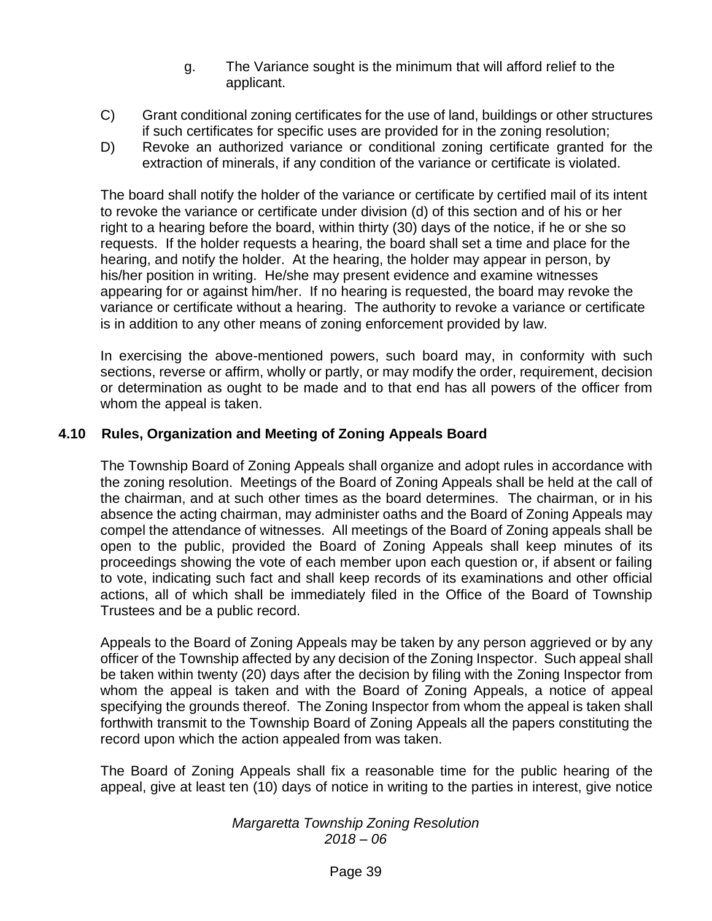g. The Variance sought is the minimum that will afford relief to the applicant.

C) Grant conditional zoning certificates for the use of land, buildings or other structures if such certificates for specific uses are provided for in the zoning resolution;

D) Revoke an authorized variance or conditional zoning certificate granted for the extraction of minerals, if any condition of the variance or certificate is violated.

The board shall notify the holder of the variance or certificate by certified mail of its intent to revoke the variance or certificate under division (d) of this section and of his or her right to a hearing before the board, within thirty (30) days of the notice, if he or she so requests. If the holder requests a hearing, the board shall set a time and place for the hearing, and notify the holder. At the hearing, the holder may appear in person, by his/her position in writing. He/she may present evidence and examine witnesses appearing for or against him/her. If no hearing is requested, the board may revoke the variance or certificate without a hearing. The authority to revoke a variance or certificate is in addition to any other means of zoning enforcement provided by law.

In exercising the above-mentioned powers, such board may, in conformity with such sections, reverse or affirm, wholly or partly, or may modify the order, requirement, decision or determination as ought to be made and to that end has all powers of the officer from whom the appeal is taken.

### 4.10 Rules, Organization and Meeting of Zoning Appeals Board

The Township Board of Zoning Appeals shall organize and adopt rules in accordance with the zoning resolution. Meetings of the Board of Zoning Appeals shall be held at the call of the chairman, and at such other times as the board determines. The chairman, or in his absence the acting chairman, may administer oaths and the Board of Zoning Appeals may compel the attendance of witnesses. All meetings of the Board of Zoning appeals shall be open to the public, provided the Board of Zoning Appeals shall keep minutes of its proceedings showing the vote of each member upon each question or, if absent or failing to vote, indicating such fact and shall keep records of its examinations and other official actions, all of which shall be immediately filed in the Office of the Board of Township Trustees and be a public record.

Appeals to the Board of Zoning Appeals may be taken by any person aggrieved or by any officer of the Township affected by any decision of the Zoning Inspector. Such appeal shall be taken within twenty (20) days after the decision by filing with the Zoning Inspector from whom the appeal is taken and with the Board of Zoning Appeals, a notice of appeal specifying the grounds thereof. The Zoning Inspector from whom the appeal is taken shall forthwith transmit to the Township Board of Zoning Appeals all the papers constituting the record upon which the action appealed from was taken.

The Board of Zoning Appeals shall fix a reasonable time for the public hearing of the appeal, give at least ten (10) days of notice in writing to the parties in interest, give notice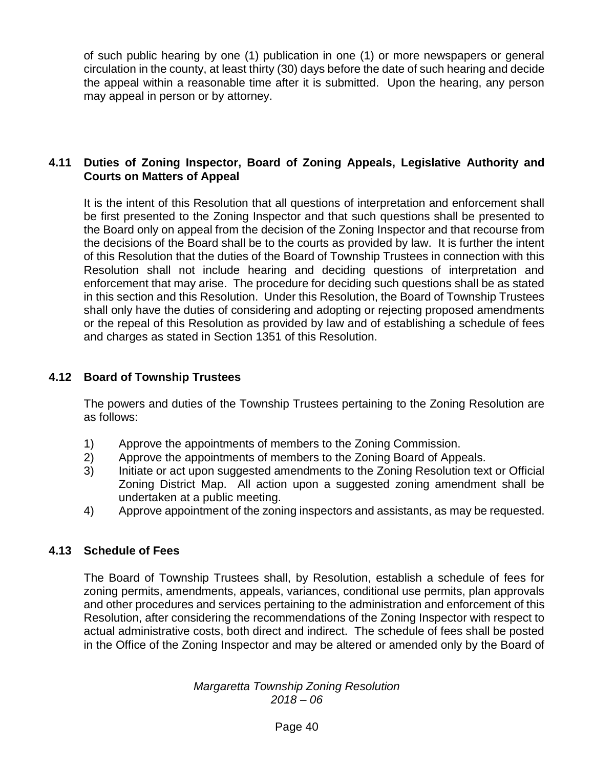of such public hearing by one (1) publication in one (1) or more newspapers or general circulation in the county, at least thirty (30) days before the date of such hearing and decide the appeal within a reasonable time after it is submitted. Upon the hearing, any person may appeal in person or by attorney.

## 4.11 Duties of Zoning Inspector, Board of Zoning Appeals, Legislative Authority and Courts on Matters of Appeal

It is the intent of this Resolution that all questions of interpretation and enforcement shall be first presented to the Zoning Inspector and that such questions shall be presented to the Board only on appeal from the decision of the Zoning Inspector and that recourse from the decisions of the Board shall be to the courts as provided by law. It is further the intent of this Resolution that the duties of the Board of Township Trustees in connection with this Resolution shall not include hearing and deciding questions of interpretation and enforcement that may arise. The procedure for deciding such questions shall be as stated in this section and this Resolution. Under this Resolution, the Board of Township Trustees shall only have the duties of considering and adopting or rejecting proposed amendments or the repeal of this Resolution as provided by law and of establishing a schedule of fees and charges as stated in Section 1351 of this Resolution.

## 4.12 Board of Township Trustees

The powers and duties of the Township Trustees pertaining to the Zoning Resolution are as follows:

1) Approve the appointments of members to the Zoning Commission.
2) Approve the appointments of members to the Zoning Board of Appeals.
3) Initiate or act upon suggested amendments to the Zoning Resolution text or Official Zoning District Map. All action upon a suggested zoning amendment shall be undertaken at a public meeting.
4) Approve appointment of the zoning inspectors and assistants, as may be requested.

## 4.13 Schedule of Fees

The Board of Township Trustees shall, by Resolution, establish a schedule of fees for zoning permits, amendments, appeals, variances, conditional use permits, plan approvals and other procedures and services pertaining to the administration and enforcement of this Resolution, after considering the recommendations of the Zoning Inspector with respect to actual administrative costs, both direct and indirect. The schedule of fees shall be posted in the Office of the Zoning Inspector and may be altered or amended only by the Board of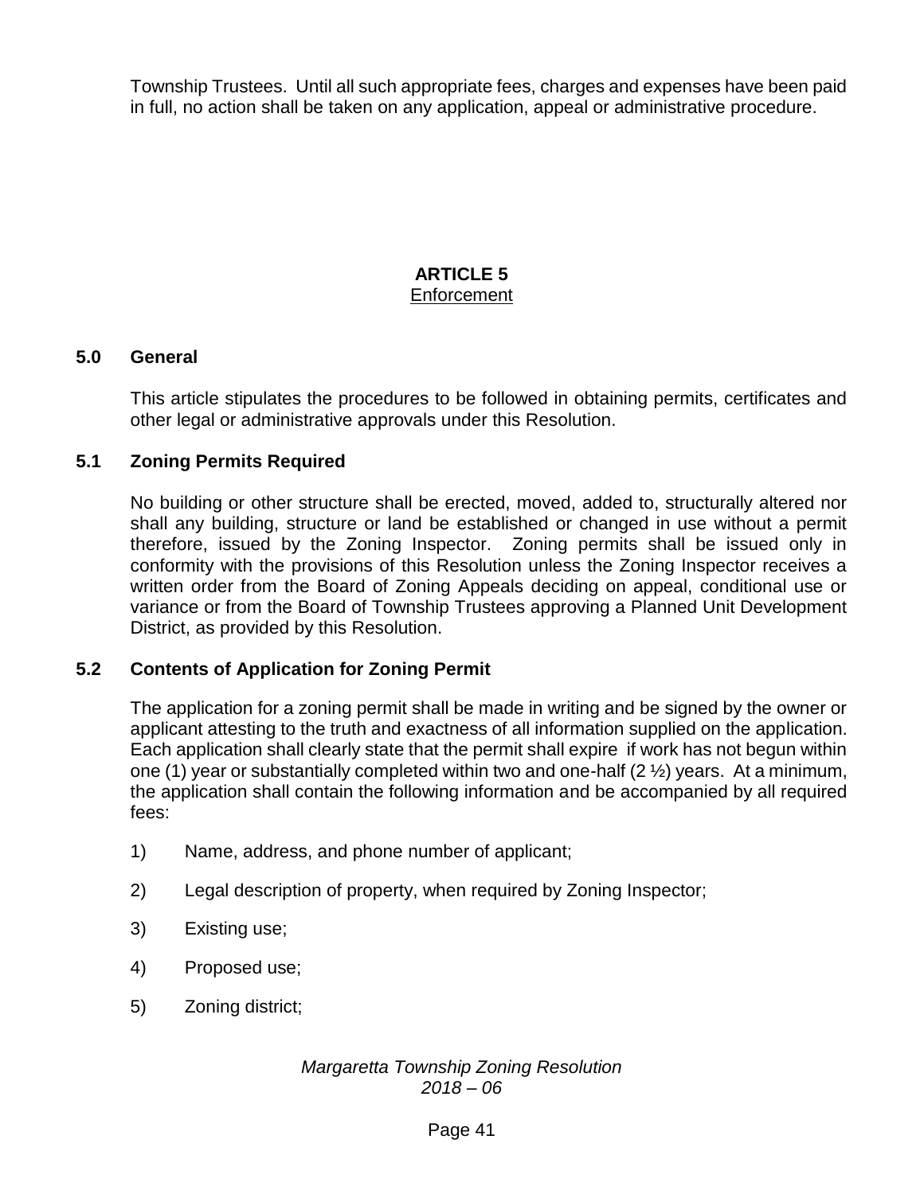Township Trustees. Until all such appropriate fees, charges and expenses have been paid in full, no action shall be taken on any application, appeal or administrative procedure.

# ARTICLE 5
## Enforcement

### 5.0 General

This article stipulates the procedures to be followed in obtaining permits, certificates and other legal or administrative approvals under this Resolution.

### 5.1 Zoning Permits Required

No building or other structure shall be erected, moved, added to, structurally altered nor shall any building, structure or land be established or changed in use without a permit therefore, issued by the Zoning Inspector. Zoning permits shall be issued only in conformity with the provisions of this Resolution unless the Zoning Inspector receives a written order from the Board of Zoning Appeals deciding on appeal, conditional use or variance or from the Board of Township Trustees approving a Planned Unit Development District, as provided by this Resolution.

### 5.2 Contents of Application for Zoning Permit

The application for a zoning permit shall be made in writing and be signed by the owner or applicant attesting to the truth and exactness of all information supplied on the application. Each application shall clearly state that the permit shall expire if work has not begun within one (1) year or substantially completed within two and one-half (2 ½) years. At a minimum, the application shall contain the following information and be accompanied by all required fees:

1) Name, address, and phone number of applicant;

2) Legal description of property, when required by Zoning Inspector;

3) Existing use;

4) Proposed use;

5) Zoning district;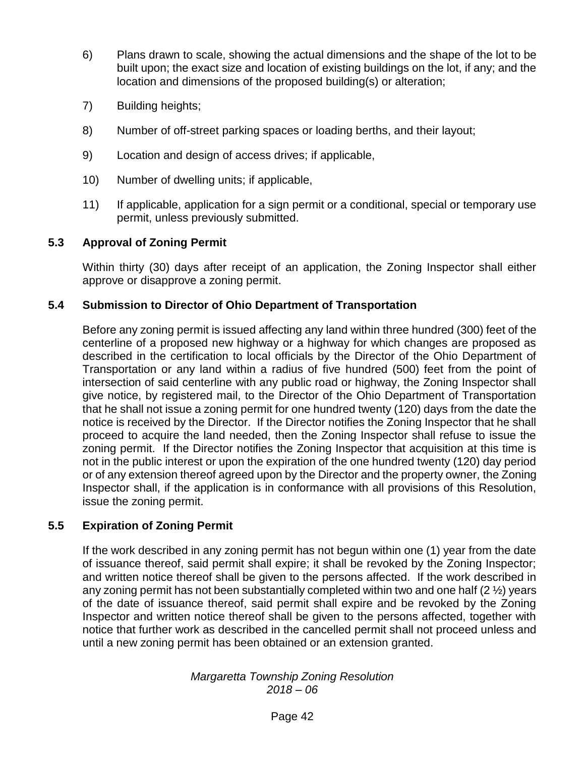6) Plans drawn to scale, showing the actual dimensions and the shape of the lot to be built upon; the exact size and location of existing buildings on the lot, if any; and the location and dimensions of the proposed building(s) or alteration;

7) Building heights;

8) Number of off-street parking spaces or loading berths, and their layout;

9) Location and design of access drives; if applicable,

10) Number of dwelling units; if applicable,

11) If applicable, application for a sign permit or a conditional, special or temporary use permit, unless previously submitted.

### 5.3 Approval of Zoning Permit

Within thirty (30) days after receipt of an application, the Zoning Inspector shall either approve or disapprove a zoning permit.

### 5.4 Submission to Director of Ohio Department of Transportation

Before any zoning permit is issued affecting any land within three hundred (300) feet of the centerline of a proposed new highway or a highway for which changes are proposed as described in the certification to local officials by the Director of the Ohio Department of Transportation or any land within a radius of five hundred (500) feet from the point of intersection of said centerline with any public road or highway, the Zoning Inspector shall give notice, by registered mail, to the Director of the Ohio Department of Transportation that he shall not issue a zoning permit for one hundred twenty (120) days from the date the notice is received by the Director. If the Director notifies the Zoning Inspector that he shall proceed to acquire the land needed, then the Zoning Inspector shall refuse to issue the zoning permit. If the Director notifies the Zoning Inspector that acquisition at this time is not in the public interest or upon the expiration of the one hundred twenty (120) day period or of any extension thereof agreed upon by the Director and the property owner, the Zoning Inspector shall, if the application is in conformance with all provisions of this Resolution, issue the zoning permit.

### 5.5 Expiration of Zoning Permit

If the work described in any zoning permit has not begun within one (1) year from the date of issuance thereof, said permit shall expire; it shall be revoked by the Zoning Inspector; and written notice thereof shall be given to the persons affected. If the work described in any zoning permit has not been substantially completed within two and one half (2 ½) years of the date of issuance thereof, said permit shall expire and be revoked by the Zoning Inspector and written notice thereof shall be given to the persons affected, together with notice that further work as described in the cancelled permit shall not proceed unless and until a new zoning permit has been obtained or an extension granted.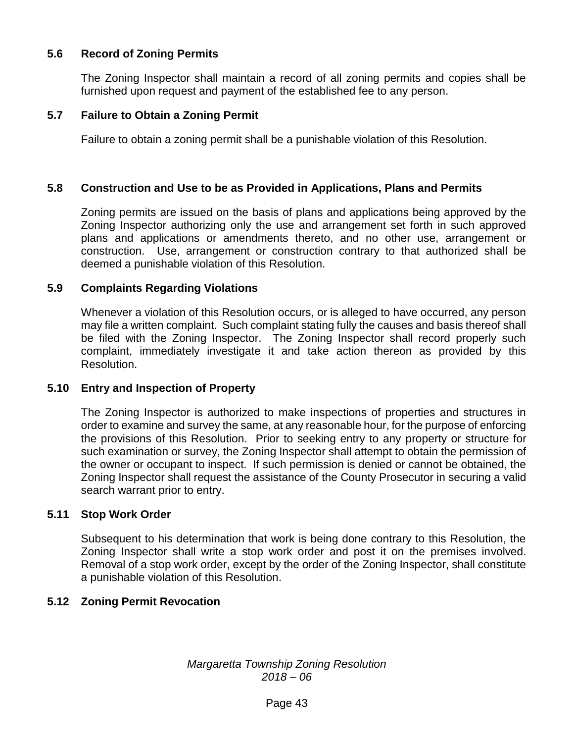## 5.6 Record of Zoning Permits

The Zoning Inspector shall maintain a record of all zoning permits and copies shall be furnished upon request and payment of the established fee to any person.

## 5.7 Failure to Obtain a Zoning Permit

Failure to obtain a zoning permit shall be a punishable violation of this Resolution.

## 5.8 Construction and Use to be as Provided in Applications, Plans and Permits

Zoning permits are issued on the basis of plans and applications being approved by the Zoning Inspector authorizing only the use and arrangement set forth in such approved plans and applications or amendments thereto, and no other use, arrangement or construction. Use, arrangement or construction contrary to that authorized shall be deemed a punishable violation of this Resolution.

## 5.9 Complaints Regarding Violations

Whenever a violation of this Resolution occurs, or is alleged to have occurred, any person may file a written complaint. Such complaint stating fully the causes and basis thereof shall be filed with the Zoning Inspector. The Zoning Inspector shall record properly such complaint, immediately investigate it and take action thereon as provided by this Resolution.

## 5.10 Entry and Inspection of Property

The Zoning Inspector is authorized to make inspections of properties and structures in order to examine and survey the same, at any reasonable hour, for the purpose of enforcing the provisions of this Resolution. Prior to seeking entry to any property or structure for such examination or survey, the Zoning Inspector shall attempt to obtain the permission of the owner or occupant to inspect. If such permission is denied or cannot be obtained, the Zoning Inspector shall request the assistance of the County Prosecutor in securing a valid search warrant prior to entry.

## 5.11 Stop Work Order

Subsequent to his determination that work is being done contrary to this Resolution, the Zoning Inspector shall write a stop work order and post it on the premises involved. Removal of a stop work order, except by the order of the Zoning Inspector, shall constitute a punishable violation of this Resolution.

## 5.12 Zoning Permit Revocation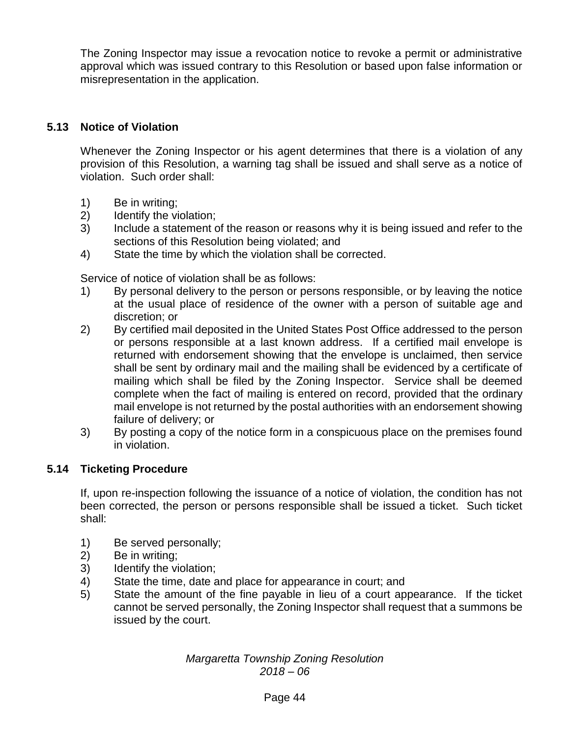The Zoning Inspector may issue a revocation notice to revoke a permit or administrative approval which was issued contrary to this Resolution or based upon false information or misrepresentation in the application.

## 5.13 Notice of Violation

Whenever the Zoning Inspector or his agent determines that there is a violation of any provision of this Resolution, a warning tag shall be issued and shall serve as a notice of violation. Such order shall:

1) Be in writing;
2) Identify the violation;
3) Include a statement of the reason or reasons why it is being issued and refer to the sections of this Resolution being violated; and
4) State the time by which the violation shall be corrected.

Service of notice of violation shall be as follows:

1) By personal delivery to the person or persons responsible, or by leaving the notice at the usual place of residence of the owner with a person of suitable age and discretion; or
2) By certified mail deposited in the United States Post Office addressed to the person or persons responsible at a last known address. If a certified mail envelope is returned with endorsement showing that the envelope is unclaimed, then service shall be sent by ordinary mail and the mailing shall be evidenced by a certificate of mailing which shall be filed by the Zoning Inspector. Service shall be deemed complete when the fact of mailing is entered on record, provided that the ordinary mail envelope is not returned by the postal authorities with an endorsement showing failure of delivery; or
3) By posting a copy of the notice form in a conspicuous place on the premises found in violation.

## 5.14 Ticketing Procedure

If, upon re-inspection following the issuance of a notice of violation, the condition has not been corrected, the person or persons responsible shall be issued a ticket. Such ticket shall:

1) Be served personally;
2) Be in writing;
3) Identify the violation;
4) State the time, date and place for appearance in court; and
5) State the amount of the fine payable in lieu of a court appearance. If the ticket cannot be served personally, the Zoning Inspector shall request that a summons be issued by the court.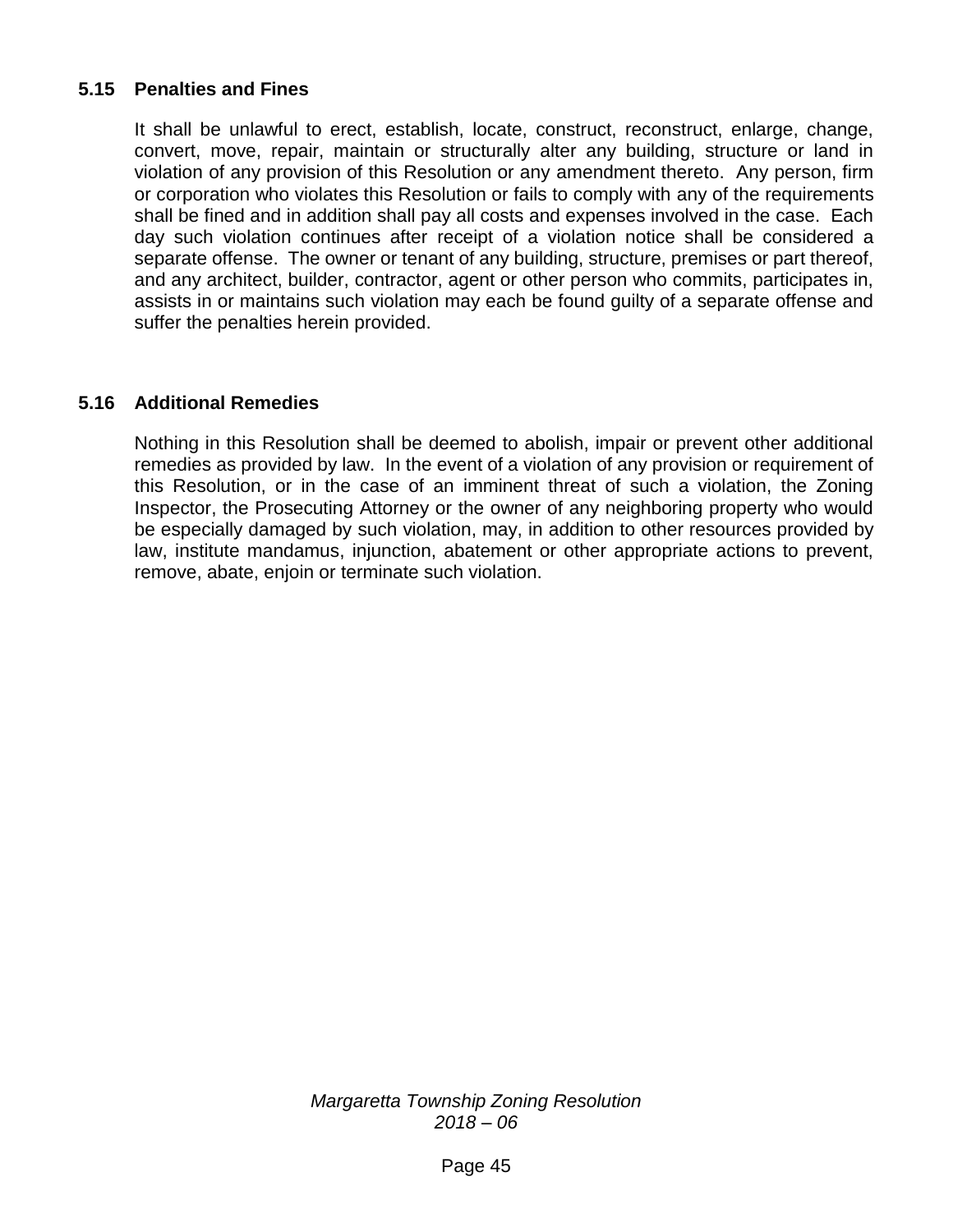### 5.15 Penalties and Fines

It shall be unlawful to erect, establish, locate, construct, reconstruct, enlarge, change, convert, move, repair, maintain or structurally alter any building, structure or land in violation of any provision of this Resolution or any amendment thereto. Any person, firm or corporation who violates this Resolution or fails to comply with any of the requirements shall be fined and in addition shall pay all costs and expenses involved in the case. Each day such violation continues after receipt of a violation notice shall be considered a separate offense. The owner or tenant of any building, structure, premises or part thereof, and any architect, builder, contractor, agent or other person who commits, participates in, assists in or maintains such violation may each be found guilty of a separate offense and suffer the penalties herein provided.

### 5.16 Additional Remedies

Nothing in this Resolution shall be deemed to abolish, impair or prevent other additional remedies as provided by law. In the event of a violation of any provision or requirement of this Resolution, or in the case of an imminent threat of such a violation, the Zoning Inspector, the Prosecuting Attorney or the owner of any neighboring property who would be especially damaged by such violation, may, in addition to other resources provided by law, institute mandamus, injunction, abatement or other appropriate actions to prevent, remove, abate, enjoin or terminate such violation.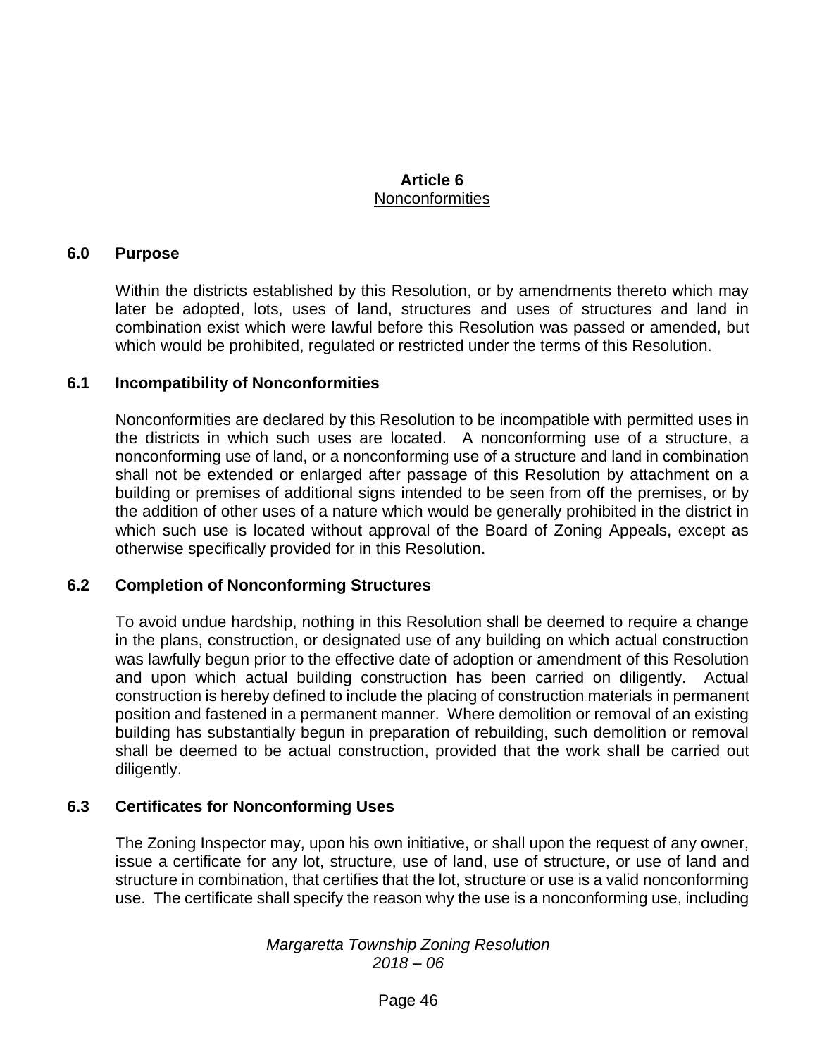# Article 6
## Nonconformities

### 6.0 Purpose

Within the districts established by this Resolution, or by amendments thereto which may later be adopted, lots, uses of land, structures and uses of structures and land in combination exist which were lawful before this Resolution was passed or amended, but which would be prohibited, regulated or restricted under the terms of this Resolution.

### 6.1 Incompatibility of Nonconformities

Nonconformities are declared by this Resolution to be incompatible with permitted uses in the districts in which such uses are located. A nonconforming use of a structure, a nonconforming use of land, or a nonconforming use of a structure and land in combination shall not be extended or enlarged after passage of this Resolution by attachment on a building or premises of additional signs intended to be seen from off the premises, or by the addition of other uses of a nature which would be generally prohibited in the district in which such use is located without approval of the Board of Zoning Appeals, except as otherwise specifically provided for in this Resolution.

### 6.2 Completion of Nonconforming Structures

To avoid undue hardship, nothing in this Resolution shall be deemed to require a change in the plans, construction, or designated use of any building on which actual construction was lawfully begun prior to the effective date of adoption or amendment of this Resolution and upon which actual building construction has been carried on diligently. Actual construction is hereby defined to include the placing of construction materials in permanent position and fastened in a permanent manner. Where demolition or removal of an existing building has substantially begun in preparation of rebuilding, such demolition or removal shall be deemed to be actual construction, provided that the work shall be carried out diligently.

### 6.3 Certificates for Nonconforming Uses

The Zoning Inspector may, upon his own initiative, or shall upon the request of any owner, issue a certificate for any lot, structure, use of land, use of structure, or use of land and structure in combination, that certifies that the lot, structure or use is a valid nonconforming use. The certificate shall specify the reason why the use is a nonconforming use, including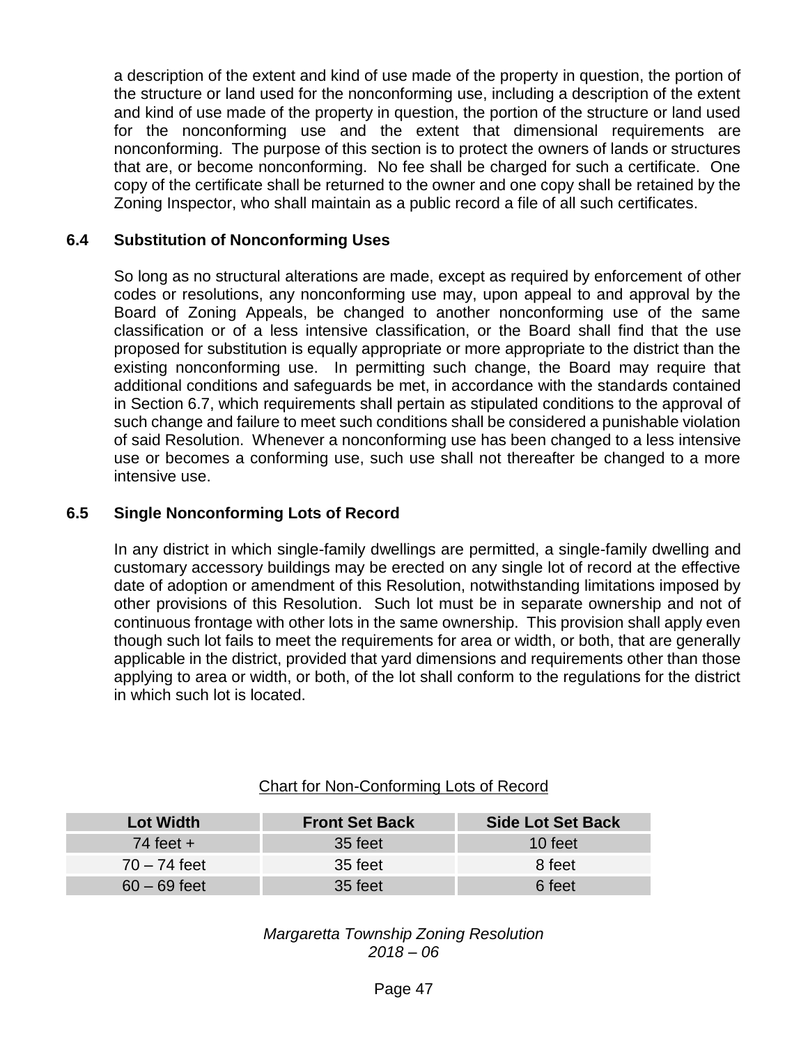a description of the extent and kind of use made of the property in question, the portion of the structure or land used for the nonconforming use, including a description of the extent and kind of use made of the property in question, the portion of the structure or land used for the nonconforming use and the extent that dimensional requirements are nonconforming. The purpose of this section is to protect the owners of lands or structures that are, or become nonconforming. No fee shall be charged for such a certificate. One copy of the certificate shall be returned to the owner and one copy shall be retained by the Zoning Inspector, who shall maintain as a public record a file of all such certificates.

### 6.4 Substitution of Nonconforming Uses

So long as no structural alterations are made, except as required by enforcement of other codes or resolutions, any nonconforming use may, upon appeal to and approval by the Board of Zoning Appeals, be changed to another nonconforming use of the same classification or of a less intensive classification, or the Board shall find that the use proposed for substitution is equally appropriate or more appropriate to the district than the existing nonconforming use. In permitting such change, the Board may require that additional conditions and safeguards be met, in accordance with the standards contained in Section 6.7, which requirements shall pertain as stipulated conditions to the approval of such change and failure to meet such conditions shall be considered a punishable violation of said Resolution. Whenever a nonconforming use has been changed to a less intensive use or becomes a conforming use, such use shall not thereafter be changed to a more intensive use.

### 6.5 Single Nonconforming Lots of Record

In any district in which single-family dwellings are permitted, a single-family dwelling and customary accessory buildings may be erected on any single lot of record at the effective date of adoption or amendment of this Resolution, notwithstanding limitations imposed by other provisions of this Resolution. Such lot must be in separate ownership and not of continuous frontage with other lots in the same ownership. This provision shall apply even though such lot fails to meet the requirements for area or width, or both, that are generally applicable in the district, provided that yard dimensions and requirements other than those applying to area or width, or both, of the lot shall conform to the regulations for the district in which such lot is located.

Chart for Non-Conforming Lots of Record

| Lot Width | Front Set Back | Side Lot Set Back |
|---|---|---|
| 74 feet + | 35 feet | 10 feet |
| 70 – 74 feet | 35 feet | 8 feet |
| 60 – 69 feet | 35 feet | 6 feet |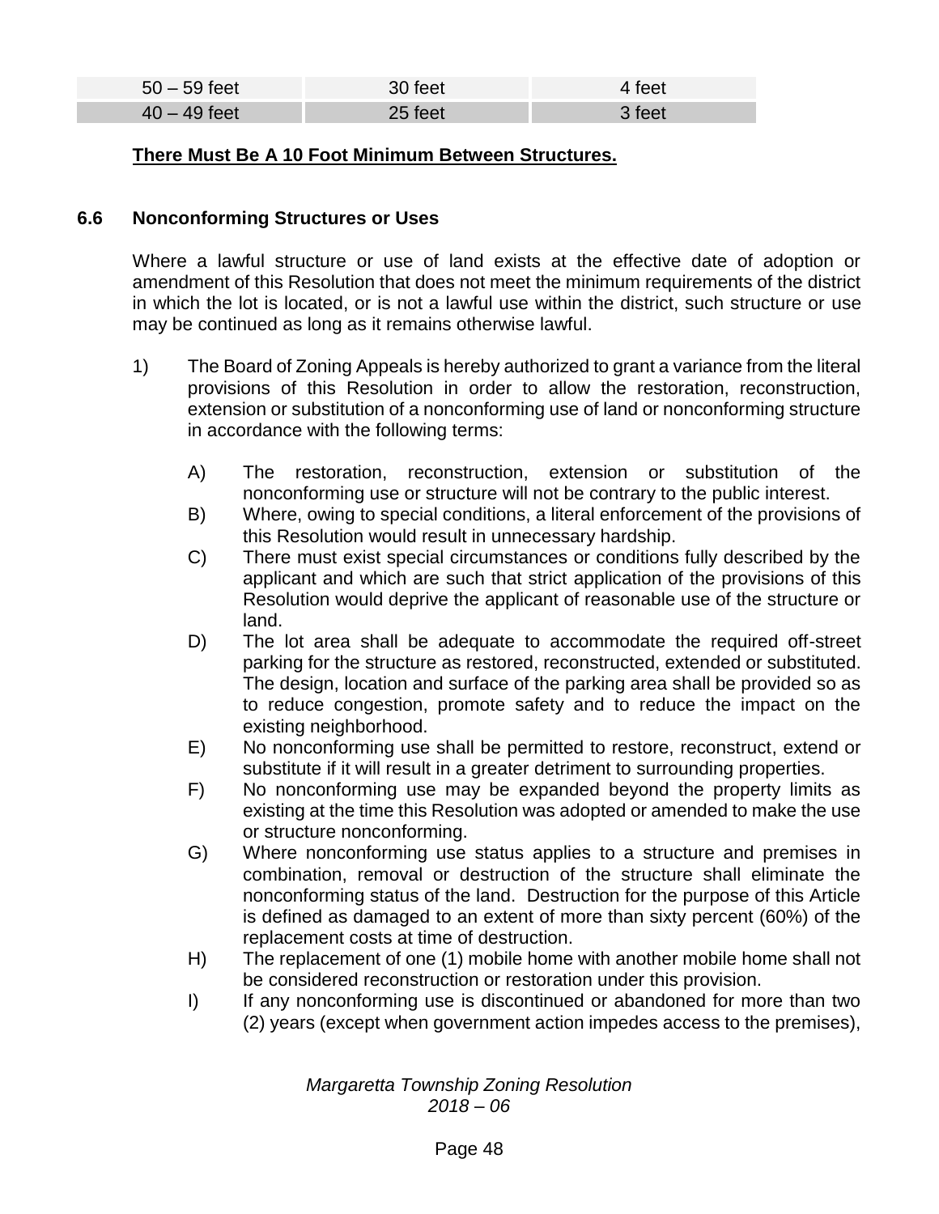| 50 – 59 feet | 30 feet | 4 feet |
|---|---|---|
| 40 – 49 feet | 25 feet | 3 feet |

**There Must Be A 10 Foot Minimum Between Structures.**

## 6.6 Nonconforming Structures or Uses

Where a lawful structure or use of land exists at the effective date of adoption or amendment of this Resolution that does not meet the minimum requirements of the district in which the lot is located, or is not a lawful use within the district, such structure or use may be continued as long as it remains otherwise lawful.

1) The Board of Zoning Appeals is hereby authorized to grant a variance from the literal provisions of this Resolution in order to allow the restoration, reconstruction, extension or substitution of a nonconforming use of land or nonconforming structure in accordance with the following terms:

   A) The restoration, reconstruction, extension or substitution of the nonconforming use or structure will not be contrary to the public interest.

   B) Where, owing to special conditions, a literal enforcement of the provisions of this Resolution would result in unnecessary hardship.

   C) There must exist special circumstances or conditions fully described by the applicant and which are such that strict application of the provisions of this Resolution would deprive the applicant of reasonable use of the structure or land.

   D) The lot area shall be adequate to accommodate the required off-street parking for the structure as restored, reconstructed, extended or substituted. The design, location and surface of the parking area shall be provided so as to reduce congestion, promote safety and to reduce the impact on the existing neighborhood.

   E) No nonconforming use shall be permitted to restore, reconstruct, extend or substitute if it will result in a greater detriment to surrounding properties.

   F) No nonconforming use may be expanded beyond the property limits as existing at the time this Resolution was adopted or amended to make the use or structure nonconforming.

   G) Where nonconforming use status applies to a structure and premises in combination, removal or destruction of the structure shall eliminate the nonconforming status of the land. Destruction for the purpose of this Article is defined as damaged to an extent of more than sixty percent (60%) of the replacement costs at time of destruction.

   H) The replacement of one (1) mobile home with another mobile home shall not be considered reconstruction or restoration under this provision.

   I) If any nonconforming use is discontinued or abandoned for more than two (2) years (except when government action impedes access to the premises),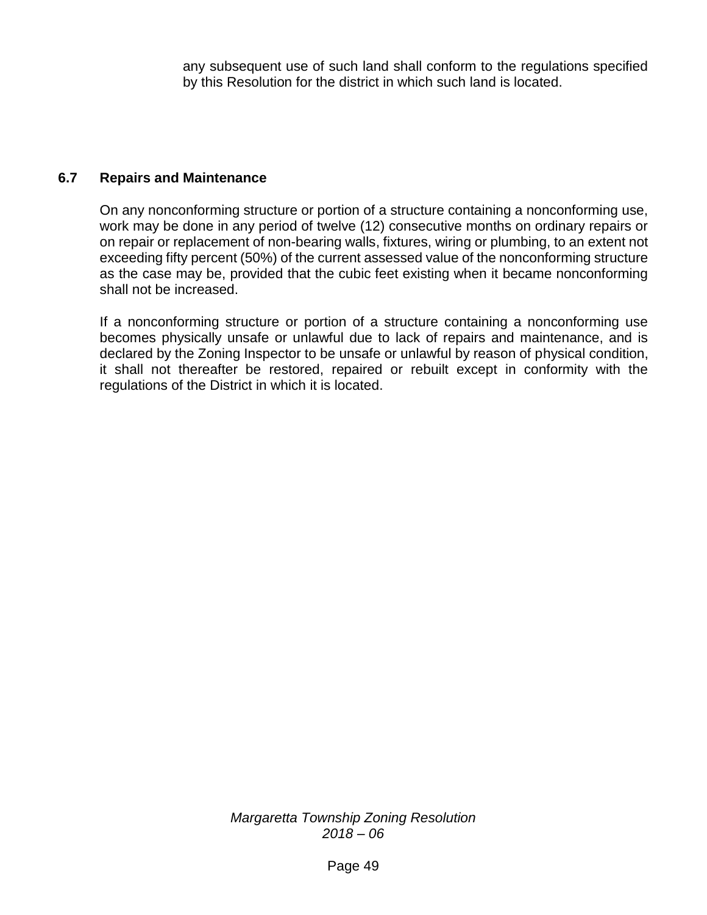any subsequent use of such land shall conform to the regulations specified by this Resolution for the district in which such land is located.

## 6.7 Repairs and Maintenance

On any nonconforming structure or portion of a structure containing a nonconforming use, work may be done in any period of twelve (12) consecutive months on ordinary repairs or on repair or replacement of non-bearing walls, fixtures, wiring or plumbing, to an extent not exceeding fifty percent (50%) of the current assessed value of the nonconforming structure as the case may be, provided that the cubic feet existing when it became nonconforming shall not be increased.

If a nonconforming structure or portion of a structure containing a nonconforming use becomes physically unsafe or unlawful due to lack of repairs and maintenance, and is declared by the Zoning Inspector to be unsafe or unlawful by reason of physical condition, it shall not thereafter be restored, repaired or rebuilt except in conformity with the regulations of the District in which it is located.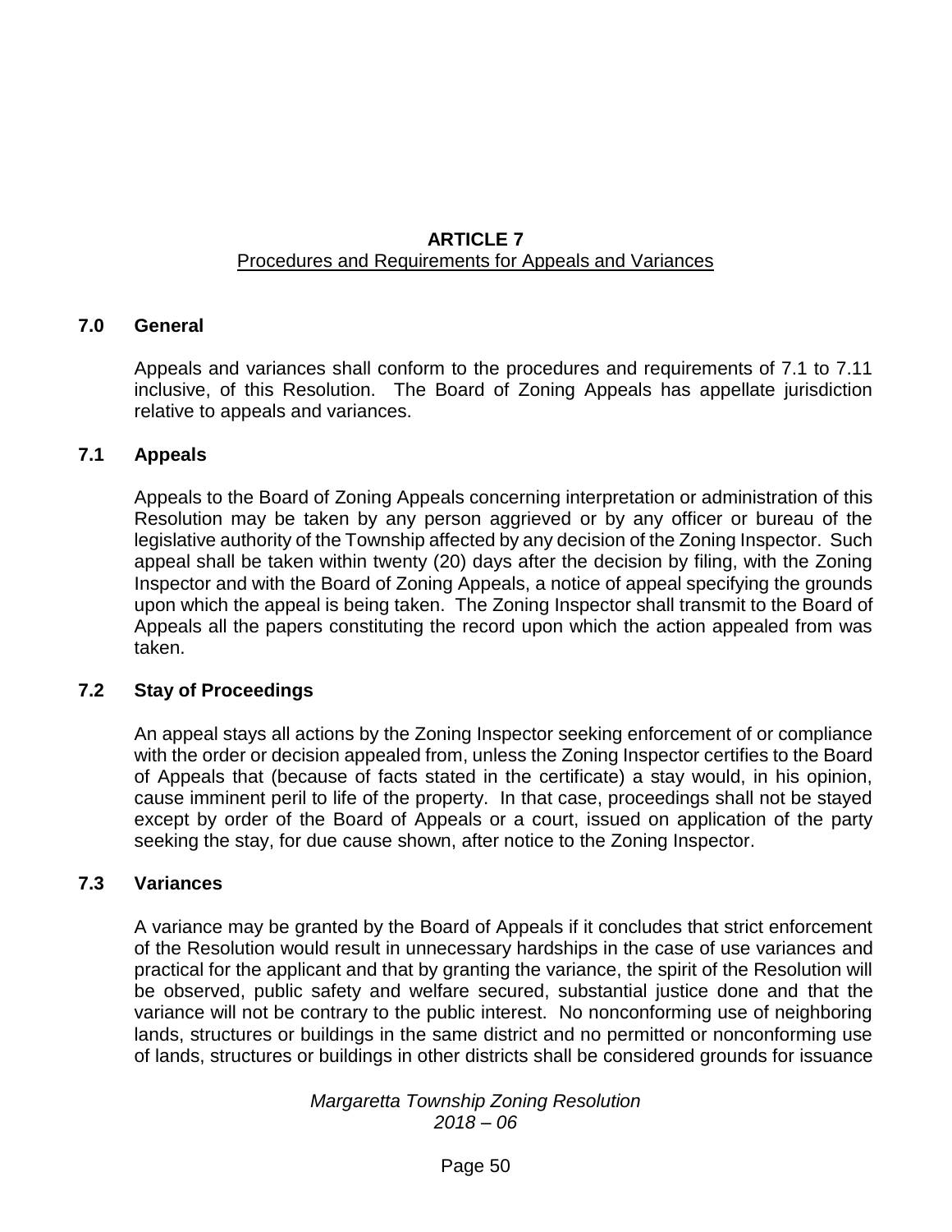# ARTICLE 7
## Procedures and Requirements for Appeals and Variances

### 7.0 General

Appeals and variances shall conform to the procedures and requirements of 7.1 to 7.11 inclusive, of this Resolution. The Board of Zoning Appeals has appellate jurisdiction relative to appeals and variances.

### 7.1 Appeals

Appeals to the Board of Zoning Appeals concerning interpretation or administration of this Resolution may be taken by any person aggrieved or by any officer or bureau of the legislative authority of the Township affected by any decision of the Zoning Inspector. Such appeal shall be taken within twenty (20) days after the decision by filing, with the Zoning Inspector and with the Board of Zoning Appeals, a notice of appeal specifying the grounds upon which the appeal is being taken. The Zoning Inspector shall transmit to the Board of Appeals all the papers constituting the record upon which the action appealed from was taken.

### 7.2 Stay of Proceedings

An appeal stays all actions by the Zoning Inspector seeking enforcement of or compliance with the order or decision appealed from, unless the Zoning Inspector certifies to the Board of Appeals that (because of facts stated in the certificate) a stay would, in his opinion, cause imminent peril to life of the property. In that case, proceedings shall not be stayed except by order of the Board of Appeals or a court, issued on application of the party seeking the stay, for due cause shown, after notice to the Zoning Inspector.

### 7.3 Variances

A variance may be granted by the Board of Appeals if it concludes that strict enforcement of the Resolution would result in unnecessary hardships in the case of use variances and practical for the applicant and that by granting the variance, the spirit of the Resolution will be observed, public safety and welfare secured, substantial justice done and that the variance will not be contrary to the public interest. No nonconforming use of neighboring lands, structures or buildings in the same district and no permitted or nonconforming use of lands, structures or buildings in other districts shall be considered grounds for issuance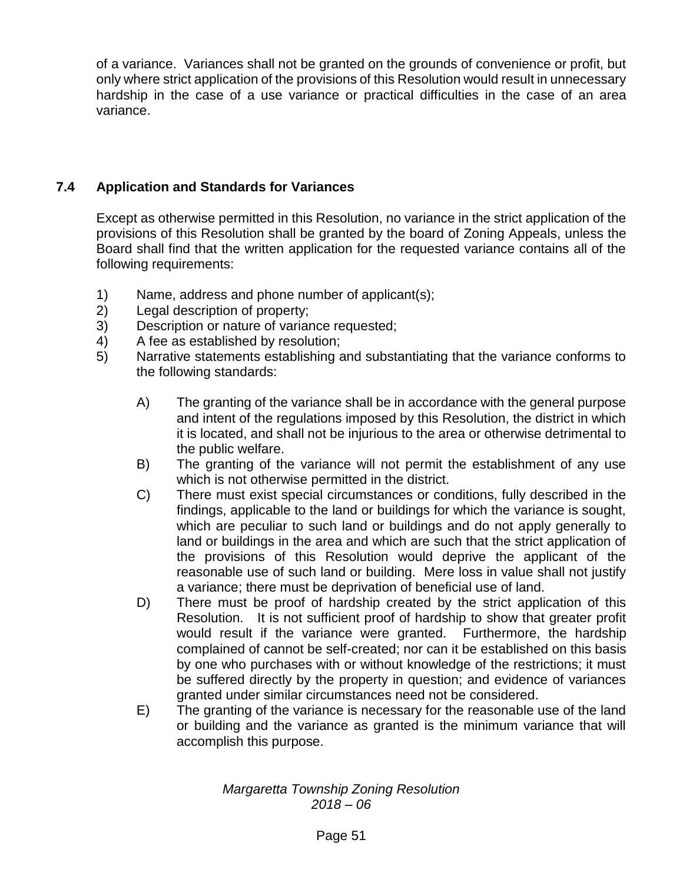of a variance. Variances shall not be granted on the grounds of convenience or profit, but only where strict application of the provisions of this Resolution would result in unnecessary hardship in the case of a use variance or practical difficulties in the case of an area variance.

## 7.4 Application and Standards for Variances

Except as otherwise permitted in this Resolution, no variance in the strict application of the provisions of this Resolution shall be granted by the board of Zoning Appeals, unless the Board shall find that the written application for the requested variance contains all of the following requirements:

1) Name, address and phone number of applicant(s);
2) Legal description of property;
3) Description or nature of variance requested;
4) A fee as established by resolution;
5) Narrative statements establishing and substantiating that the variance conforms to the following standards:

   A) The granting of the variance shall be in accordance with the general purpose and intent of the regulations imposed by this Resolution, the district in which it is located, and shall not be injurious to the area or otherwise detrimental to the public welfare.
   
   B) The granting of the variance will not permit the establishment of any use which is not otherwise permitted in the district.
   
   C) There must exist special circumstances or conditions, fully described in the findings, applicable to the land or buildings for which the variance is sought, which are peculiar to such land or buildings and do not apply generally to land or buildings in the area and which are such that the strict application of the provisions of this Resolution would deprive the applicant of the reasonable use of such land or building. Mere loss in value shall not justify a variance; there must be deprivation of beneficial use of land.
   
   D) There must be proof of hardship created by the strict application of this Resolution. It is not sufficient proof of hardship to show that greater profit would result if the variance were granted. Furthermore, the hardship complained of cannot be self-created; nor can it be established on this basis by one who purchases with or without knowledge of the restrictions; it must be suffered directly by the property in question; and evidence of variances granted under similar circumstances need not be considered.
   
   E) The granting of the variance is necessary for the reasonable use of the land or building and the variance as granted is the minimum variance that will accomplish this purpose.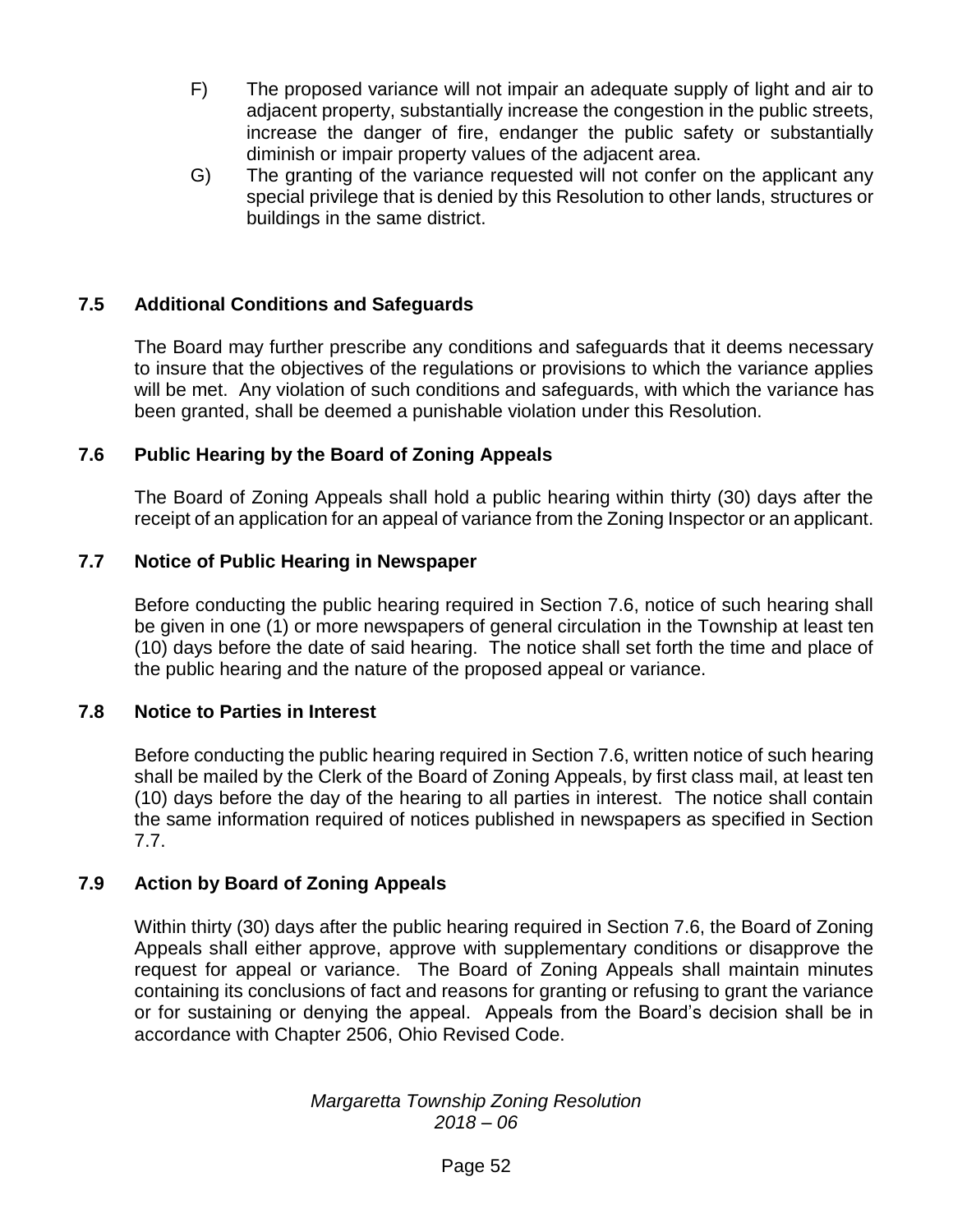F) The proposed variance will not impair an adequate supply of light and air to adjacent property, substantially increase the congestion in the public streets, increase the danger of fire, endanger the public safety or substantially diminish or impair property values of the adjacent area.

G) The granting of the variance requested will not confer on the applicant any special privilege that is denied by this Resolution to other lands, structures or buildings in the same district.

### 7.5 Additional Conditions and Safeguards

The Board may further prescribe any conditions and safeguards that it deems necessary to insure that the objectives of the regulations or provisions to which the variance applies will be met. Any violation of such conditions and safeguards, with which the variance has been granted, shall be deemed a punishable violation under this Resolution.

### 7.6 Public Hearing by the Board of Zoning Appeals

The Board of Zoning Appeals shall hold a public hearing within thirty (30) days after the receipt of an application for an appeal of variance from the Zoning Inspector or an applicant.

### 7.7 Notice of Public Hearing in Newspaper

Before conducting the public hearing required in Section 7.6, notice of such hearing shall be given in one (1) or more newspapers of general circulation in the Township at least ten (10) days before the date of said hearing. The notice shall set forth the time and place of the public hearing and the nature of the proposed appeal or variance.

### 7.8 Notice to Parties in Interest

Before conducting the public hearing required in Section 7.6, written notice of such hearing shall be mailed by the Clerk of the Board of Zoning Appeals, by first class mail, at least ten (10) days before the day of the hearing to all parties in interest. The notice shall contain the same information required of notices published in newspapers as specified in Section 7.7.

### 7.9 Action by Board of Zoning Appeals

Within thirty (30) days after the public hearing required in Section 7.6, the Board of Zoning Appeals shall either approve, approve with supplementary conditions or disapprove the request for appeal or variance. The Board of Zoning Appeals shall maintain minutes containing its conclusions of fact and reasons for granting or refusing to grant the variance or for sustaining or denying the appeal. Appeals from the Board's decision shall be in accordance with Chapter 2506, Ohio Revised Code.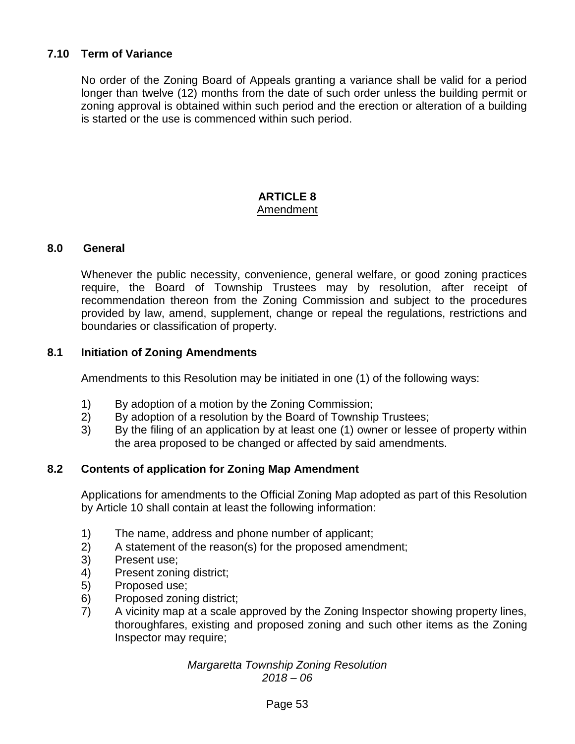### 7.10 Term of Variance

No order of the Zoning Board of Appeals granting a variance shall be valid for a period longer than twelve (12) months from the date of such order unless the building permit or zoning approval is obtained within such period and the erection or alteration of a building is started or the use is commenced within such period.

# ARTICLE 8

## Amendment

### 8.0 General

Whenever the public necessity, convenience, general welfare, or good zoning practices require, the Board of Township Trustees may by resolution, after receipt of recommendation thereon from the Zoning Commission and subject to the procedures provided by law, amend, supplement, change or repeal the regulations, restrictions and boundaries or classification of property.

### 8.1 Initiation of Zoning Amendments

Amendments to this Resolution may be initiated in one (1) of the following ways:

1) By adoption of a motion by the Zoning Commission;
2) By adoption of a resolution by the Board of Township Trustees;
3) By the filing of an application by at least one (1) owner or lessee of property within the area proposed to be changed or affected by said amendments.

### 8.2 Contents of application for Zoning Map Amendment

Applications for amendments to the Official Zoning Map adopted as part of this Resolution by Article 10 shall contain at least the following information:

1) The name, address and phone number of applicant;
2) A statement of the reason(s) for the proposed amendment;
3) Present use;
4) Present zoning district;
5) Proposed use;
6) Proposed zoning district;
7) A vicinity map at a scale approved by the Zoning Inspector showing property lines, thoroughfares, existing and proposed zoning and such other items as the Zoning Inspector may require;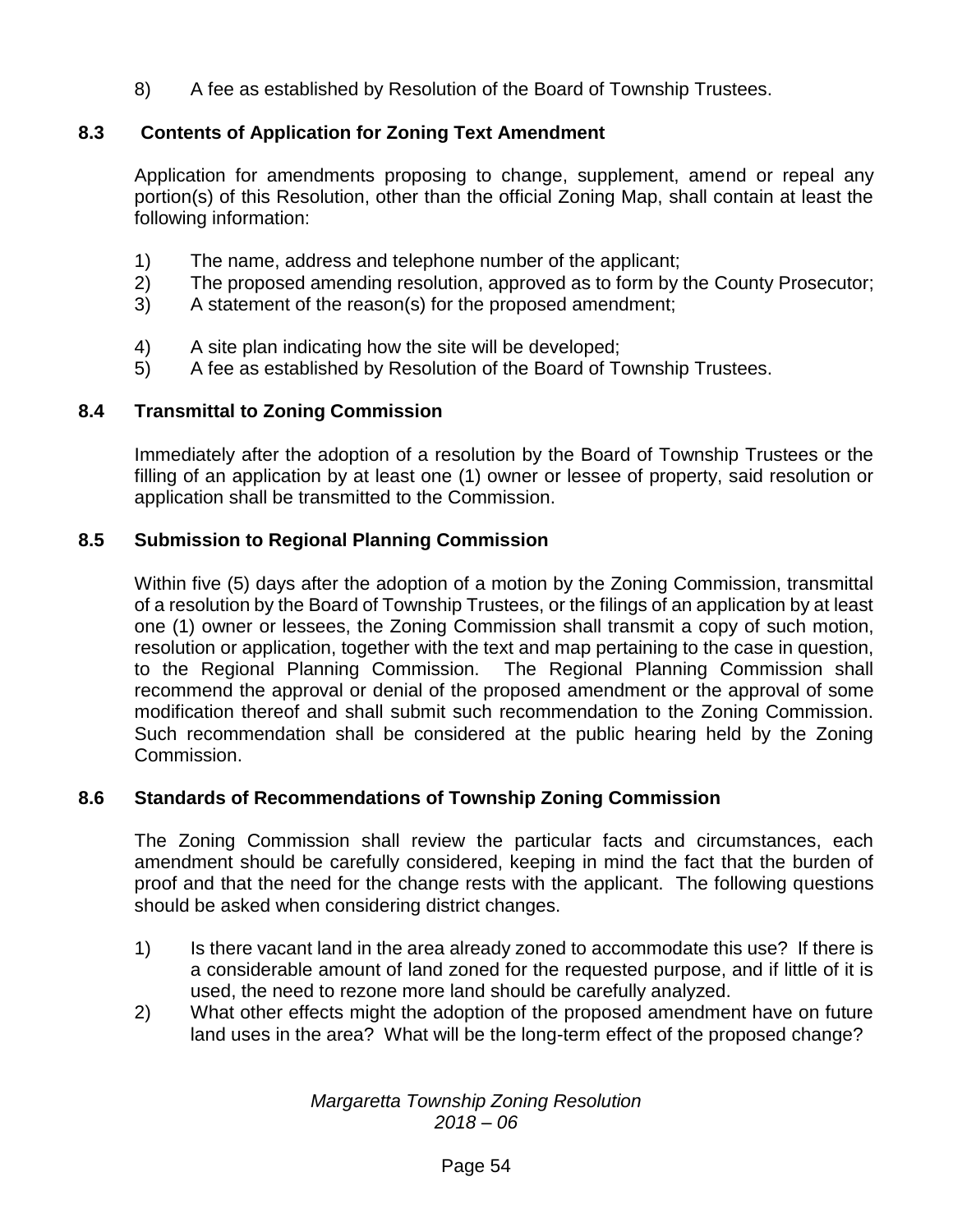8) A fee as established by Resolution of the Board of Township Trustees.

## 8.3 Contents of Application for Zoning Text Amendment

Application for amendments proposing to change, supplement, amend or repeal any portion(s) of this Resolution, other than the official Zoning Map, shall contain at least the following information:

1) The name, address and telephone number of the applicant;
2) The proposed amending resolution, approved as to form by the County Prosecutor;
3) A statement of the reason(s) for the proposed amendment;
4) A site plan indicating how the site will be developed;
5) A fee as established by Resolution of the Board of Township Trustees.

## 8.4 Transmittal to Zoning Commission

Immediately after the adoption of a resolution by the Board of Township Trustees or the filling of an application by at least one (1) owner or lessee of property, said resolution or application shall be transmitted to the Commission.

## 8.5 Submission to Regional Planning Commission

Within five (5) days after the adoption of a motion by the Zoning Commission, transmittal of a resolution by the Board of Township Trustees, or the filings of an application by at least one (1) owner or lessees, the Zoning Commission shall transmit a copy of such motion, resolution or application, together with the text and map pertaining to the case in question, to the Regional Planning Commission. The Regional Planning Commission shall recommend the approval or denial of the proposed amendment or the approval of some modification thereof and shall submit such recommendation to the Zoning Commission. Such recommendation shall be considered at the public hearing held by the Zoning Commission.

## 8.6 Standards of Recommendations of Township Zoning Commission

The Zoning Commission shall review the particular facts and circumstances, each amendment should be carefully considered, keeping in mind the fact that the burden of proof and that the need for the change rests with the applicant. The following questions should be asked when considering district changes.

1) Is there vacant land in the area already zoned to accommodate this use? If there is a considerable amount of land zoned for the requested purpose, and if little of it is used, the need to rezone more land should be carefully analyzed.
2) What other effects might the adoption of the proposed amendment have on future land uses in the area? What will be the long-term effect of the proposed change?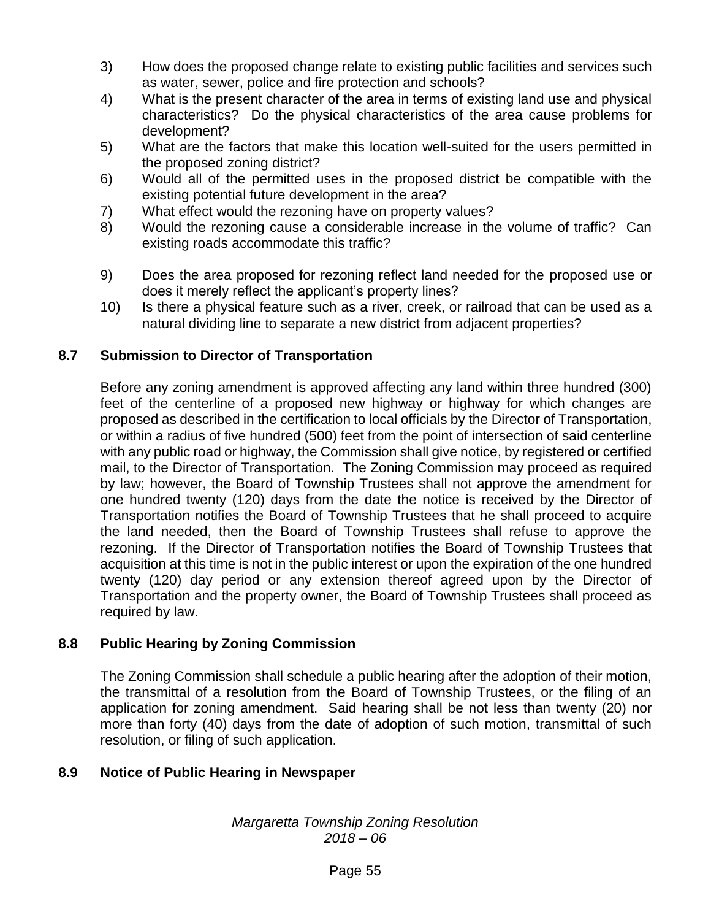3) How does the proposed change relate to existing public facilities and services such as water, sewer, police and fire protection and schools?
4) What is the present character of the area in terms of existing land use and physical characteristics? Do the physical characteristics of the area cause problems for development?
5) What are the factors that make this location well-suited for the users permitted in the proposed zoning district?
6) Would all of the permitted uses in the proposed district be compatible with the existing potential future development in the area?
7) What effect would the rezoning have on property values?
8) Would the rezoning cause a considerable increase in the volume of traffic? Can existing roads accommodate this traffic?
9) Does the area proposed for rezoning reflect land needed for the proposed use or does it merely reflect the applicant's property lines?
10) Is there a physical feature such as a river, creek, or railroad that can be used as a natural dividing line to separate a new district from adjacent properties?

### 8.7 Submission to Director of Transportation

Before any zoning amendment is approved affecting any land within three hundred (300) feet of the centerline of a proposed new highway or highway for which changes are proposed as described in the certification to local officials by the Director of Transportation, or within a radius of five hundred (500) feet from the point of intersection of said centerline with any public road or highway, the Commission shall give notice, by registered or certified mail, to the Director of Transportation. The Zoning Commission may proceed as required by law; however, the Board of Township Trustees shall not approve the amendment for one hundred twenty (120) days from the date the notice is received by the Director of Transportation notifies the Board of Township Trustees that he shall proceed to acquire the land needed, then the Board of Township Trustees shall refuse to approve the rezoning. If the Director of Transportation notifies the Board of Township Trustees that acquisition at this time is not in the public interest or upon the expiration of the one hundred twenty (120) day period or any extension thereof agreed upon by the Director of Transportation and the property owner, the Board of Township Trustees shall proceed as required by law.

### 8.8 Public Hearing by Zoning Commission

The Zoning Commission shall schedule a public hearing after the adoption of their motion, the transmittal of a resolution from the Board of Township Trustees, or the filing of an application for zoning amendment. Said hearing shall be not less than twenty (20) nor more than forty (40) days from the date of adoption of such motion, transmittal of such resolution, or filing of such application.

### 8.9 Notice of Public Hearing in Newspaper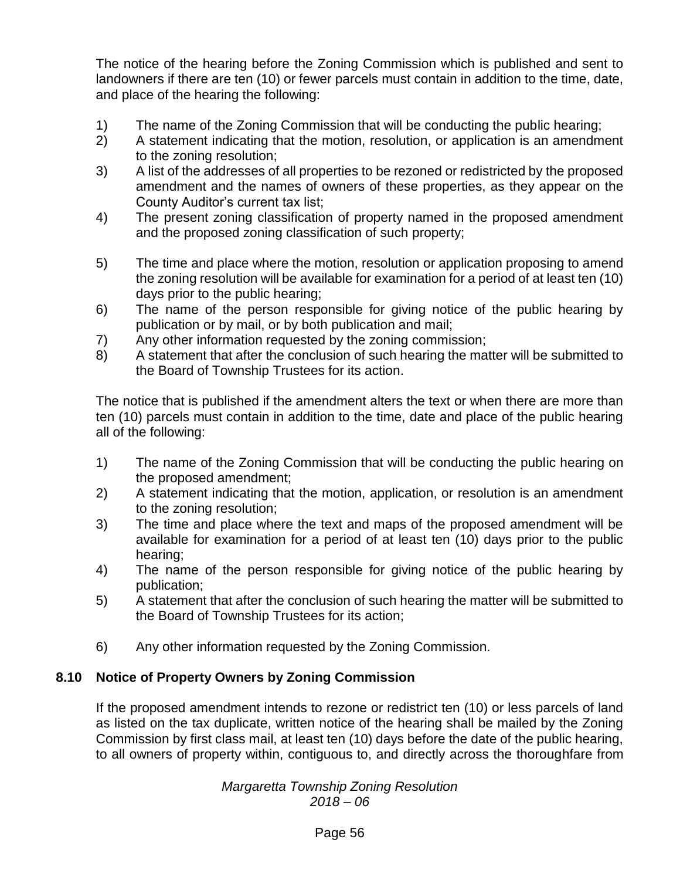The notice of the hearing before the Zoning Commission which is published and sent to landowners if there are ten (10) or fewer parcels must contain in addition to the time, date, and place of the hearing the following:

1) The name of the Zoning Commission that will be conducting the public hearing;
2) A statement indicating that the motion, resolution, or application is an amendment to the zoning resolution;
3) A list of the addresses of all properties to be rezoned or redistricted by the proposed amendment and the names of owners of these properties, as they appear on the County Auditor's current tax list;
4) The present zoning classification of property named in the proposed amendment and the proposed zoning classification of such property;
5) The time and place where the motion, resolution or application proposing to amend the zoning resolution will be available for examination for a period of at least ten (10) days prior to the public hearing;
6) The name of the person responsible for giving notice of the public hearing by publication or by mail, or by both publication and mail;
7) Any other information requested by the zoning commission;
8) A statement that after the conclusion of such hearing the matter will be submitted to the Board of Township Trustees for its action.

The notice that is published if the amendment alters the text or when there are more than ten (10) parcels must contain in addition to the time, date and place of the public hearing all of the following:

1) The name of the Zoning Commission that will be conducting the public hearing on the proposed amendment;
2) A statement indicating that the motion, application, or resolution is an amendment to the zoning resolution;
3) The time and place where the text and maps of the proposed amendment will be available for examination for a period of at least ten (10) days prior to the public hearing;
4) The name of the person responsible for giving notice of the public hearing by publication;
5) A statement that after the conclusion of such hearing the matter will be submitted to the Board of Township Trustees for its action;
6) Any other information requested by the Zoning Commission.

## 8.10 Notice of Property Owners by Zoning Commission

If the proposed amendment intends to rezone or redistrict ten (10) or less parcels of land as listed on the tax duplicate, written notice of the hearing shall be mailed by the Zoning Commission by first class mail, at least ten (10) days before the date of the public hearing, to all owners of property within, contiguous to, and directly across the thoroughfare from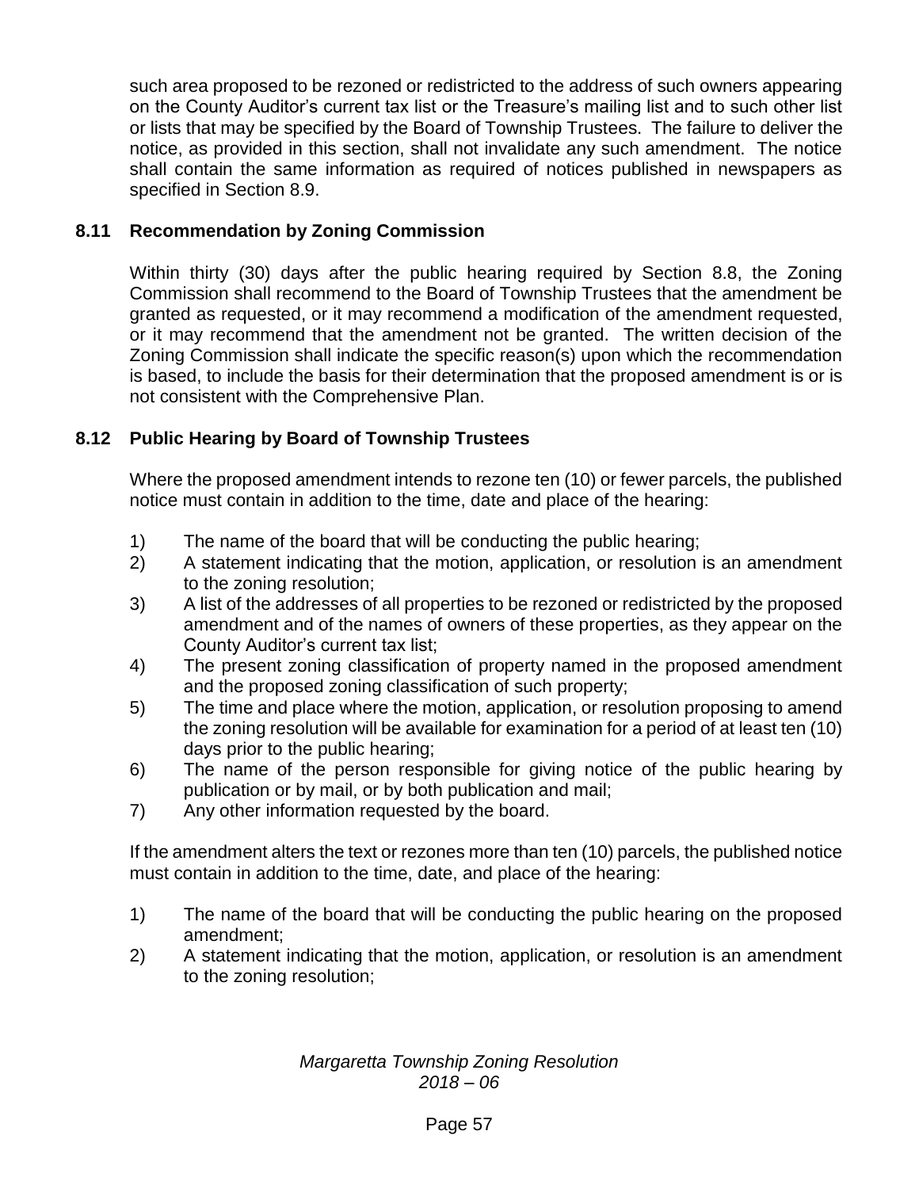such area proposed to be rezoned or redistricted to the address of such owners appearing on the County Auditor's current tax list or the Treasure's mailing list and to such other list or lists that may be specified by the Board of Township Trustees. The failure to deliver the notice, as provided in this section, shall not invalidate any such amendment. The notice shall contain the same information as required of notices published in newspapers as specified in Section 8.9.

### 8.11 Recommendation by Zoning Commission

Within thirty (30) days after the public hearing required by Section 8.8, the Zoning Commission shall recommend to the Board of Township Trustees that the amendment be granted as requested, or it may recommend a modification of the amendment requested, or it may recommend that the amendment not be granted. The written decision of the Zoning Commission shall indicate the specific reason(s) upon which the recommendation is based, to include the basis for their determination that the proposed amendment is or is not consistent with the Comprehensive Plan.

### 8.12 Public Hearing by Board of Township Trustees

Where the proposed amendment intends to rezone ten (10) or fewer parcels, the published notice must contain in addition to the time, date and place of the hearing:

1) The name of the board that will be conducting the public hearing;
2) A statement indicating that the motion, application, or resolution is an amendment to the zoning resolution;
3) A list of the addresses of all properties to be rezoned or redistricted by the proposed amendment and of the names of owners of these properties, as they appear on the County Auditor's current tax list;
4) The present zoning classification of property named in the proposed amendment and the proposed zoning classification of such property;
5) The time and place where the motion, application, or resolution proposing to amend the zoning resolution will be available for examination for a period of at least ten (10) days prior to the public hearing;
6) The name of the person responsible for giving notice of the public hearing by publication or by mail, or by both publication and mail;
7) Any other information requested by the board.

If the amendment alters the text or rezones more than ten (10) parcels, the published notice must contain in addition to the time, date, and place of the hearing:

1) The name of the board that will be conducting the public hearing on the proposed amendment;
2) A statement indicating that the motion, application, or resolution is an amendment to the zoning resolution;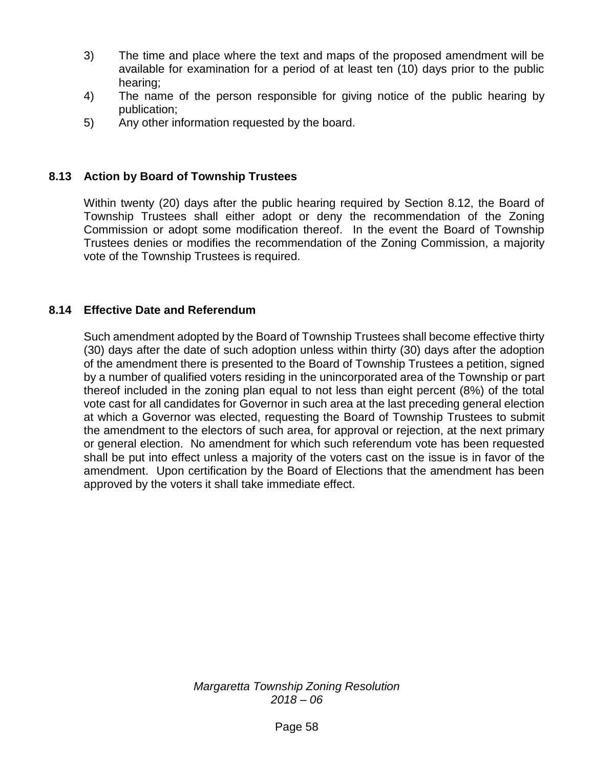3) The time and place where the text and maps of the proposed amendment will be available for examination for a period of at least ten (10) days prior to the public hearing;
4) The name of the person responsible for giving notice of the public hearing by publication;
5) Any other information requested by the board.

### 8.13 Action by Board of Township Trustees

Within twenty (20) days after the public hearing required by Section 8.12, the Board of Township Trustees shall either adopt or deny the recommendation of the Zoning Commission or adopt some modification thereof. In the event the Board of Township Trustees denies or modifies the recommendation of the Zoning Commission, a majority vote of the Township Trustees is required.

### 8.14 Effective Date and Referendum

Such amendment adopted by the Board of Township Trustees shall become effective thirty (30) days after the date of such adoption unless within thirty (30) days after the adoption of the amendment there is presented to the Board of Township Trustees a petition, signed by a number of qualified voters residing in the unincorporated area of the Township or part thereof included in the zoning plan equal to not less than eight percent (8%) of the total vote cast for all candidates for Governor in such area at the last preceding general election at which a Governor was elected, requesting the Board of Township Trustees to submit the amendment to the electors of such area, for approval or rejection, at the next primary or general election. No amendment for which such referendum vote has been requested shall be put into effect unless a majority of the voters cast on the issue is in favor of the amendment. Upon certification by the Board of Elections that the amendment has been approved by the voters it shall take immediate effect.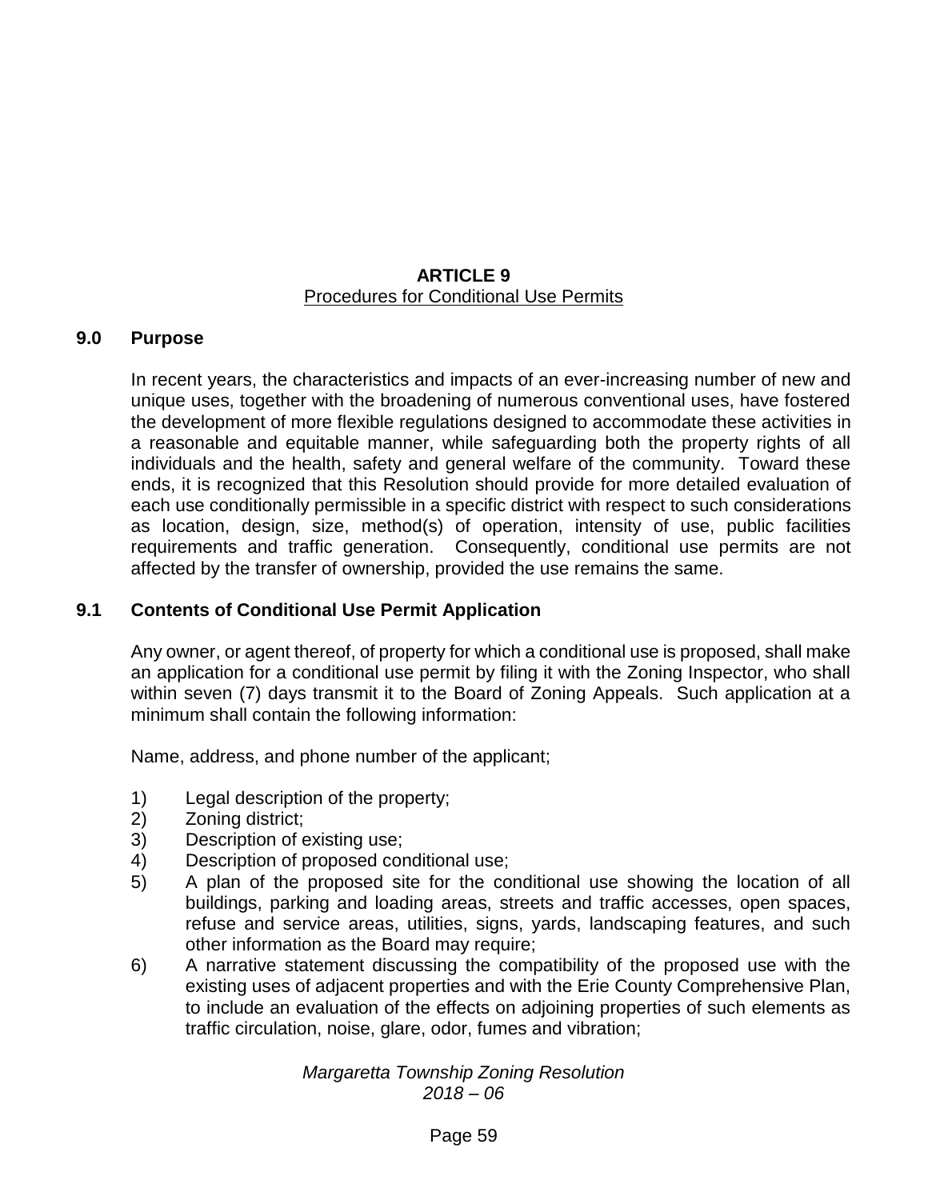# ARTICLE 9

## Procedures for Conditional Use Permits

### 9.0 Purpose

In recent years, the characteristics and impacts of an ever-increasing number of new and unique uses, together with the broadening of numerous conventional uses, have fostered the development of more flexible regulations designed to accommodate these activities in a reasonable and equitable manner, while safeguarding both the property rights of all individuals and the health, safety and general welfare of the community. Toward these ends, it is recognized that this Resolution should provide for more detailed evaluation of each use conditionally permissible in a specific district with respect to such considerations as location, design, size, method(s) of operation, intensity of use, public facilities requirements and traffic generation. Consequently, conditional use permits are not affected by the transfer of ownership, provided the use remains the same.

### 9.1 Contents of Conditional Use Permit Application

Any owner, or agent thereof, of property for which a conditional use is proposed, shall make an application for a conditional use permit by filing it with the Zoning Inspector, who shall within seven (7) days transmit it to the Board of Zoning Appeals. Such application at a minimum shall contain the following information:

Name, address, and phone number of the applicant;

1) Legal description of the property;
2) Zoning district;
3) Description of existing use;
4) Description of proposed conditional use;
5) A plan of the proposed site for the conditional use showing the location of all buildings, parking and loading areas, streets and traffic accesses, open spaces, refuse and service areas, utilities, signs, yards, landscaping features, and such other information as the Board may require;
6) A narrative statement discussing the compatibility of the proposed use with the existing uses of adjacent properties and with the Erie County Comprehensive Plan, to include an evaluation of the effects on adjoining properties of such elements as traffic circulation, noise, glare, odor, fumes and vibration;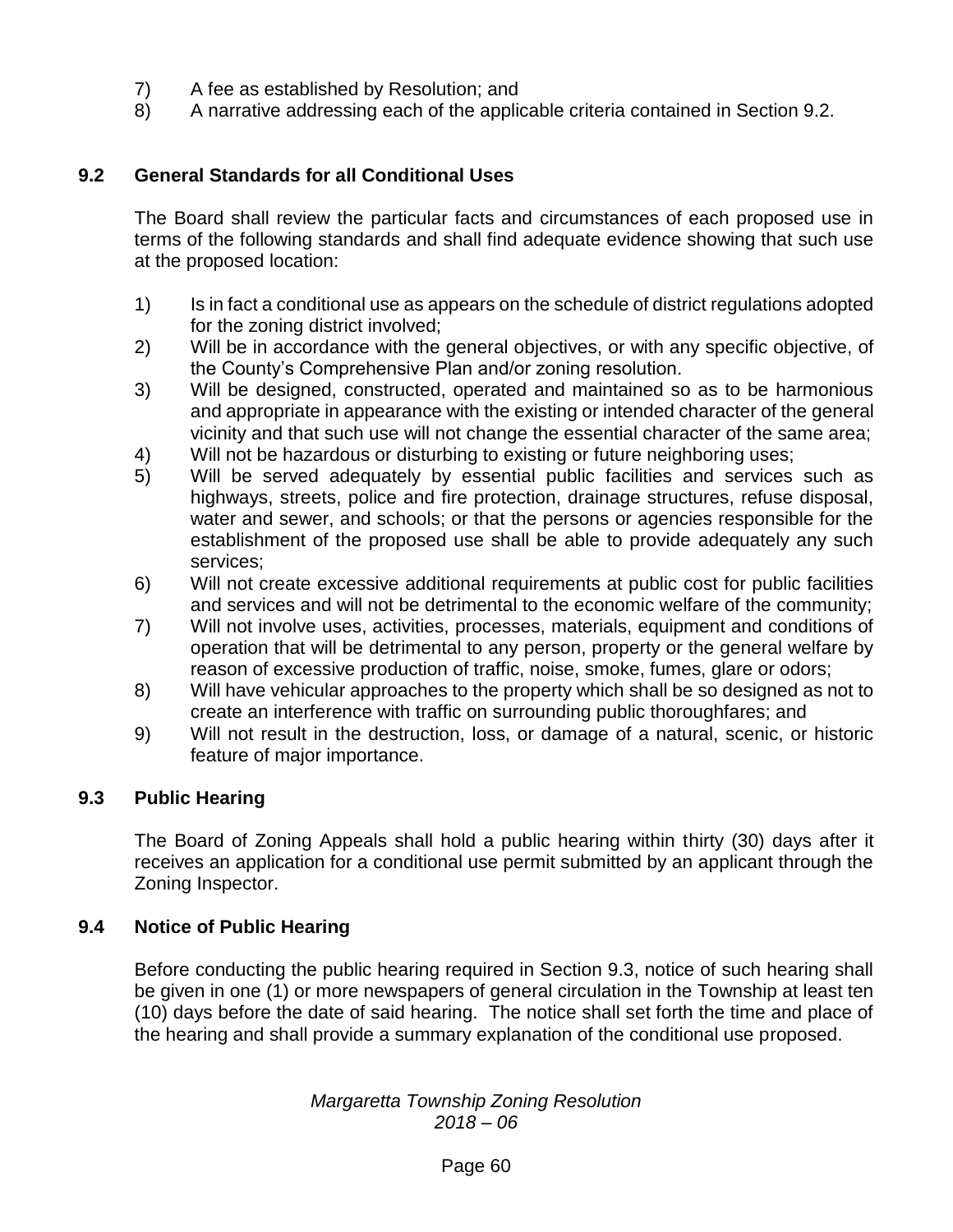7) A fee as established by Resolution; and
8) A narrative addressing each of the applicable criteria contained in Section 9.2.

## 9.2 General Standards for all Conditional Uses

The Board shall review the particular facts and circumstances of each proposed use in terms of the following standards and shall find adequate evidence showing that such use at the proposed location:

1) Is in fact a conditional use as appears on the schedule of district regulations adopted for the zoning district involved;
2) Will be in accordance with the general objectives, or with any specific objective, of the County's Comprehensive Plan and/or zoning resolution.
3) Will be designed, constructed, operated and maintained so as to be harmonious and appropriate in appearance with the existing or intended character of the general vicinity and that such use will not change the essential character of the same area;
4) Will not be hazardous or disturbing to existing or future neighboring uses;
5) Will be served adequately by essential public facilities and services such as highways, streets, police and fire protection, drainage structures, refuse disposal, water and sewer, and schools; or that the persons or agencies responsible for the establishment of the proposed use shall be able to provide adequately any such services;
6) Will not create excessive additional requirements at public cost for public facilities and services and will not be detrimental to the economic welfare of the community;
7) Will not involve uses, activities, processes, materials, equipment and conditions of operation that will be detrimental to any person, property or the general welfare by reason of excessive production of traffic, noise, smoke, fumes, glare or odors;
8) Will have vehicular approaches to the property which shall be so designed as not to create an interference with traffic on surrounding public thoroughfares; and
9) Will not result in the destruction, loss, or damage of a natural, scenic, or historic feature of major importance.

## 9.3 Public Hearing

The Board of Zoning Appeals shall hold a public hearing within thirty (30) days after it receives an application for a conditional use permit submitted by an applicant through the Zoning Inspector.

## 9.4 Notice of Public Hearing

Before conducting the public hearing required in Section 9.3, notice of such hearing shall be given in one (1) or more newspapers of general circulation in the Township at least ten (10) days before the date of said hearing. The notice shall set forth the time and place of the hearing and shall provide a summary explanation of the conditional use proposed.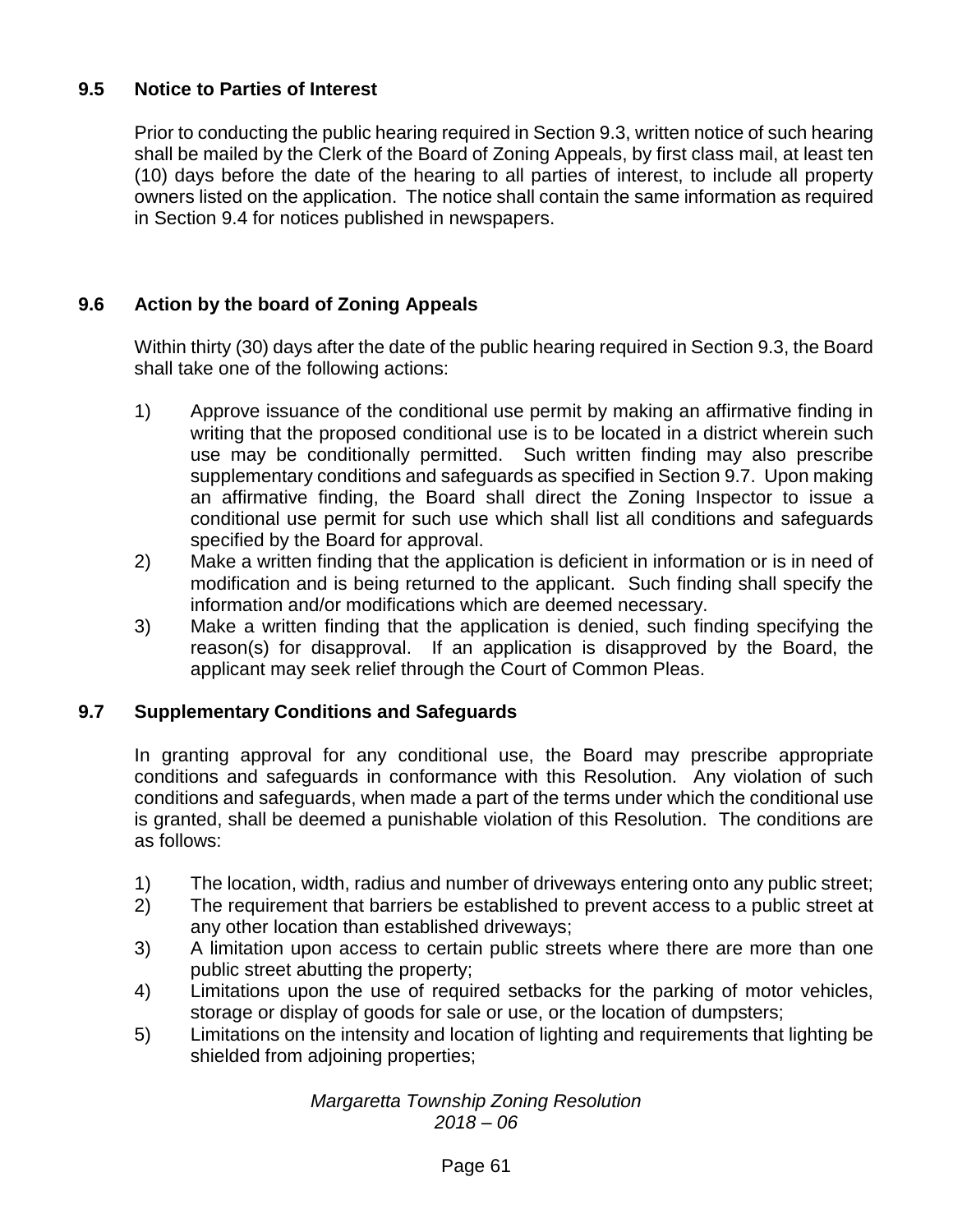## 9.5 Notice to Parties of Interest

Prior to conducting the public hearing required in Section 9.3, written notice of such hearing shall be mailed by the Clerk of the Board of Zoning Appeals, by first class mail, at least ten (10) days before the date of the hearing to all parties of interest, to include all property owners listed on the application. The notice shall contain the same information as required in Section 9.4 for notices published in newspapers.

## 9.6 Action by the board of Zoning Appeals

Within thirty (30) days after the date of the public hearing required in Section 9.3, the Board shall take one of the following actions:

1) Approve issuance of the conditional use permit by making an affirmative finding in writing that the proposed conditional use is to be located in a district wherein such use may be conditionally permitted. Such written finding may also prescribe supplementary conditions and safeguards as specified in Section 9.7. Upon making an affirmative finding, the Board shall direct the Zoning Inspector to issue a conditional use permit for such use which shall list all conditions and safeguards specified by the Board for approval.
2) Make a written finding that the application is deficient in information or is in need of modification and is being returned to the applicant. Such finding shall specify the information and/or modifications which are deemed necessary.
3) Make a written finding that the application is denied, such finding specifying the reason(s) for disapproval. If an application is disapproved by the Board, the applicant may seek relief through the Court of Common Pleas.

## 9.7 Supplementary Conditions and Safeguards

In granting approval for any conditional use, the Board may prescribe appropriate conditions and safeguards in conformance with this Resolution. Any violation of such conditions and safeguards, when made a part of the terms under which the conditional use is granted, shall be deemed a punishable violation of this Resolution. The conditions are as follows:

1) The location, width, radius and number of driveways entering onto any public street;
2) The requirement that barriers be established to prevent access to a public street at any other location than established driveways;
3) A limitation upon access to certain public streets where there are more than one public street abutting the property;
4) Limitations upon the use of required setbacks for the parking of motor vehicles, storage or display of goods for sale or use, or the location of dumpsters;
5) Limitations on the intensity and location of lighting and requirements that lighting be shielded from adjoining properties;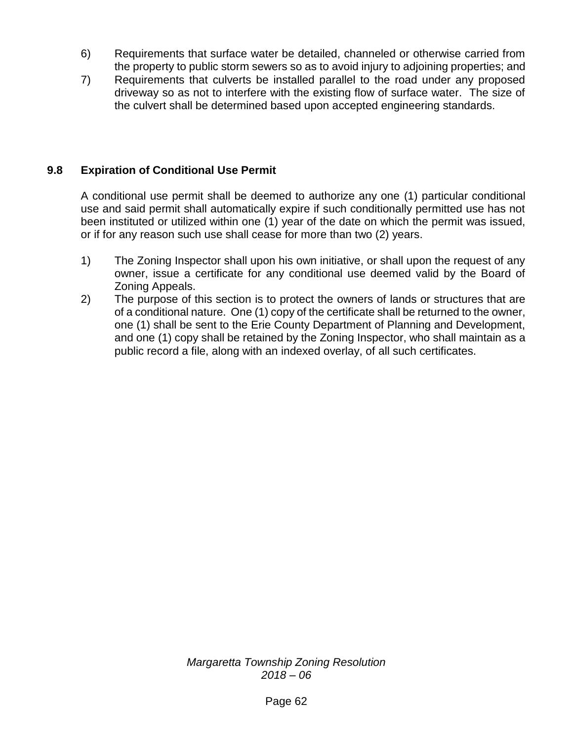6) Requirements that surface water be detailed, channeled or otherwise carried from the property to public storm sewers so as to avoid injury to adjoining properties; and
7) Requirements that culverts be installed parallel to the road under any proposed driveway so as not to interfere with the existing flow of surface water. The size of the culvert shall be determined based upon accepted engineering standards.

## 9.8 Expiration of Conditional Use Permit

A conditional use permit shall be deemed to authorize any one (1) particular conditional use and said permit shall automatically expire if such conditionally permitted use has not been instituted or utilized within one (1) year of the date on which the permit was issued, or if for any reason such use shall cease for more than two (2) years.

1) The Zoning Inspector shall upon his own initiative, or shall upon the request of any owner, issue a certificate for any conditional use deemed valid by the Board of Zoning Appeals.
2) The purpose of this section is to protect the owners of lands or structures that are of a conditional nature. One (1) copy of the certificate shall be returned to the owner, one (1) shall be sent to the Erie County Department of Planning and Development, and one (1) copy shall be retained by the Zoning Inspector, who shall maintain as a public record a file, along with an indexed overlay, of all such certificates.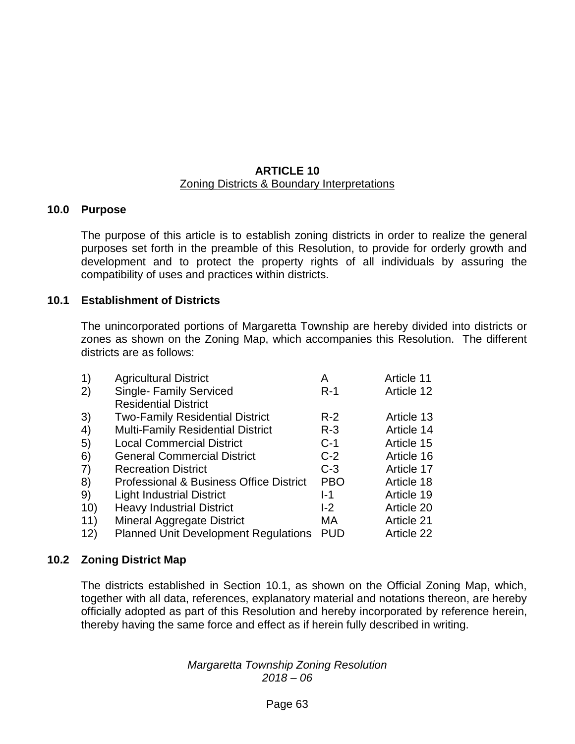# ARTICLE 10

## Zoning Districts & Boundary Interpretations

### 10.0 Purpose

The purpose of this article is to establish zoning districts in order to realize the general purposes set forth in the preamble of this Resolution, to provide for orderly growth and development and to protect the property rights of all individuals by assuring the compatibility of uses and practices within districts.

### 10.1 Establishment of Districts

The unincorporated portions of Margaretta Township are hereby divided into districts or zones as shown on the Zoning Map, which accompanies this Resolution. The different districts are as follows:

| | | | |
|---|---|---|---|
| 1) | Agricultural District | A | Article 11 |
| 2) | Single- Family Serviced Residential District | R-1 | Article 12 |
| 3) | Two-Family Residential District | R-2 | Article 13 |
| 4) | Multi-Family Residential District | R-3 | Article 14 |
| 5) | Local Commercial District | C-1 | Article 15 |
| 6) | General Commercial District | C-2 | Article 16 |
| 7) | Recreation District | C-3 | Article 17 |
| 8) | Professional & Business Office District | PBO | Article 18 |
| 9) | Light Industrial District | I-1 | Article 19 |
| 10) | Heavy Industrial District | I-2 | Article 20 |
| 11) | Mineral Aggregate District | MA | Article 21 |
| 12) | Planned Unit Development Regulations | PUD | Article 22 |

### 10.2 Zoning District Map

The districts established in Section 10.1, as shown on the Official Zoning Map, which, together with all data, references, explanatory material and notations thereon, are hereby officially adopted as part of this Resolution and hereby incorporated by reference herein, thereby having the same force and effect as if herein fully described in writing.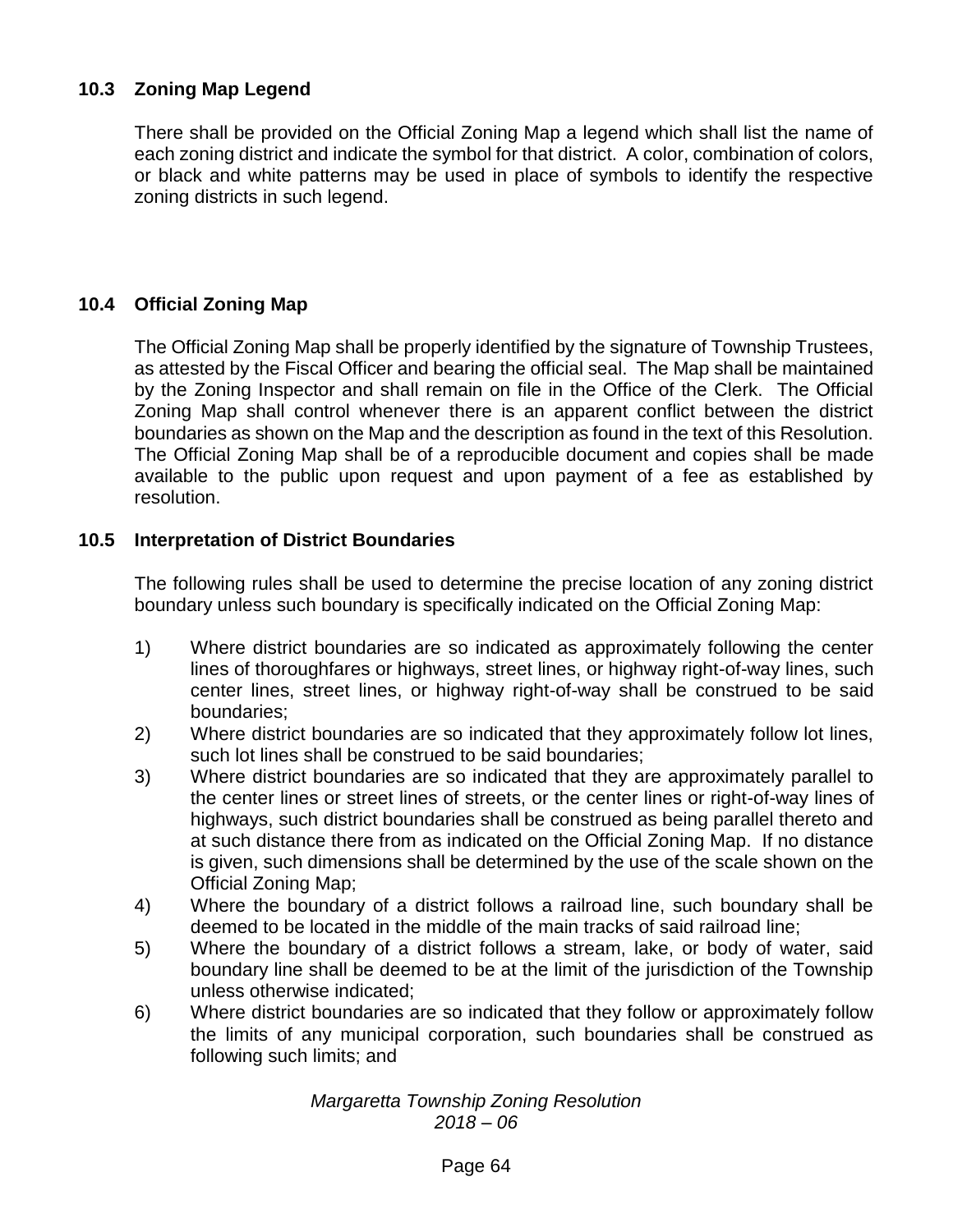## 10.3 Zoning Map Legend

There shall be provided on the Official Zoning Map a legend which shall list the name of each zoning district and indicate the symbol for that district. A color, combination of colors, or black and white patterns may be used in place of symbols to identify the respective zoning districts in such legend.

## 10.4 Official Zoning Map

The Official Zoning Map shall be properly identified by the signature of Township Trustees, as attested by the Fiscal Officer and bearing the official seal. The Map shall be maintained by the Zoning Inspector and shall remain on file in the Office of the Clerk. The Official Zoning Map shall control whenever there is an apparent conflict between the district boundaries as shown on the Map and the description as found in the text of this Resolution. The Official Zoning Map shall be of a reproducible document and copies shall be made available to the public upon request and upon payment of a fee as established by resolution.

## 10.5 Interpretation of District Boundaries

The following rules shall be used to determine the precise location of any zoning district boundary unless such boundary is specifically indicated on the Official Zoning Map:

1) Where district boundaries are so indicated as approximately following the center lines of thoroughfares or highways, street lines, or highway right-of-way lines, such center lines, street lines, or highway right-of-way shall be construed to be said boundaries;
2) Where district boundaries are so indicated that they approximately follow lot lines, such lot lines shall be construed to be said boundaries;
3) Where district boundaries are so indicated that they are approximately parallel to the center lines or street lines of streets, or the center lines or right-of-way lines of highways, such district boundaries shall be construed as being parallel thereto and at such distance there from as indicated on the Official Zoning Map. If no distance is given, such dimensions shall be determined by the use of the scale shown on the Official Zoning Map;
4) Where the boundary of a district follows a railroad line, such boundary shall be deemed to be located in the middle of the main tracks of said railroad line;
5) Where the boundary of a district follows a stream, lake, or body of water, said boundary line shall be deemed to be at the limit of the jurisdiction of the Township unless otherwise indicated;
6) Where district boundaries are so indicated that they follow or approximately follow the limits of any municipal corporation, such boundaries shall be construed as following such limits; and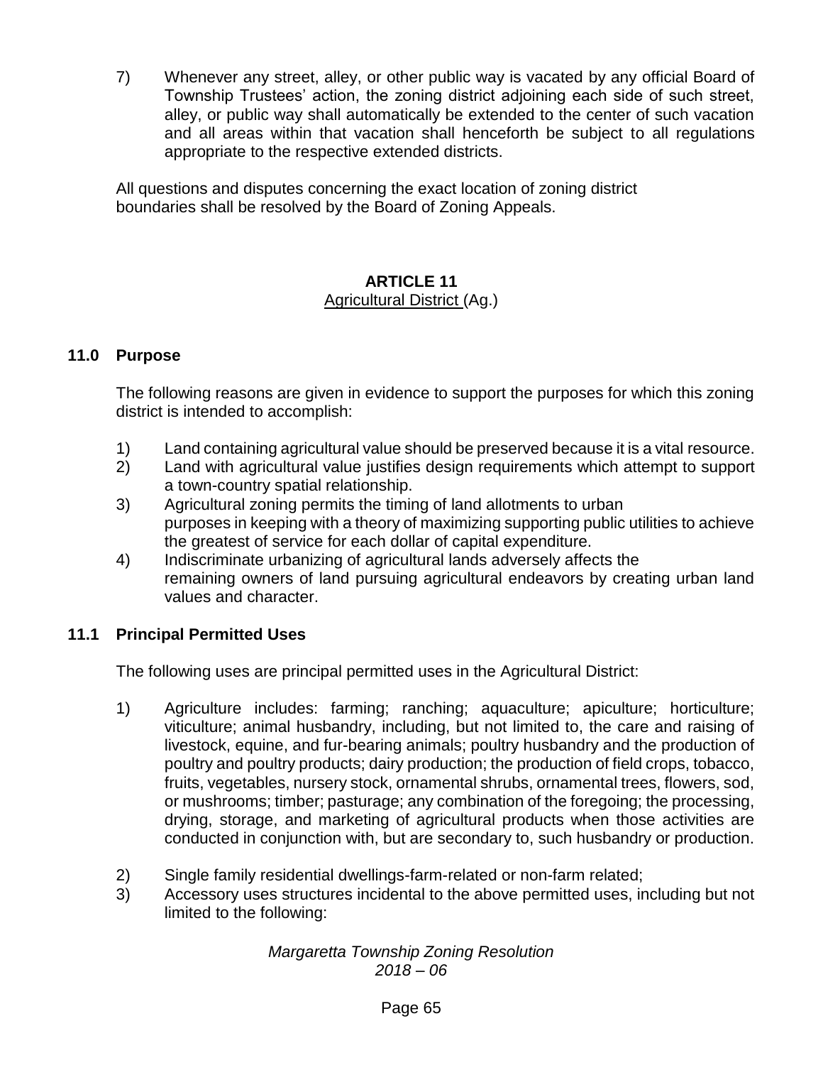7) Whenever any street, alley, or other public way is vacated by any official Board of Township Trustees' action, the zoning district adjoining each side of such street, alley, or public way shall automatically be extended to the center of such vacation and all areas within that vacation shall henceforth be subject to all regulations appropriate to the respective extended districts.

All questions and disputes concerning the exact location of zoning district boundaries shall be resolved by the Board of Zoning Appeals.

# ARTICLE 11

## Agricultural District (Ag.)

### 11.0 Purpose

The following reasons are given in evidence to support the purposes for which this zoning district is intended to accomplish:

1) Land containing agricultural value should be preserved because it is a vital resource.
2) Land with agricultural value justifies design requirements which attempt to support a town-country spatial relationship.
3) Agricultural zoning permits the timing of land allotments to urban purposes in keeping with a theory of maximizing supporting public utilities to achieve the greatest of service for each dollar of capital expenditure.
4) Indiscriminate urbanizing of agricultural lands adversely affects the remaining owners of land pursuing agricultural endeavors by creating urban land values and character.

### 11.1 Principal Permitted Uses

The following uses are principal permitted uses in the Agricultural District:

1) Agriculture includes: farming; ranching; aquaculture; apiculture; horticulture; viticulture; animal husbandry, including, but not limited to, the care and raising of livestock, equine, and fur-bearing animals; poultry husbandry and the production of poultry and poultry products; dairy production; the production of field crops, tobacco, fruits, vegetables, nursery stock, ornamental shrubs, ornamental trees, flowers, sod, or mushrooms; timber; pasturage; any combination of the foregoing; the processing, drying, storage, and marketing of agricultural products when those activities are conducted in conjunction with, but are secondary to, such husbandry or production.

2) Single family residential dwellings-farm-related or non-farm related;
3) Accessory uses structures incidental to the above permitted uses, including but not limited to the following: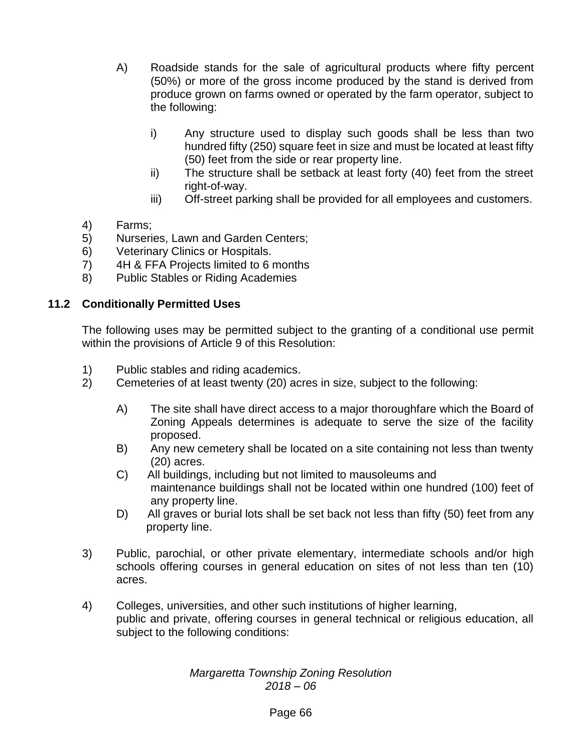A) Roadside stands for the sale of agricultural products where fifty percent (50%) or more of the gross income produced by the stand is derived from produce grown on farms owned or operated by the farm operator, subject to the following:

   i) Any structure used to display such goods shall be less than two hundred fifty (250) square feet in size and must be located at least fifty (50) feet from the side or rear property line.
   ii) The structure shall be setback at least forty (40) feet from the street right-of-way.
   iii) Off-street parking shall be provided for all employees and customers.

4) Farms;
5) Nurseries, Lawn and Garden Centers;
6) Veterinary Clinics or Hospitals.
7) 4H & FFA Projects limited to 6 months
8) Public Stables or Riding Academies

## 11.2 Conditionally Permitted Uses

The following uses may be permitted subject to the granting of a conditional use permit within the provisions of Article 9 of this Resolution:

1) Public stables and riding academics.
2) Cemeteries of at least twenty (20) acres in size, subject to the following:

   A) The site shall have direct access to a major thoroughfare which the Board of Zoning Appeals determines is adequate to serve the size of the facility proposed.
   B) Any new cemetery shall be located on a site containing not less than twenty (20) acres.
   C) All buildings, including but not limited to mausoleums and maintenance buildings shall not be located within one hundred (100) feet of any property line.
   D) All graves or burial lots shall be set back not less than fifty (50) feet from any property line.

3) Public, parochial, or other private elementary, intermediate schools and/or high schools offering courses in general education on sites of not less than ten (10) acres.

4) Colleges, universities, and other such institutions of higher learning, public and private, offering courses in general technical or religious education, all subject to the following conditions: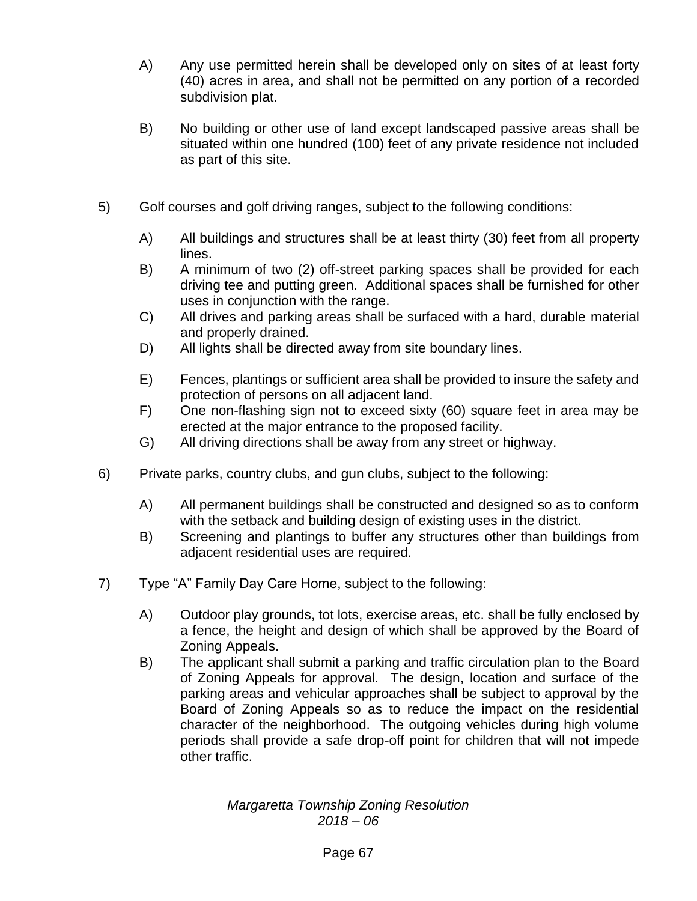A) Any use permitted herein shall be developed only on sites of at least forty (40) acres in area, and shall not be permitted on any portion of a recorded subdivision plat.

B) No building or other use of land except landscaped passive areas shall be situated within one hundred (100) feet of any private residence not included as part of this site.

5) Golf courses and golf driving ranges, subject to the following conditions:

A) All buildings and structures shall be at least thirty (30) feet from all property lines.

B) A minimum of two (2) off-street parking spaces shall be provided for each driving tee and putting green. Additional spaces shall be furnished for other uses in conjunction with the range.

C) All drives and parking areas shall be surfaced with a hard, durable material and properly drained.

D) All lights shall be directed away from site boundary lines.

E) Fences, plantings or sufficient area shall be provided to insure the safety and protection of persons on all adjacent land.

F) One non-flashing sign not to exceed sixty (60) square feet in area may be erected at the major entrance to the proposed facility.

G) All driving directions shall be away from any street or highway.

6) Private parks, country clubs, and gun clubs, subject to the following:

A) All permanent buildings shall be constructed and designed so as to conform with the setback and building design of existing uses in the district.

B) Screening and plantings to buffer any structures other than buildings from adjacent residential uses are required.

7) Type "A" Family Day Care Home, subject to the following:

A) Outdoor play grounds, tot lots, exercise areas, etc. shall be fully enclosed by a fence, the height and design of which shall be approved by the Board of Zoning Appeals.

B) The applicant shall submit a parking and traffic circulation plan to the Board of Zoning Appeals for approval. The design, location and surface of the parking areas and vehicular approaches shall be subject to approval by the Board of Zoning Appeals so as to reduce the impact on the residential character of the neighborhood. The outgoing vehicles during high volume periods shall provide a safe drop-off point for children that will not impede other traffic.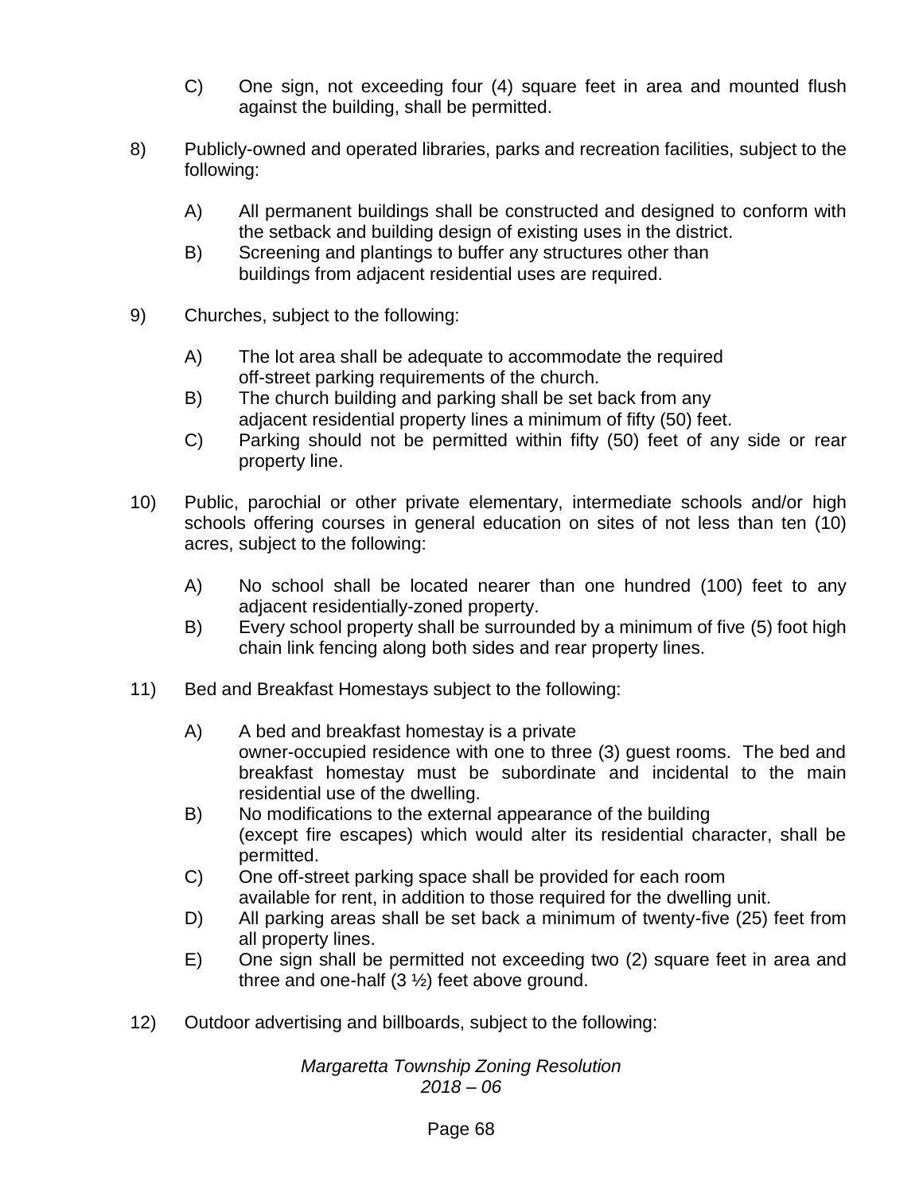C) One sign, not exceeding four (4) square feet in area and mounted flush against the building, shall be permitted.

8) Publicly-owned and operated libraries, parks and recreation facilities, subject to the following:

   A) All permanent buildings shall be constructed and designed to conform with the setback and building design of existing uses in the district.
   B) Screening and plantings to buffer any structures other than buildings from adjacent residential uses are required.

9) Churches, subject to the following:

   A) The lot area shall be adequate to accommodate the required off-street parking requirements of the church.
   B) The church building and parking shall be set back from any adjacent residential property lines a minimum of fifty (50) feet.
   C) Parking should not be permitted within fifty (50) feet of any side or rear property line.

10) Public, parochial or other private elementary, intermediate schools and/or high schools offering courses in general education on sites of not less than ten (10) acres, subject to the following:

   A) No school shall be located nearer than one hundred (100) feet to any adjacent residentially-zoned property.
   B) Every school property shall be surrounded by a minimum of five (5) foot high chain link fencing along both sides and rear property lines.

11) Bed and Breakfast Homestays subject to the following:

   A) A bed and breakfast homestay is a private owner-occupied residence with one to three (3) guest rooms. The bed and breakfast homestay must be subordinate and incidental to the main residential use of the dwelling.
   B) No modifications to the external appearance of the building (except fire escapes) which would alter its residential character, shall be permitted.
   C) One off-street parking space shall be provided for each room available for rent, in addition to those required for the dwelling unit.
   D) All parking areas shall be set back a minimum of twenty-five (25) feet from all property lines.
   E) One sign shall be permitted not exceeding two (2) square feet in area and three and one-half (3 ½) feet above ground.

12) Outdoor advertising and billboards, subject to the following: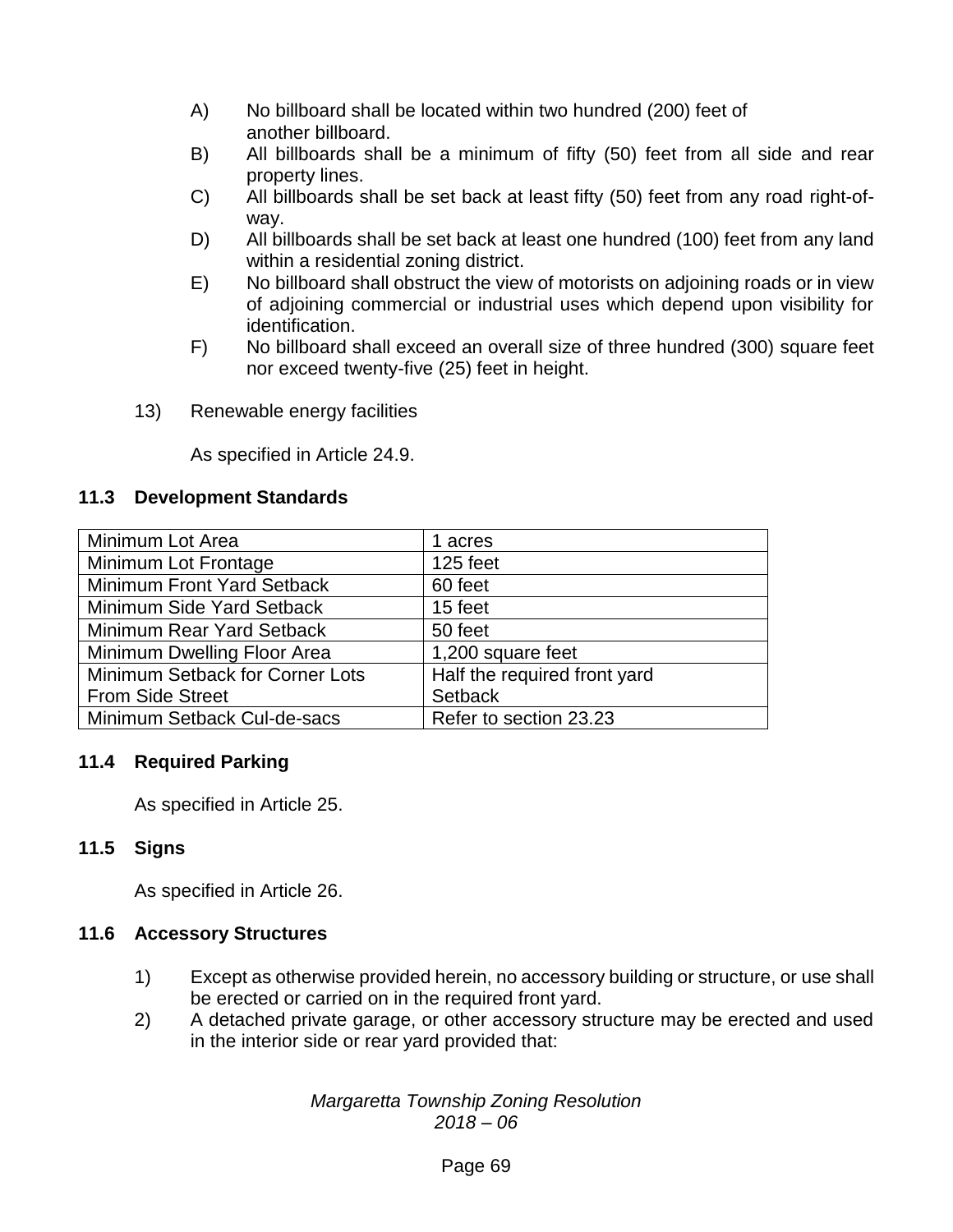A) No billboard shall be located within two hundred (200) feet of another billboard.
B) All billboards shall be a minimum of fifty (50) feet from all side and rear property lines.
C) All billboards shall be set back at least fifty (50) feet from any road right-of-way.
D) All billboards shall be set back at least one hundred (100) feet from any land within a residential zoning district.
E) No billboard shall obstruct the view of motorists on adjoining roads or in view of adjoining commercial or industrial uses which depend upon visibility for identification.
F) No billboard shall exceed an overall size of three hundred (300) square feet nor exceed twenty-five (25) feet in height.

13) Renewable energy facilities

As specified in Article 24.9.

## 11.3 Development Standards

| | |
|---|---|
| Minimum Lot Area | 1 acres |
| Minimum Lot Frontage | 125 feet |
| Minimum Front Yard Setback | 60 feet |
| Minimum Side Yard Setback | 15 feet |
| Minimum Rear Yard Setback | 50 feet |
| Minimum Dwelling Floor Area | 1,200 square feet |
| Minimum Setback for Corner Lots From Side Street | Half the required front yard Setback |
| Minimum Setback Cul-de-sacs | Refer to section 23.23 |

## 11.4 Required Parking

As specified in Article 25.

## 11.5 Signs

As specified in Article 26.

## 11.6 Accessory Structures

1) Except as otherwise provided herein, no accessory building or structure, or use shall be erected or carried on in the required front yard.
2) A detached private garage, or other accessory structure may be erected and used in the interior side or rear yard provided that: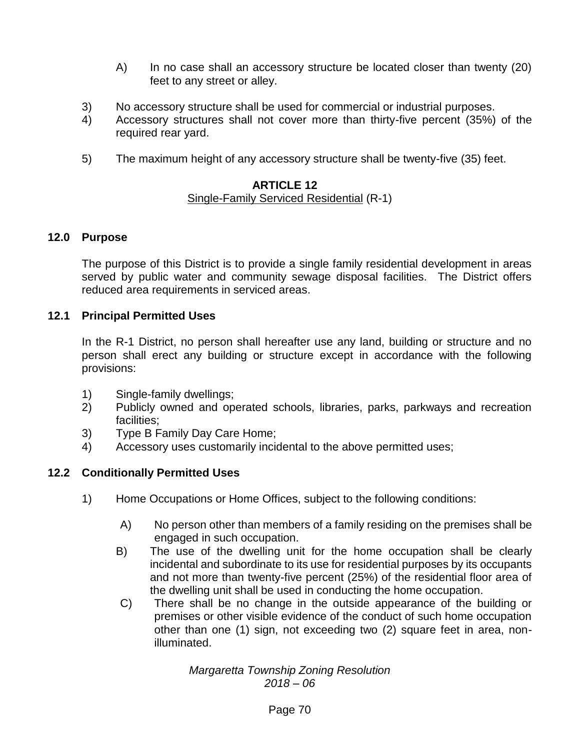A) In no case shall an accessory structure be located closer than twenty (20) feet to any street or alley.

3) No accessory structure shall be used for commercial or industrial purposes.
4) Accessory structures shall not cover more than thirty-five percent (35%) of the required rear yard.

5) The maximum height of any accessory structure shall be twenty-five (35) feet.

## ARTICLE 12

Single-Family Serviced Residential (R-1)

### 12.0 Purpose

The purpose of this District is to provide a single family residential development in areas served by public water and community sewage disposal facilities. The District offers reduced area requirements in serviced areas.

### 12.1 Principal Permitted Uses

In the R-1 District, no person shall hereafter use any land, building or structure and no person shall erect any building or structure except in accordance with the following provisions:

1) Single-family dwellings;
2) Publicly owned and operated schools, libraries, parks, parkways and recreation facilities;
3) Type B Family Day Care Home;
4) Accessory uses customarily incidental to the above permitted uses;

### 12.2 Conditionally Permitted Uses

1) Home Occupations or Home Offices, subject to the following conditions:

   A) No person other than members of a family residing on the premises shall be engaged in such occupation.
   B) The use of the dwelling unit for the home occupation shall be clearly incidental and subordinate to its use for residential purposes by its occupants and not more than twenty-five percent (25%) of the residential floor area of the dwelling unit shall be used in conducting the home occupation.
   C) There shall be no change in the outside appearance of the building or premises or other visible evidence of the conduct of such home occupation other than one (1) sign, not exceeding two (2) square feet in area, non-illuminated.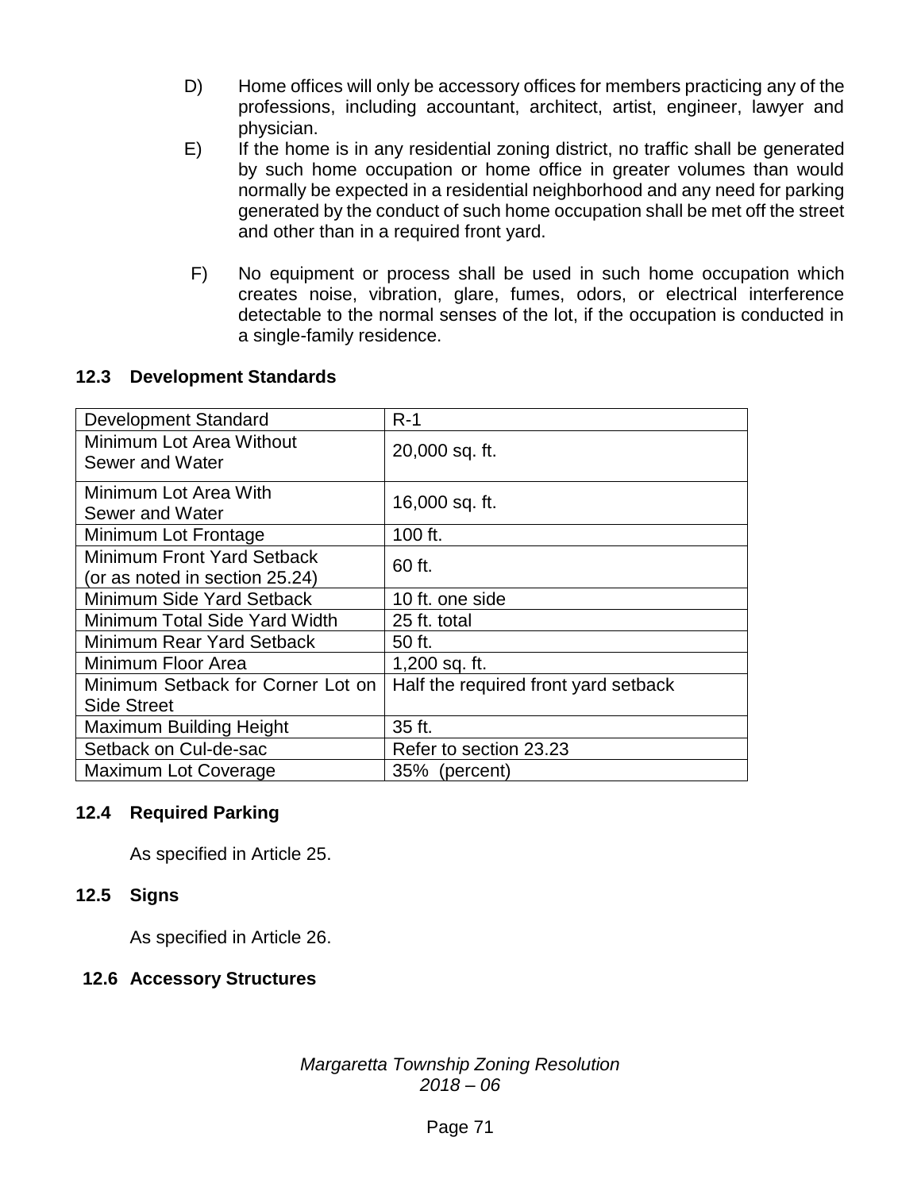D) Home offices will only be accessory offices for members practicing any of the professions, including accountant, architect, artist, engineer, lawyer and physician.

E) If the home is in any residential zoning district, no traffic shall be generated by such home occupation or home office in greater volumes than would normally be expected in a residential neighborhood and any need for parking generated by the conduct of such home occupation shall be met off the street and other than in a required front yard.

F) No equipment or process shall be used in such home occupation which creates noise, vibration, glare, fumes, odors, or electrical interference detectable to the normal senses of the lot, if the occupation is conducted in a single-family residence.

## 12.3 Development Standards

| Development Standard | R-1 |
|---|---|
| Minimum Lot Area Without Sewer and Water | 20,000 sq. ft. |
| Minimum Lot Area With Sewer and Water | 16,000 sq. ft. |
| Minimum Lot Frontage | 100 ft. |
| Minimum Front Yard Setback (or as noted in section 25.24) | 60 ft. |
| Minimum Side Yard Setback | 10 ft. one side |
| Minimum Total Side Yard Width | 25 ft. total |
| Minimum Rear Yard Setback | 50 ft. |
| Minimum Floor Area | 1,200 sq. ft. |
| Minimum Setback for Corner Lot on Side Street | Half the required front yard setback |
| Maximum Building Height | 35 ft. |
| Setback on Cul-de-sac | Refer to section 23.23 |
| Maximum Lot Coverage | 35% (percent) |

## 12.4 Required Parking

As specified in Article 25.

## 12.5 Signs

As specified in Article 26.

## 12.6 Accessory Structures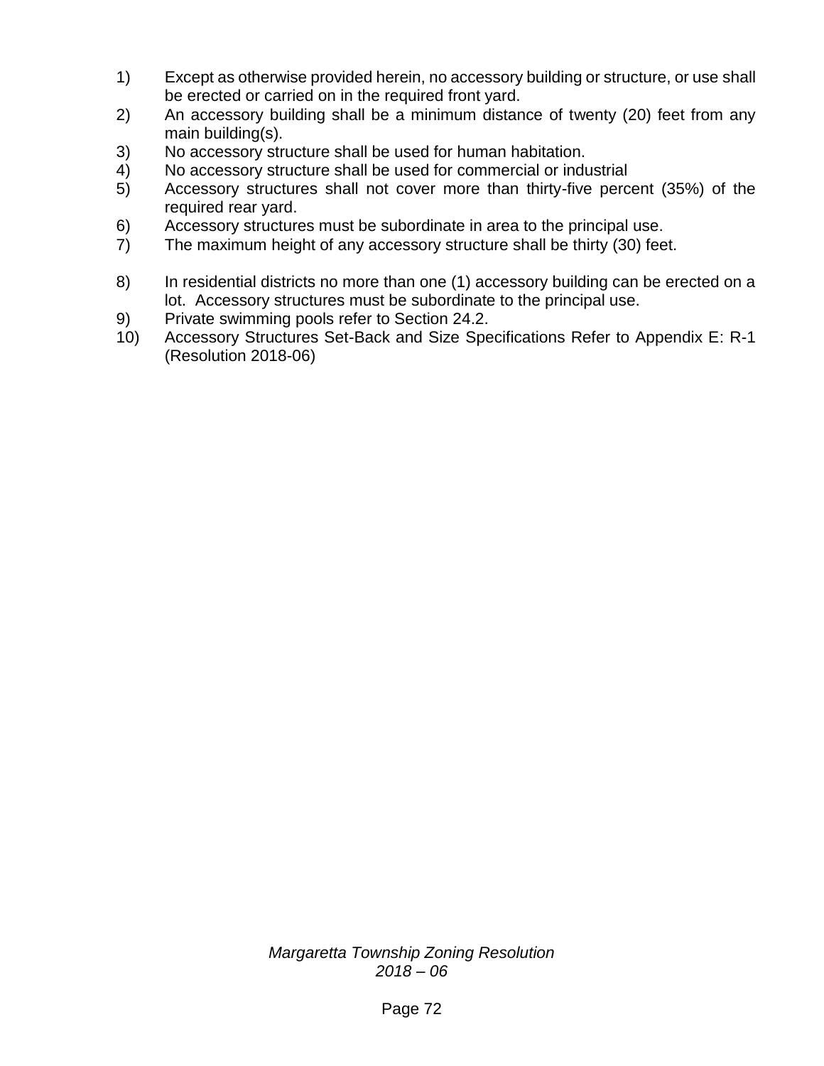1) Except as otherwise provided herein, no accessory building or structure, or use shall be erected or carried on in the required front yard.
2) An accessory building shall be a minimum distance of twenty (20) feet from any main building(s).
3) No accessory structure shall be used for human habitation.
4) No accessory structure shall be used for commercial or industrial
5) Accessory structures shall not cover more than thirty-five percent (35%) of the required rear yard.
6) Accessory structures must be subordinate in area to the principal use.
7) The maximum height of any accessory structure shall be thirty (30) feet.
8) In residential districts no more than one (1) accessory building can be erected on a lot. Accessory structures must be subordinate to the principal use.
9) Private swimming pools refer to Section 24.2.
10) Accessory Structures Set-Back and Size Specifications Refer to Appendix E: R-1 (Resolution 2018-06)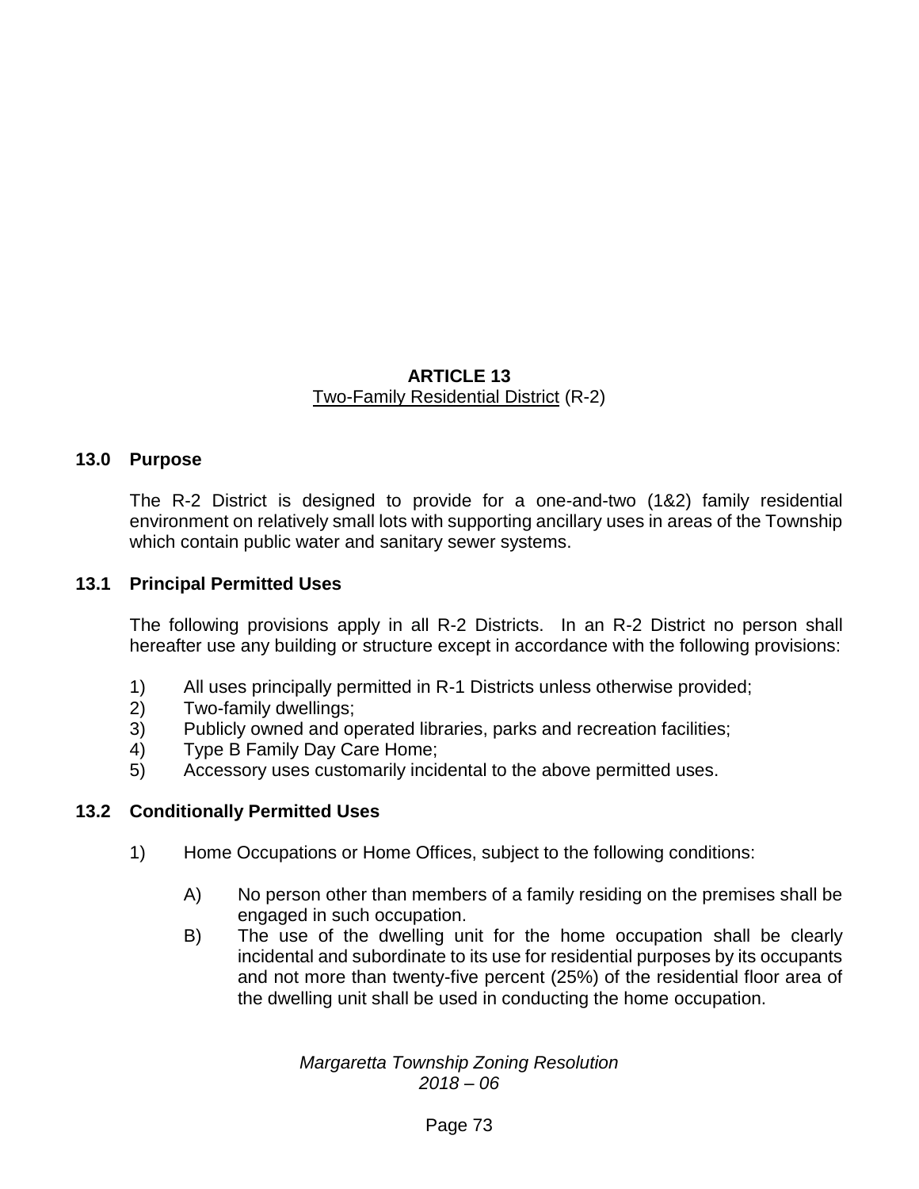# ARTICLE 13

Two-Family Residential District (R-2)

## 13.0 Purpose

The R-2 District is designed to provide for a one-and-two (1&2) family residential environment on relatively small lots with supporting ancillary uses in areas of the Township which contain public water and sanitary sewer systems.

## 13.1 Principal Permitted Uses

The following provisions apply in all R-2 Districts. In an R-2 District no person shall hereafter use any building or structure except in accordance with the following provisions:

1) All uses principally permitted in R-1 Districts unless otherwise provided;
2) Two-family dwellings;
3) Publicly owned and operated libraries, parks and recreation facilities;
4) Type B Family Day Care Home;
5) Accessory uses customarily incidental to the above permitted uses.

## 13.2 Conditionally Permitted Uses

1) Home Occupations or Home Offices, subject to the following conditions:

   A) No person other than members of a family residing on the premises shall be engaged in such occupation.

   B) The use of the dwelling unit for the home occupation shall be clearly incidental and subordinate to its use for residential purposes by its occupants and not more than twenty-five percent (25%) of the residential floor area of the dwelling unit shall be used in conducting the home occupation.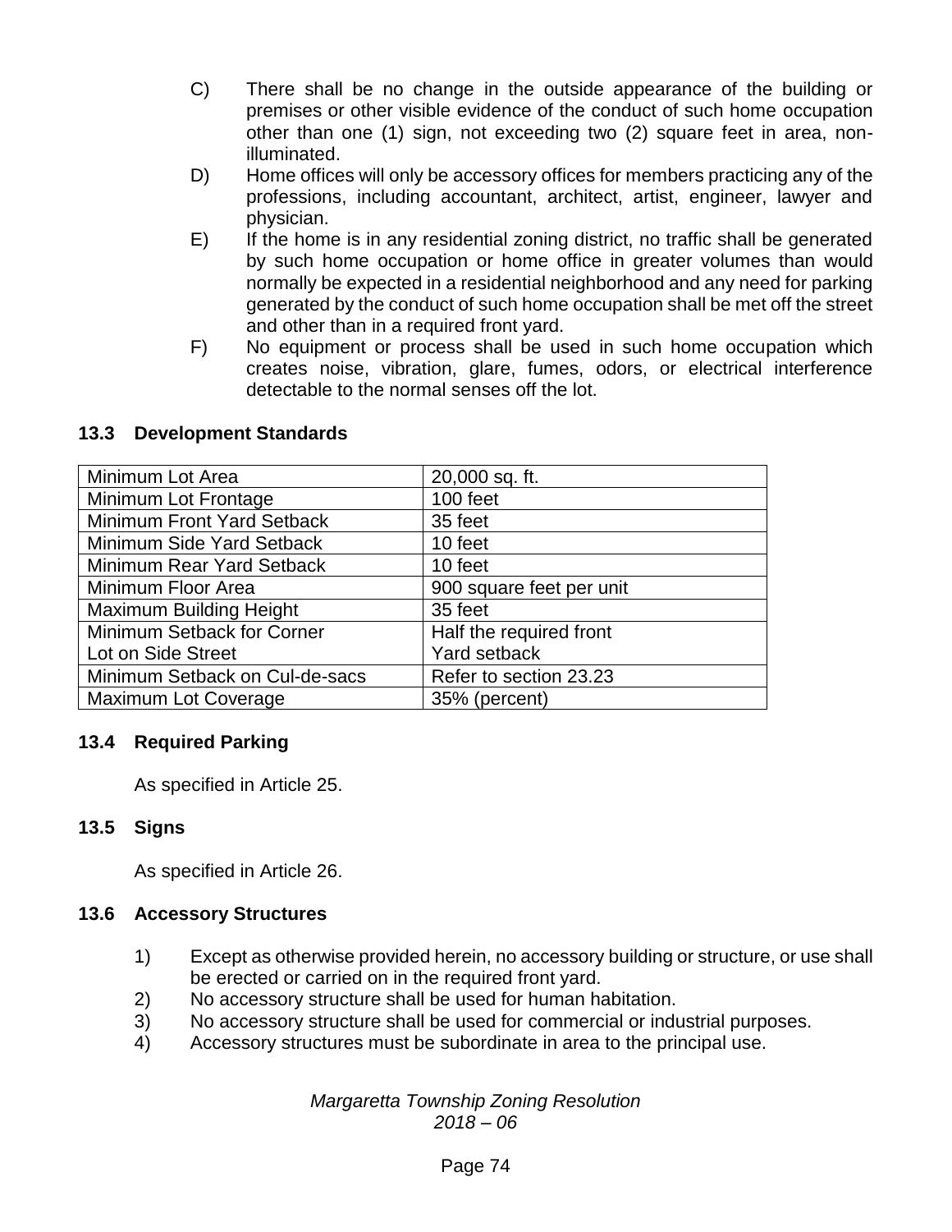C) There shall be no change in the outside appearance of the building or premises or other visible evidence of the conduct of such home occupation other than one (1) sign, not exceeding two (2) square feet in area, non-illuminated.

D) Home offices will only be accessory offices for members practicing any of the professions, including accountant, architect, artist, engineer, lawyer and physician.

E) If the home is in any residential zoning district, no traffic shall be generated by such home occupation or home office in greater volumes than would normally be expected in a residential neighborhood and any need for parking generated by the conduct of such home occupation shall be met off the street and other than in a required front yard.

F) No equipment or process shall be used in such home occupation which creates noise, vibration, glare, fumes, odors, or electrical interference detectable to the normal senses off the lot.

### 13.3 Development Standards

| Standard | Requirement |
|---|---|
| Minimum Lot Area | 20,000 sq. ft. |
| Minimum Lot Frontage | 100 feet |
| Minimum Front Yard Setback | 35 feet |
| Minimum Side Yard Setback | 10 feet |
| Minimum Rear Yard Setback | 10 feet |
| Minimum Floor Area | 900 square feet per unit |
| Maximum Building Height | 35 feet |
| Minimum Setback for Corner Lot on Side Street | Half the required front Yard setback |
| Minimum Setback on Cul-de-sacs | Refer to section 23.23 |
| Maximum Lot Coverage | 35% (percent) |

### 13.4 Required Parking

As specified in Article 25.

### 13.5 Signs

As specified in Article 26.

### 13.6 Accessory Structures

1) Except as otherwise provided herein, no accessory building or structure, or use shall be erected or carried on in the required front yard.
2) No accessory structure shall be used for human habitation.
3) No accessory structure shall be used for commercial or industrial purposes.
4) Accessory structures must be subordinate in area to the principal use.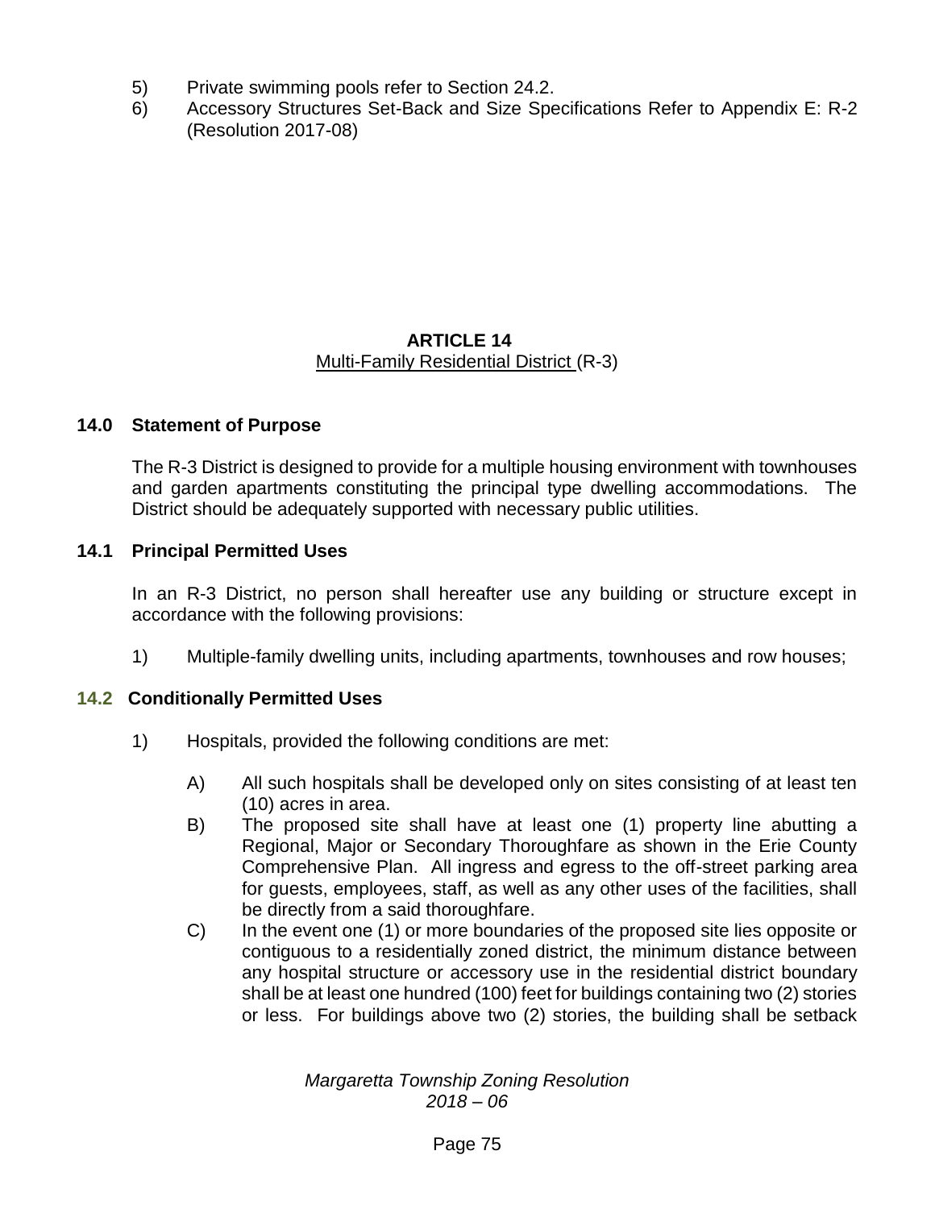5) Private swimming pools refer to Section 24.2.
6) Accessory Structures Set-Back and Size Specifications Refer to Appendix E: R-2 (Resolution 2017-08)

# ARTICLE 14
## Multi-Family Residential District (R-3)

### 14.0 Statement of Purpose

The R-3 District is designed to provide for a multiple housing environment with townhouses and garden apartments constituting the principal type dwelling accommodations. The District should be adequately supported with necessary public utilities.

### 14.1 Principal Permitted Uses

In an R-3 District, no person shall hereafter use any building or structure except in accordance with the following provisions:

1) Multiple-family dwelling units, including apartments, townhouses and row houses;

### 14.2 Conditionally Permitted Uses

1) Hospitals, provided the following conditions are met:

   A) All such hospitals shall be developed only on sites consisting of at least ten (10) acres in area.
   B) The proposed site shall have at least one (1) property line abutting a Regional, Major or Secondary Thoroughfare as shown in the Erie County Comprehensive Plan. All ingress and egress to the off-street parking area for guests, employees, staff, as well as any other uses of the facilities, shall be directly from a said thoroughfare.
   C) In the event one (1) or more boundaries of the proposed site lies opposite or contiguous to a residentially zoned district, the minimum distance between any hospital structure or accessory use in the residential district boundary shall be at least one hundred (100) feet for buildings containing two (2) stories or less. For buildings above two (2) stories, the building shall be setback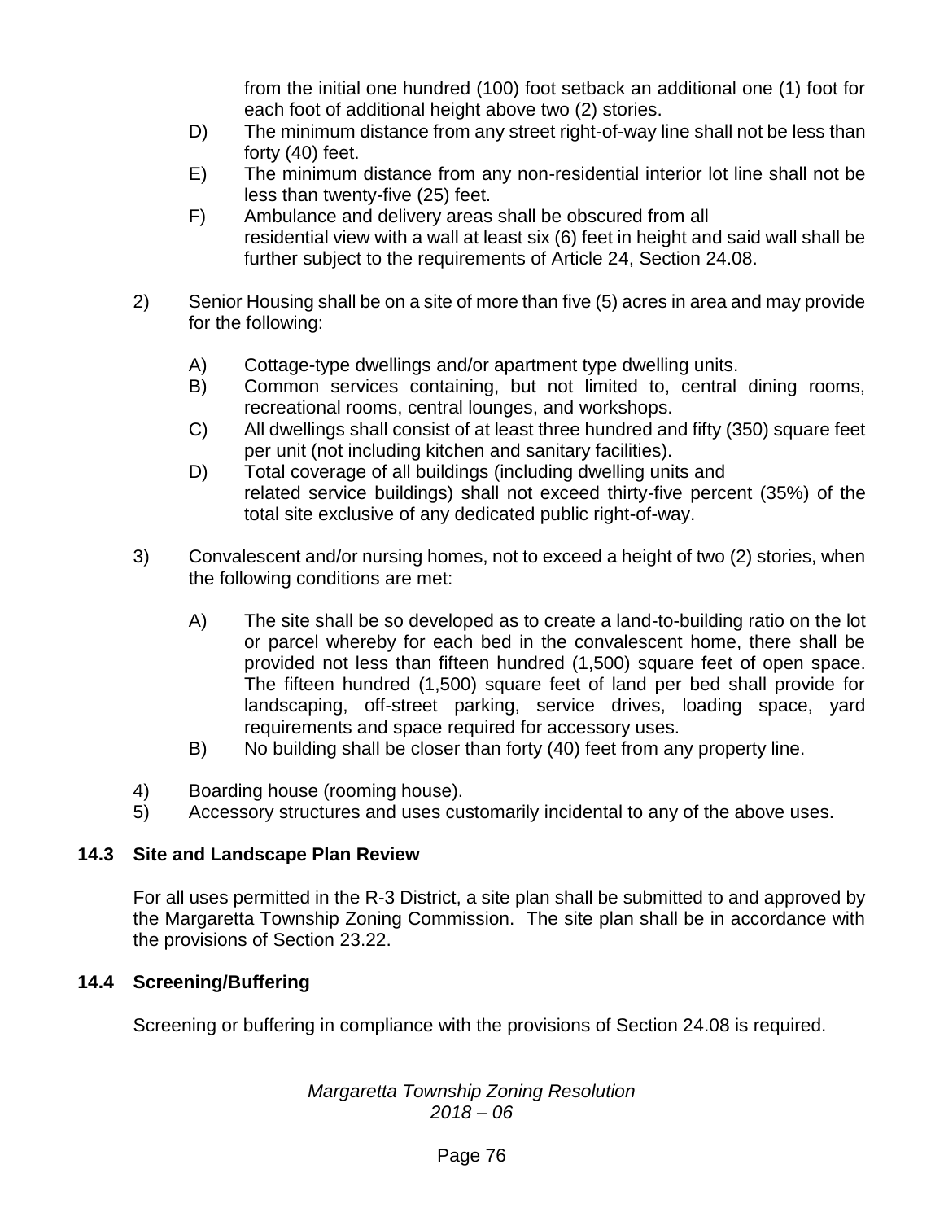from the initial one hundred (100) foot setback an additional one (1) foot for each foot of additional height above two (2) stories.

D) The minimum distance from any street right-of-way line shall not be less than forty (40) feet.

E) The minimum distance from any non-residential interior lot line shall not be less than twenty-five (25) feet.

F) Ambulance and delivery areas shall be obscured from all residential view with a wall at least six (6) feet in height and said wall shall be further subject to the requirements of Article 24, Section 24.08.

2) Senior Housing shall be on a site of more than five (5) acres in area and may provide for the following:

A) Cottage-type dwellings and/or apartment type dwelling units.

B) Common services containing, but not limited to, central dining rooms, recreational rooms, central lounges, and workshops.

C) All dwellings shall consist of at least three hundred and fifty (350) square feet per unit (not including kitchen and sanitary facilities).

D) Total coverage of all buildings (including dwelling units and related service buildings) shall not exceed thirty-five percent (35%) of the total site exclusive of any dedicated public right-of-way.

3) Convalescent and/or nursing homes, not to exceed a height of two (2) stories, when the following conditions are met:

A) The site shall be so developed as to create a land-to-building ratio on the lot or parcel whereby for each bed in the convalescent home, there shall be provided not less than fifteen hundred (1,500) square feet of open space. The fifteen hundred (1,500) square feet of land per bed shall provide for landscaping, off-street parking, service drives, loading space, yard requirements and space required for accessory uses.

B) No building shall be closer than forty (40) feet from any property line.

4) Boarding house (rooming house).

5) Accessory structures and uses customarily incidental to any of the above uses.

## 14.3 Site and Landscape Plan Review

For all uses permitted in the R-3 District, a site plan shall be submitted to and approved by the Margaretta Township Zoning Commission. The site plan shall be in accordance with the provisions of Section 23.22.

## 14.4 Screening/Buffering

Screening or buffering in compliance with the provisions of Section 24.08 is required.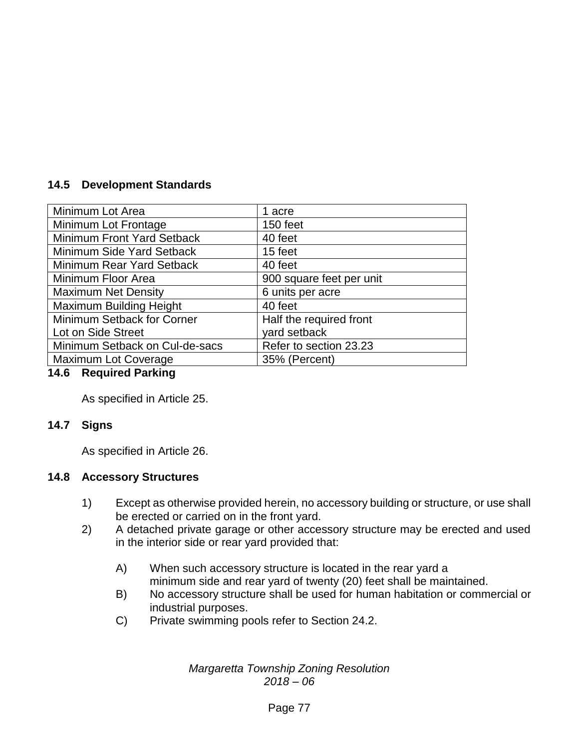### 14.5 Development Standards

| | |
|---|---|
| Minimum Lot Area | 1 acre |
| Minimum Lot Frontage | 150 feet |
| Minimum Front Yard Setback | 40 feet |
| Minimum Side Yard Setback | 15 feet |
| Minimum Rear Yard Setback | 40 feet |
| Minimum Floor Area | 900 square feet per unit |
| Maximum Net Density | 6 units per acre |
| Maximum Building Height | 40 feet |
| Minimum Setback for Corner Lot on Side Street | Half the required front yard setback |
| Minimum Setback on Cul-de-sacs | Refer to section 23.23 |
| Maximum Lot Coverage | 35% (Percent) |

### 14.6 Required Parking

As specified in Article 25.

### 14.7 Signs

As specified in Article 26.

### 14.8 Accessory Structures

1) Except as otherwise provided herein, no accessory building or structure, or use shall be erected or carried on in the front yard.
2) A detached private garage or other accessory structure may be erected and used in the interior side or rear yard provided that:

    A) When such accessory structure is located in the rear yard a minimum side and rear yard of twenty (20) feet shall be maintained.
    B) No accessory structure shall be used for human habitation or commercial or industrial purposes.
    C) Private swimming pools refer to Section 24.2.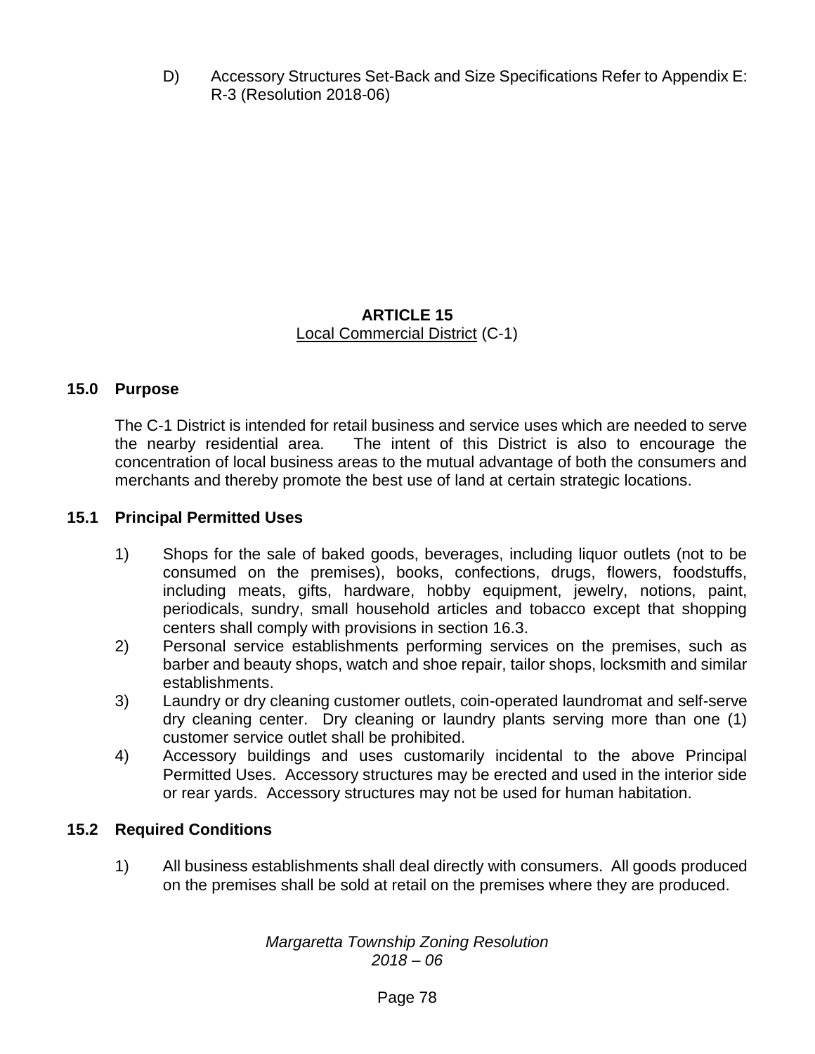D) Accessory Structures Set-Back and Size Specifications Refer to Appendix E: R-3 (Resolution 2018-06)

## ARTICLE 15
Local Commercial District (C-1)

### 15.0 Purpose

The C-1 District is intended for retail business and service uses which are needed to serve the nearby residential area. The intent of this District is also to encourage the concentration of local business areas to the mutual advantage of both the consumers and merchants and thereby promote the best use of land at certain strategic locations.

### 15.1 Principal Permitted Uses

1) Shops for the sale of baked goods, beverages, including liquor outlets (not to be consumed on the premises), books, confections, drugs, flowers, foodstuffs, including meats, gifts, hardware, hobby equipment, jewelry, notions, paint, periodicals, sundry, small household articles and tobacco except that shopping centers shall comply with provisions in section 16.3.
2) Personal service establishments performing services on the premises, such as barber and beauty shops, watch and shoe repair, tailor shops, locksmith and similar establishments.
3) Laundry or dry cleaning customer outlets, coin-operated laundromat and self-serve dry cleaning center. Dry cleaning or laundry plants serving more than one (1) customer service outlet shall be prohibited.
4) Accessory buildings and uses customarily incidental to the above Principal Permitted Uses. Accessory structures may be erected and used in the interior side or rear yards. Accessory structures may not be used for human habitation.

### 15.2 Required Conditions

1) All business establishments shall deal directly with consumers. All goods produced on the premises shall be sold at retail on the premises where they are produced.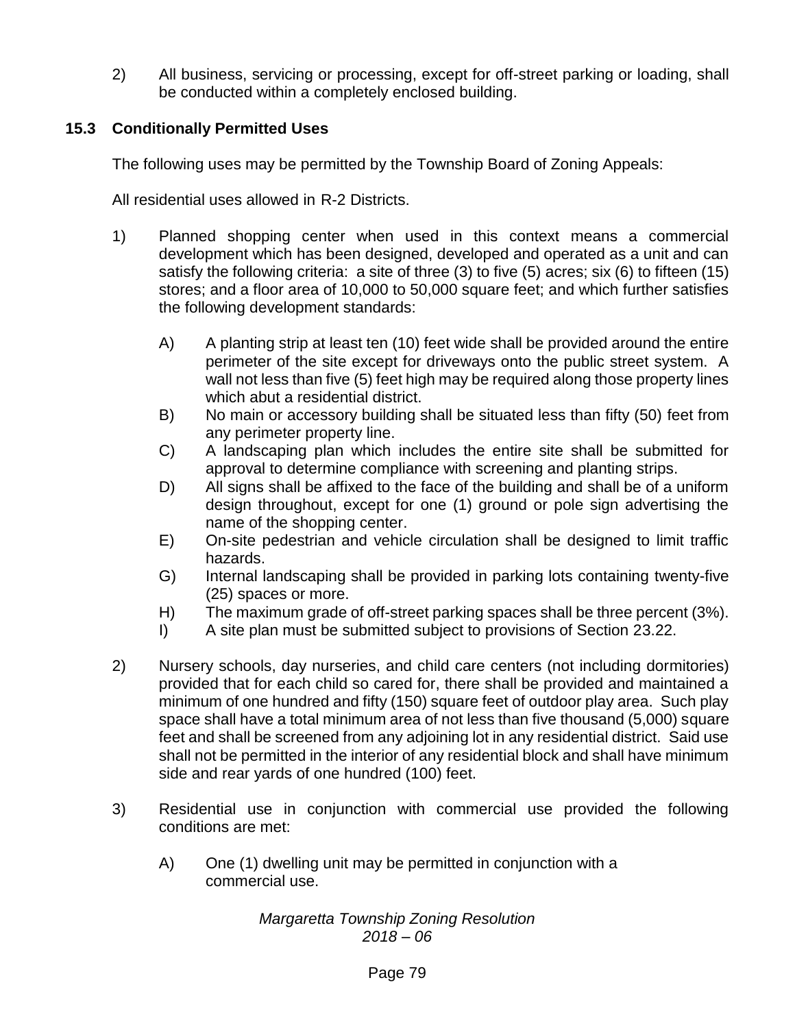2) All business, servicing or processing, except for off-street parking or loading, shall be conducted within a completely enclosed building.

## 15.3 Conditionally Permitted Uses

The following uses may be permitted by the Township Board of Zoning Appeals:

All residential uses allowed in R-2 Districts.

1) Planned shopping center when used in this context means a commercial development which has been designed, developed and operated as a unit and can satisfy the following criteria: a site of three (3) to five (5) acres; six (6) to fifteen (15) stores; and a floor area of 10,000 to 50,000 square feet; and which further satisfies the following development standards:

   A) A planting strip at least ten (10) feet wide shall be provided around the entire perimeter of the site except for driveways onto the public street system. A wall not less than five (5) feet high may be required along those property lines which abut a residential district.
   B) No main or accessory building shall be situated less than fifty (50) feet from any perimeter property line.
   C) A landscaping plan which includes the entire site shall be submitted for approval to determine compliance with screening and planting strips.
   D) All signs shall be affixed to the face of the building and shall be of a uniform design throughout, except for one (1) ground or pole sign advertising the name of the shopping center.
   E) On-site pedestrian and vehicle circulation shall be designed to limit traffic hazards.
   G) Internal landscaping shall be provided in parking lots containing twenty-five (25) spaces or more.
   H) The maximum grade of off-street parking spaces shall be three percent (3%).
   I) A site plan must be submitted subject to provisions of Section 23.22.

2) Nursery schools, day nurseries, and child care centers (not including dormitories) provided that for each child so cared for, there shall be provided and maintained a minimum of one hundred and fifty (150) square feet of outdoor play area. Such play space shall have a total minimum area of not less than five thousand (5,000) square feet and shall be screened from any adjoining lot in any residential district. Said use shall not be permitted in the interior of any residential block and shall have minimum side and rear yards of one hundred (100) feet.

3) Residential use in conjunction with commercial use provided the following conditions are met:

   A) One (1) dwelling unit may be permitted in conjunction with a commercial use.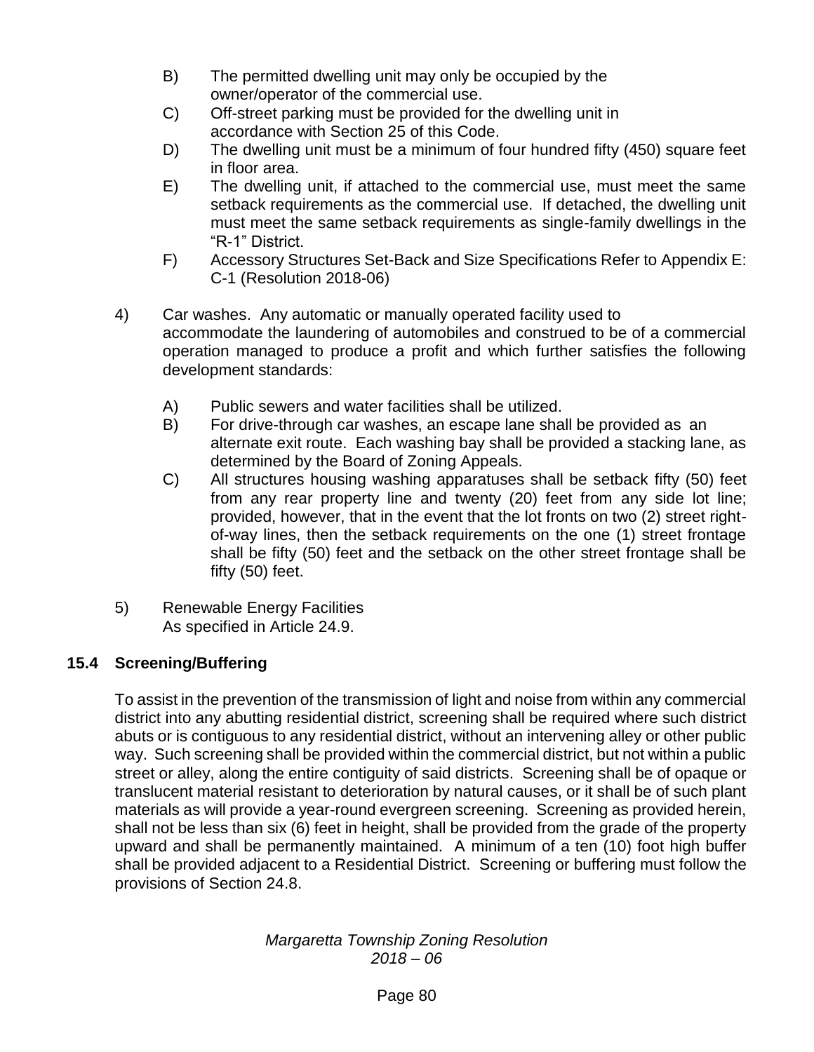B) The permitted dwelling unit may only be occupied by the owner/operator of the commercial use.

C) Off-street parking must be provided for the dwelling unit in accordance with Section 25 of this Code.

D) The dwelling unit must be a minimum of four hundred fifty (450) square feet in floor area.

E) The dwelling unit, if attached to the commercial use, must meet the same setback requirements as the commercial use. If detached, the dwelling unit must meet the same setback requirements as single-family dwellings in the "R-1" District.

F) Accessory Structures Set-Back and Size Specifications Refer to Appendix E: C-1 (Resolution 2018-06)

4) Car washes. Any automatic or manually operated facility used to accommodate the laundering of automobiles and construed to be of a commercial operation managed to produce a profit and which further satisfies the following development standards:

A) Public sewers and water facilities shall be utilized.

B) For drive-through car washes, an escape lane shall be provided as an alternate exit route. Each washing bay shall be provided a stacking lane, as determined by the Board of Zoning Appeals.

C) All structures housing washing apparatuses shall be setback fifty (50) feet from any rear property line and twenty (20) feet from any side lot line; provided, however, that in the event that the lot fronts on two (2) street right-of-way lines, then the setback requirements on the one (1) street frontage shall be fifty (50) feet and the setback on the other street frontage shall be fifty (50) feet.

5) Renewable Energy Facilities
As specified in Article 24.9.

## 15.4 Screening/Buffering

To assist in the prevention of the transmission of light and noise from within any commercial district into any abutting residential district, screening shall be required where such district abuts or is contiguous to any residential district, without an intervening alley or other public way. Such screening shall be provided within the commercial district, but not within a public street or alley, along the entire contiguity of said districts. Screening shall be of opaque or translucent material resistant to deterioration by natural causes, or it shall be of such plant materials as will provide a year-round evergreen screening. Screening as provided herein, shall not be less than six (6) feet in height, shall be provided from the grade of the property upward and shall be permanently maintained. A minimum of a ten (10) foot high buffer shall be provided adjacent to a Residential District. Screening or buffering must follow the provisions of Section 24.8.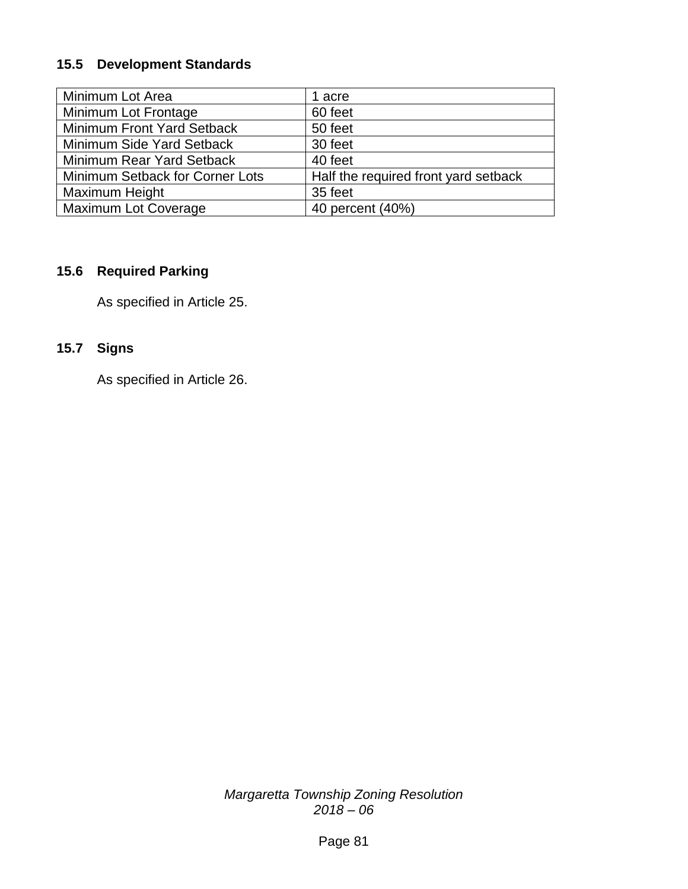## 15.5 Development Standards

| Minimum Lot Area | 1 acre |
|---|---|
| Minimum Lot Frontage | 60 feet |
| Minimum Front Yard Setback | 50 feet |
| Minimum Side Yard Setback | 30 feet |
| Minimum Rear Yard Setback | 40 feet |
| Minimum Setback for Corner Lots | Half the required front yard setback |
| Maximum Height | 35 feet |
| Maximum Lot Coverage | 40 percent (40%) |

## 15.6 Required Parking

As specified in Article 25.

## 15.7 Signs

As specified in Article 26.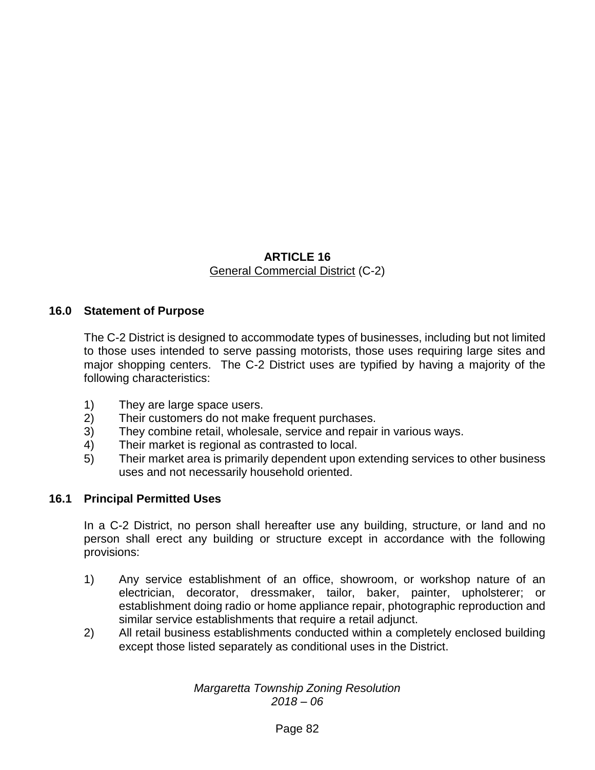# ARTICLE 16

General Commercial District (C-2)

## 16.0 Statement of Purpose

The C-2 District is designed to accommodate types of businesses, including but not limited to those uses intended to serve passing motorists, those uses requiring large sites and major shopping centers. The C-2 District uses are typified by having a majority of the following characteristics:

1) They are large space users.
2) Their customers do not make frequent purchases.
3) They combine retail, wholesale, service and repair in various ways.
4) Their market is regional as contrasted to local.
5) Their market area is primarily dependent upon extending services to other business uses and not necessarily household oriented.

## 16.1 Principal Permitted Uses

In a C-2 District, no person shall hereafter use any building, structure, or land and no person shall erect any building or structure except in accordance with the following provisions:

1) Any service establishment of an office, showroom, or workshop nature of an electrician, decorator, dressmaker, tailor, baker, painter, upholsterer; or establishment doing radio or home appliance repair, photographic reproduction and similar service establishments that require a retail adjunct.
2) All retail business establishments conducted within a completely enclosed building except those listed separately as conditional uses in the District.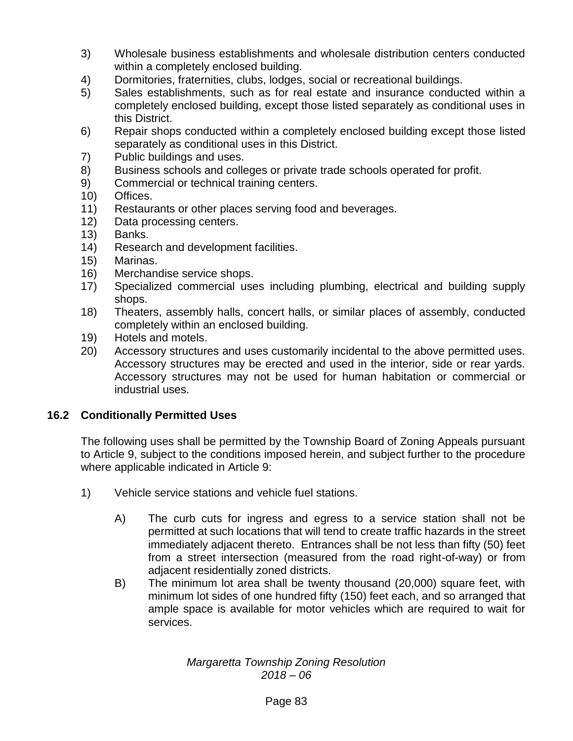3) Wholesale business establishments and wholesale distribution centers conducted within a completely enclosed building.
4) Dormitories, fraternities, clubs, lodges, social or recreational buildings.
5) Sales establishments, such as for real estate and insurance conducted within a completely enclosed building, except those listed separately as conditional uses in this District.
6) Repair shops conducted within a completely enclosed building except those listed separately as conditional uses in this District.
7) Public buildings and uses.
8) Business schools and colleges or private trade schools operated for profit.
9) Commercial or technical training centers.
10) Offices.
11) Restaurants or other places serving food and beverages.
12) Data processing centers.
13) Banks.
14) Research and development facilities.
15) Marinas.
16) Merchandise service shops.
17) Specialized commercial uses including plumbing, electrical and building supply shops.
18) Theaters, assembly halls, concert halls, or similar places of assembly, conducted completely within an enclosed building.
19) Hotels and motels.
20) Accessory structures and uses customarily incidental to the above permitted uses. Accessory structures may be erected and used in the interior, side or rear yards. Accessory structures may not be used for human habitation or commercial or industrial uses.

## 16.2 Conditionally Permitted Uses

The following uses shall be permitted by the Township Board of Zoning Appeals pursuant to Article 9, subject to the conditions imposed herein, and subject further to the procedure where applicable indicated in Article 9:

1) Vehicle service stations and vehicle fuel stations.

   A) The curb cuts for ingress and egress to a service station shall not be permitted at such locations that will tend to create traffic hazards in the street immediately adjacent thereto. Entrances shall be not less than fifty (50) feet from a street intersection (measured from the road right-of-way) or from adjacent residentially zoned districts.

   B) The minimum lot area shall be twenty thousand (20,000) square feet, with minimum lot sides of one hundred fifty (150) feet each, and so arranged that ample space is available for motor vehicles which are required to wait for services.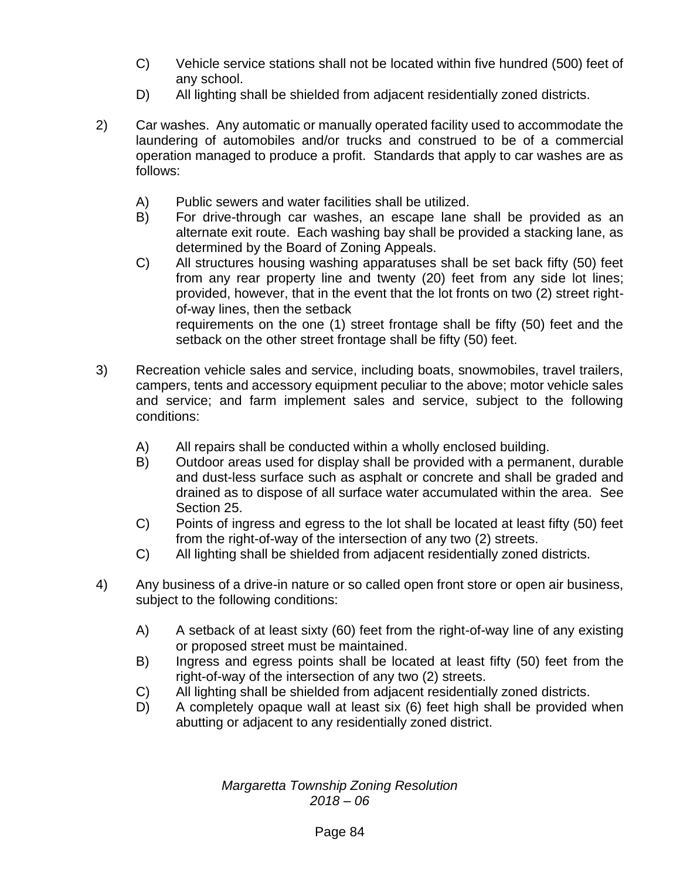C) Vehicle service stations shall not be located within five hundred (500) feet of any school.

D) All lighting shall be shielded from adjacent residentially zoned districts.

2) Car washes. Any automatic or manually operated facility used to accommodate the laundering of automobiles and/or trucks and construed to be of a commercial operation managed to produce a profit. Standards that apply to car washes are as follows:

   A) Public sewers and water facilities shall be utilized.

   B) For drive-through car washes, an escape lane shall be provided as an alternate exit route. Each washing bay shall be provided a stacking lane, as determined by the Board of Zoning Appeals.

   C) All structures housing washing apparatuses shall be set back fifty (50) feet from any rear property line and twenty (20) feet from any side lot lines; provided, however, that in the event that the lot fronts on two (2) street right-of-way lines, then the setback
   requirements on the one (1) street frontage shall be fifty (50) feet and the setback on the other street frontage shall be fifty (50) feet.

3) Recreation vehicle sales and service, including boats, snowmobiles, travel trailers, campers, tents and accessory equipment peculiar to the above; motor vehicle sales and service; and farm implement sales and service, subject to the following conditions:

   A) All repairs shall be conducted within a wholly enclosed building.

   B) Outdoor areas used for display shall be provided with a permanent, durable and dust-less surface such as asphalt or concrete and shall be graded and drained as to dispose of all surface water accumulated within the area. See Section 25.

   C) Points of ingress and egress to the lot shall be located at least fifty (50) feet from the right-of-way of the intersection of any two (2) streets.

   C) All lighting shall be shielded from adjacent residentially zoned districts.

4) Any business of a drive-in nature or so called open front store or open air business, subject to the following conditions:

   A) A setback of at least sixty (60) feet from the right-of-way line of any existing or proposed street must be maintained.

   B) Ingress and egress points shall be located at least fifty (50) feet from the right-of-way of the intersection of any two (2) streets.

   C) All lighting shall be shielded from adjacent residentially zoned districts.

   D) A completely opaque wall at least six (6) feet high shall be provided when abutting or adjacent to any residentially zoned district.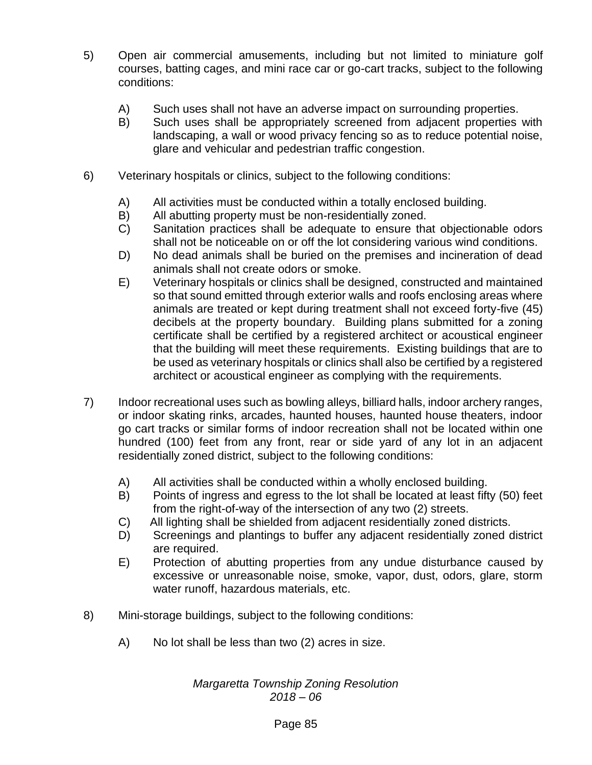5) Open air commercial amusements, including but not limited to miniature golf courses, batting cages, and mini race car or go-cart tracks, subject to the following conditions:

   A) Such uses shall not have an adverse impact on surrounding properties.
   B) Such uses shall be appropriately screened from adjacent properties with landscaping, a wall or wood privacy fencing so as to reduce potential noise, glare and vehicular and pedestrian traffic congestion.

6) Veterinary hospitals or clinics, subject to the following conditions:

   A) All activities must be conducted within a totally enclosed building.
   B) All abutting property must be non-residentially zoned.
   C) Sanitation practices shall be adequate to ensure that objectionable odors shall not be noticeable on or off the lot considering various wind conditions.
   D) No dead animals shall be buried on the premises and incineration of dead animals shall not create odors or smoke.
   E) Veterinary hospitals or clinics shall be designed, constructed and maintained so that sound emitted through exterior walls and roofs enclosing areas where animals are treated or kept during treatment shall not exceed forty-five (45) decibels at the property boundary. Building plans submitted for a zoning certificate shall be certified by a registered architect or acoustical engineer that the building will meet these requirements. Existing buildings that are to be used as veterinary hospitals or clinics shall also be certified by a registered architect or acoustical engineer as complying with the requirements.

7) Indoor recreational uses such as bowling alleys, billiard halls, indoor archery ranges, or indoor skating rinks, arcades, haunted houses, haunted house theaters, indoor go cart tracks or similar forms of indoor recreation shall not be located within one hundred (100) feet from any front, rear or side yard of any lot in an adjacent residentially zoned district, subject to the following conditions:

   A) All activities shall be conducted within a wholly enclosed building.
   B) Points of ingress and egress to the lot shall be located at least fifty (50) feet from the right-of-way of the intersection of any two (2) streets.
   C) All lighting shall be shielded from adjacent residentially zoned districts.
   D) Screenings and plantings to buffer any adjacent residentially zoned district are required.
   E) Protection of abutting properties from any undue disturbance caused by excessive or unreasonable noise, smoke, vapor, dust, odors, glare, storm water runoff, hazardous materials, etc.

8) Mini-storage buildings, subject to the following conditions:

   A) No lot shall be less than two (2) acres in size.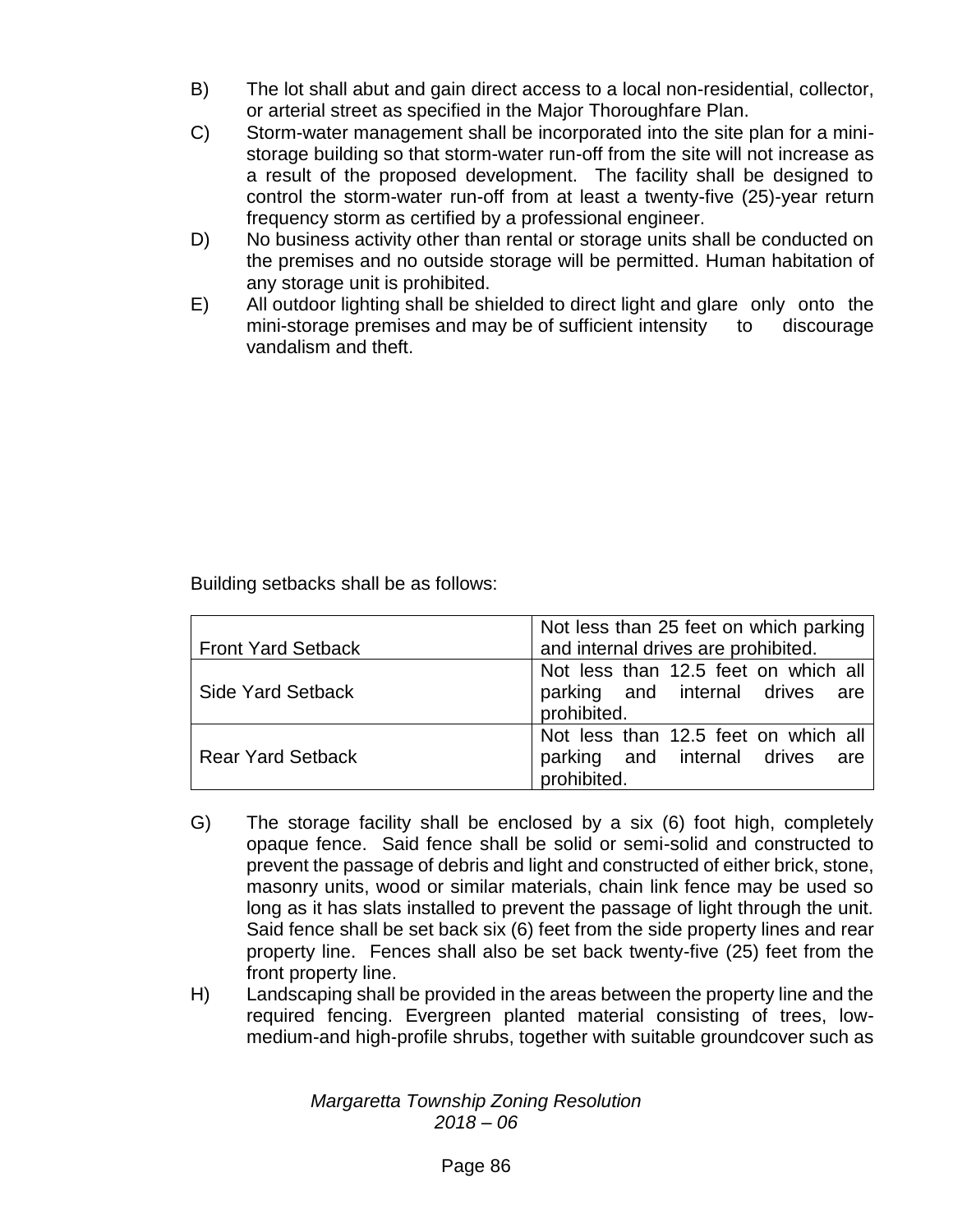B) The lot shall abut and gain direct access to a local non-residential, collector, or arterial street as specified in the Major Thoroughfare Plan.

C) Storm-water management shall be incorporated into the site plan for a mini-storage building so that storm-water run-off from the site will not increase as a result of the proposed development. The facility shall be designed to control the storm-water run-off from at least a twenty-five (25)-year return frequency storm as certified by a professional engineer.

D) No business activity other than rental or storage units shall be conducted on the premises and no outside storage will be permitted. Human habitation of any storage unit is prohibited.

E) All outdoor lighting shall be shielded to direct light and glare only onto the mini-storage premises and may be of sufficient intensity to discourage vandalism and theft.

Building setbacks shall be as follows:

| | |
|---|---|
| Front Yard Setback | Not less than 25 feet on which parking and internal drives are prohibited. |
| Side Yard Setback | Not less than 12.5 feet on which all parking and internal drives are prohibited. |
| Rear Yard Setback | Not less than 12.5 feet on which all parking and internal drives are prohibited. |

G) The storage facility shall be enclosed by a six (6) foot high, completely opaque fence. Said fence shall be solid or semi-solid and constructed to prevent the passage of debris and light and constructed of either brick, stone, masonry units, wood or similar materials, chain link fence may be used so long as it has slats installed to prevent the passage of light through the unit. Said fence shall be set back six (6) feet from the side property lines and rear property line. Fences shall also be set back twenty-five (25) feet from the front property line.

H) Landscaping shall be provided in the areas between the property line and the required fencing. Evergreen planted material consisting of trees, low-medium-and high-profile shrubs, together with suitable groundcover such as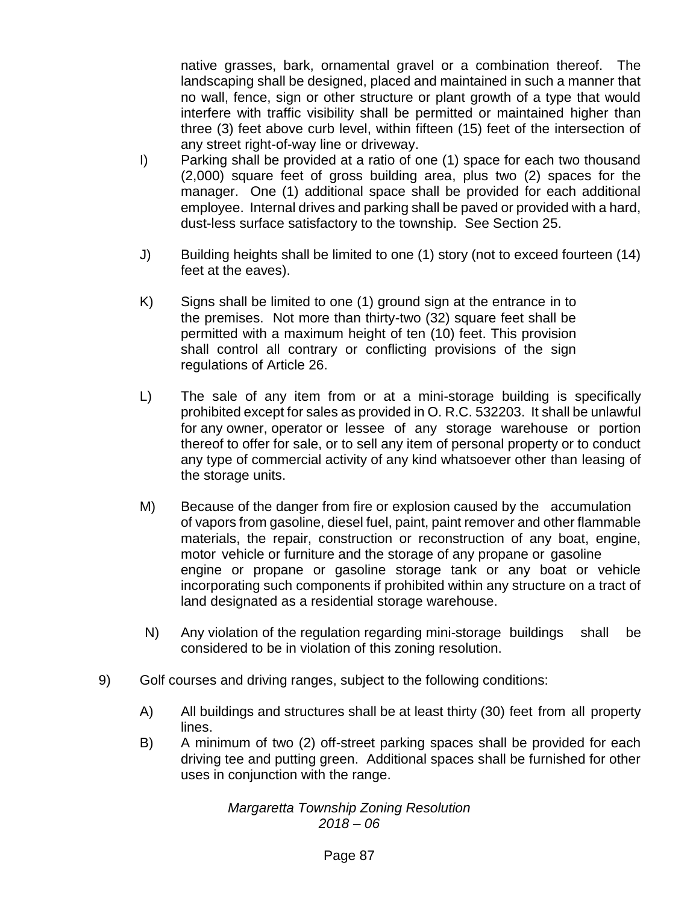native grasses, bark, ornamental gravel or a combination thereof. The landscaping shall be designed, placed and maintained in such a manner that no wall, fence, sign or other structure or plant growth of a type that would interfere with traffic visibility shall be permitted or maintained higher than three (3) feet above curb level, within fifteen (15) feet of the intersection of any street right-of-way line or driveway.

I) Parking shall be provided at a ratio of one (1) space for each two thousand (2,000) square feet of gross building area, plus two (2) spaces for the manager. One (1) additional space shall be provided for each additional employee. Internal drives and parking shall be paved or provided with a hard, dust-less surface satisfactory to the township. See Section 25.

J) Building heights shall be limited to one (1) story (not to exceed fourteen (14) feet at the eaves).

K) Signs shall be limited to one (1) ground sign at the entrance in to the premises. Not more than thirty-two (32) square feet shall be permitted with a maximum height of ten (10) feet. This provision shall control all contrary or conflicting provisions of the sign regulations of Article 26.

L) The sale of any item from or at a mini-storage building is specifically prohibited except for sales as provided in O. R.C. 532203. It shall be unlawful for any owner, operator or lessee of any storage warehouse or portion thereof to offer for sale, or to sell any item of personal property or to conduct any type of commercial activity of any kind whatsoever other than leasing of the storage units.

M) Because of the danger from fire or explosion caused by the accumulation of vapors from gasoline, diesel fuel, paint, paint remover and other flammable materials, the repair, construction or reconstruction of any boat, engine, motor vehicle or furniture and the storage of any propane or gasoline engine or propane or gasoline storage tank or any boat or vehicle incorporating such components if prohibited within any structure on a tract of land designated as a residential storage warehouse.

N) Any violation of the regulation regarding mini-storage buildings shall be considered to be in violation of this zoning resolution.

9) Golf courses and driving ranges, subject to the following conditions:

A) All buildings and structures shall be at least thirty (30) feet from all property lines.

B) A minimum of two (2) off-street parking spaces shall be provided for each driving tee and putting green. Additional spaces shall be furnished for other uses in conjunction with the range.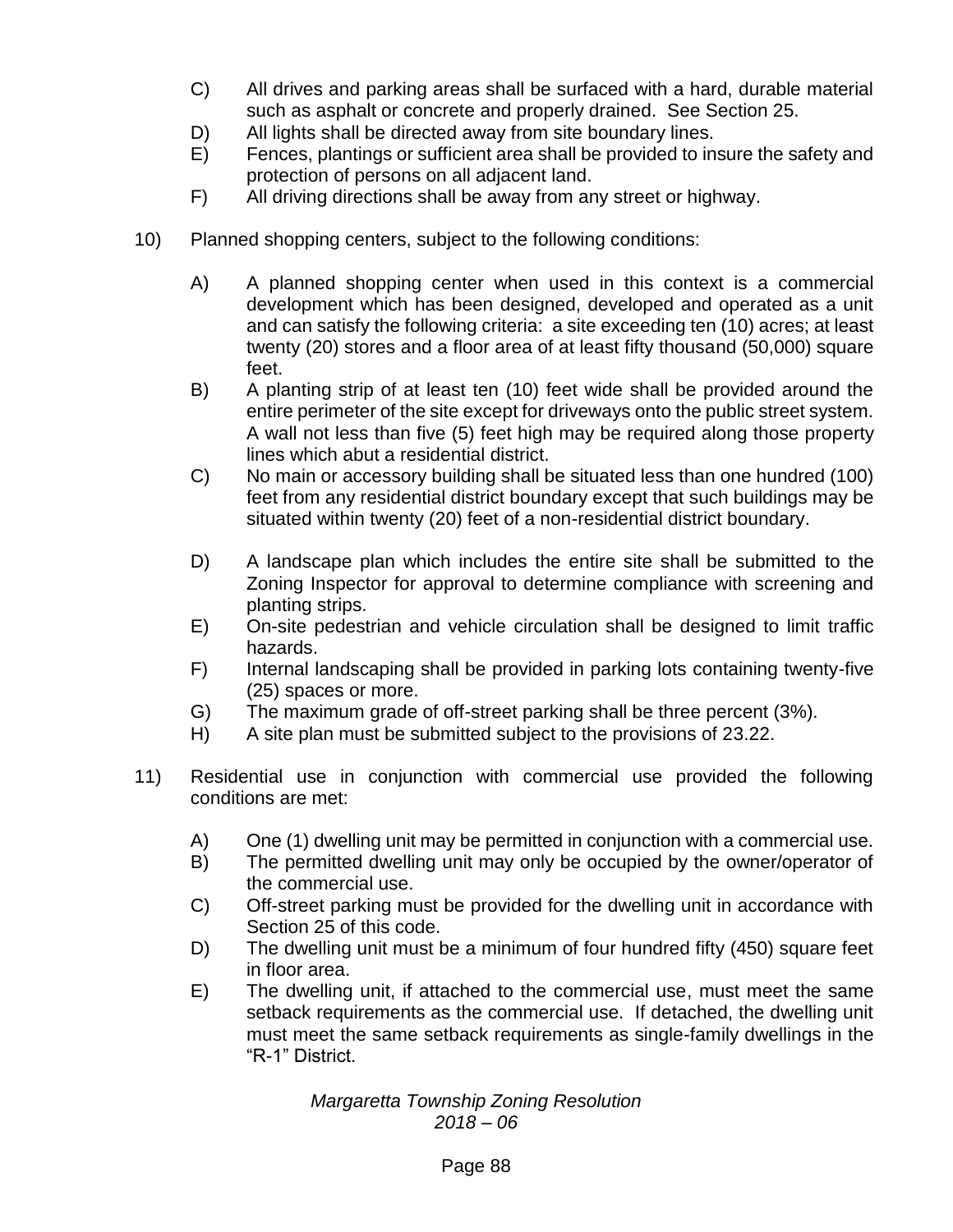C) All drives and parking areas shall be surfaced with a hard, durable material such as asphalt or concrete and properly drained. See Section 25.

D) All lights shall be directed away from site boundary lines.

E) Fences, plantings or sufficient area shall be provided to insure the safety and protection of persons on all adjacent land.

F) All driving directions shall be away from any street or highway.

10) Planned shopping centers, subject to the following conditions:

A) A planned shopping center when used in this context is a commercial development which has been designed, developed and operated as a unit and can satisfy the following criteria: a site exceeding ten (10) acres; at least twenty (20) stores and a floor area of at least fifty thousand (50,000) square feet.

B) A planting strip of at least ten (10) feet wide shall be provided around the entire perimeter of the site except for driveways onto the public street system. A wall not less than five (5) feet high may be required along those property lines which abut a residential district.

C) No main or accessory building shall be situated less than one hundred (100) feet from any residential district boundary except that such buildings may be situated within twenty (20) feet of a non-residential district boundary.

D) A landscape plan which includes the entire site shall be submitted to the Zoning Inspector for approval to determine compliance with screening and planting strips.

E) On-site pedestrian and vehicle circulation shall be designed to limit traffic hazards.

F) Internal landscaping shall be provided in parking lots containing twenty-five (25) spaces or more.

G) The maximum grade of off-street parking shall be three percent (3%).

H) A site plan must be submitted subject to the provisions of 23.22.

11) Residential use in conjunction with commercial use provided the following conditions are met:

A) One (1) dwelling unit may be permitted in conjunction with a commercial use.

B) The permitted dwelling unit may only be occupied by the owner/operator of the commercial use.

C) Off-street parking must be provided for the dwelling unit in accordance with Section 25 of this code.

D) The dwelling unit must be a minimum of four hundred fifty (450) square feet in floor area.

E) The dwelling unit, if attached to the commercial use, must meet the same setback requirements as the commercial use. If detached, the dwelling unit must meet the same setback requirements as single-family dwellings in the "R-1" District.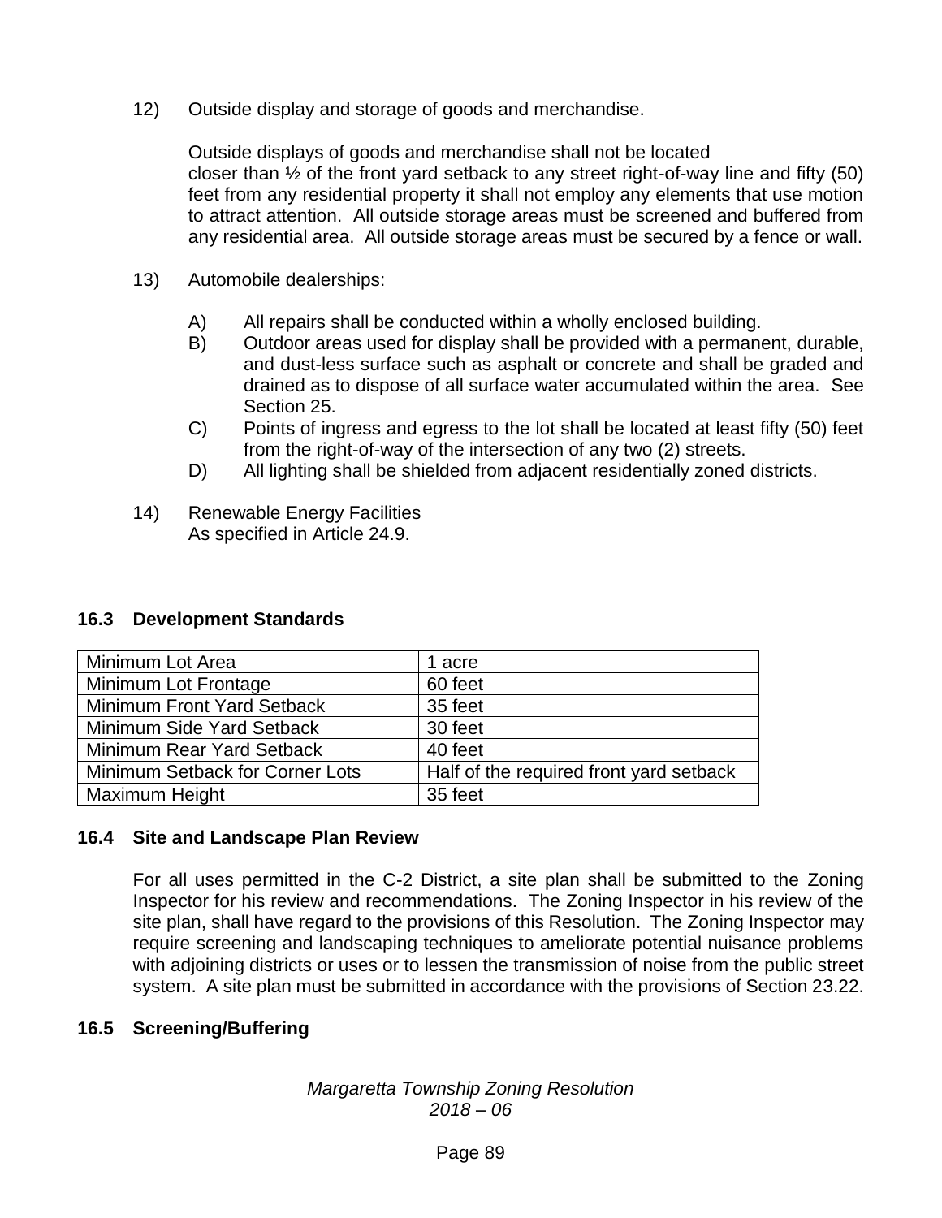12) Outside display and storage of goods and merchandise.

    Outside displays of goods and merchandise shall not be located closer than ½ of the front yard setback to any street right-of-way line and fifty (50) feet from any residential property it shall not employ any elements that use motion to attract attention. All outside storage areas must be screened and buffered from any residential area. All outside storage areas must be secured by a fence or wall.

13) Automobile dealerships:

    A) All repairs shall be conducted within a wholly enclosed building.
    B) Outdoor areas used for display shall be provided with a permanent, durable, and dust-less surface such as asphalt or concrete and shall be graded and drained as to dispose of all surface water accumulated within the area. See Section 25.
    C) Points of ingress and egress to the lot shall be located at least fifty (50) feet from the right-of-way of the intersection of any two (2) streets.
    D) All lighting shall be shielded from adjacent residentially zoned districts.

14) Renewable Energy Facilities
    As specified in Article 24.9.

## 16.3 Development Standards

| Minimum Lot Area | 1 acre |
|---|---|
| Minimum Lot Frontage | 60 feet |
| Minimum Front Yard Setback | 35 feet |
| Minimum Side Yard Setback | 30 feet |
| Minimum Rear Yard Setback | 40 feet |
| Minimum Setback for Corner Lots | Half of the required front yard setback |
| Maximum Height | 35 feet |

## 16.4 Site and Landscape Plan Review

For all uses permitted in the C-2 District, a site plan shall be submitted to the Zoning Inspector for his review and recommendations. The Zoning Inspector in his review of the site plan, shall have regard to the provisions of this Resolution. The Zoning Inspector may require screening and landscaping techniques to ameliorate potential nuisance problems with adjoining districts or uses or to lessen the transmission of noise from the public street system. A site plan must be submitted in accordance with the provisions of Section 23.22.

## 16.5 Screening/Buffering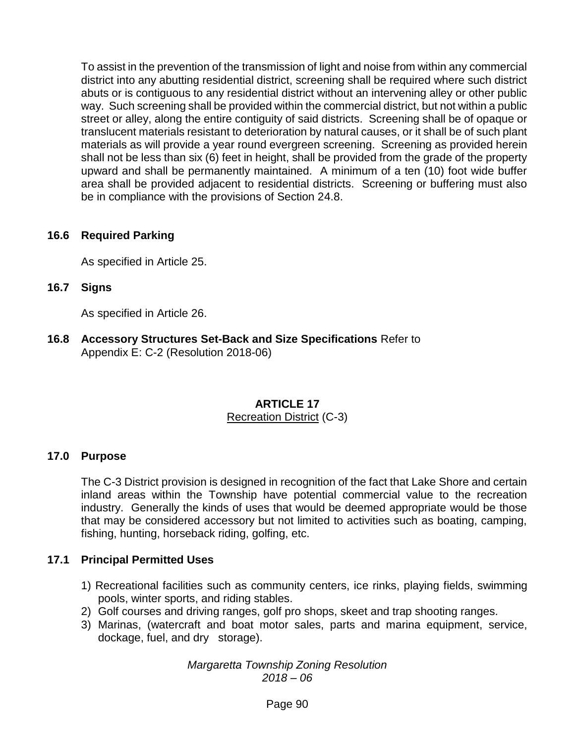To assist in the prevention of the transmission of light and noise from within any commercial district into any abutting residential district, screening shall be required where such district abuts or is contiguous to any residential district without an intervening alley or other public way. Such screening shall be provided within the commercial district, but not within a public street or alley, along the entire contiguity of said districts. Screening shall be of opaque or translucent materials resistant to deterioration by natural causes, or it shall be of such plant materials as will provide a year round evergreen screening. Screening as provided herein shall not be less than six (6) feet in height, shall be provided from the grade of the property upward and shall be permanently maintained. A minimum of a ten (10) foot wide buffer area shall be provided adjacent to residential districts. Screening or buffering must also be in compliance with the provisions of Section 24.8.

### 16.6 Required Parking

As specified in Article 25.

### 16.7 Signs

As specified in Article 26.

### 16.8 Accessory Structures Set-Back and Size Specifications

Refer to Appendix E: C-2 (Resolution 2018-06)

## ARTICLE 17
Recreation District (C-3)

### 17.0 Purpose

The C-3 District provision is designed in recognition of the fact that Lake Shore and certain inland areas within the Township have potential commercial value to the recreation industry. Generally the kinds of uses that would be deemed appropriate would be those that may be considered accessory but not limited to activities such as boating, camping, fishing, hunting, horseback riding, golfing, etc.

### 17.1 Principal Permitted Uses

1) Recreational facilities such as community centers, ice rinks, playing fields, swimming pools, winter sports, and riding stables.
2) Golf courses and driving ranges, golf pro shops, skeet and trap shooting ranges.
3) Marinas, (watercraft and boat motor sales, parts and marina equipment, service, dockage, fuel, and dry storage).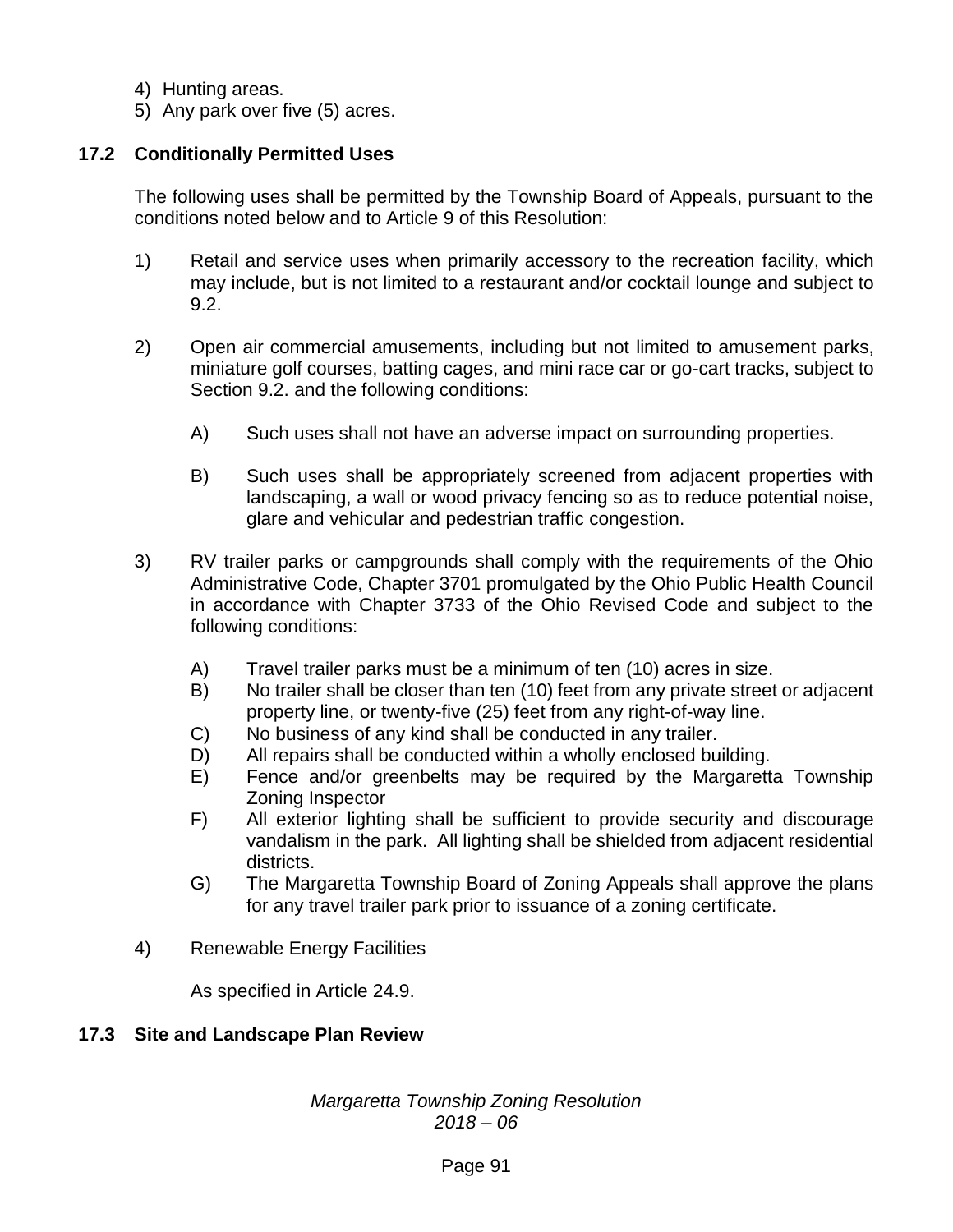4) Hunting areas.
5) Any park over five (5) acres.

## 17.2 Conditionally Permitted Uses

The following uses shall be permitted by the Township Board of Appeals, pursuant to the conditions noted below and to Article 9 of this Resolution:

1) Retail and service uses when primarily accessory to the recreation facility, which may include, but is not limited to a restaurant and/or cocktail lounge and subject to 9.2.

2) Open air commercial amusements, including but not limited to amusement parks, miniature golf courses, batting cages, and mini race car or go-cart tracks, subject to Section 9.2. and the following conditions:

   A) Such uses shall not have an adverse impact on surrounding properties.

   B) Such uses shall be appropriately screened from adjacent properties with landscaping, a wall or wood privacy fencing so as to reduce potential noise, glare and vehicular and pedestrian traffic congestion.

3) RV trailer parks or campgrounds shall comply with the requirements of the Ohio Administrative Code, Chapter 3701 promulgated by the Ohio Public Health Council in accordance with Chapter 3733 of the Ohio Revised Code and subject to the following conditions:

   A) Travel trailer parks must be a minimum of ten (10) acres in size.
   B) No trailer shall be closer than ten (10) feet from any private street or adjacent property line, or twenty-five (25) feet from any right-of-way line.
   C) No business of any kind shall be conducted in any trailer.
   D) All repairs shall be conducted within a wholly enclosed building.
   E) Fence and/or greenbelts may be required by the Margaretta Township Zoning Inspector
   F) All exterior lighting shall be sufficient to provide security and discourage vandalism in the park. All lighting shall be shielded from adjacent residential districts.
   G) The Margaretta Township Board of Zoning Appeals shall approve the plans for any travel trailer park prior to issuance of a zoning certificate.

4) Renewable Energy Facilities

   As specified in Article 24.9.

## 17.3 Site and Landscape Plan Review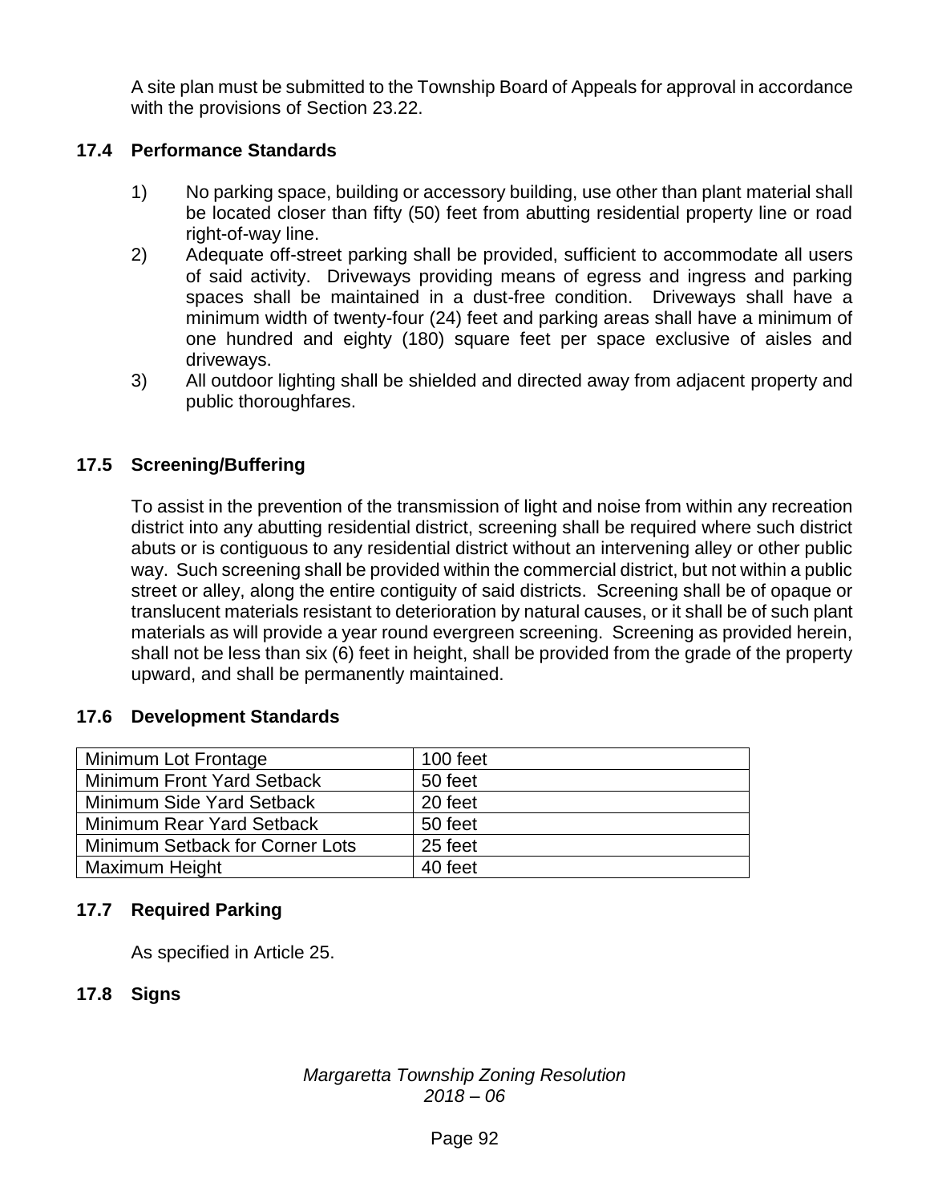A site plan must be submitted to the Township Board of Appeals for approval in accordance with the provisions of Section 23.22.

## 17.4 Performance Standards

1) No parking space, building or accessory building, use other than plant material shall be located closer than fifty (50) feet from abutting residential property line or road right-of-way line.
2) Adequate off-street parking shall be provided, sufficient to accommodate all users of said activity. Driveways providing means of egress and ingress and parking spaces shall be maintained in a dust-free condition. Driveways shall have a minimum width of twenty-four (24) feet and parking areas shall have a minimum of one hundred and eighty (180) square feet per space exclusive of aisles and driveways.
3) All outdoor lighting shall be shielded and directed away from adjacent property and public thoroughfares.

## 17.5 Screening/Buffering

To assist in the prevention of the transmission of light and noise from within any recreation district into any abutting residential district, screening shall be required where such district abuts or is contiguous to any residential district without an intervening alley or other public way. Such screening shall be provided within the commercial district, but not within a public street or alley, along the entire contiguity of said districts. Screening shall be of opaque or translucent materials resistant to deterioration by natural causes, or it shall be of such plant materials as will provide a year round evergreen screening. Screening as provided herein, shall not be less than six (6) feet in height, shall be provided from the grade of the property upward, and shall be permanently maintained.

## 17.6 Development Standards

| | |
|---|---|
| Minimum Lot Frontage | 100 feet |
| Minimum Front Yard Setback | 50 feet |
| Minimum Side Yard Setback | 20 feet |
| Minimum Rear Yard Setback | 50 feet |
| Minimum Setback for Corner Lots | 25 feet |
| Maximum Height | 40 feet |

## 17.7 Required Parking

As specified in Article 25.

## 17.8 Signs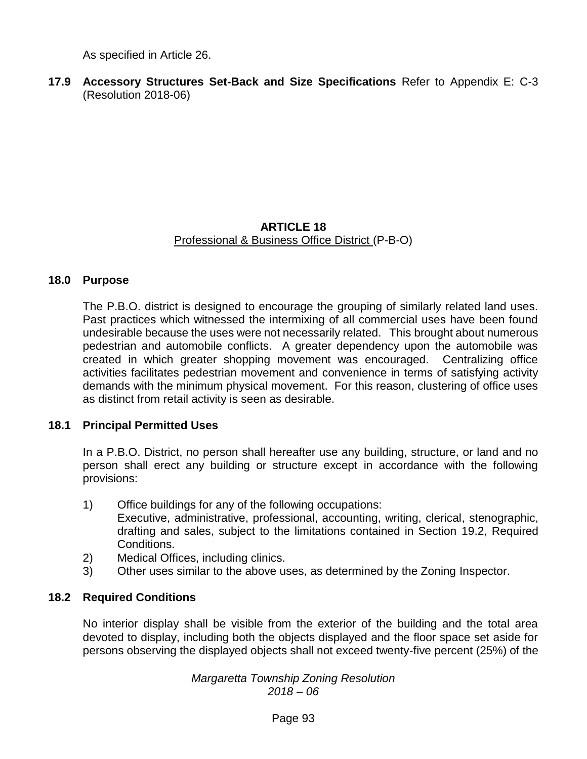As specified in Article 26.

**17.9 Accessory Structures Set-Back and Size Specifications** Refer to Appendix E: C-3 (Resolution 2018-06)

## ARTICLE 18

Professional & Business Office District (P-B-O)

### 18.0 Purpose

The P.B.O. district is designed to encourage the grouping of similarly related land uses. Past practices which witnessed the intermixing of all commercial uses have been found undesirable because the uses were not necessarily related. This brought about numerous pedestrian and automobile conflicts. A greater dependency upon the automobile was created in which greater shopping movement was encouraged. Centralizing office activities facilitates pedestrian movement and convenience in terms of satisfying activity demands with the minimum physical movement. For this reason, clustering of office uses as distinct from retail activity is seen as desirable.

### 18.1 Principal Permitted Uses

In a P.B.O. District, no person shall hereafter use any building, structure, or land and no person shall erect any building or structure except in accordance with the following provisions:

1) Office buildings for any of the following occupations:
   Executive, administrative, professional, accounting, writing, clerical, stenographic, drafting and sales, subject to the limitations contained in Section 19.2, Required Conditions.
2) Medical Offices, including clinics.
3) Other uses similar to the above uses, as determined by the Zoning Inspector.

### 18.2 Required Conditions

No interior display shall be visible from the exterior of the building and the total area devoted to display, including both the objects displayed and the floor space set aside for persons observing the displayed objects shall not exceed twenty-five percent (25%) of the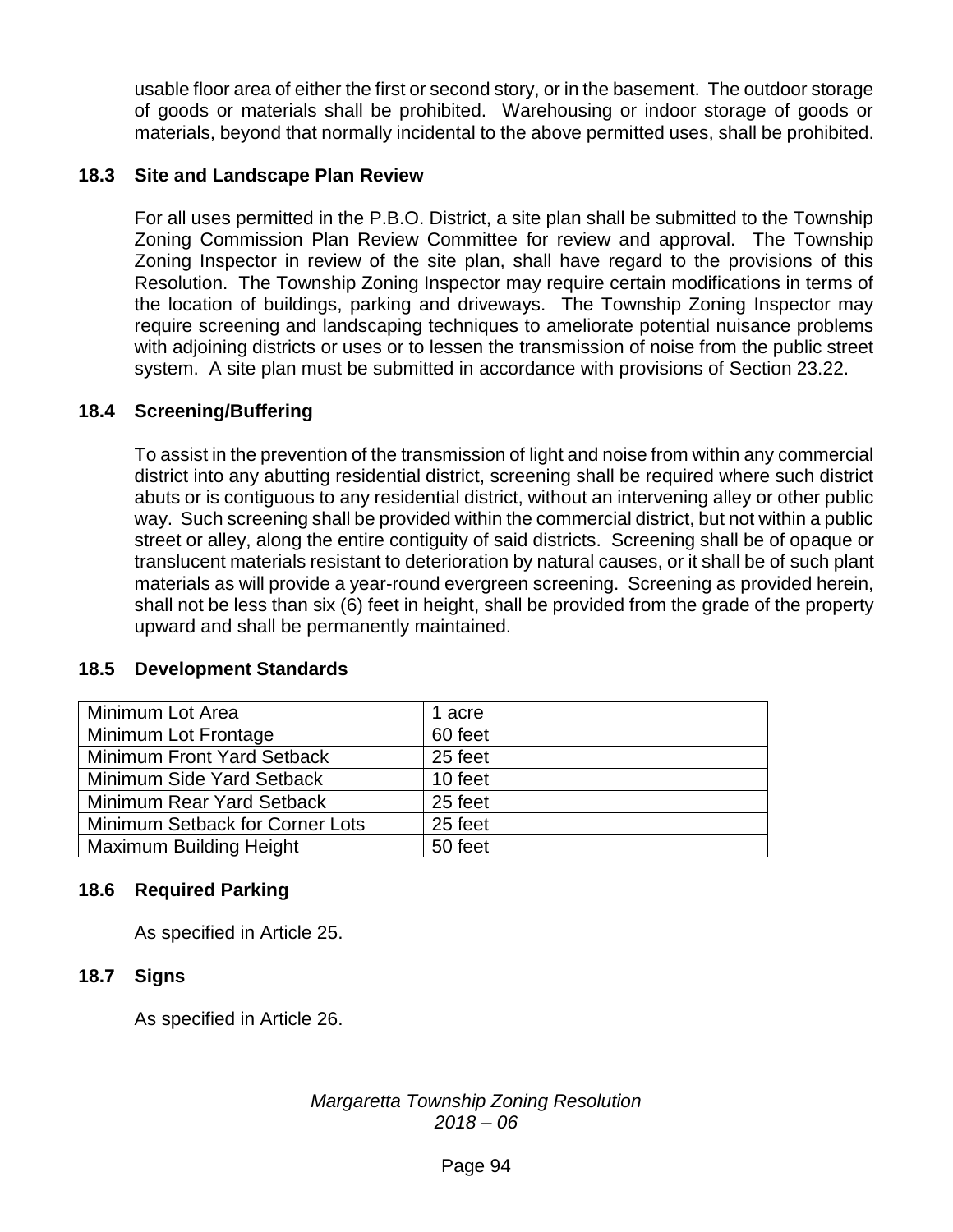usable floor area of either the first or second story, or in the basement. The outdoor storage of goods or materials shall be prohibited. Warehousing or indoor storage of goods or materials, beyond that normally incidental to the above permitted uses, shall be prohibited.

### 18.3 Site and Landscape Plan Review

For all uses permitted in the P.B.O. District, a site plan shall be submitted to the Township Zoning Commission Plan Review Committee for review and approval. The Township Zoning Inspector in review of the site plan, shall have regard to the provisions of this Resolution. The Township Zoning Inspector may require certain modifications in terms of the location of buildings, parking and driveways. The Township Zoning Inspector may require screening and landscaping techniques to ameliorate potential nuisance problems with adjoining districts or uses or to lessen the transmission of noise from the public street system. A site plan must be submitted in accordance with provisions of Section 23.22.

### 18.4 Screening/Buffering

To assist in the prevention of the transmission of light and noise from within any commercial district into any abutting residential district, screening shall be required where such district abuts or is contiguous to any residential district, without an intervening alley or other public way. Such screening shall be provided within the commercial district, but not within a public street or alley, along the entire contiguity of said districts. Screening shall be of opaque or translucent materials resistant to deterioration by natural causes, or it shall be of such plant materials as will provide a year-round evergreen screening. Screening as provided herein, shall not be less than six (6) feet in height, shall be provided from the grade of the property upward and shall be permanently maintained.

### 18.5 Development Standards

| | |
|---|---|
| Minimum Lot Area | 1 acre |
| Minimum Lot Frontage | 60 feet |
| Minimum Front Yard Setback | 25 feet |
| Minimum Side Yard Setback | 10 feet |
| Minimum Rear Yard Setback | 25 feet |
| Minimum Setback for Corner Lots | 25 feet |
| Maximum Building Height | 50 feet |

### 18.6 Required Parking

As specified in Article 25.

### 18.7 Signs

As specified in Article 26.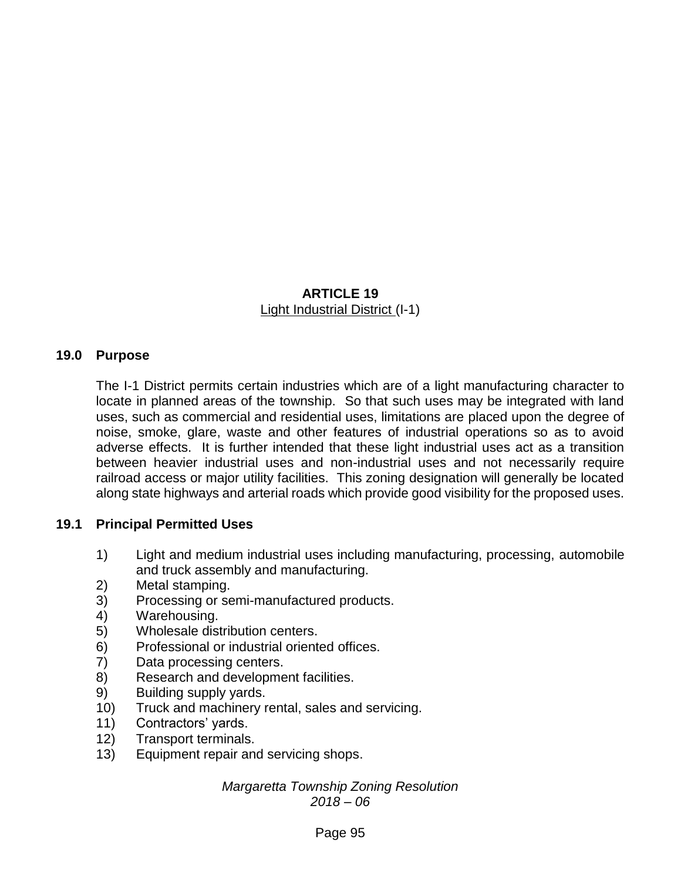# ARTICLE 19

Light Industrial District (I-1)

## 19.0 Purpose

The I-1 District permits certain industries which are of a light manufacturing character to locate in planned areas of the township. So that such uses may be integrated with land uses, such as commercial and residential uses, limitations are placed upon the degree of noise, smoke, glare, waste and other features of industrial operations so as to avoid adverse effects. It is further intended that these light industrial uses act as a transition between heavier industrial uses and non-industrial uses and not necessarily require railroad access or major utility facilities. This zoning designation will generally be located along state highways and arterial roads which provide good visibility for the proposed uses.

## 19.1 Principal Permitted Uses

1) Light and medium industrial uses including manufacturing, processing, automobile and truck assembly and manufacturing.
2) Metal stamping.
3) Processing or semi-manufactured products.
4) Warehousing.
5) Wholesale distribution centers.
6) Professional or industrial oriented offices.
7) Data processing centers.
8) Research and development facilities.
9) Building supply yards.
10) Truck and machinery rental, sales and servicing.
11) Contractors' yards.
12) Transport terminals.
13) Equipment repair and servicing shops.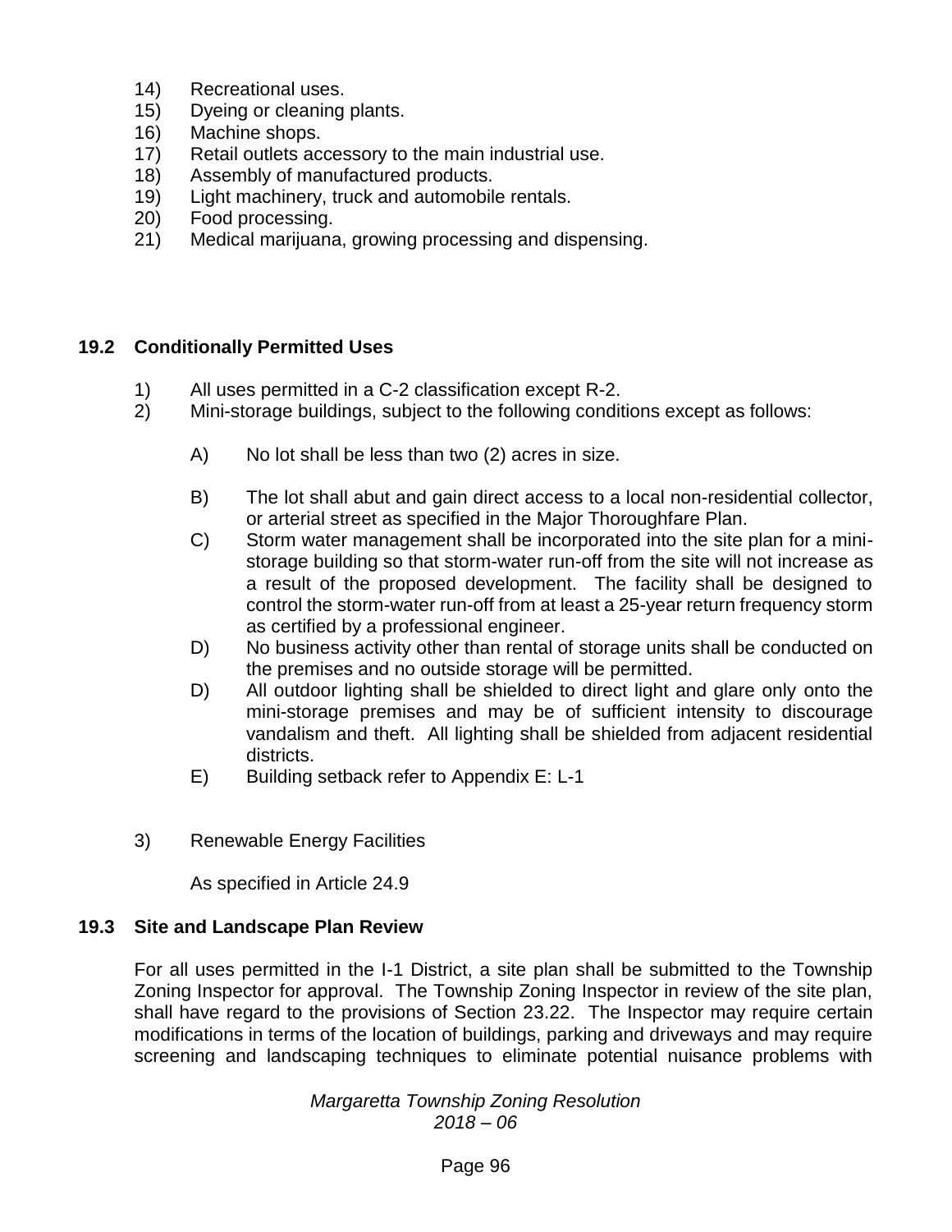14) Recreational uses.
15) Dyeing or cleaning plants.
16) Machine shops.
17) Retail outlets accessory to the main industrial use.
18) Assembly of manufactured products.
19) Light machinery, truck and automobile rentals.
20) Food processing.
21) Medical marijuana, growing processing and dispensing.

## 19.2 Conditionally Permitted Uses

1) All uses permitted in a C-2 classification except R-2.
2) Mini-storage buildings, subject to the following conditions except as follows:

   A) No lot shall be less than two (2) acres in size.

   B) The lot shall abut and gain direct access to a local non-residential collector, or arterial street as specified in the Major Thoroughfare Plan.
   C) Storm water management shall be incorporated into the site plan for a mini-storage building so that storm-water run-off from the site will not increase as a result of the proposed development. The facility shall be designed to control the storm-water run-off from at least a 25-year return frequency storm as certified by a professional engineer.
   D) No business activity other than rental of storage units shall be conducted on the premises and no outside storage will be permitted.
   D) All outdoor lighting shall be shielded to direct light and glare only onto the mini-storage premises and may be of sufficient intensity to discourage vandalism and theft. All lighting shall be shielded from adjacent residential districts.
   E) Building setback refer to Appendix E: L-1

3) Renewable Energy Facilities

   As specified in Article 24.9

## 19.3 Site and Landscape Plan Review

For all uses permitted in the I-1 District, a site plan shall be submitted to the Township Zoning Inspector for approval. The Township Zoning Inspector in review of the site plan, shall have regard to the provisions of Section 23.22. The Inspector may require certain modifications in terms of the location of buildings, parking and driveways and may require screening and landscaping techniques to eliminate potential nuisance problems with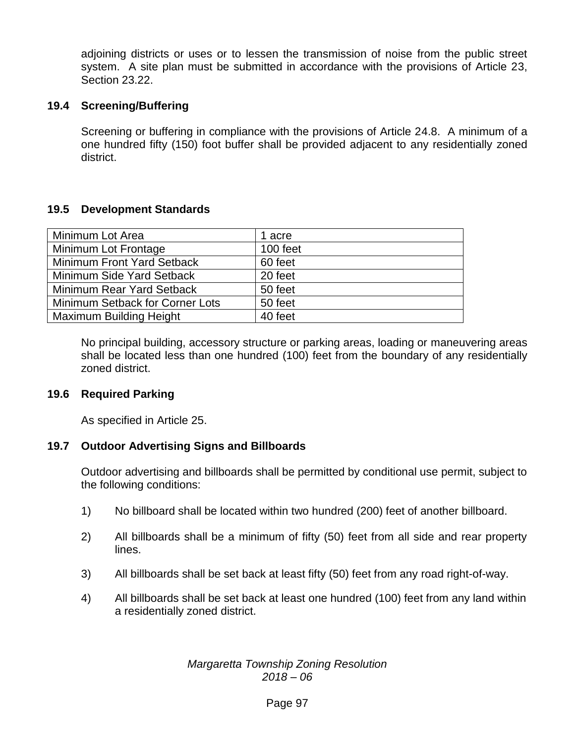adjoining districts or uses or to lessen the transmission of noise from the public street system. A site plan must be submitted in accordance with the provisions of Article 23, Section 23.22.

### 19.4 Screening/Buffering

Screening or buffering in compliance with the provisions of Article 24.8. A minimum of a one hundred fifty (150) foot buffer shall be provided adjacent to any residentially zoned district.

### 19.5 Development Standards

| Minimum Lot Area | 1 acre |
|---|---|
| Minimum Lot Frontage | 100 feet |
| Minimum Front Yard Setback | 60 feet |
| Minimum Side Yard Setback | 20 feet |
| Minimum Rear Yard Setback | 50 feet |
| Minimum Setback for Corner Lots | 50 feet |
| Maximum Building Height | 40 feet |

No principal building, accessory structure or parking areas, loading or maneuvering areas shall be located less than one hundred (100) feet from the boundary of any residentially zoned district.

### 19.6 Required Parking

As specified in Article 25.

### 19.7 Outdoor Advertising Signs and Billboards

Outdoor advertising and billboards shall be permitted by conditional use permit, subject to the following conditions:

1) No billboard shall be located within two hundred (200) feet of another billboard.

2) All billboards shall be a minimum of fifty (50) feet from all side and rear property lines.

3) All billboards shall be set back at least fifty (50) feet from any road right-of-way.

4) All billboards shall be set back at least one hundred (100) feet from any land within a residentially zoned district.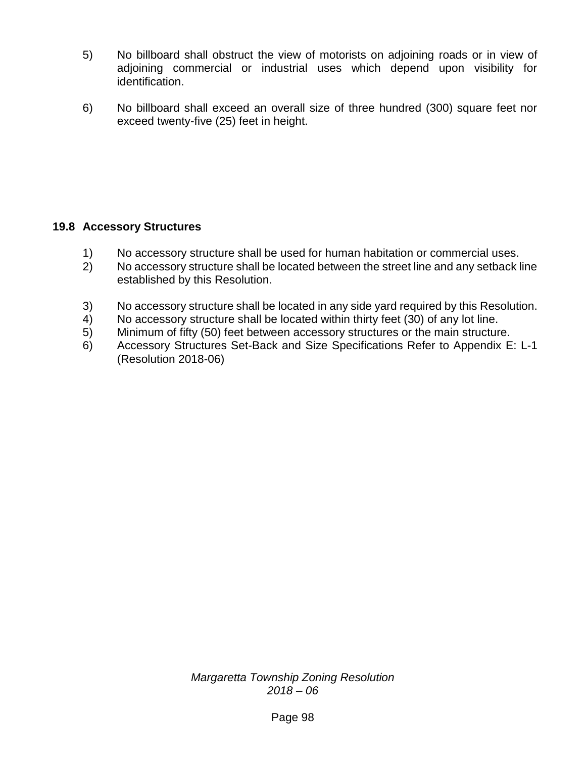5) No billboard shall obstruct the view of motorists on adjoining roads or in view of adjoining commercial or industrial uses which depend upon visibility for identification.

6) No billboard shall exceed an overall size of three hundred (300) square feet nor exceed twenty-five (25) feet in height.

## 19.8 Accessory Structures

1) No accessory structure shall be used for human habitation or commercial uses.
2) No accessory structure shall be located between the street line and any setback line established by this Resolution.
3) No accessory structure shall be located in any side yard required by this Resolution.
4) No accessory structure shall be located within thirty feet (30) of any lot line.
5) Minimum of fifty (50) feet between accessory structures or the main structure.
6) Accessory Structures Set-Back and Size Specifications Refer to Appendix E: L-1 (Resolution 2018-06)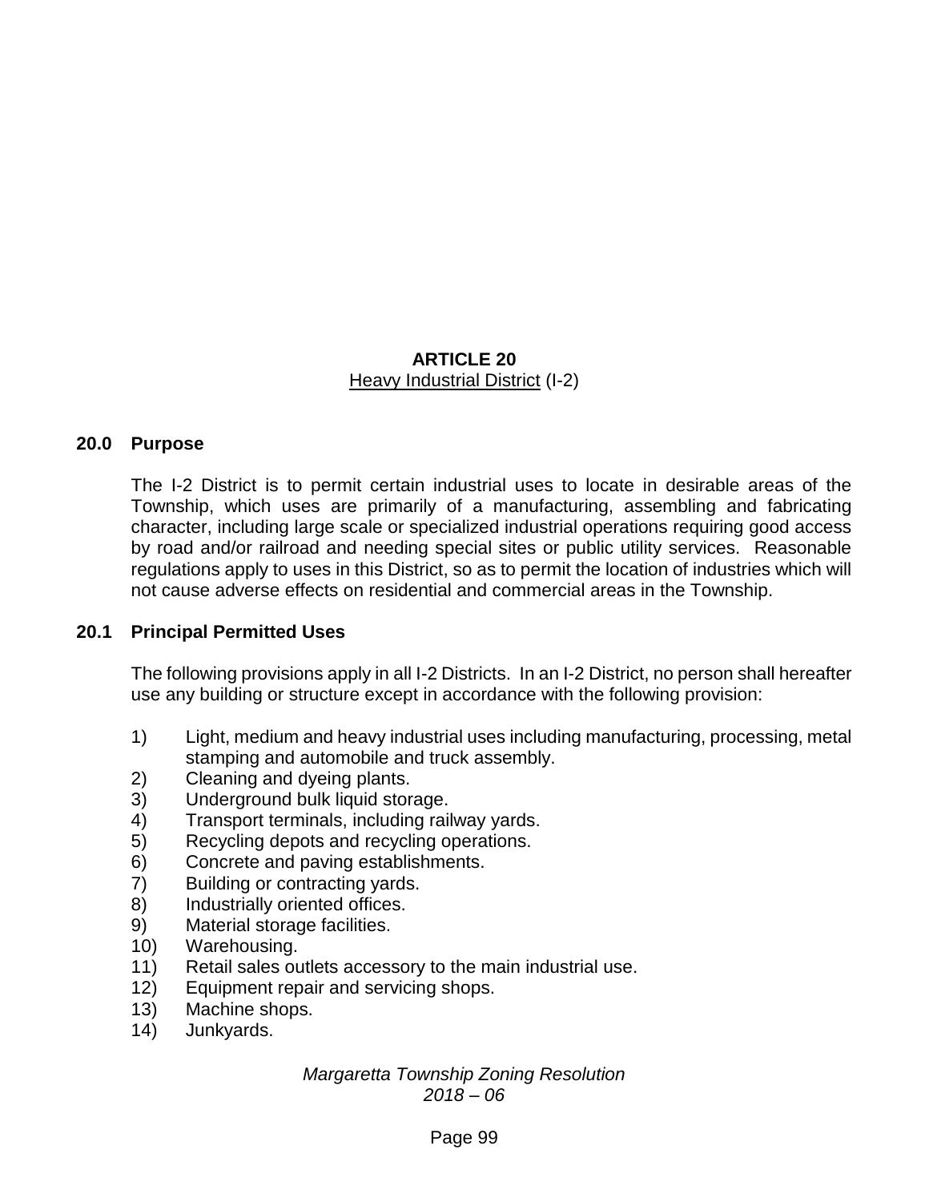# ARTICLE 20

## Heavy Industrial District (I-2)

### 20.0 Purpose

The I-2 District is to permit certain industrial uses to locate in desirable areas of the Township, which uses are primarily of a manufacturing, assembling and fabricating character, including large scale or specialized industrial operations requiring good access by road and/or railroad and needing special sites or public utility services. Reasonable regulations apply to uses in this District, so as to permit the location of industries which will not cause adverse effects on residential and commercial areas in the Township.

### 20.1 Principal Permitted Uses

The following provisions apply in all I-2 Districts. In an I-2 District, no person shall hereafter use any building or structure except in accordance with the following provision:

1) Light, medium and heavy industrial uses including manufacturing, processing, metal stamping and automobile and truck assembly.
2) Cleaning and dyeing plants.
3) Underground bulk liquid storage.
4) Transport terminals, including railway yards.
5) Recycling depots and recycling operations.
6) Concrete and paving establishments.
7) Building or contracting yards.
8) Industrially oriented offices.
9) Material storage facilities.
10) Warehousing.
11) Retail sales outlets accessory to the main industrial use.
12) Equipment repair and servicing shops.
13) Machine shops.
14) Junkyards.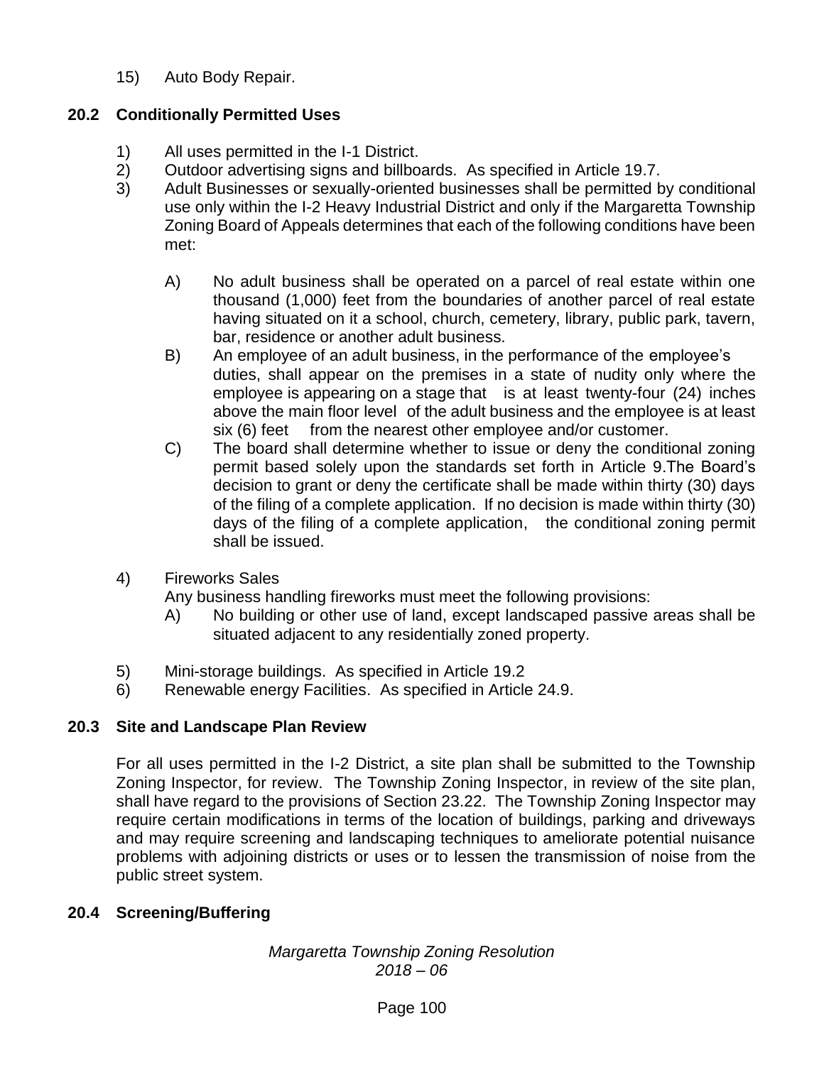15) Auto Body Repair.

## 20.2 Conditionally Permitted Uses

1) All uses permitted in the I-1 District.
2) Outdoor advertising signs and billboards. As specified in Article 19.7.
3) Adult Businesses or sexually-oriented businesses shall be permitted by conditional use only within the I-2 Heavy Industrial District and only if the Margaretta Township Zoning Board of Appeals determines that each of the following conditions have been met:

   A) No adult business shall be operated on a parcel of real estate within one thousand (1,000) feet from the boundaries of another parcel of real estate having situated on it a school, church, cemetery, library, public park, tavern, bar, residence or another adult business.
   B) An employee of an adult business, in the performance of the employee's duties, shall appear on the premises in a state of nudity only where the employee is appearing on a stage that is at least twenty-four (24) inches above the main floor level of the adult business and the employee is at least six (6) feet from the nearest other employee and/or customer.
   C) The board shall determine whether to issue or deny the conditional zoning permit based solely upon the standards set forth in Article 9.The Board's decision to grant or deny the certificate shall be made within thirty (30) days of the filing of a complete application. If no decision is made within thirty (30) days of the filing of a complete application, the conditional zoning permit shall be issued.

4) Fireworks Sales
   Any business handling fireworks must meet the following provisions:
   A) No building or other use of land, except landscaped passive areas shall be situated adjacent to any residentially zoned property.

5) Mini-storage buildings. As specified in Article 19.2
6) Renewable energy Facilities. As specified in Article 24.9.

## 20.3 Site and Landscape Plan Review

For all uses permitted in the I-2 District, a site plan shall be submitted to the Township Zoning Inspector, for review. The Township Zoning Inspector, in review of the site plan, shall have regard to the provisions of Section 23.22. The Township Zoning Inspector may require certain modifications in terms of the location of buildings, parking and driveways and may require screening and landscaping techniques to ameliorate potential nuisance problems with adjoining districts or uses or to lessen the transmission of noise from the public street system.

## 20.4 Screening/Buffering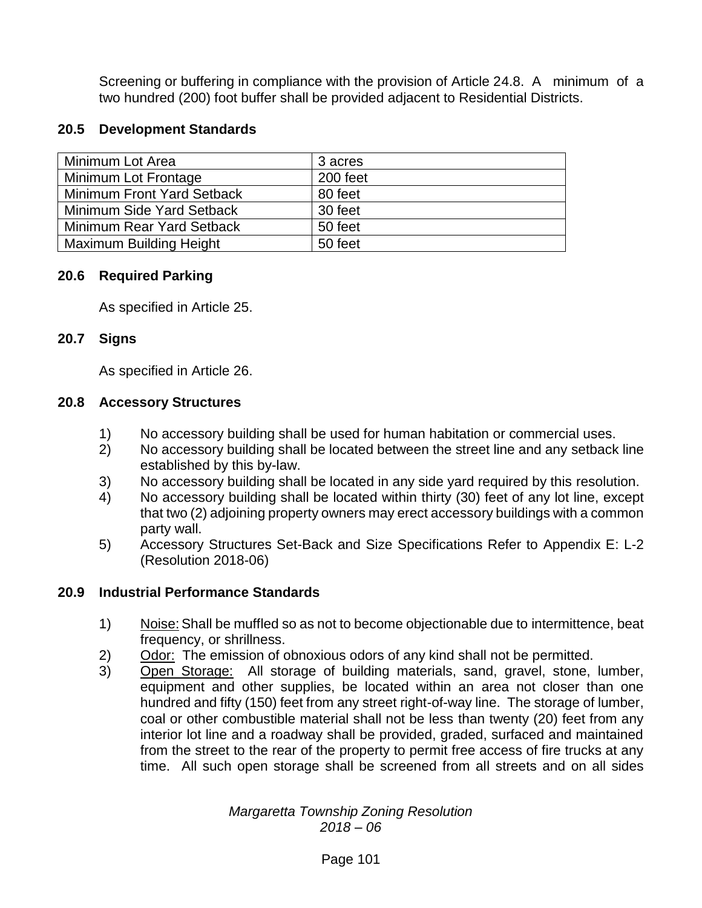Screening or buffering in compliance with the provision of Article 24.8. A minimum of a two hundred (200) foot buffer shall be provided adjacent to Residential Districts.

## 20.5 Development Standards

| Minimum Lot Area | 3 acres |
|---|---|
| Minimum Lot Frontage | 200 feet |
| Minimum Front Yard Setback | 80 feet |
| Minimum Side Yard Setback | 30 feet |
| Minimum Rear Yard Setback | 50 feet |
| Maximum Building Height | 50 feet |

## 20.6 Required Parking

As specified in Article 25.

## 20.7 Signs

As specified in Article 26.

## 20.8 Accessory Structures

1) No accessory building shall be used for human habitation or commercial uses.
2) No accessory building shall be located between the street line and any setback line established by this by-law.
3) No accessory building shall be located in any side yard required by this resolution.
4) No accessory building shall be located within thirty (30) feet of any lot line, except that two (2) adjoining property owners may erect accessory buildings with a common party wall.
5) Accessory Structures Set-Back and Size Specifications Refer to Appendix E: L-2 (Resolution 2018-06)

## 20.9 Industrial Performance Standards

1) Noise: Shall be muffled so as not to become objectionable due to intermittence, beat frequency, or shrillness.
2) Odor: The emission of obnoxious odors of any kind shall not be permitted.
3) Open Storage: All storage of building materials, sand, gravel, stone, lumber, equipment and other supplies, be located within an area not closer than one hundred and fifty (150) feet from any street right-of-way line. The storage of lumber, coal or other combustible material shall not be less than twenty (20) feet from any interior lot line and a roadway shall be provided, graded, surfaced and maintained from the street to the rear of the property to permit free access of fire trucks at any time. All such open storage shall be screened from all streets and on all sides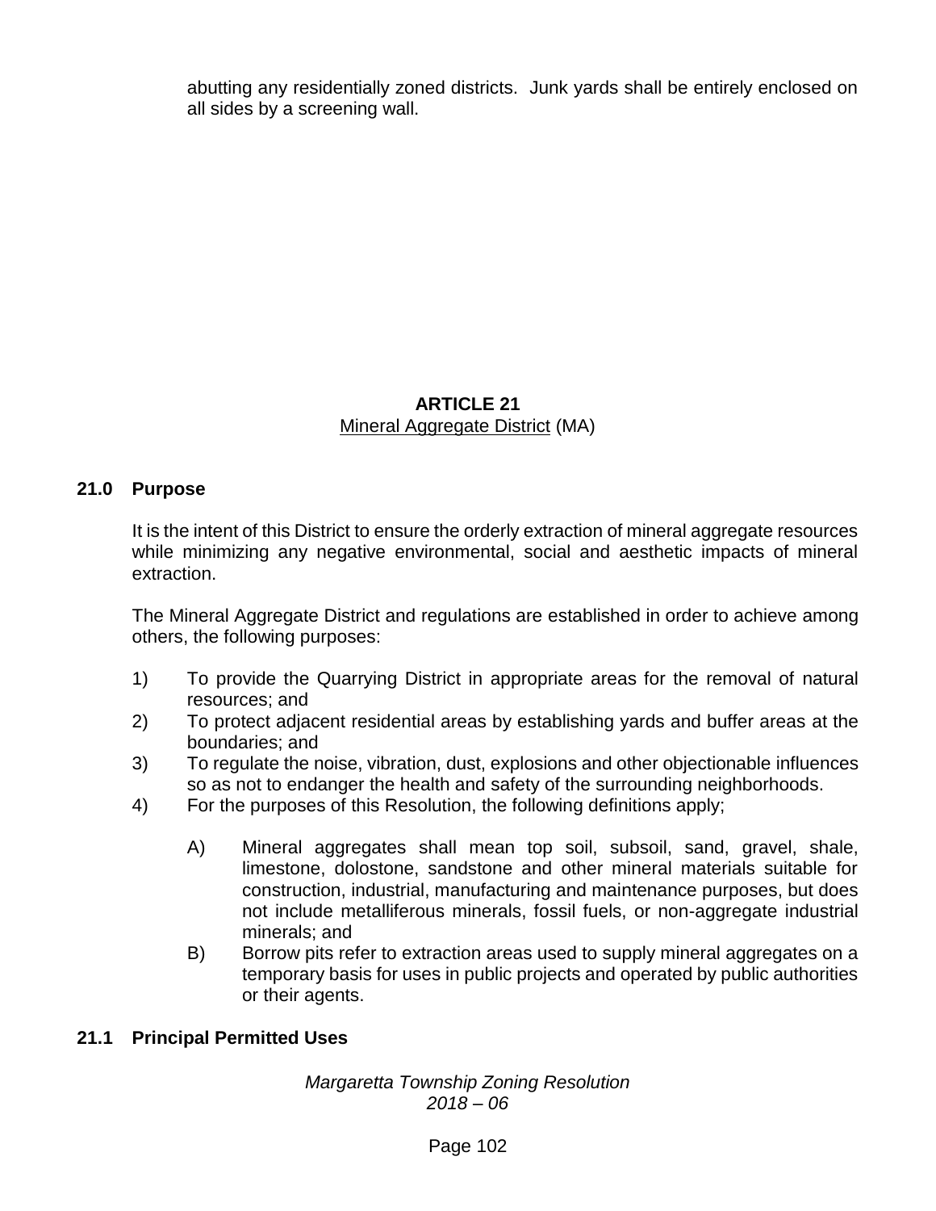abutting any residentially zoned districts. Junk yards shall be entirely enclosed on all sides by a screening wall.

## ARTICLE 21
Mineral Aggregate District (MA)

### 21.0 Purpose

It is the intent of this District to ensure the orderly extraction of mineral aggregate resources while minimizing any negative environmental, social and aesthetic impacts of mineral extraction.

The Mineral Aggregate District and regulations are established in order to achieve among others, the following purposes:

1) To provide the Quarrying District in appropriate areas for the removal of natural resources; and
2) To protect adjacent residential areas by establishing yards and buffer areas at the boundaries; and
3) To regulate the noise, vibration, dust, explosions and other objectionable influences so as not to endanger the health and safety of the surrounding neighborhoods.
4) For the purposes of this Resolution, the following definitions apply;

   A) Mineral aggregates shall mean top soil, subsoil, sand, gravel, shale, limestone, dolostone, sandstone and other mineral materials suitable for construction, industrial, manufacturing and maintenance purposes, but does not include metalliferous minerals, fossil fuels, or non-aggregate industrial minerals; and
   B) Borrow pits refer to extraction areas used to supply mineral aggregates on a temporary basis for uses in public projects and operated by public authorities or their agents.

### 21.1 Principal Permitted Uses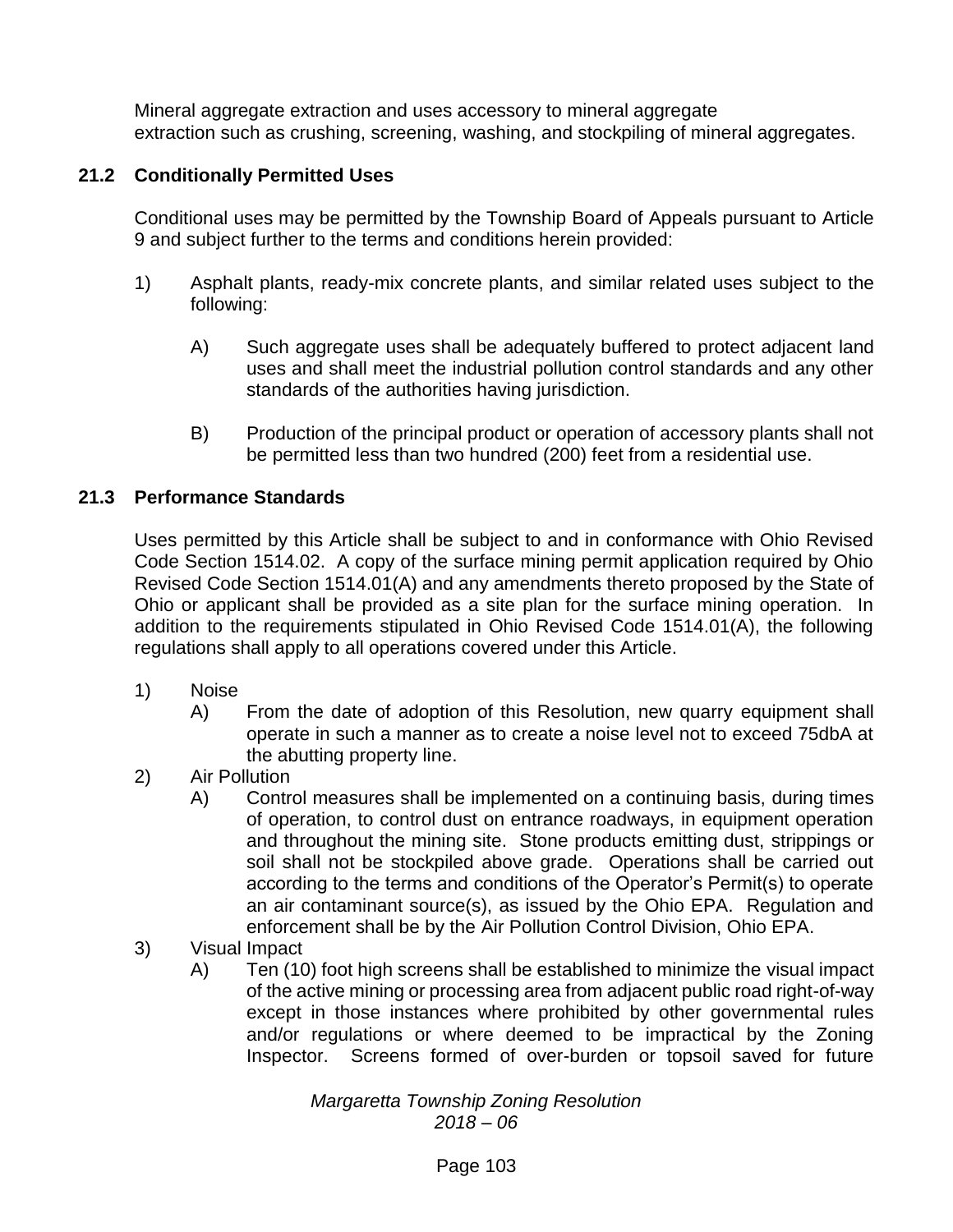Mineral aggregate extraction and uses accessory to mineral aggregate extraction such as crushing, screening, washing, and stockpiling of mineral aggregates.

### 21.2 Conditionally Permitted Uses

Conditional uses may be permitted by the Township Board of Appeals pursuant to Article 9 and subject further to the terms and conditions herein provided:

1) Asphalt plants, ready-mix concrete plants, and similar related uses subject to the following:

   A) Such aggregate uses shall be adequately buffered to protect adjacent land uses and shall meet the industrial pollution control standards and any other standards of the authorities having jurisdiction.

   B) Production of the principal product or operation of accessory plants shall not be permitted less than two hundred (200) feet from a residential use.

### 21.3 Performance Standards

Uses permitted by this Article shall be subject to and in conformance with Ohio Revised Code Section 1514.02. A copy of the surface mining permit application required by Ohio Revised Code Section 1514.01(A) and any amendments thereto proposed by the State of Ohio or applicant shall be provided as a site plan for the surface mining operation. In addition to the requirements stipulated in Ohio Revised Code 1514.01(A), the following regulations shall apply to all operations covered under this Article.

1) Noise
   A) From the date of adoption of this Resolution, new quarry equipment shall operate in such a manner as to create a noise level not to exceed 75dbA at the abutting property line.
2) Air Pollution
   A) Control measures shall be implemented on a continuing basis, during times of operation, to control dust on entrance roadways, in equipment operation and throughout the mining site. Stone products emitting dust, strippings or soil shall not be stockpiled above grade. Operations shall be carried out according to the terms and conditions of the Operator's Permit(s) to operate an air contaminant source(s), as issued by the Ohio EPA. Regulation and enforcement shall be by the Air Pollution Control Division, Ohio EPA.
3) Visual Impact
   A) Ten (10) foot high screens shall be established to minimize the visual impact of the active mining or processing area from adjacent public road right-of-way except in those instances where prohibited by other governmental rules and/or regulations or where deemed to be impractical by the Zoning Inspector. Screens formed of over-burden or topsoil saved for future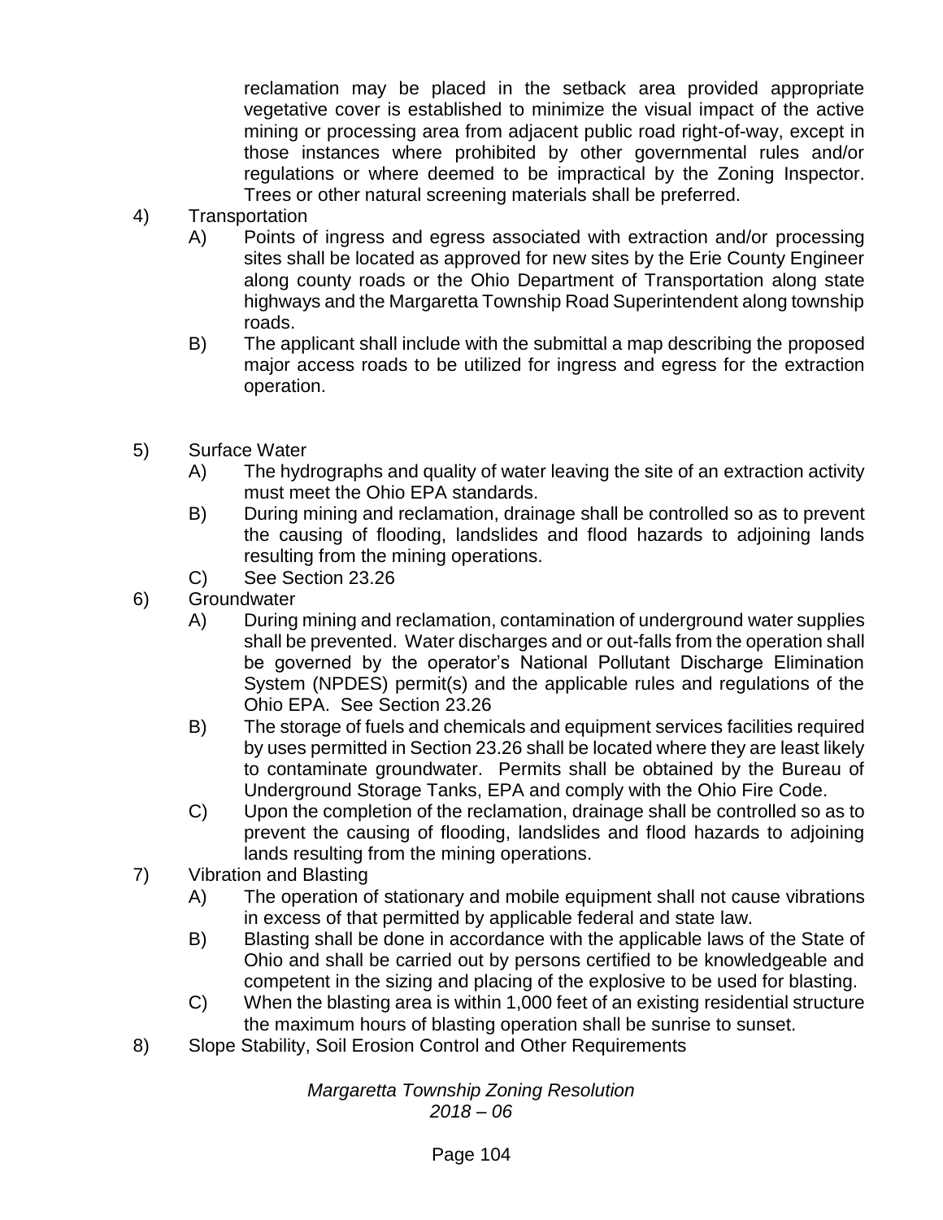reclamation may be placed in the setback area provided appropriate vegetative cover is established to minimize the visual impact of the active mining or processing area from adjacent public road right-of-way, except in those instances where prohibited by other governmental rules and/or regulations or where deemed to be impractical by the Zoning Inspector. Trees or other natural screening materials shall be preferred.

4) Transportation
   - A) Points of ingress and egress associated with extraction and/or processing sites shall be located as approved for new sites by the Erie County Engineer along county roads or the Ohio Department of Transportation along state highways and the Margaretta Township Road Superintendent along township roads.
   - B) The applicant shall include with the submittal a map describing the proposed major access roads to be utilized for ingress and egress for the extraction operation.

5) Surface Water
   - A) The hydrographs and quality of water leaving the site of an extraction activity must meet the Ohio EPA standards.
   - B) During mining and reclamation, drainage shall be controlled so as to prevent the causing of flooding, landslides and flood hazards to adjoining lands resulting from the mining operations.
   - C) See Section 23.26

6) Groundwater
   - A) During mining and reclamation, contamination of underground water supplies shall be prevented. Water discharges and or out-falls from the operation shall be governed by the operator's National Pollutant Discharge Elimination System (NPDES) permit(s) and the applicable rules and regulations of the Ohio EPA. See Section 23.26
   - B) The storage of fuels and chemicals and equipment services facilities required by uses permitted in Section 23.26 shall be located where they are least likely to contaminate groundwater. Permits shall be obtained by the Bureau of Underground Storage Tanks, EPA and comply with the Ohio Fire Code.
   - C) Upon the completion of the reclamation, drainage shall be controlled so as to prevent the causing of flooding, landslides and flood hazards to adjoining lands resulting from the mining operations.

7) Vibration and Blasting
   - A) The operation of stationary and mobile equipment shall not cause vibrations in excess of that permitted by applicable federal and state law.
   - B) Blasting shall be done in accordance with the applicable laws of the State of Ohio and shall be carried out by persons certified to be knowledgeable and competent in the sizing and placing of the explosive to be used for blasting.
   - C) When the blasting area is within 1,000 feet of an existing residential structure the maximum hours of blasting operation shall be sunrise to sunset.

8) Slope Stability, Soil Erosion Control and Other Requirements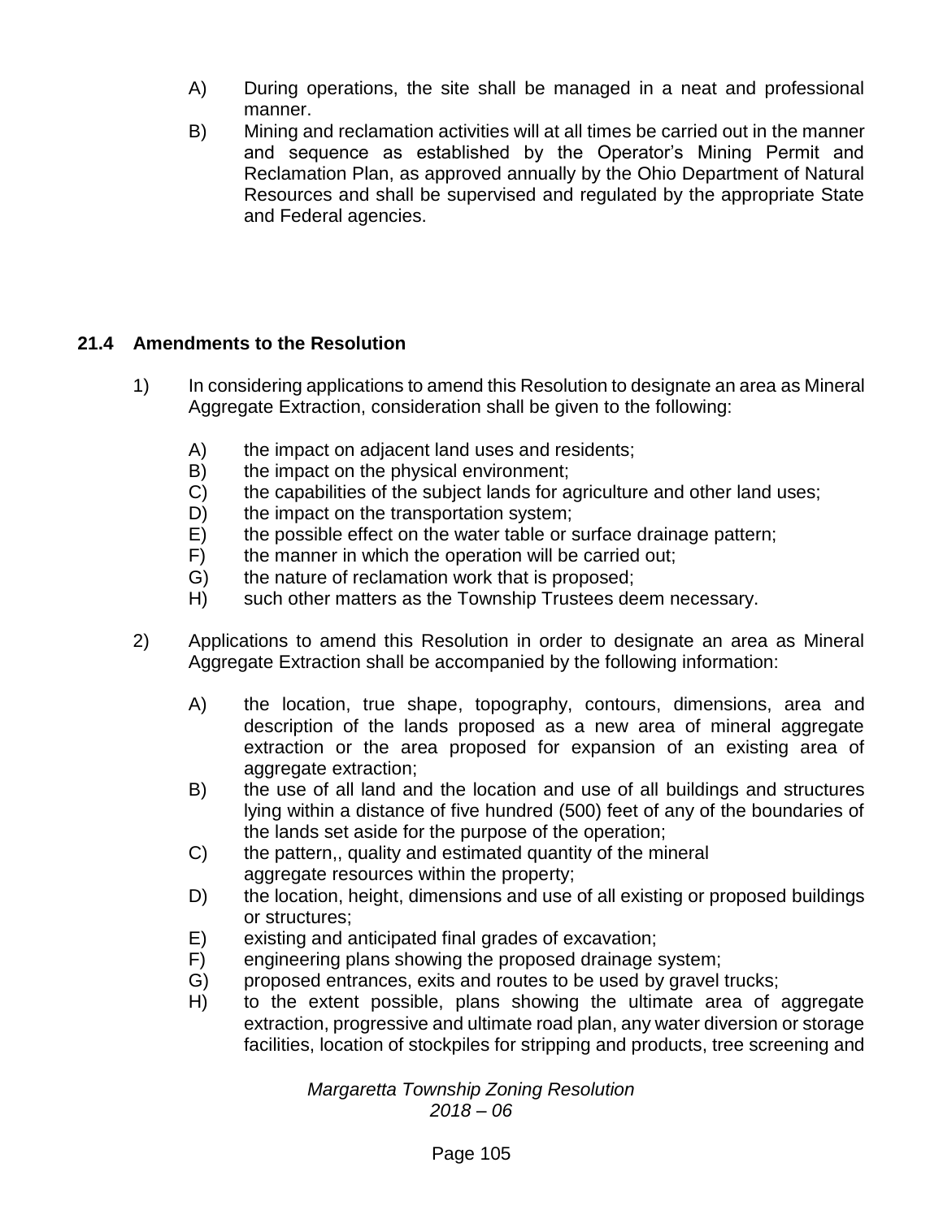A) During operations, the site shall be managed in a neat and professional manner.

B) Mining and reclamation activities will at all times be carried out in the manner and sequence as established by the Operator's Mining Permit and Reclamation Plan, as approved annually by the Ohio Department of Natural Resources and shall be supervised and regulated by the appropriate State and Federal agencies.

## 21.4 Amendments to the Resolution

1) In considering applications to amend this Resolution to designate an area as Mineral Aggregate Extraction, consideration shall be given to the following:

   A) the impact on adjacent land uses and residents;
   B) the impact on the physical environment;
   C) the capabilities of the subject lands for agriculture and other land uses;
   D) the impact on the transportation system;
   E) the possible effect on the water table or surface drainage pattern;
   F) the manner in which the operation will be carried out;
   G) the nature of reclamation work that is proposed;
   H) such other matters as the Township Trustees deem necessary.

2) Applications to amend this Resolution in order to designate an area as Mineral Aggregate Extraction shall be accompanied by the following information:

   A) the location, true shape, topography, contours, dimensions, area and description of the lands proposed as a new area of mineral aggregate extraction or the area proposed for expansion of an existing area of aggregate extraction;
   B) the use of all land and the location and use of all buildings and structures lying within a distance of five hundred (500) feet of any of the boundaries of the lands set aside for the purpose of the operation;
   C) the pattern,, quality and estimated quantity of the mineral aggregate resources within the property;
   D) the location, height, dimensions and use of all existing or proposed buildings or structures;
   E) existing and anticipated final grades of excavation;
   F) engineering plans showing the proposed drainage system;
   G) proposed entrances, exits and routes to be used by gravel trucks;
   H) to the extent possible, plans showing the ultimate area of aggregate extraction, progressive and ultimate road plan, any water diversion or storage facilities, location of stockpiles for stripping and products, tree screening and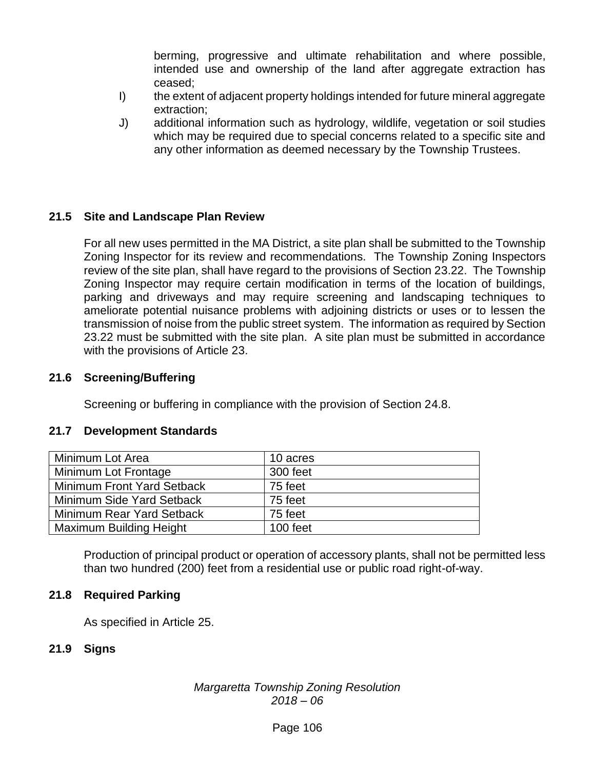berming, progressive and ultimate rehabilitation and where possible, intended use and ownership of the land after aggregate extraction has ceased;

I) the extent of adjacent property holdings intended for future mineral aggregate extraction;

J) additional information such as hydrology, wildlife, vegetation or soil studies which may be required due to special concerns related to a specific site and any other information as deemed necessary by the Township Trustees.

### 21.5 Site and Landscape Plan Review

For all new uses permitted in the MA District, a site plan shall be submitted to the Township Zoning Inspector for its review and recommendations. The Township Zoning Inspectors review of the site plan, shall have regard to the provisions of Section 23.22. The Township Zoning Inspector may require certain modification in terms of the location of buildings, parking and driveways and may require screening and landscaping techniques to ameliorate potential nuisance problems with adjoining districts or uses or to lessen the transmission of noise from the public street system. The information as required by Section 23.22 must be submitted with the site plan. A site plan must be submitted in accordance with the provisions of Article 23.

### 21.6 Screening/Buffering

Screening or buffering in compliance with the provision of Section 24.8.

### 21.7 Development Standards

| Minimum Lot Area | 10 acres |
|---|---|
| Minimum Lot Frontage | 300 feet |
| Minimum Front Yard Setback | 75 feet |
| Minimum Side Yard Setback | 75 feet |
| Minimum Rear Yard Setback | 75 feet |
| Maximum Building Height | 100 feet |

Production of principal product or operation of accessory plants, shall not be permitted less than two hundred (200) feet from a residential use or public road right-of-way.

### 21.8 Required Parking

As specified in Article 25.

### 21.9 Signs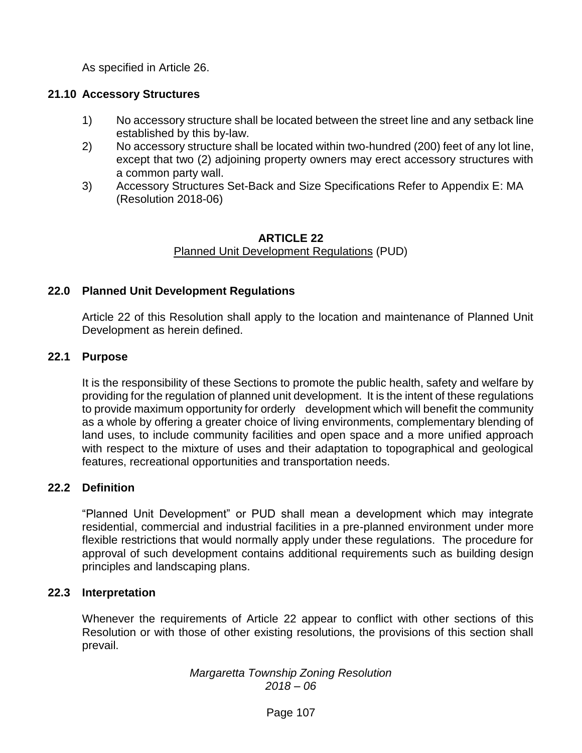As specified in Article 26.

### 21.10 Accessory Structures

1) No accessory structure shall be located between the street line and any setback line established by this by-law.
2) No accessory structure shall be located within two-hundred (200) feet of any lot line, except that two (2) adjoining property owners may erect accessory structures with a common party wall.
3) Accessory Structures Set-Back and Size Specifications Refer to Appendix E: MA (Resolution 2018-06)

## ARTICLE 22

Planned Unit Development Regulations (PUD)

### 22.0 Planned Unit Development Regulations

Article 22 of this Resolution shall apply to the location and maintenance of Planned Unit Development as herein defined.

### 22.1 Purpose

It is the responsibility of these Sections to promote the public health, safety and welfare by providing for the regulation of planned unit development. It is the intent of these regulations to provide maximum opportunity for orderly development which will benefit the community as a whole by offering a greater choice of living environments, complementary blending of land uses, to include community facilities and open space and a more unified approach with respect to the mixture of uses and their adaptation to topographical and geological features, recreational opportunities and transportation needs.

### 22.2 Definition

"Planned Unit Development" or PUD shall mean a development which may integrate residential, commercial and industrial facilities in a pre-planned environment under more flexible restrictions that would normally apply under these regulations. The procedure for approval of such development contains additional requirements such as building design principles and landscaping plans.

### 22.3 Interpretation

Whenever the requirements of Article 22 appear to conflict with other sections of this Resolution or with those of other existing resolutions, the provisions of this section shall prevail.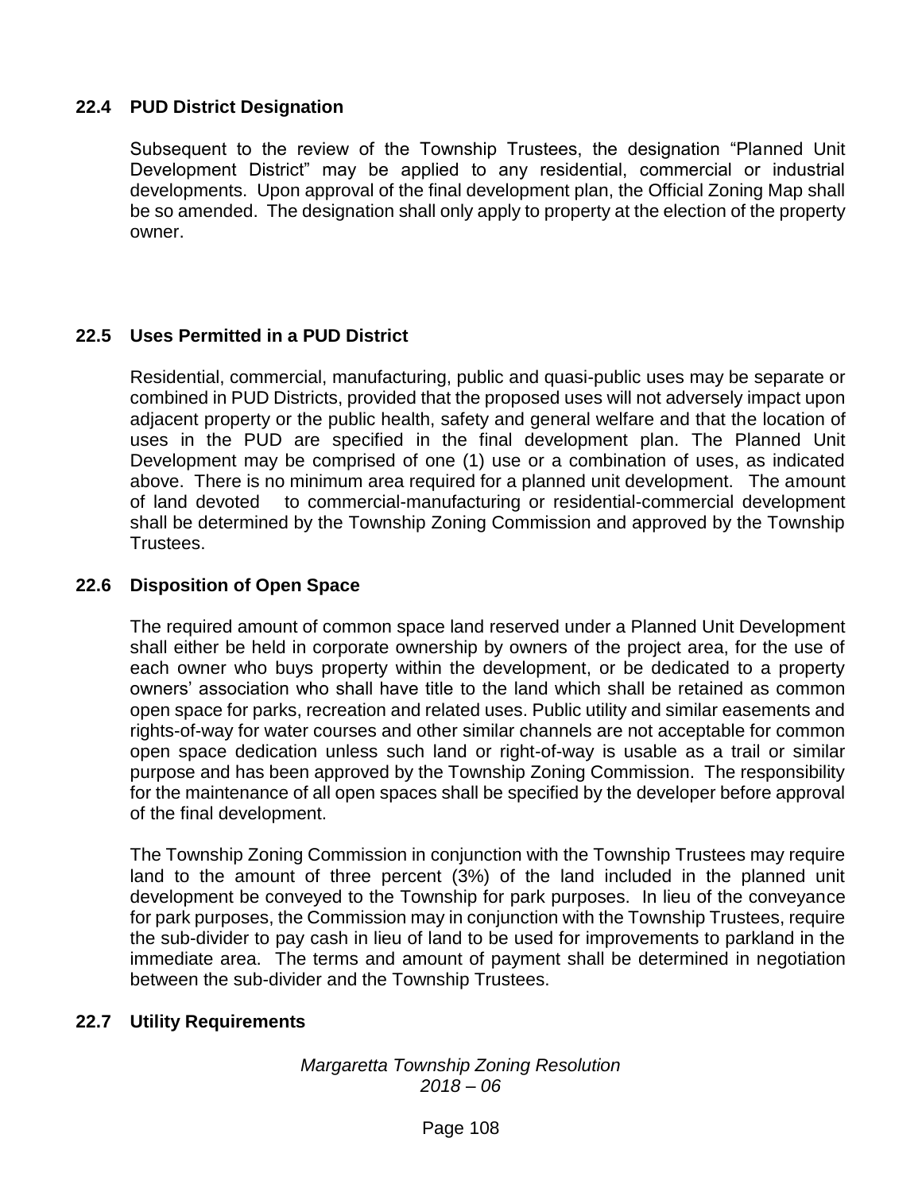### 22.4 PUD District Designation

Subsequent to the review of the Township Trustees, the designation "Planned Unit Development District" may be applied to any residential, commercial or industrial developments. Upon approval of the final development plan, the Official Zoning Map shall be so amended. The designation shall only apply to property at the election of the property owner.

### 22.5 Uses Permitted in a PUD District

Residential, commercial, manufacturing, public and quasi-public uses may be separate or combined in PUD Districts, provided that the proposed uses will not adversely impact upon adjacent property or the public health, safety and general welfare and that the location of uses in the PUD are specified in the final development plan. The Planned Unit Development may be comprised of one (1) use or a combination of uses, as indicated above. There is no minimum area required for a planned unit development. The amount of land devoted to commercial-manufacturing or residential-commercial development shall be determined by the Township Zoning Commission and approved by the Township Trustees.

### 22.6 Disposition of Open Space

The required amount of common space land reserved under a Planned Unit Development shall either be held in corporate ownership by owners of the project area, for the use of each owner who buys property within the development, or be dedicated to a property owners' association who shall have title to the land which shall be retained as common open space for parks, recreation and related uses. Public utility and similar easements and rights-of-way for water courses and other similar channels are not acceptable for common open space dedication unless such land or right-of-way is usable as a trail or similar purpose and has been approved by the Township Zoning Commission. The responsibility for the maintenance of all open spaces shall be specified by the developer before approval of the final development.

The Township Zoning Commission in conjunction with the Township Trustees may require land to the amount of three percent (3%) of the land included in the planned unit development be conveyed to the Township for park purposes. In lieu of the conveyance for park purposes, the Commission may in conjunction with the Township Trustees, require the sub-divider to pay cash in lieu of land to be used for improvements to parkland in the immediate area. The terms and amount of payment shall be determined in negotiation between the sub-divider and the Township Trustees.

### 22.7 Utility Requirements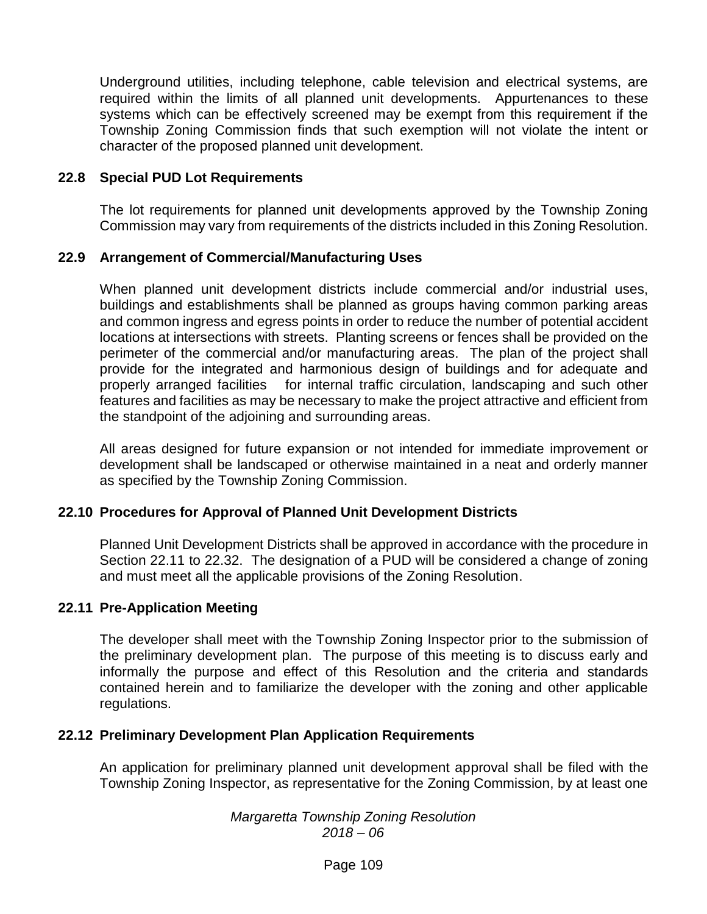Underground utilities, including telephone, cable television and electrical systems, are required within the limits of all planned unit developments. Appurtenances to these systems which can be effectively screened may be exempt from this requirement if the Township Zoning Commission finds that such exemption will not violate the intent or character of the proposed planned unit development.

## 22.8 Special PUD Lot Requirements

The lot requirements for planned unit developments approved by the Township Zoning Commission may vary from requirements of the districts included in this Zoning Resolution.

## 22.9 Arrangement of Commercial/Manufacturing Uses

When planned unit development districts include commercial and/or industrial uses, buildings and establishments shall be planned as groups having common parking areas and common ingress and egress points in order to reduce the number of potential accident locations at intersections with streets. Planting screens or fences shall be provided on the perimeter of the commercial and/or manufacturing areas. The plan of the project shall provide for the integrated and harmonious design of buildings and for adequate and properly arranged facilities for internal traffic circulation, landscaping and such other features and facilities as may be necessary to make the project attractive and efficient from the standpoint of the adjoining and surrounding areas.

All areas designed for future expansion or not intended for immediate improvement or development shall be landscaped or otherwise maintained in a neat and orderly manner as specified by the Township Zoning Commission.

## 22.10 Procedures for Approval of Planned Unit Development Districts

Planned Unit Development Districts shall be approved in accordance with the procedure in Section 22.11 to 22.32. The designation of a PUD will be considered a change of zoning and must meet all the applicable provisions of the Zoning Resolution.

## 22.11 Pre-Application Meeting

The developer shall meet with the Township Zoning Inspector prior to the submission of the preliminary development plan. The purpose of this meeting is to discuss early and informally the purpose and effect of this Resolution and the criteria and standards contained herein and to familiarize the developer with the zoning and other applicable regulations.

## 22.12 Preliminary Development Plan Application Requirements

An application for preliminary planned unit development approval shall be filed with the Township Zoning Inspector, as representative for the Zoning Commission, by at least one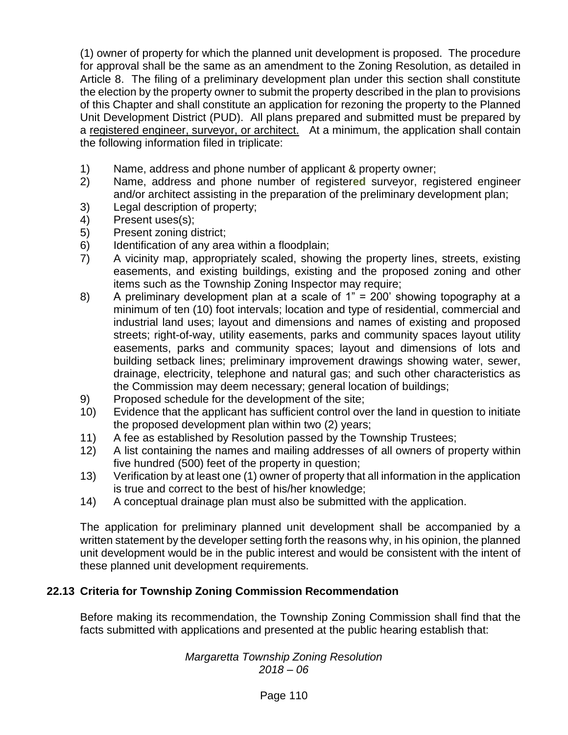(1) owner of property for which the planned unit development is proposed. The procedure for approval shall be the same as an amendment to the Zoning Resolution, as detailed in Article 8. The filing of a preliminary development plan under this section shall constitute the election by the property owner to submit the property described in the plan to provisions of this Chapter and shall constitute an application for rezoning the property to the Planned Unit Development District (PUD). All plans prepared and submitted must be prepared by a registered engineer, surveyor, or architect. At a minimum, the application shall contain the following information filed in triplicate:

1) Name, address and phone number of applicant & property owner;
2) Name, address and phone number of registered surveyor, registered engineer and/or architect assisting in the preparation of the preliminary development plan;
3) Legal description of property;
4) Present uses(s);
5) Present zoning district;
6) Identification of any area within a floodplain;
7) A vicinity map, appropriately scaled, showing the property lines, streets, existing easements, and existing buildings, existing and the proposed zoning and other items such as the Township Zoning Inspector may require;
8) A preliminary development plan at a scale of 1" = 200' showing topography at a minimum of ten (10) foot intervals; location and type of residential, commercial and industrial land uses; layout and dimensions and names of existing and proposed streets; right-of-way, utility easements, parks and community spaces layout utility easements, parks and community spaces; layout and dimensions of lots and building setback lines; preliminary improvement drawings showing water, sewer, drainage, electricity, telephone and natural gas; and such other characteristics as the Commission may deem necessary; general location of buildings;
9) Proposed schedule for the development of the site;
10) Evidence that the applicant has sufficient control over the land in question to initiate the proposed development plan within two (2) years;
11) A fee as established by Resolution passed by the Township Trustees;
12) A list containing the names and mailing addresses of all owners of property within five hundred (500) feet of the property in question;
13) Verification by at least one (1) owner of property that all information in the application is true and correct to the best of his/her knowledge;
14) A conceptual drainage plan must also be submitted with the application.

The application for preliminary planned unit development shall be accompanied by a written statement by the developer setting forth the reasons why, in his opinion, the planned unit development would be in the public interest and would be consistent with the intent of these planned unit development requirements.

## 22.13 Criteria for Township Zoning Commission Recommendation

Before making its recommendation, the Township Zoning Commission shall find that the facts submitted with applications and presented at the public hearing establish that: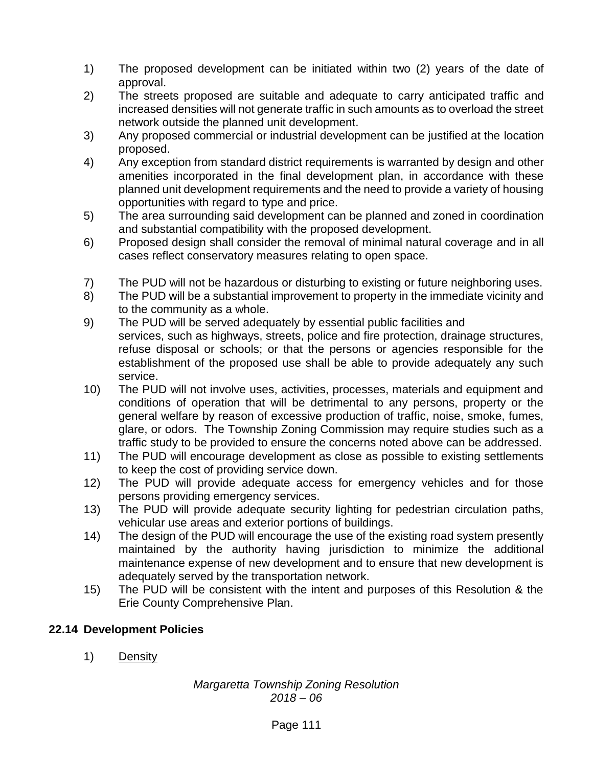1) The proposed development can be initiated within two (2) years of the date of approval.
2) The streets proposed are suitable and adequate to carry anticipated traffic and increased densities will not generate traffic in such amounts as to overload the street network outside the planned unit development.
3) Any proposed commercial or industrial development can be justified at the location proposed.
4) Any exception from standard district requirements is warranted by design and other amenities incorporated in the final development plan, in accordance with these planned unit development requirements and the need to provide a variety of housing opportunities with regard to type and price.
5) The area surrounding said development can be planned and zoned in coordination and substantial compatibility with the proposed development.
6) Proposed design shall consider the removal of minimal natural coverage and in all cases reflect conservatory measures relating to open space.
7) The PUD will not be hazardous or disturbing to existing or future neighboring uses.
8) The PUD will be a substantial improvement to property in the immediate vicinity and to the community as a whole.
9) The PUD will be served adequately by essential public facilities and services, such as highways, streets, police and fire protection, drainage structures, refuse disposal or schools; or that the persons or agencies responsible for the establishment of the proposed use shall be able to provide adequately any such service.
10) The PUD will not involve uses, activities, processes, materials and equipment and conditions of operation that will be detrimental to any persons, property or the general welfare by reason of excessive production of traffic, noise, smoke, fumes, glare, or odors. The Township Zoning Commission may require studies such as a traffic study to be provided to ensure the concerns noted above can be addressed.
11) The PUD will encourage development as close as possible to existing settlements to keep the cost of providing service down.
12) The PUD will provide adequate access for emergency vehicles and for those persons providing emergency services.
13) The PUD will provide adequate security lighting for pedestrian circulation paths, vehicular use areas and exterior portions of buildings.
14) The design of the PUD will encourage the use of the existing road system presently maintained by the authority having jurisdiction to minimize the additional maintenance expense of new development and to ensure that new development is adequately served by the transportation network.
15) The PUD will be consistent with the intent and purposes of this Resolution & the Erie County Comprehensive Plan.

## 22.14 Development Policies

1) <u>Density</u>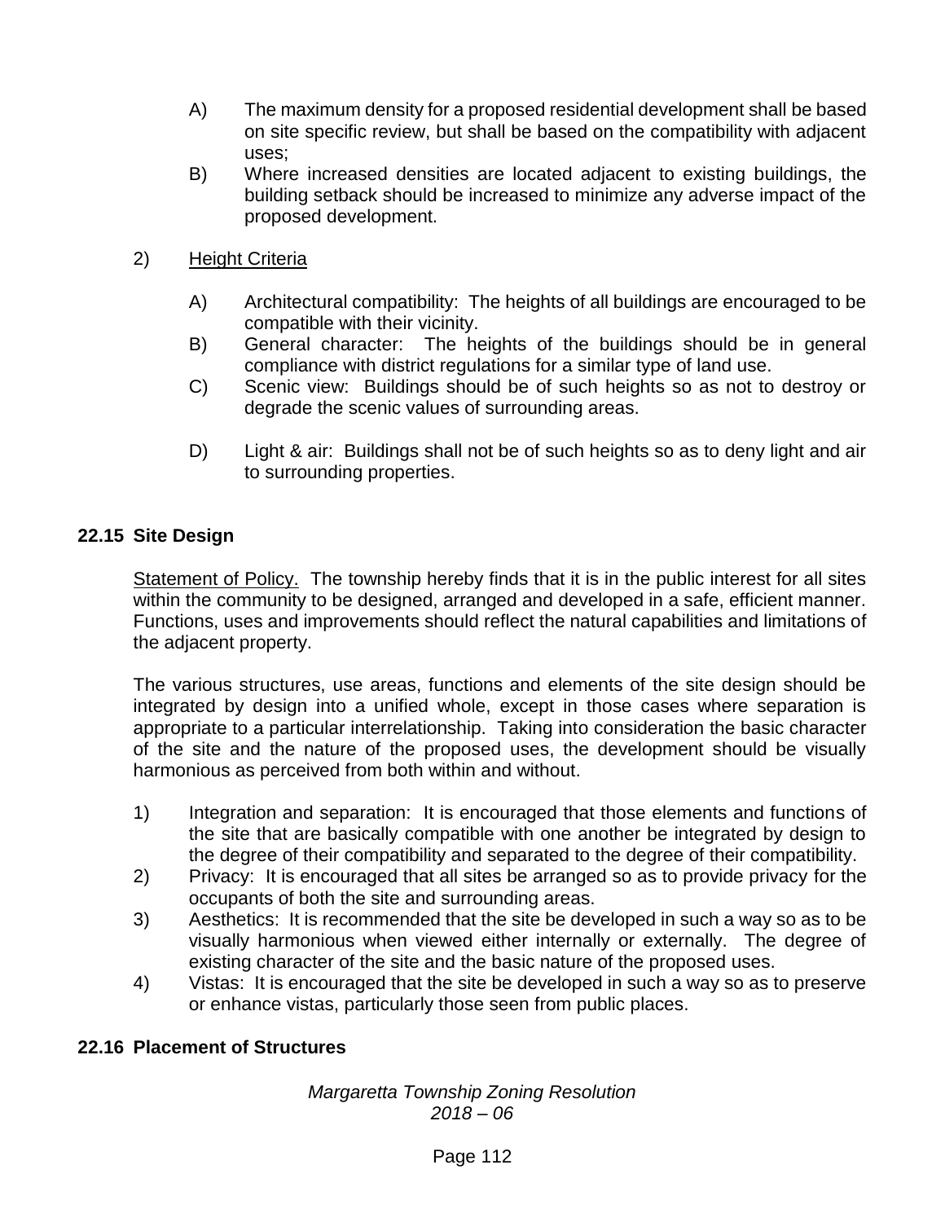A) The maximum density for a proposed residential development shall be based on site specific review, but shall be based on the compatibility with adjacent uses;

B) Where increased densities are located adjacent to existing buildings, the building setback should be increased to minimize any adverse impact of the proposed development.

2) Height Criteria

A) Architectural compatibility: The heights of all buildings are encouraged to be compatible with their vicinity.

B) General character: The heights of the buildings should be in general compliance with district regulations for a similar type of land use.

C) Scenic view: Buildings should be of such heights so as not to destroy or degrade the scenic values of surrounding areas.

D) Light & air: Buildings shall not be of such heights so as to deny light and air to surrounding properties.

## 22.15 Site Design

Statement of Policy. The township hereby finds that it is in the public interest for all sites within the community to be designed, arranged and developed in a safe, efficient manner. Functions, uses and improvements should reflect the natural capabilities and limitations of the adjacent property.

The various structures, use areas, functions and elements of the site design should be integrated by design into a unified whole, except in those cases where separation is appropriate to a particular interrelationship. Taking into consideration the basic character of the site and the nature of the proposed uses, the development should be visually harmonious as perceived from both within and without.

1) Integration and separation: It is encouraged that those elements and functions of the site that are basically compatible with one another be integrated by design to the degree of their compatibility and separated to the degree of their compatibility.
2) Privacy: It is encouraged that all sites be arranged so as to provide privacy for the occupants of both the site and surrounding areas.
3) Aesthetics: It is recommended that the site be developed in such a way so as to be visually harmonious when viewed either internally or externally. The degree of existing character of the site and the basic nature of the proposed uses.
4) Vistas: It is encouraged that the site be developed in such a way so as to preserve or enhance vistas, particularly those seen from public places.

## 22.16 Placement of Structures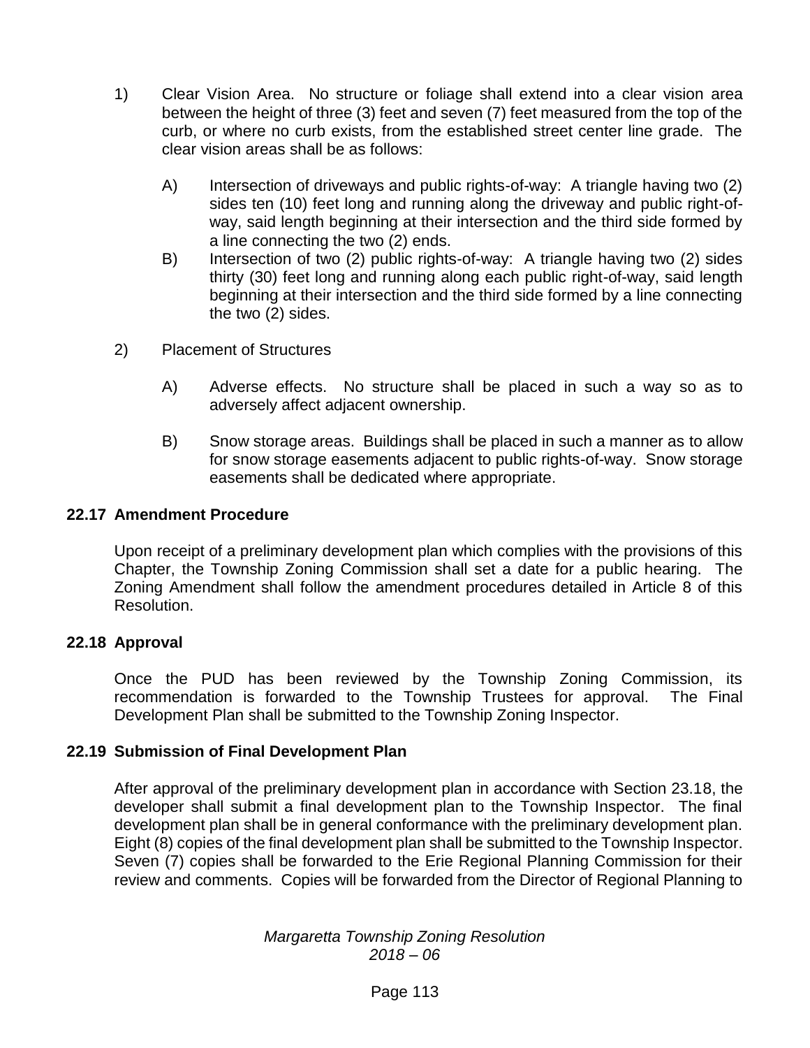1) Clear Vision Area. No structure or foliage shall extend into a clear vision area between the height of three (3) feet and seven (7) feet measured from the top of the curb, or where no curb exists, from the established street center line grade. The clear vision areas shall be as follows:

   A) Intersection of driveways and public rights-of-way: A triangle having two (2) sides ten (10) feet long and running along the driveway and public right-of-way, said length beginning at their intersection and the third side formed by a line connecting the two (2) ends.

   B) Intersection of two (2) public rights-of-way: A triangle having two (2) sides thirty (30) feet long and running along each public right-of-way, said length beginning at their intersection and the third side formed by a line connecting the two (2) sides.

2) Placement of Structures

   A) Adverse effects. No structure shall be placed in such a way so as to adversely affect adjacent ownership.

   B) Snow storage areas. Buildings shall be placed in such a manner as to allow for snow storage easements adjacent to public rights-of-way. Snow storage easements shall be dedicated where appropriate.

### 22.17 Amendment Procedure

Upon receipt of a preliminary development plan which complies with the provisions of this Chapter, the Township Zoning Commission shall set a date for a public hearing. The Zoning Amendment shall follow the amendment procedures detailed in Article 8 of this Resolution.

### 22.18 Approval

Once the PUD has been reviewed by the Township Zoning Commission, its recommendation is forwarded to the Township Trustees for approval. The Final Development Plan shall be submitted to the Township Zoning Inspector.

### 22.19 Submission of Final Development Plan

After approval of the preliminary development plan in accordance with Section 23.18, the developer shall submit a final development plan to the Township Inspector. The final development plan shall be in general conformance with the preliminary development plan. Eight (8) copies of the final development plan shall be submitted to the Township Inspector. Seven (7) copies shall be forwarded to the Erie Regional Planning Commission for their review and comments. Copies will be forwarded from the Director of Regional Planning to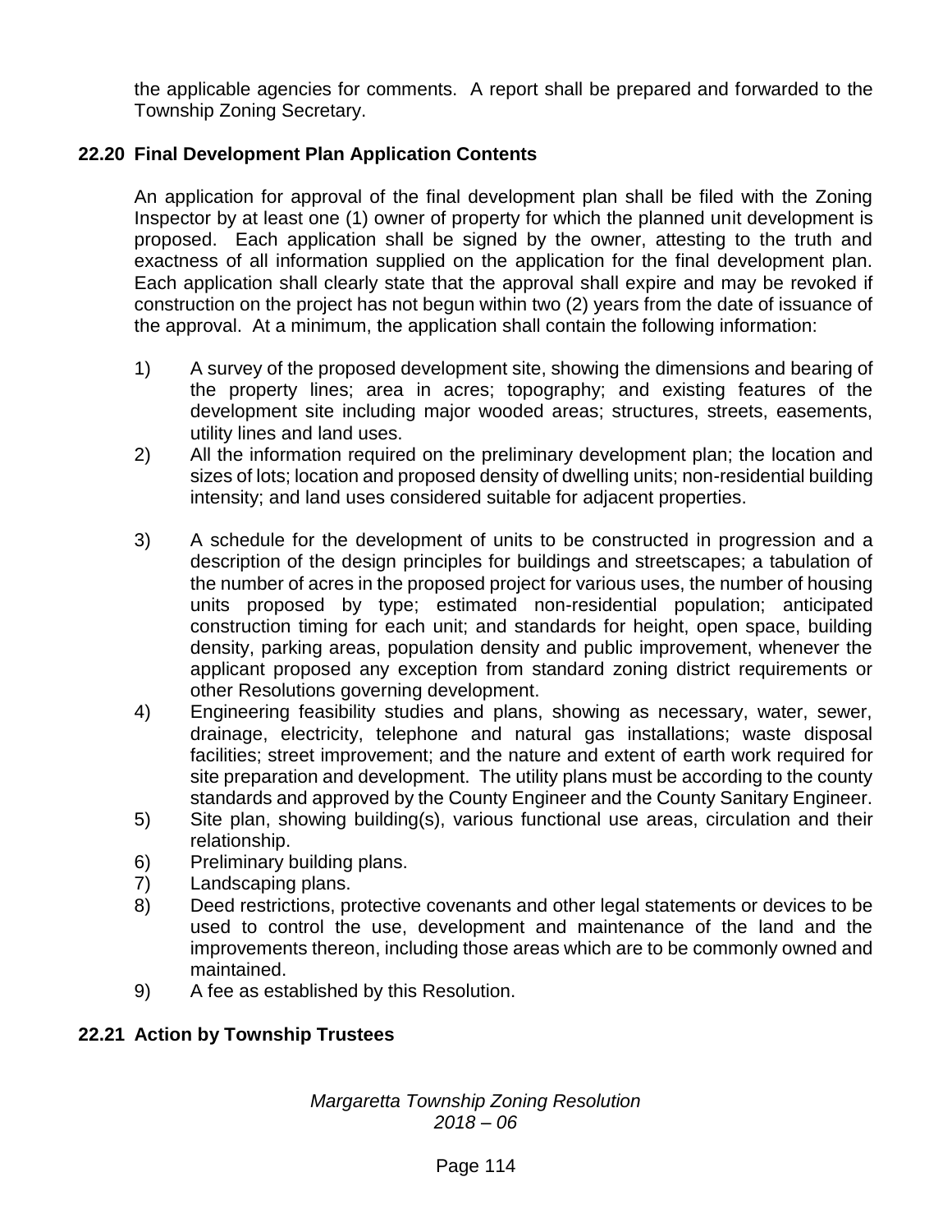the applicable agencies for comments. A report shall be prepared and forwarded to the Township Zoning Secretary.

## 22.20 Final Development Plan Application Contents

An application for approval of the final development plan shall be filed with the Zoning Inspector by at least one (1) owner of property for which the planned unit development is proposed. Each application shall be signed by the owner, attesting to the truth and exactness of all information supplied on the application for the final development plan. Each application shall clearly state that the approval shall expire and may be revoked if construction on the project has not begun within two (2) years from the date of issuance of the approval. At a minimum, the application shall contain the following information:

1) A survey of the proposed development site, showing the dimensions and bearing of the property lines; area in acres; topography; and existing features of the development site including major wooded areas; structures, streets, easements, utility lines and land uses.
2) All the information required on the preliminary development plan; the location and sizes of lots; location and proposed density of dwelling units; non-residential building intensity; and land uses considered suitable for adjacent properties.
3) A schedule for the development of units to be constructed in progression and a description of the design principles for buildings and streetscapes; a tabulation of the number of acres in the proposed project for various uses, the number of housing units proposed by type; estimated non-residential population; anticipated construction timing for each unit; and standards for height, open space, building density, parking areas, population density and public improvement, whenever the applicant proposed any exception from standard zoning district requirements or other Resolutions governing development.
4) Engineering feasibility studies and plans, showing as necessary, water, sewer, drainage, electricity, telephone and natural gas installations; waste disposal facilities; street improvement; and the nature and extent of earth work required for site preparation and development. The utility plans must be according to the county standards and approved by the County Engineer and the County Sanitary Engineer.
5) Site plan, showing building(s), various functional use areas, circulation and their relationship.
6) Preliminary building plans.
7) Landscaping plans.
8) Deed restrictions, protective covenants and other legal statements or devices to be used to control the use, development and maintenance of the land and the improvements thereon, including those areas which are to be commonly owned and maintained.
9) A fee as established by this Resolution.

## 22.21 Action by Township Trustees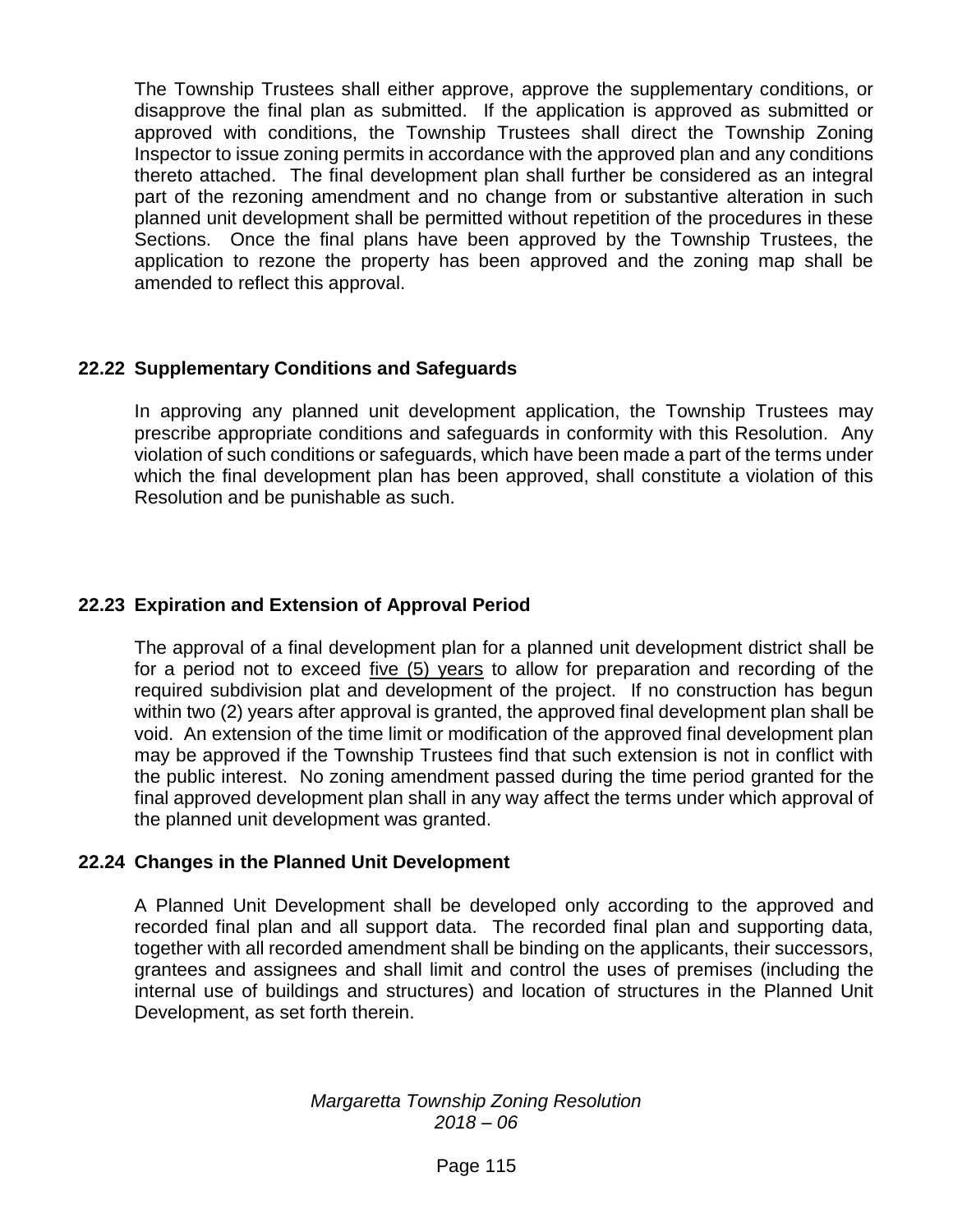The Township Trustees shall either approve, approve the supplementary conditions, or disapprove the final plan as submitted. If the application is approved as submitted or approved with conditions, the Township Trustees shall direct the Township Zoning Inspector to issue zoning permits in accordance with the approved plan and any conditions thereto attached. The final development plan shall further be considered as an integral part of the rezoning amendment and no change from or substantive alteration in such planned unit development shall be permitted without repetition of the procedures in these Sections. Once the final plans have been approved by the Township Trustees, the application to rezone the property has been approved and the zoning map shall be amended to reflect this approval.

### 22.22 Supplementary Conditions and Safeguards

In approving any planned unit development application, the Township Trustees may prescribe appropriate conditions and safeguards in conformity with this Resolution. Any violation of such conditions or safeguards, which have been made a part of the terms under which the final development plan has been approved, shall constitute a violation of this Resolution and be punishable as such.

### 22.23 Expiration and Extension of Approval Period

The approval of a final development plan for a planned unit development district shall be for a period not to exceed <u>five (5) years</u> to allow for preparation and recording of the required subdivision plat and development of the project. If no construction has begun within two (2) years after approval is granted, the approved final development plan shall be void. An extension of the time limit or modification of the approved final development plan may be approved if the Township Trustees find that such extension is not in conflict with the public interest. No zoning amendment passed during the time period granted for the final approved development plan shall in any way affect the terms under which approval of the planned unit development was granted.

### 22.24 Changes in the Planned Unit Development

A Planned Unit Development shall be developed only according to the approved and recorded final plan and all support data. The recorded final plan and supporting data, together with all recorded amendment shall be binding on the applicants, their successors, grantees and assignees and shall limit and control the uses of premises (including the internal use of buildings and structures) and location of structures in the Planned Unit Development, as set forth therein.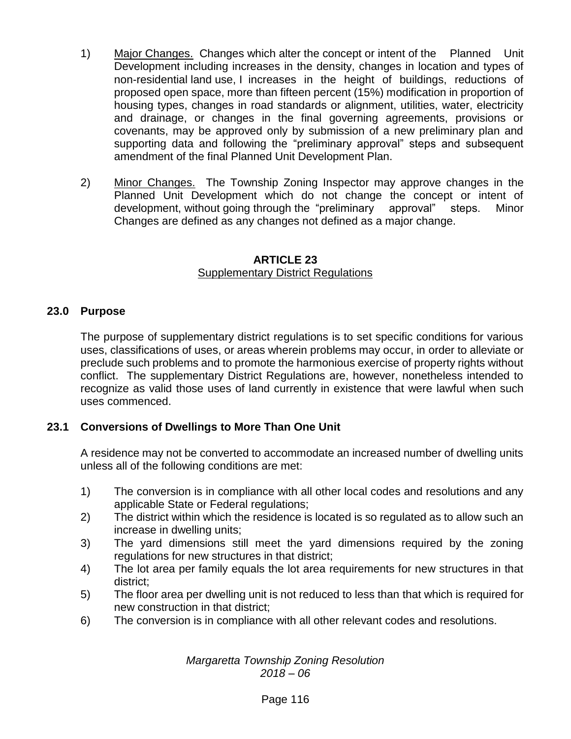1) <u>Major Changes.</u> Changes which alter the concept or intent of the Planned Unit Development including increases in the density, changes in location and types of non-residential land use, I increases in the height of buildings, reductions of proposed open space, more than fifteen percent (15%) modification in proportion of housing types, changes in road standards or alignment, utilities, water, electricity and drainage, or changes in the final governing agreements, provisions or covenants, may be approved only by submission of a new preliminary plan and supporting data and following the "preliminary approval" steps and subsequent amendment of the final Planned Unit Development Plan.

2) <u>Minor Changes.</u> The Township Zoning Inspector may approve changes in the Planned Unit Development which do not change the concept or intent of development, without going through the "preliminary approval" steps. Minor Changes are defined as any changes not defined as a major change.

# ARTICLE 23

## <u>Supplementary District Regulations</u>

### 23.0 Purpose

The purpose of supplementary district regulations is to set specific conditions for various uses, classifications of uses, or areas wherein problems may occur, in order to alleviate or preclude such problems and to promote the harmonious exercise of property rights without conflict. The supplementary District Regulations are, however, nonetheless intended to recognize as valid those uses of land currently in existence that were lawful when such uses commenced.

### 23.1 Conversions of Dwellings to More Than One Unit

A residence may not be converted to accommodate an increased number of dwelling units unless all of the following conditions are met:

1) The conversion is in compliance with all other local codes and resolutions and any applicable State or Federal regulations;
2) The district within which the residence is located is so regulated as to allow such an increase in dwelling units;
3) The yard dimensions still meet the yard dimensions required by the zoning regulations for new structures in that district;
4) The lot area per family equals the lot area requirements for new structures in that district;
5) The floor area per dwelling unit is not reduced to less than that which is required for new construction in that district;
6) The conversion is in compliance with all other relevant codes and resolutions.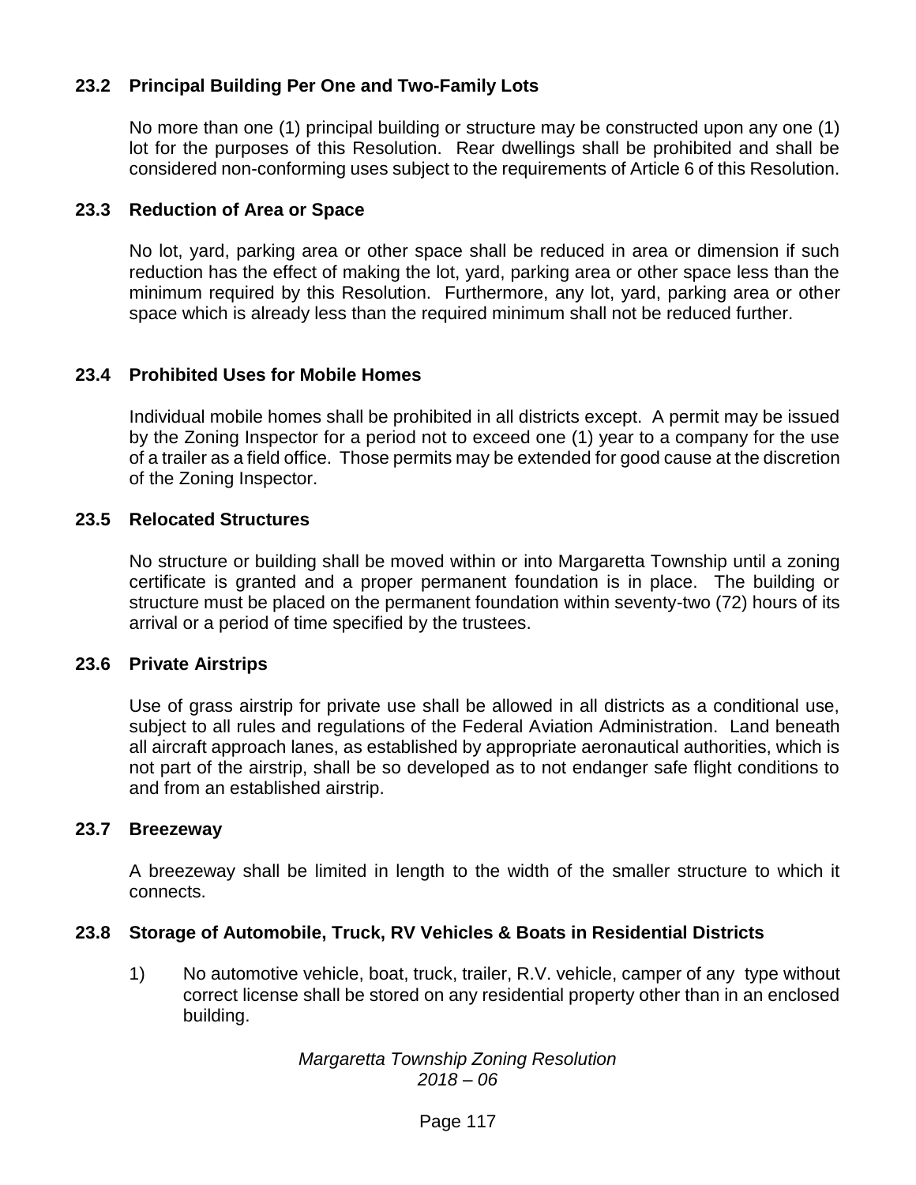### 23.2 Principal Building Per One and Two-Family Lots

No more than one (1) principal building or structure may be constructed upon any one (1) lot for the purposes of this Resolution. Rear dwellings shall be prohibited and shall be considered non-conforming uses subject to the requirements of Article 6 of this Resolution.

### 23.3 Reduction of Area or Space

No lot, yard, parking area or other space shall be reduced in area or dimension if such reduction has the effect of making the lot, yard, parking area or other space less than the minimum required by this Resolution. Furthermore, any lot, yard, parking area or other space which is already less than the required minimum shall not be reduced further.

### 23.4 Prohibited Uses for Mobile Homes

Individual mobile homes shall be prohibited in all districts except. A permit may be issued by the Zoning Inspector for a period not to exceed one (1) year to a company for the use of a trailer as a field office. Those permits may be extended for good cause at the discretion of the Zoning Inspector.

### 23.5 Relocated Structures

No structure or building shall be moved within or into Margaretta Township until a zoning certificate is granted and a proper permanent foundation is in place. The building or structure must be placed on the permanent foundation within seventy-two (72) hours of its arrival or a period of time specified by the trustees.

### 23.6 Private Airstrips

Use of grass airstrip for private use shall be allowed in all districts as a conditional use, subject to all rules and regulations of the Federal Aviation Administration. Land beneath all aircraft approach lanes, as established by appropriate aeronautical authorities, which is not part of the airstrip, shall be so developed as to not endanger safe flight conditions to and from an established airstrip.

### 23.7 Breezeway

A breezeway shall be limited in length to the width of the smaller structure to which it connects.

### 23.8 Storage of Automobile, Truck, RV Vehicles & Boats in Residential Districts

1) No automotive vehicle, boat, truck, trailer, R.V. vehicle, camper of any type without correct license shall be stored on any residential property other than in an enclosed building.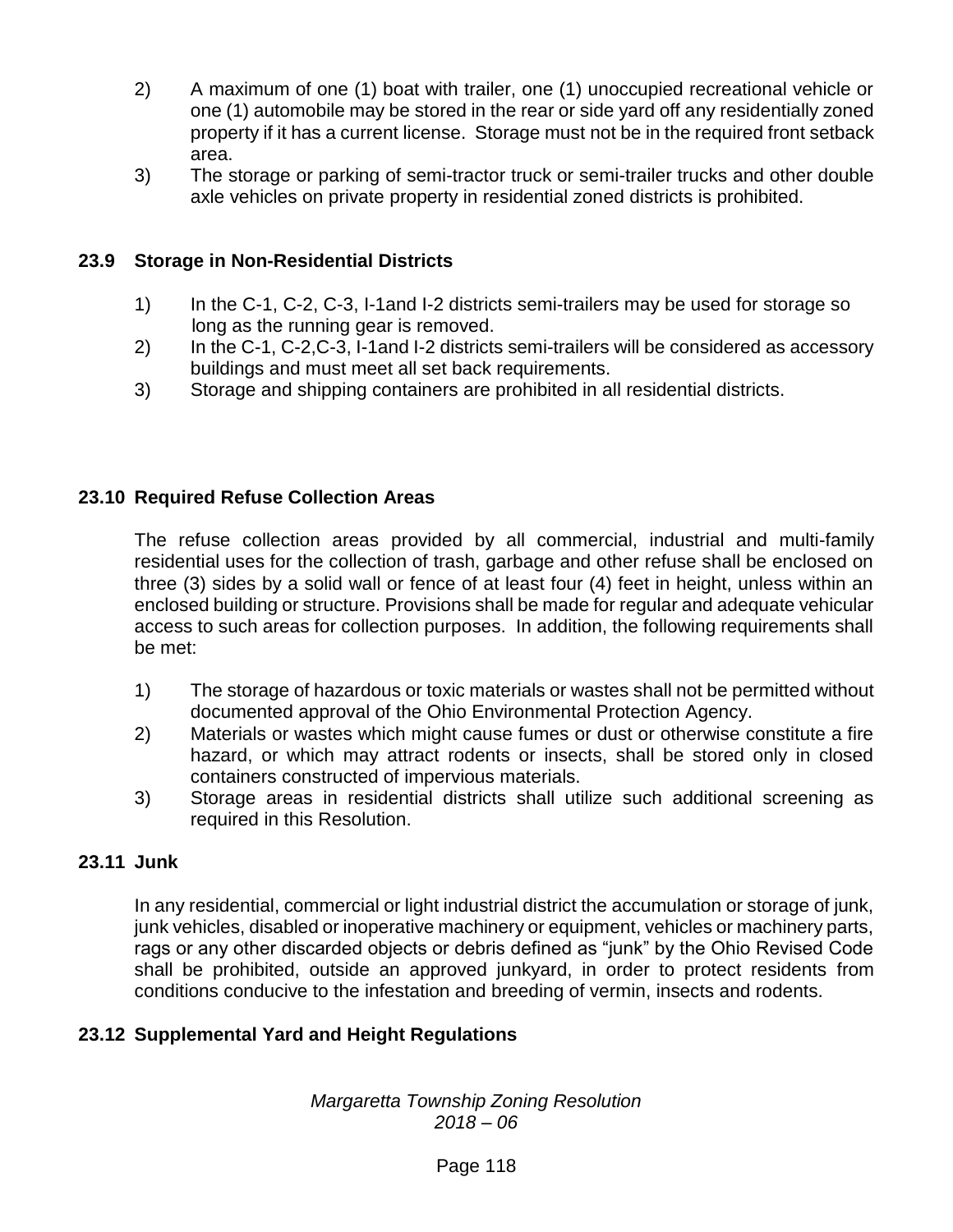2) A maximum of one (1) boat with trailer, one (1) unoccupied recreational vehicle or one (1) automobile may be stored in the rear or side yard off any residentially zoned property if it has a current license. Storage must not be in the required front setback area.
3) The storage or parking of semi-tractor truck or semi-trailer trucks and other double axle vehicles on private property in residential zoned districts is prohibited.

### 23.9 Storage in Non-Residential Districts

1) In the C-1, C-2, C-3, I-1and I-2 districts semi-trailers may be used for storage so long as the running gear is removed.
2) In the C-1, C-2,C-3, I-1and I-2 districts semi-trailers will be considered as accessory buildings and must meet all set back requirements.
3) Storage and shipping containers are prohibited in all residential districts.

### 23.10 Required Refuse Collection Areas

The refuse collection areas provided by all commercial, industrial and multi-family residential uses for the collection of trash, garbage and other refuse shall be enclosed on three (3) sides by a solid wall or fence of at least four (4) feet in height, unless within an enclosed building or structure. Provisions shall be made for regular and adequate vehicular access to such areas for collection purposes. In addition, the following requirements shall be met:

1) The storage of hazardous or toxic materials or wastes shall not be permitted without documented approval of the Ohio Environmental Protection Agency.
2) Materials or wastes which might cause fumes or dust or otherwise constitute a fire hazard, or which may attract rodents or insects, shall be stored only in closed containers constructed of impervious materials.
3) Storage areas in residential districts shall utilize such additional screening as required in this Resolution.

### 23.11 Junk

In any residential, commercial or light industrial district the accumulation or storage of junk, junk vehicles, disabled or inoperative machinery or equipment, vehicles or machinery parts, rags or any other discarded objects or debris defined as "junk" by the Ohio Revised Code shall be prohibited, outside an approved junkyard, in order to protect residents from conditions conducive to the infestation and breeding of vermin, insects and rodents.

### 23.12 Supplemental Yard and Height Regulations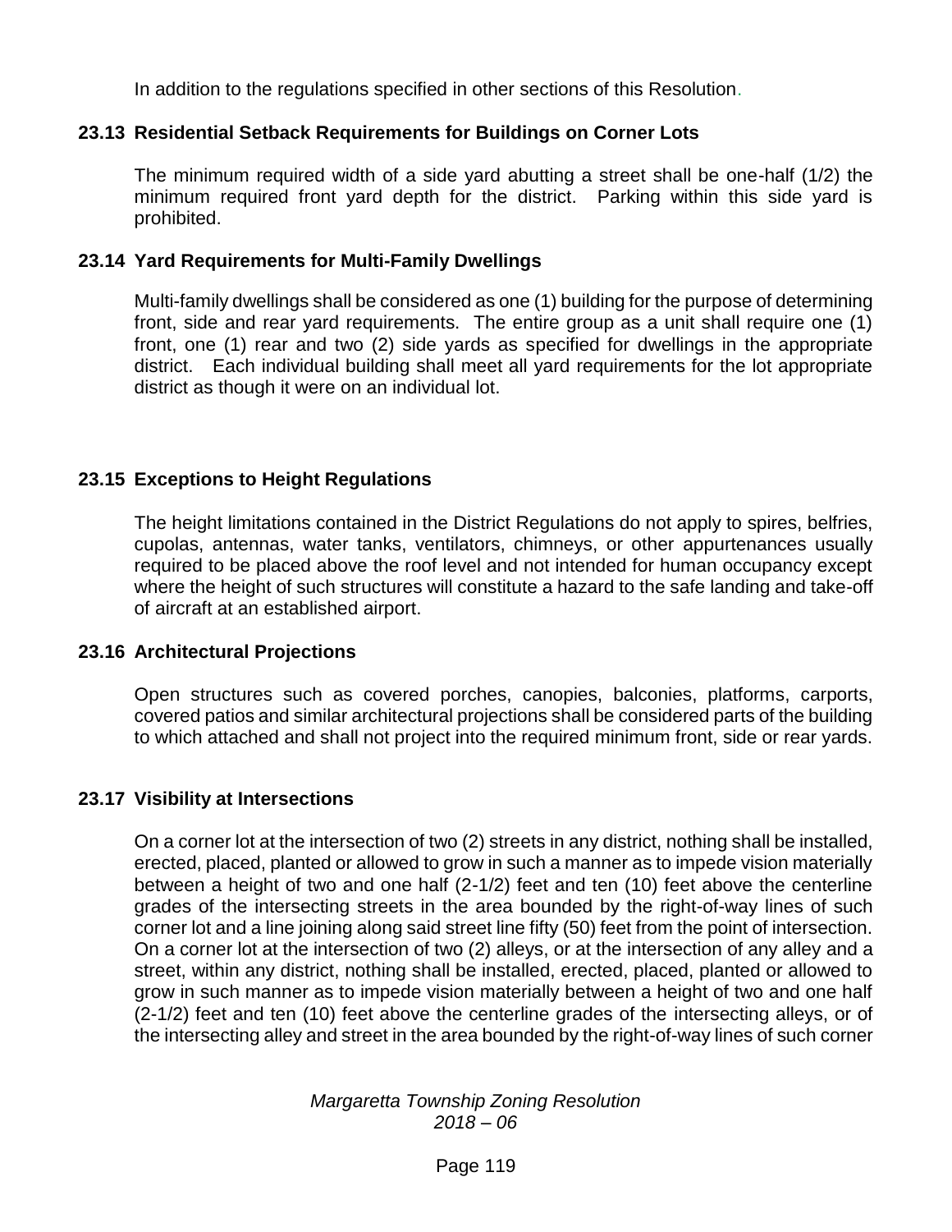In addition to the regulations specified in other sections of this Resolution.

### 23.13 Residential Setback Requirements for Buildings on Corner Lots

The minimum required width of a side yard abutting a street shall be one-half (1/2) the minimum required front yard depth for the district. Parking within this side yard is prohibited.

### 23.14 Yard Requirements for Multi-Family Dwellings

Multi-family dwellings shall be considered as one (1) building for the purpose of determining front, side and rear yard requirements. The entire group as a unit shall require one (1) front, one (1) rear and two (2) side yards as specified for dwellings in the appropriate district. Each individual building shall meet all yard requirements for the lot appropriate district as though it were on an individual lot.

### 23.15 Exceptions to Height Regulations

The height limitations contained in the District Regulations do not apply to spires, belfries, cupolas, antennas, water tanks, ventilators, chimneys, or other appurtenances usually required to be placed above the roof level and not intended for human occupancy except where the height of such structures will constitute a hazard to the safe landing and take-off of aircraft at an established airport.

### 23.16 Architectural Projections

Open structures such as covered porches, canopies, balconies, platforms, carports, covered patios and similar architectural projections shall be considered parts of the building to which attached and shall not project into the required minimum front, side or rear yards.

### 23.17 Visibility at Intersections

On a corner lot at the intersection of two (2) streets in any district, nothing shall be installed, erected, placed, planted or allowed to grow in such a manner as to impede vision materially between a height of two and one half (2-1/2) feet and ten (10) feet above the centerline grades of the intersecting streets in the area bounded by the right-of-way lines of such corner lot and a line joining along said street line fifty (50) feet from the point of intersection. On a corner lot at the intersection of two (2) alleys, or at the intersection of any alley and a street, within any district, nothing shall be installed, erected, placed, planted or allowed to grow in such manner as to impede vision materially between a height of two and one half (2-1/2) feet and ten (10) feet above the centerline grades of the intersecting alleys, or of the intersecting alley and street in the area bounded by the right-of-way lines of such corner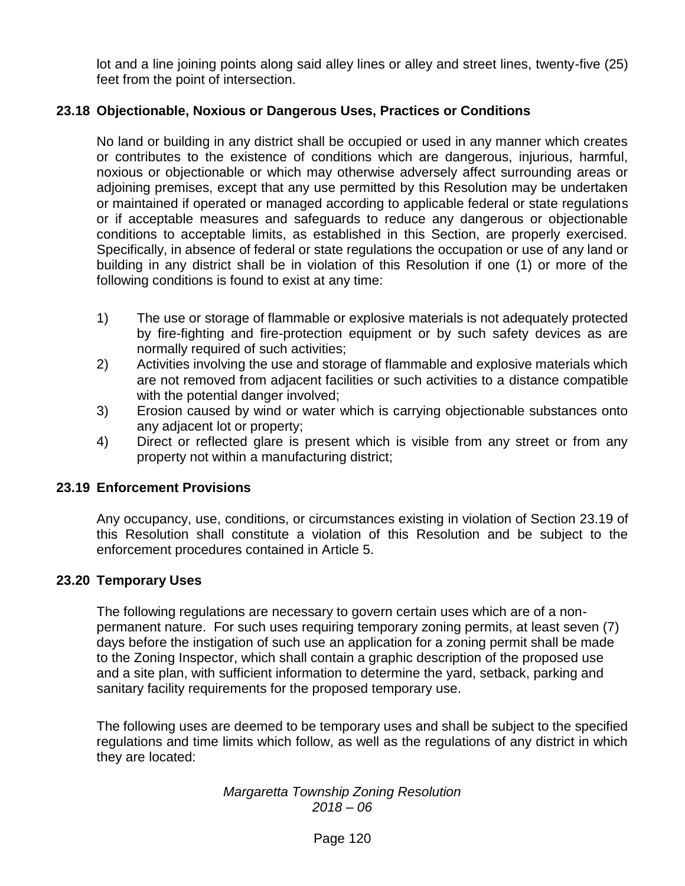lot and a line joining points along said alley lines or alley and street lines, twenty-five (25) feet from the point of intersection.

## 23.18 Objectionable, Noxious or Dangerous Uses, Practices or Conditions

No land or building in any district shall be occupied or used in any manner which creates or contributes to the existence of conditions which are dangerous, injurious, harmful, noxious or objectionable or which may otherwise adversely affect surrounding areas or adjoining premises, except that any use permitted by this Resolution may be undertaken or maintained if operated or managed according to applicable federal or state regulations or if acceptable measures and safeguards to reduce any dangerous or objectionable conditions to acceptable limits, as established in this Section, are properly exercised. Specifically, in absence of federal or state regulations the occupation or use of any land or building in any district shall be in violation of this Resolution if one (1) or more of the following conditions is found to exist at any time:

1) The use or storage of flammable or explosive materials is not adequately protected by fire-fighting and fire-protection equipment or by such safety devices as are normally required of such activities;
2) Activities involving the use and storage of flammable and explosive materials which are not removed from adjacent facilities or such activities to a distance compatible with the potential danger involved;
3) Erosion caused by wind or water which is carrying objectionable substances onto any adjacent lot or property;
4) Direct or reflected glare is present which is visible from any street or from any property not within a manufacturing district;

## 23.19 Enforcement Provisions

Any occupancy, use, conditions, or circumstances existing in violation of Section 23.19 of this Resolution shall constitute a violation of this Resolution and be subject to the enforcement procedures contained in Article 5.

## 23.20 Temporary Uses

The following regulations are necessary to govern certain uses which are of a non-permanent nature. For such uses requiring temporary zoning permits, at least seven (7) days before the instigation of such use an application for a zoning permit shall be made to the Zoning Inspector, which shall contain a graphic description of the proposed use and a site plan, with sufficient information to determine the yard, setback, parking and sanitary facility requirements for the proposed temporary use.

The following uses are deemed to be temporary uses and shall be subject to the specified regulations and time limits which follow, as well as the regulations of any district in which they are located: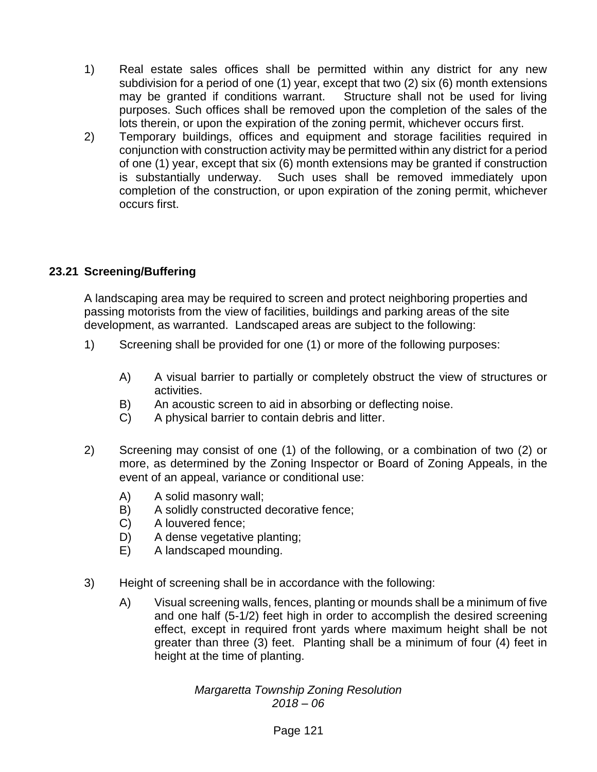1) Real estate sales offices shall be permitted within any district for any new subdivision for a period of one (1) year, except that two (2) six (6) month extensions may be granted if conditions warrant. Structure shall not be used for living purposes. Such offices shall be removed upon the completion of the sales of the lots therein, or upon the expiration of the zoning permit, whichever occurs first.

2) Temporary buildings, offices and equipment and storage facilities required in conjunction with construction activity may be permitted within any district for a period of one (1) year, except that six (6) month extensions may be granted if construction is substantially underway. Such uses shall be removed immediately upon completion of the construction, or upon expiration of the zoning permit, whichever occurs first.

## 23.21 Screening/Buffering

A landscaping area may be required to screen and protect neighboring properties and passing motorists from the view of facilities, buildings and parking areas of the site development, as warranted. Landscaped areas are subject to the following:

1) Screening shall be provided for one (1) or more of the following purposes:

   A) A visual barrier to partially or completely obstruct the view of structures or activities.
   B) An acoustic screen to aid in absorbing or deflecting noise.
   C) A physical barrier to contain debris and litter.

2) Screening may consist of one (1) of the following, or a combination of two (2) or more, as determined by the Zoning Inspector or Board of Zoning Appeals, in the event of an appeal, variance or conditional use:

   A) A solid masonry wall;
   B) A solidly constructed decorative fence;
   C) A louvered fence;
   D) A dense vegetative planting;
   E) A landscaped mounding.

3) Height of screening shall be in accordance with the following:

   A) Visual screening walls, fences, planting or mounds shall be a minimum of five and one half (5-1/2) feet high in order to accomplish the desired screening effect, except in required front yards where maximum height shall be not greater than three (3) feet. Planting shall be a minimum of four (4) feet in height at the time of planting.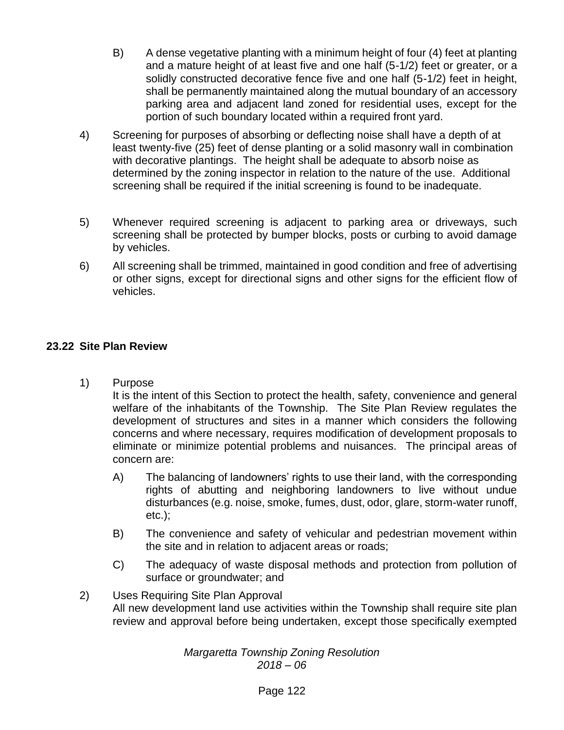B) A dense vegetative planting with a minimum height of four (4) feet at planting and a mature height of at least five and one half (5-1/2) feet or greater, or a solidly constructed decorative fence five and one half (5-1/2) feet in height, shall be permanently maintained along the mutual boundary of an accessory parking area and adjacent land zoned for residential uses, except for the portion of such boundary located within a required front yard.

4) Screening for purposes of absorbing or deflecting noise shall have a depth of at least twenty-five (25) feet of dense planting or a solid masonry wall in combination with decorative plantings. The height shall be adequate to absorb noise as determined by the zoning inspector in relation to the nature of the use. Additional screening shall be required if the initial screening is found to be inadequate.

5) Whenever required screening is adjacent to parking area or driveways, such screening shall be protected by bumper blocks, posts or curbing to avoid damage by vehicles.

6) All screening shall be trimmed, maintained in good condition and free of advertising or other signs, except for directional signs and other signs for the efficient flow of vehicles.

## 23.22 Site Plan Review

1) Purpose
It is the intent of this Section to protect the health, safety, convenience and general welfare of the inhabitants of the Township. The Site Plan Review regulates the development of structures and sites in a manner which considers the following concerns and where necessary, requires modification of development proposals to eliminate or minimize potential problems and nuisances. The principal areas of concern are:

   A) The balancing of landowners' rights to use their land, with the corresponding rights of abutting and neighboring landowners to live without undue disturbances (e.g. noise, smoke, fumes, dust, odor, glare, storm-water runoff, etc.);

   B) The convenience and safety of vehicular and pedestrian movement within the site and in relation to adjacent areas or roads;

   C) The adequacy of waste disposal methods and protection from pollution of surface or groundwater; and

2) Uses Requiring Site Plan Approval
All new development land use activities within the Township shall require site plan review and approval before being undertaken, except those specifically exempted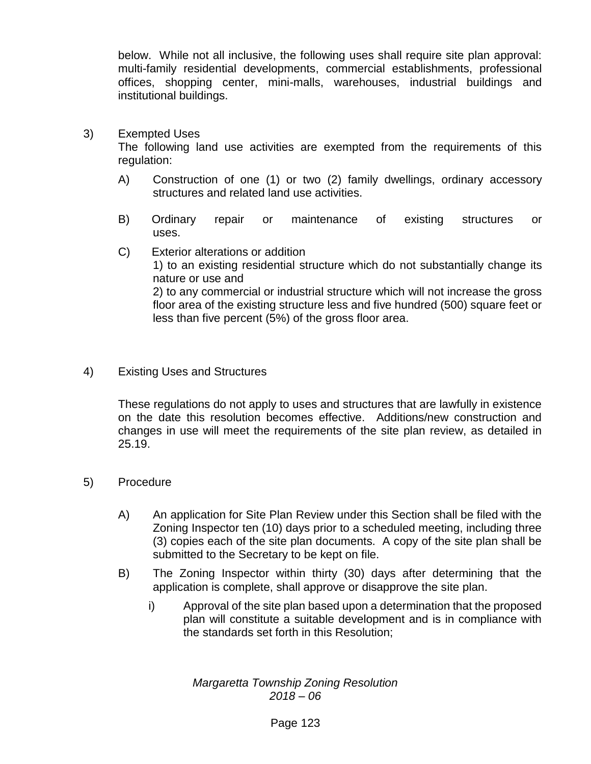below. While not all inclusive, the following uses shall require site plan approval: multi-family residential developments, commercial establishments, professional offices, shopping center, mini-malls, warehouses, industrial buildings and institutional buildings.

3) Exempted Uses
The following land use activities are exempted from the requirements of this regulation:

A) Construction of one (1) or two (2) family dwellings, ordinary accessory structures and related land use activities.

B) Ordinary repair or maintenance of existing structures or uses.

C) Exterior alterations or addition
1) to an existing residential structure which do not substantially change its nature or use and
2) to any commercial or industrial structure which will not increase the gross floor area of the existing structure less and five hundred (500) square feet or less than five percent (5%) of the gross floor area.

4) Existing Uses and Structures

These regulations do not apply to uses and structures that are lawfully in existence on the date this resolution becomes effective. Additions/new construction and changes in use will meet the requirements of the site plan review, as detailed in 25.19.

5) Procedure

A) An application for Site Plan Review under this Section shall be filed with the Zoning Inspector ten (10) days prior to a scheduled meeting, including three (3) copies each of the site plan documents. A copy of the site plan shall be submitted to the Secretary to be kept on file.

B) The Zoning Inspector within thirty (30) days after determining that the application is complete, shall approve or disapprove the site plan.

i) Approval of the site plan based upon a determination that the proposed plan will constitute a suitable development and is in compliance with the standards set forth in this Resolution;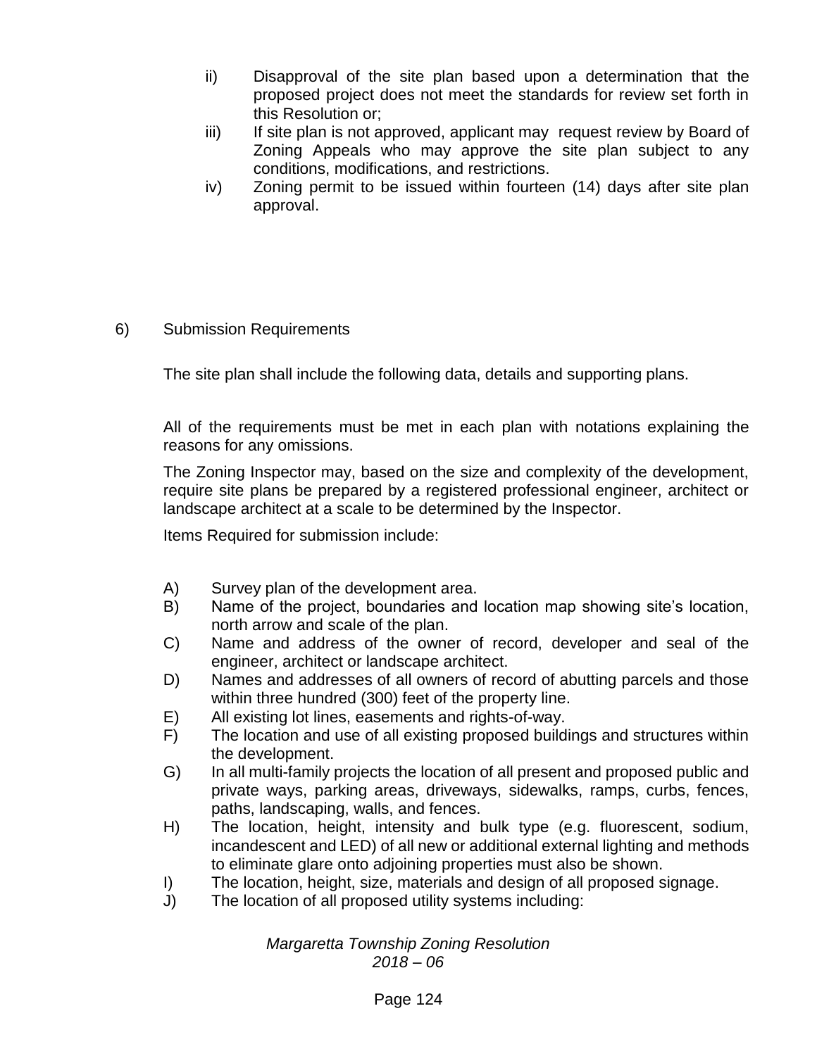ii) Disapproval of the site plan based upon a determination that the proposed project does not meet the standards for review set forth in this Resolution or;

iii) If site plan is not approved, applicant may request review by Board of Zoning Appeals who may approve the site plan subject to any conditions, modifications, and restrictions.

iv) Zoning permit to be issued within fourteen (14) days after site plan approval.

6) Submission Requirements

The site plan shall include the following data, details and supporting plans.

All of the requirements must be met in each plan with notations explaining the reasons for any omissions.

The Zoning Inspector may, based on the size and complexity of the development, require site plans be prepared by a registered professional engineer, architect or landscape architect at a scale to be determined by the Inspector.

Items Required for submission include:

A) Survey plan of the development area.

B) Name of the project, boundaries and location map showing site's location, north arrow and scale of the plan.

C) Name and address of the owner of record, developer and seal of the engineer, architect or landscape architect.

D) Names and addresses of all owners of record of abutting parcels and those within three hundred (300) feet of the property line.

E) All existing lot lines, easements and rights-of-way.

F) The location and use of all existing proposed buildings and structures within the development.

G) In all multi-family projects the location of all present and proposed public and private ways, parking areas, driveways, sidewalks, ramps, curbs, fences, paths, landscaping, walls, and fences.

H) The location, height, intensity and bulk type (e.g. fluorescent, sodium, incandescent and LED) of all new or additional external lighting and methods to eliminate glare onto adjoining properties must also be shown.

I) The location, height, size, materials and design of all proposed signage.

J) The location of all proposed utility systems including: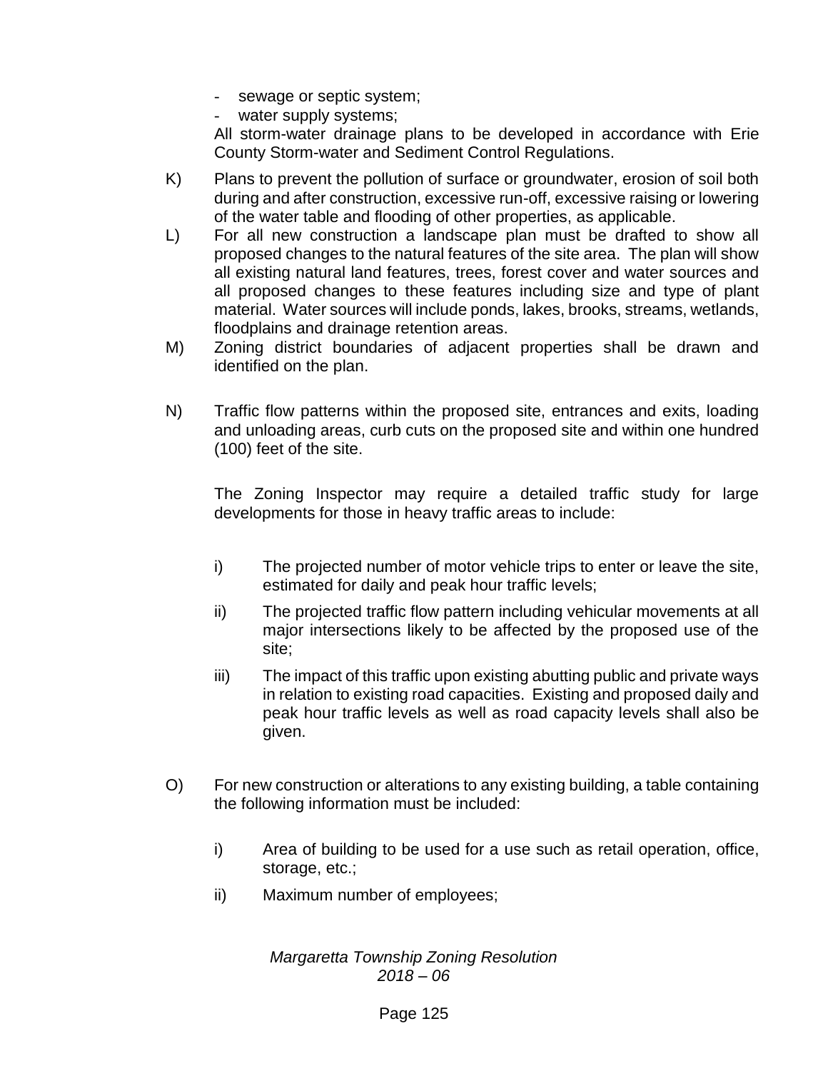- sewage or septic system;
- water supply systems;

All storm-water drainage plans to be developed in accordance with Erie County Storm-water and Sediment Control Regulations.

K) Plans to prevent the pollution of surface or groundwater, erosion of soil both during and after construction, excessive run-off, excessive raising or lowering of the water table and flooding of other properties, as applicable.

L) For all new construction a landscape plan must be drafted to show all proposed changes to the natural features of the site area. The plan will show all existing natural land features, trees, forest cover and water sources and all proposed changes to these features including size and type of plant material. Water sources will include ponds, lakes, brooks, streams, wetlands, floodplains and drainage retention areas.

M) Zoning district boundaries of adjacent properties shall be drawn and identified on the plan.

N) Traffic flow patterns within the proposed site, entrances and exits, loading and unloading areas, curb cuts on the proposed site and within one hundred (100) feet of the site.

The Zoning Inspector may require a detailed traffic study for large developments for those in heavy traffic areas to include:

i) The projected number of motor vehicle trips to enter or leave the site, estimated for daily and peak hour traffic levels;

ii) The projected traffic flow pattern including vehicular movements at all major intersections likely to be affected by the proposed use of the site;

iii) The impact of this traffic upon existing abutting public and private ways in relation to existing road capacities. Existing and proposed daily and peak hour traffic levels as well as road capacity levels shall also be given.

O) For new construction or alterations to any existing building, a table containing the following information must be included:

i) Area of building to be used for a use such as retail operation, office, storage, etc.;

ii) Maximum number of employees;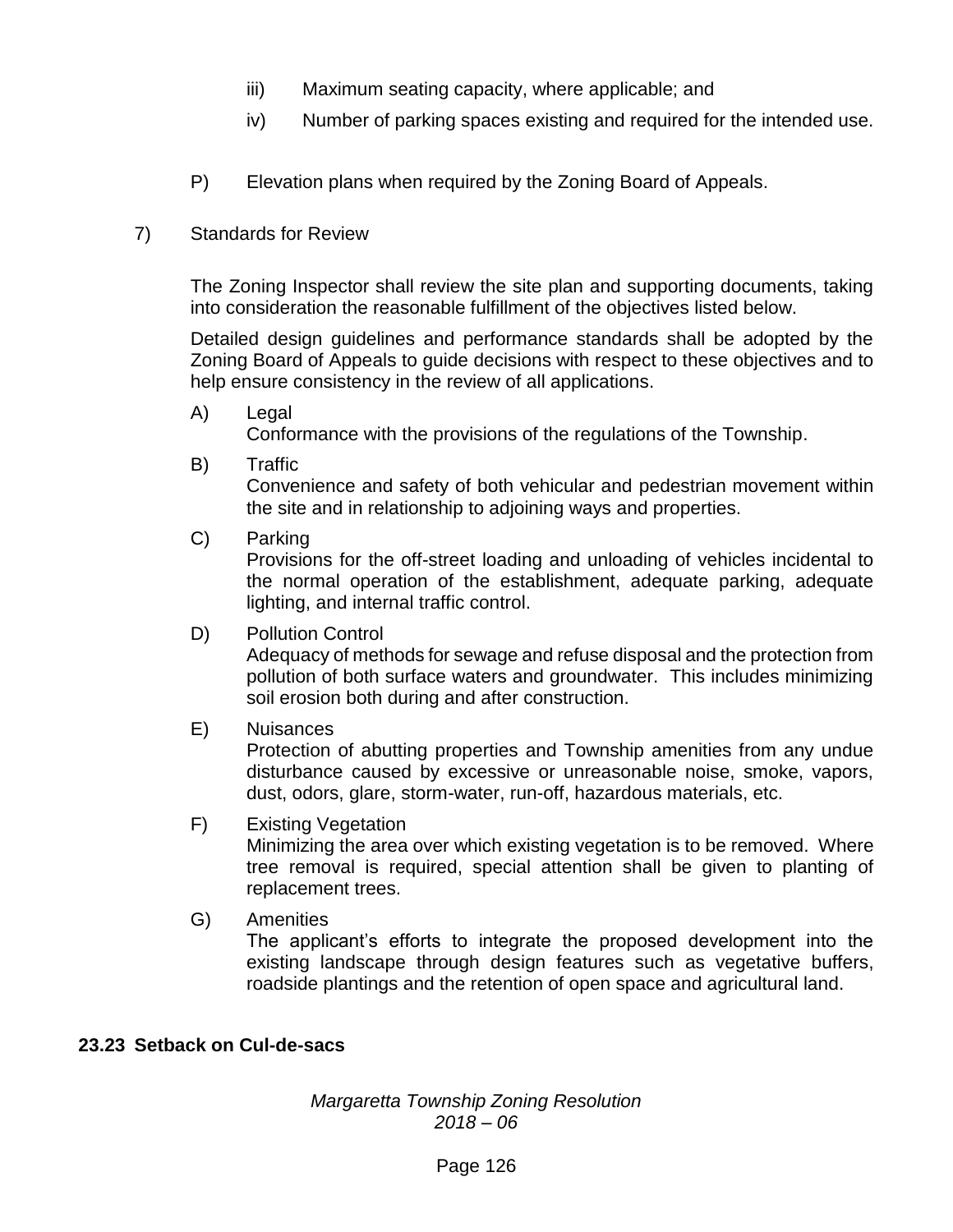iii) Maximum seating capacity, where applicable; and

iv) Number of parking spaces existing and required for the intended use.

P) Elevation plans when required by the Zoning Board of Appeals.

7) Standards for Review

The Zoning Inspector shall review the site plan and supporting documents, taking into consideration the reasonable fulfillment of the objectives listed below.

Detailed design guidelines and performance standards shall be adopted by the Zoning Board of Appeals to guide decisions with respect to these objectives and to help ensure consistency in the review of all applications.

A) Legal
Conformance with the provisions of the regulations of the Township.

B) Traffic
Convenience and safety of both vehicular and pedestrian movement within the site and in relationship to adjoining ways and properties.

C) Parking
Provisions for the off-street loading and unloading of vehicles incidental to the normal operation of the establishment, adequate parking, adequate lighting, and internal traffic control.

D) Pollution Control
Adequacy of methods for sewage and refuse disposal and the protection from pollution of both surface waters and groundwater. This includes minimizing soil erosion both during and after construction.

E) Nuisances
Protection of abutting properties and Township amenities from any undue disturbance caused by excessive or unreasonable noise, smoke, vapors, dust, odors, glare, storm-water, run-off, hazardous materials, etc.

F) Existing Vegetation
Minimizing the area over which existing vegetation is to be removed. Where tree removal is required, special attention shall be given to planting of replacement trees.

G) Amenities
The applicant's efforts to integrate the proposed development into the existing landscape through design features such as vegetative buffers, roadside plantings and the retention of open space and agricultural land.

## 23.23 Setback on Cul-de-sacs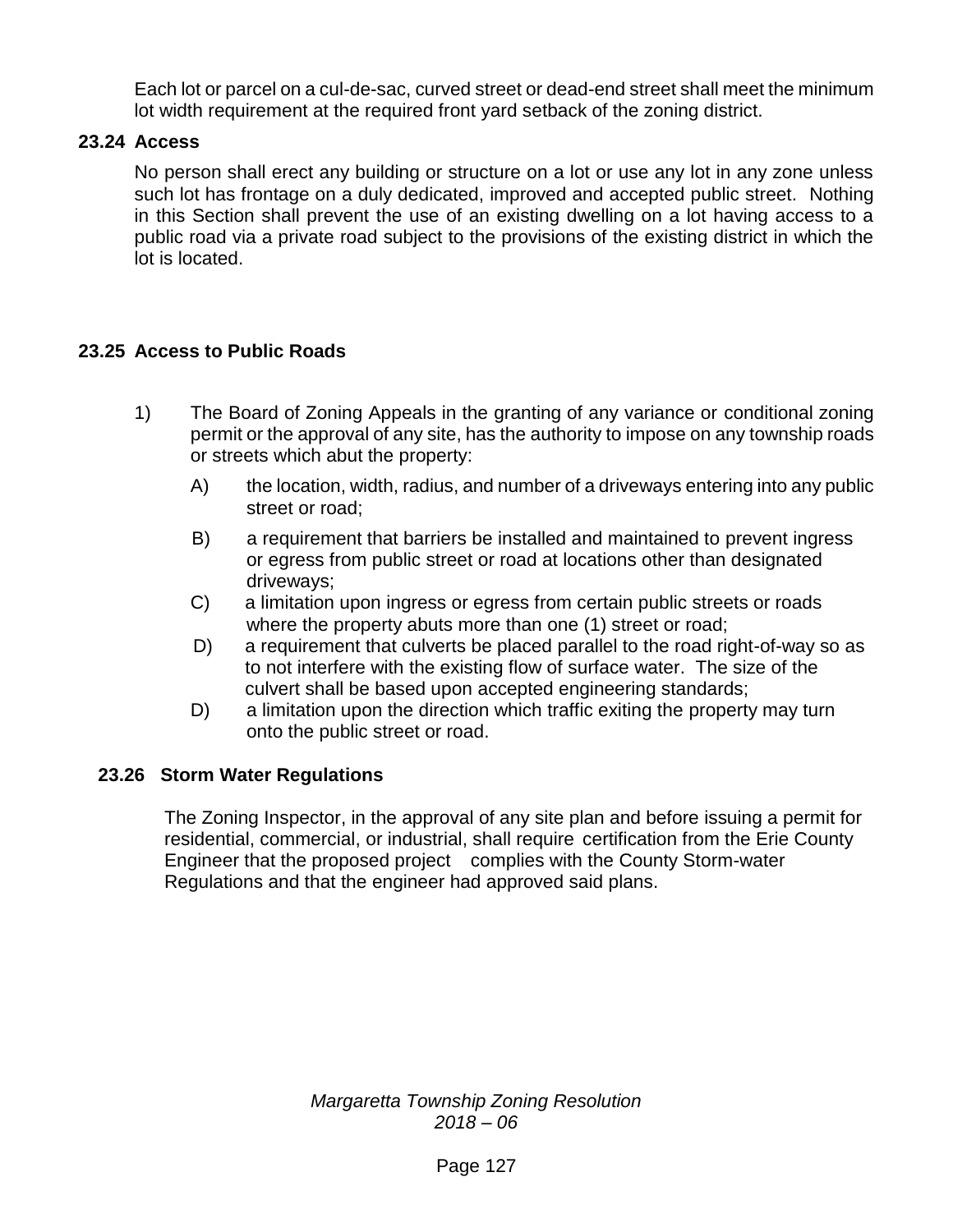Each lot or parcel on a cul-de-sac, curved street or dead-end street shall meet the minimum lot width requirement at the required front yard setback of the zoning district.

### 23.24 Access

No person shall erect any building or structure on a lot or use any lot in any zone unless such lot has frontage on a duly dedicated, improved and accepted public street. Nothing in this Section shall prevent the use of an existing dwelling on a lot having access to a public road via a private road subject to the provisions of the existing district in which the lot is located.

### 23.25 Access to Public Roads

1) The Board of Zoning Appeals in the granting of any variance or conditional zoning permit or the approval of any site, has the authority to impose on any township roads or streets which abut the property:

   A) the location, width, radius, and number of a driveways entering into any public street or road;

   B) a requirement that barriers be installed and maintained to prevent ingress or egress from public street or road at locations other than designated driveways;

   C) a limitation upon ingress or egress from certain public streets or roads where the property abuts more than one (1) street or road;

   D) a requirement that culverts be placed parallel to the road right-of-way so as to not interfere with the existing flow of surface water. The size of the culvert shall be based upon accepted engineering standards;

   D) a limitation upon the direction which traffic exiting the property may turn onto the public street or road.

### 23.26 Storm Water Regulations

The Zoning Inspector, in the approval of any site plan and before issuing a permit for residential, commercial, or industrial, shall require certification from the Erie County Engineer that the proposed project complies with the County Storm-water Regulations and that the engineer had approved said plans.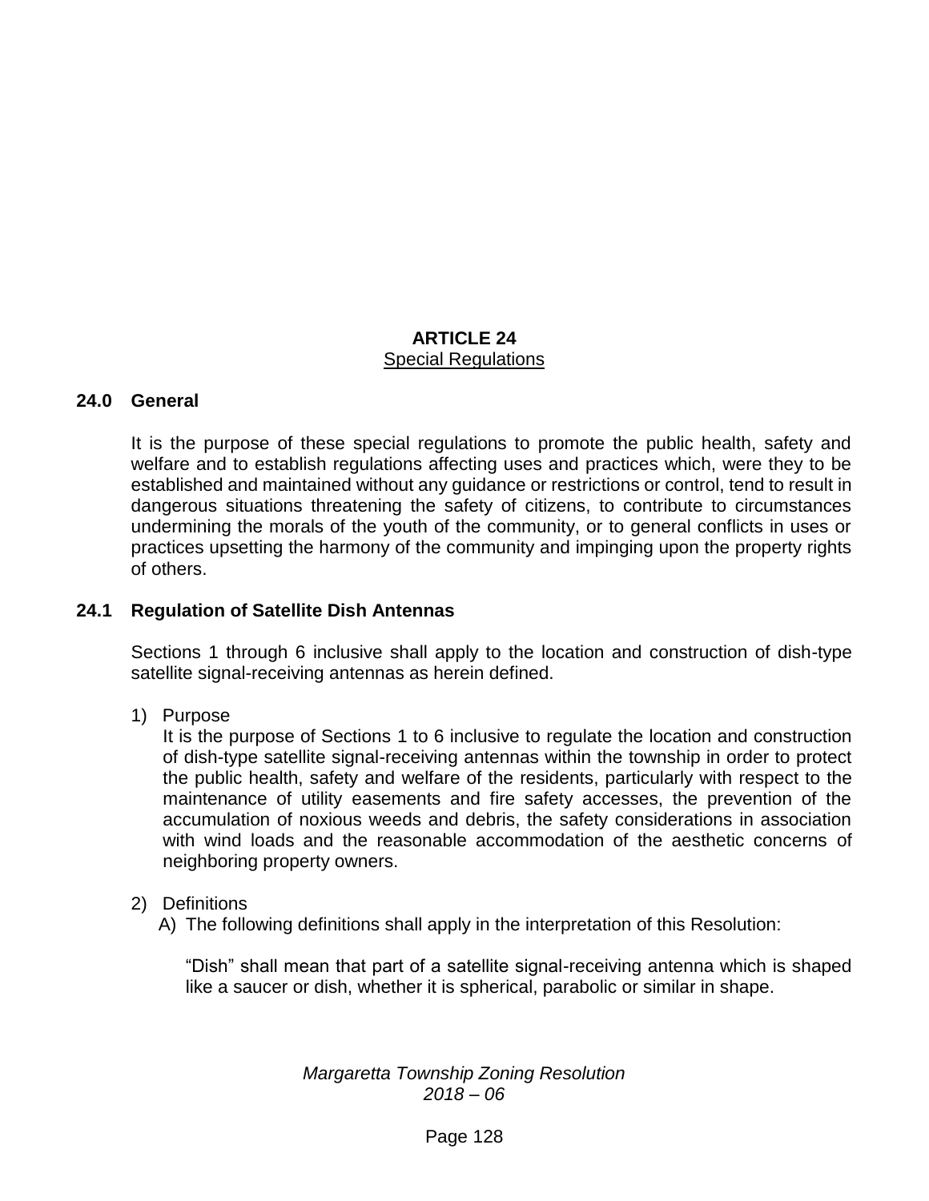# ARTICLE 24
## Special Regulations

### 24.0 General

It is the purpose of these special regulations to promote the public health, safety and welfare and to establish regulations affecting uses and practices which, were they to be established and maintained without any guidance or restrictions or control, tend to result in dangerous situations threatening the safety of citizens, to contribute to circumstances undermining the morals of the youth of the community, or to general conflicts in uses or practices upsetting the harmony of the community and impinging upon the property rights of others.

### 24.1 Regulation of Satellite Dish Antennas

Sections 1 through 6 inclusive shall apply to the location and construction of dish-type satellite signal-receiving antennas as herein defined.

1) Purpose
   It is the purpose of Sections 1 to 6 inclusive to regulate the location and construction of dish-type satellite signal-receiving antennas within the township in order to protect the public health, safety and welfare of the residents, particularly with respect to the maintenance of utility easements and fire safety accesses, the prevention of the accumulation of noxious weeds and debris, the safety considerations in association with wind loads and the reasonable accommodation of the aesthetic concerns of neighboring property owners.

2) Definitions
   A) The following definitions shall apply in the interpretation of this Resolution:

      "Dish" shall mean that part of a satellite signal-receiving antenna which is shaped like a saucer or dish, whether it is spherical, parabolic or similar in shape.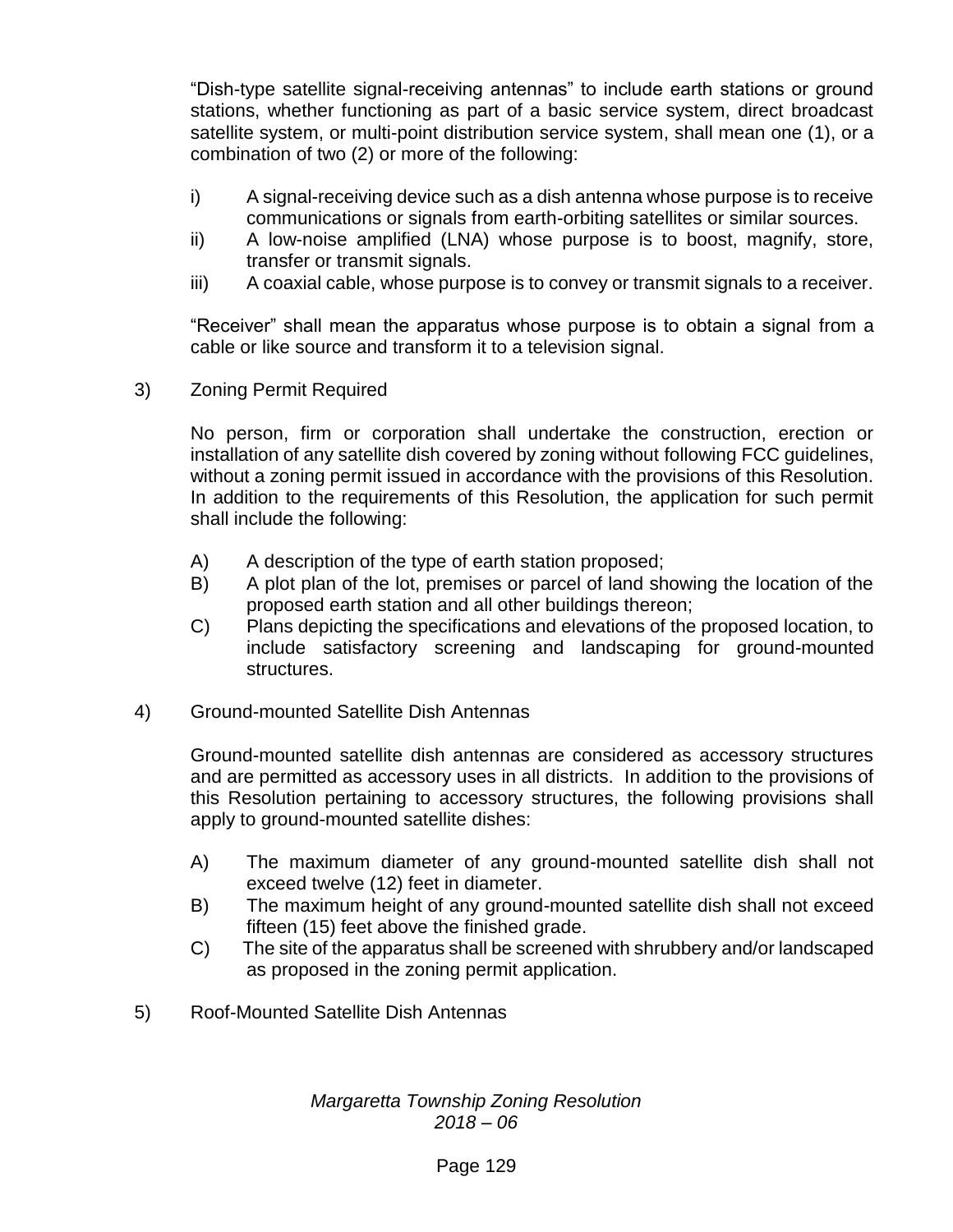"Dish-type satellite signal-receiving antennas" to include earth stations or ground stations, whether functioning as part of a basic service system, direct broadcast satellite system, or multi-point distribution service system, shall mean one (1), or a combination of two (2) or more of the following:

- i) A signal-receiving device such as a dish antenna whose purpose is to receive communications or signals from earth-orbiting satellites or similar sources.
- ii) A low-noise amplified (LNA) whose purpose is to boost, magnify, store, transfer or transmit signals.
- iii) A coaxial cable, whose purpose is to convey or transmit signals to a receiver.

"Receiver" shall mean the apparatus whose purpose is to obtain a signal from a cable or like source and transform it to a television signal.

3) Zoning Permit Required

No person, firm or corporation shall undertake the construction, erection or installation of any satellite dish covered by zoning without following FCC guidelines, without a zoning permit issued in accordance with the provisions of this Resolution. In addition to the requirements of this Resolution, the application for such permit shall include the following:

- A) A description of the type of earth station proposed;
- B) A plot plan of the lot, premises or parcel of land showing the location of the proposed earth station and all other buildings thereon;
- C) Plans depicting the specifications and elevations of the proposed location, to include satisfactory screening and landscaping for ground-mounted structures.

4) Ground-mounted Satellite Dish Antennas

Ground-mounted satellite dish antennas are considered as accessory structures and are permitted as accessory uses in all districts. In addition to the provisions of this Resolution pertaining to accessory structures, the following provisions shall apply to ground-mounted satellite dishes:

- A) The maximum diameter of any ground-mounted satellite dish shall not exceed twelve (12) feet in diameter.
- B) The maximum height of any ground-mounted satellite dish shall not exceed fifteen (15) feet above the finished grade.
- C) The site of the apparatus shall be screened with shrubbery and/or landscaped as proposed in the zoning permit application.

5) Roof-Mounted Satellite Dish Antennas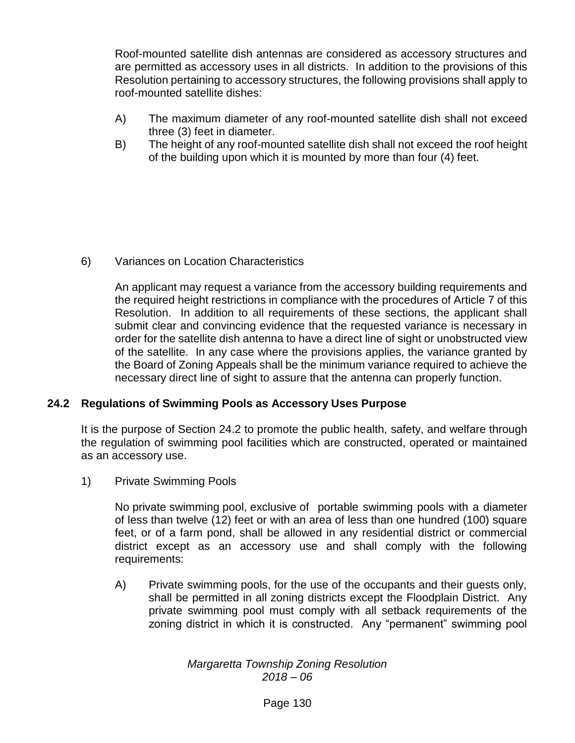Roof-mounted satellite dish antennas are considered as accessory structures and are permitted as accessory uses in all districts. In addition to the provisions of this Resolution pertaining to accessory structures, the following provisions shall apply to roof-mounted satellite dishes:

A) The maximum diameter of any roof-mounted satellite dish shall not exceed three (3) feet in diameter.

B) The height of any roof-mounted satellite dish shall not exceed the roof height of the building upon which it is mounted by more than four (4) feet.

6) Variances on Location Characteristics

An applicant may request a variance from the accessory building requirements and the required height restrictions in compliance with the procedures of Article 7 of this Resolution. In addition to all requirements of these sections, the applicant shall submit clear and convincing evidence that the requested variance is necessary in order for the satellite dish antenna to have a direct line of sight or unobstructed view of the satellite. In any case where the provisions applies, the variance granted by the Board of Zoning Appeals shall be the minimum variance required to achieve the necessary direct line of sight to assure that the antenna can properly function.

## 24.2 Regulations of Swimming Pools as Accessory Uses Purpose

It is the purpose of Section 24.2 to promote the public health, safety, and welfare through the regulation of swimming pool facilities which are constructed, operated or maintained as an accessory use.

1) Private Swimming Pools

No private swimming pool, exclusive of portable swimming pools with a diameter of less than twelve (12) feet or with an area of less than one hundred (100) square feet, or of a farm pond, shall be allowed in any residential district or commercial district except as an accessory use and shall comply with the following requirements:

A) Private swimming pools, for the use of the occupants and their guests only, shall be permitted in all zoning districts except the Floodplain District. Any private swimming pool must comply with all setback requirements of the zoning district in which it is constructed. Any "permanent" swimming pool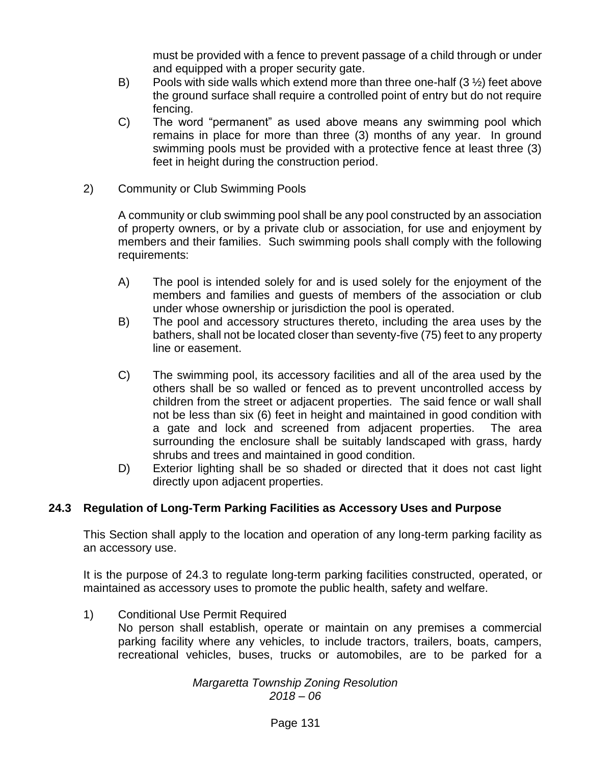must be provided with a fence to prevent passage of a child through or under and equipped with a proper security gate.

B) Pools with side walls which extend more than three one-half (3 ½) feet above the ground surface shall require a controlled point of entry but do not require fencing.

C) The word "permanent" as used above means any swimming pool which remains in place for more than three (3) months of any year. In ground swimming pools must be provided with a protective fence at least three (3) feet in height during the construction period.

2) Community or Club Swimming Pools

A community or club swimming pool shall be any pool constructed by an association of property owners, or by a private club or association, for use and enjoyment by members and their families. Such swimming pools shall comply with the following requirements:

A) The pool is intended solely for and is used solely for the enjoyment of the members and families and guests of members of the association or club under whose ownership or jurisdiction the pool is operated.

B) The pool and accessory structures thereto, including the area uses by the bathers, shall not be located closer than seventy-five (75) feet to any property line or easement.

C) The swimming pool, its accessory facilities and all of the area used by the others shall be so walled or fenced as to prevent uncontrolled access by children from the street or adjacent properties. The said fence or wall shall not be less than six (6) feet in height and maintained in good condition with a gate and lock and screened from adjacent properties. The area surrounding the enclosure shall be suitably landscaped with grass, hardy shrubs and trees and maintained in good condition.

D) Exterior lighting shall be so shaded or directed that it does not cast light directly upon adjacent properties.

## 24.3 Regulation of Long-Term Parking Facilities as Accessory Uses and Purpose

This Section shall apply to the location and operation of any long-term parking facility as an accessory use.

It is the purpose of 24.3 to regulate long-term parking facilities constructed, operated, or maintained as accessory uses to promote the public health, safety and welfare.

1) Conditional Use Permit Required

No person shall establish, operate or maintain on any premises a commercial parking facility where any vehicles, to include tractors, trailers, boats, campers, recreational vehicles, buses, trucks or automobiles, are to be parked for a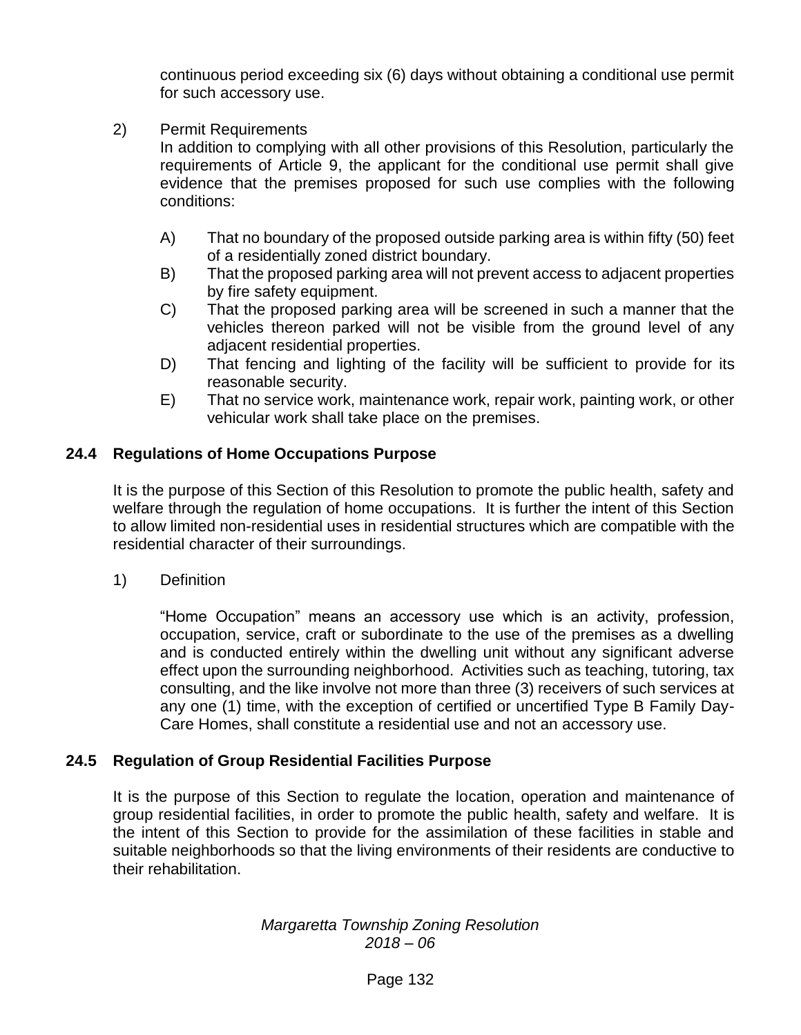continuous period exceeding six (6) days without obtaining a conditional use permit for such accessory use.

2) Permit Requirements

In addition to complying with all other provisions of this Resolution, particularly the requirements of Article 9, the applicant for the conditional use permit shall give evidence that the premises proposed for such use complies with the following conditions:

A) That no boundary of the proposed outside parking area is within fifty (50) feet of a residentially zoned district boundary.

B) That the proposed parking area will not prevent access to adjacent properties by fire safety equipment.

C) That the proposed parking area will be screened in such a manner that the vehicles thereon parked will not be visible from the ground level of any adjacent residential properties.

D) That fencing and lighting of the facility will be sufficient to provide for its reasonable security.

E) That no service work, maintenance work, repair work, painting work, or other vehicular work shall take place on the premises.

## 24.4 Regulations of Home Occupations Purpose

It is the purpose of this Section of this Resolution to promote the public health, safety and welfare through the regulation of home occupations. It is further the intent of this Section to allow limited non-residential uses in residential structures which are compatible with the residential character of their surroundings.

1) Definition

"Home Occupation" means an accessory use which is an activity, profession, occupation, service, craft or subordinate to the use of the premises as a dwelling and is conducted entirely within the dwelling unit without any significant adverse effect upon the surrounding neighborhood. Activities such as teaching, tutoring, tax consulting, and the like involve not more than three (3) receivers of such services at any one (1) time, with the exception of certified or uncertified Type B Family Day-Care Homes, shall constitute a residential use and not an accessory use.

## 24.5 Regulation of Group Residential Facilities Purpose

It is the purpose of this Section to regulate the location, operation and maintenance of group residential facilities, in order to promote the public health, safety and welfare. It is the intent of this Section to provide for the assimilation of these facilities in stable and suitable neighborhoods so that the living environments of their residents are conductive to their rehabilitation.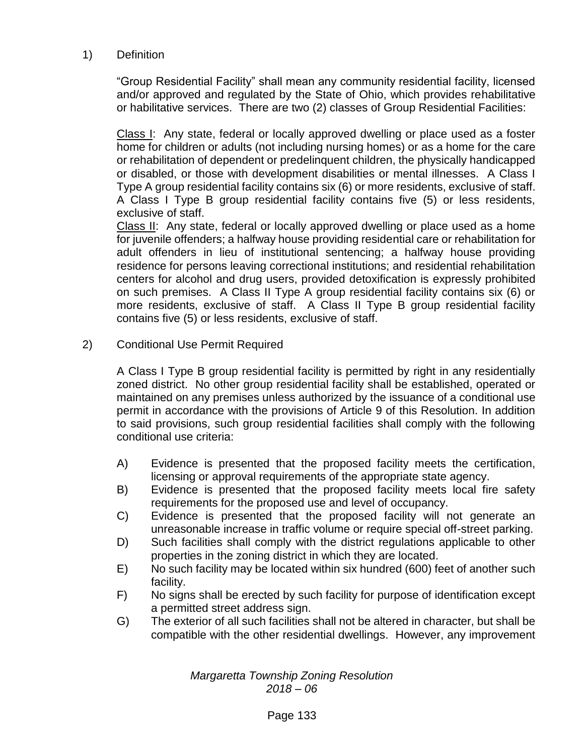1) Definition

"Group Residential Facility" shall mean any community residential facility, licensed and/or approved and regulated by the State of Ohio, which provides rehabilitative or habilitative services. There are two (2) classes of Group Residential Facilities:

<u>Class I</u>: Any state, federal or locally approved dwelling or place used as a foster home for children or adults (not including nursing homes) or as a home for the care or rehabilitation of dependent or predelinquent children, the physically handicapped or disabled, or those with development disabilities or mental illnesses. A Class I Type A group residential facility contains six (6) or more residents, exclusive of staff. A Class I Type B group residential facility contains five (5) or less residents, exclusive of staff.

<u>Class II</u>: Any state, federal or locally approved dwelling or place used as a home for juvenile offenders; a halfway house providing residential care or rehabilitation for adult offenders in lieu of institutional sentencing; a halfway house providing residence for persons leaving correctional institutions; and residential rehabilitation centers for alcohol and drug users, provided detoxification is expressly prohibited on such premises. A Class II Type A group residential facility contains six (6) or more residents, exclusive of staff. A Class II Type B group residential facility contains five (5) or less residents, exclusive of staff.

2) Conditional Use Permit Required

A Class I Type B group residential facility is permitted by right in any residentially zoned district. No other group residential facility shall be established, operated or maintained on any premises unless authorized by the issuance of a conditional use permit in accordance with the provisions of Article 9 of this Resolution. In addition to said provisions, such group residential facilities shall comply with the following conditional use criteria:

A) Evidence is presented that the proposed facility meets the certification, licensing or approval requirements of the appropriate state agency.
B) Evidence is presented that the proposed facility meets local fire safety requirements for the proposed use and level of occupancy.
C) Evidence is presented that the proposed facility will not generate an unreasonable increase in traffic volume or require special off-street parking.
D) Such facilities shall comply with the district regulations applicable to other properties in the zoning district in which they are located.
E) No such facility may be located within six hundred (600) feet of another such facility.
F) No signs shall be erected by such facility for purpose of identification except a permitted street address sign.
G) The exterior of all such facilities shall not be altered in character, but shall be compatible with the other residential dwellings. However, any improvement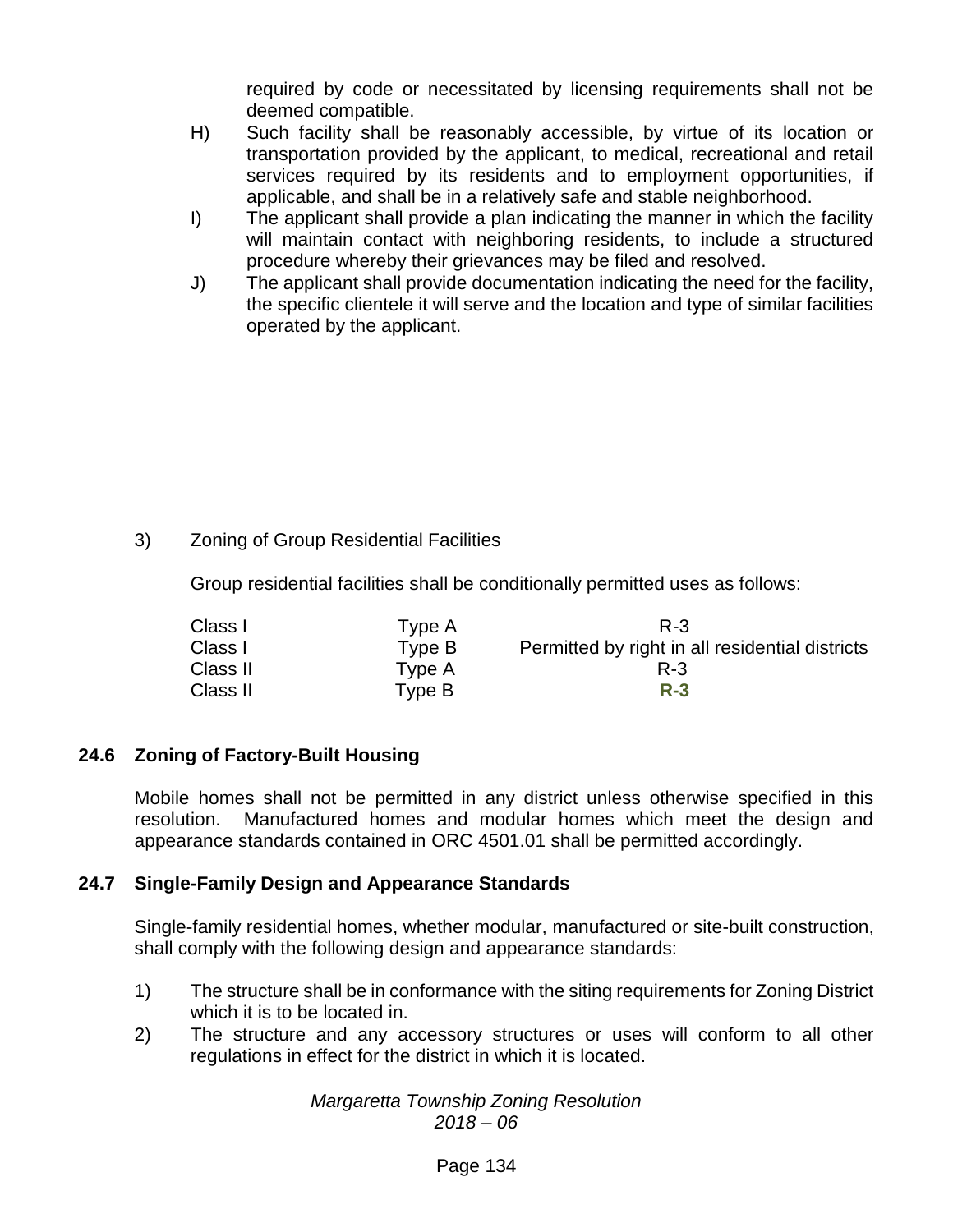required by code or necessitated by licensing requirements shall not be deemed compatible.

H) Such facility shall be reasonably accessible, by virtue of its location or transportation provided by the applicant, to medical, recreational and retail services required by its residents and to employment opportunities, if applicable, and shall be in a relatively safe and stable neighborhood.

I) The applicant shall provide a plan indicating the manner in which the facility will maintain contact with neighboring residents, to include a structured procedure whereby their grievances may be filed and resolved.

J) The applicant shall provide documentation indicating the need for the facility, the specific clientele it will serve and the location and type of similar facilities operated by the applicant.

3) Zoning of Group Residential Facilities

Group residential facilities shall be conditionally permitted uses as follows:

| | | |
|---|---|---|
| Class I | Type A | R-3 |
| Class I | Type B | Permitted by right in all residential districts |
| Class II | Type A | R-3 |
| Class II | Type B | **R-3** |

## 24.6 Zoning of Factory-Built Housing

Mobile homes shall not be permitted in any district unless otherwise specified in this resolution. Manufactured homes and modular homes which meet the design and appearance standards contained in ORC 4501.01 shall be permitted accordingly.

## 24.7 Single-Family Design and Appearance Standards

Single-family residential homes, whether modular, manufactured or site-built construction, shall comply with the following design and appearance standards:

1) The structure shall be in conformance with the siting requirements for Zoning District which it is to be located in.
2) The structure and any accessory structures or uses will conform to all other regulations in effect for the district in which it is located.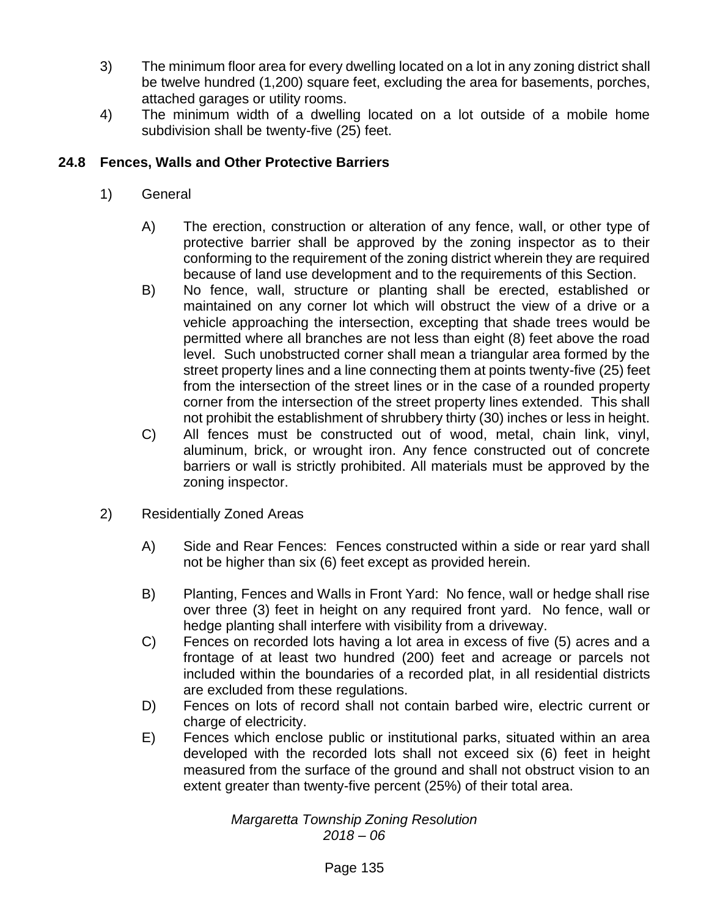3) The minimum floor area for every dwelling located on a lot in any zoning district shall be twelve hundred (1,200) square feet, excluding the area for basements, porches, attached garages or utility rooms.

4) The minimum width of a dwelling located on a lot outside of a mobile home subdivision shall be twenty-five (25) feet.

## 24.8 Fences, Walls and Other Protective Barriers

1) General

   A) The erection, construction or alteration of any fence, wall, or other type of protective barrier shall be approved by the zoning inspector as to their conforming to the requirement of the zoning district wherein they are required because of land use development and to the requirements of this Section.

   B) No fence, wall, structure or planting shall be erected, established or maintained on any corner lot which will obstruct the view of a drive or a vehicle approaching the intersection, excepting that shade trees would be permitted where all branches are not less than eight (8) feet above the road level. Such unobstructed corner shall mean a triangular area formed by the street property lines and a line connecting them at points twenty-five (25) feet from the intersection of the street lines or in the case of a rounded property corner from the intersection of the street property lines extended. This shall not prohibit the establishment of shrubbery thirty (30) inches or less in height.

   C) All fences must be constructed out of wood, metal, chain link, vinyl, aluminum, brick, or wrought iron. Any fence constructed out of concrete barriers or wall is strictly prohibited. All materials must be approved by the zoning inspector.

2) Residentially Zoned Areas

   A) Side and Rear Fences: Fences constructed within a side or rear yard shall not be higher than six (6) feet except as provided herein.

   B) Planting, Fences and Walls in Front Yard: No fence, wall or hedge shall rise over three (3) feet in height on any required front yard. No fence, wall or hedge planting shall interfere with visibility from a driveway.

   C) Fences on recorded lots having a lot area in excess of five (5) acres and a frontage of at least two hundred (200) feet and acreage or parcels not included within the boundaries of a recorded plat, in all residential districts are excluded from these regulations.

   D) Fences on lots of record shall not contain barbed wire, electric current or charge of electricity.

   E) Fences which enclose public or institutional parks, situated within an area developed with the recorded lots shall not exceed six (6) feet in height measured from the surface of the ground and shall not obstruct vision to an extent greater than twenty-five percent (25%) of their total area.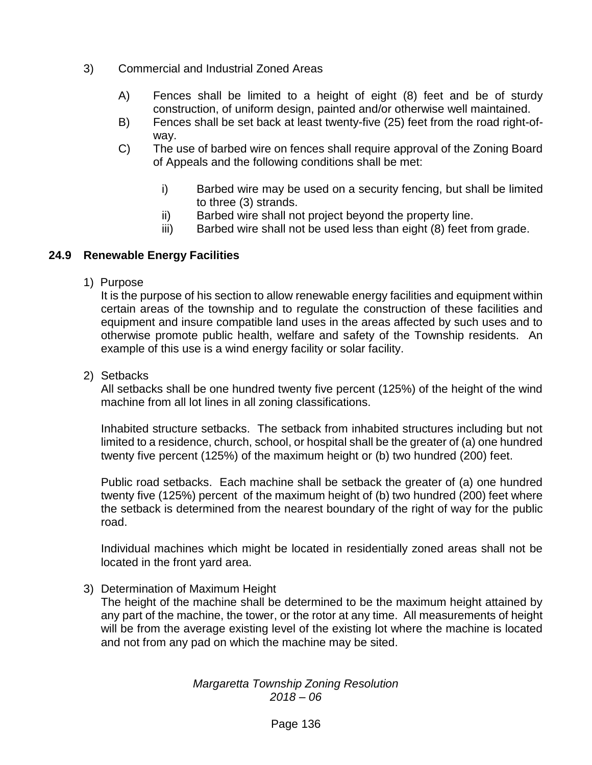3) Commercial and Industrial Zoned Areas

   A) Fences shall be limited to a height of eight (8) feet and be of sturdy construction, of uniform design, painted and/or otherwise well maintained.
   B) Fences shall be set back at least twenty-five (25) feet from the road right-of-way.
   C) The use of barbed wire on fences shall require approval of the Zoning Board of Appeals and the following conditions shall be met:

      i) Barbed wire may be used on a security fencing, but shall be limited to three (3) strands.
      ii) Barbed wire shall not project beyond the property line.
      iii) Barbed wire shall not be used less than eight (8) feet from grade.

## 24.9 Renewable Energy Facilities

1) Purpose
It is the purpose of his section to allow renewable energy facilities and equipment within certain areas of the township and to regulate the construction of these facilities and equipment and insure compatible land uses in the areas affected by such uses and to otherwise promote public health, welfare and safety of the Township residents. An example of this use is a wind energy facility or solar facility.

2) Setbacks
All setbacks shall be one hundred twenty five percent (125%) of the height of the wind machine from all lot lines in all zoning classifications.

Inhabited structure setbacks. The setback from inhabited structures including but not limited to a residence, church, school, or hospital shall be the greater of (a) one hundred twenty five percent (125%) of the maximum height or (b) two hundred (200) feet.

Public road setbacks. Each machine shall be setback the greater of (a) one hundred twenty five (125%) percent of the maximum height of (b) two hundred (200) feet where the setback is determined from the nearest boundary of the right of way for the public road.

Individual machines which might be located in residentially zoned areas shall not be located in the front yard area.

3) Determination of Maximum Height
The height of the machine shall be determined to be the maximum height attained by any part of the machine, the tower, or the rotor at any time. All measurements of height will be from the average existing level of the existing lot where the machine is located and not from any pad on which the machine may be sited.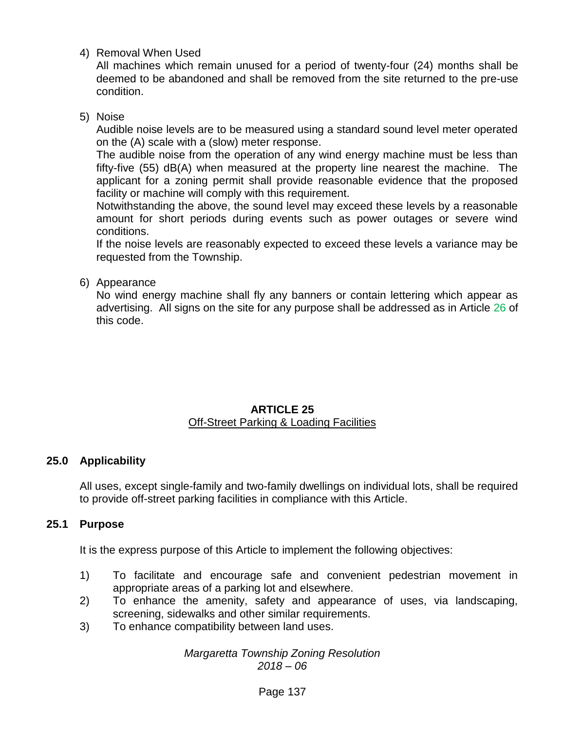4) Removal When Used

   All machines which remain unused for a period of twenty-four (24) months shall be deemed to be abandoned and shall be removed from the site returned to the pre-use condition.

5) Noise

   Audible noise levels are to be measured using a standard sound level meter operated on the (A) scale with a (slow) meter response.

   The audible noise from the operation of any wind energy machine must be less than fifty-five (55) dB(A) when measured at the property line nearest the machine. The applicant for a zoning permit shall provide reasonable evidence that the proposed facility or machine will comply with this requirement.

   Notwithstanding the above, the sound level may exceed these levels by a reasonable amount for short periods during events such as power outages or severe wind conditions.

   If the noise levels are reasonably expected to exceed these levels a variance may be requested from the Township.

6) Appearance

   No wind energy machine shall fly any banners or contain lettering which appear as advertising. All signs on the site for any purpose shall be addressed as in Article 26 of this code.

# ARTICLE 25
## Off-Street Parking & Loading Facilities

### 25.0 Applicability

All uses, except single-family and two-family dwellings on individual lots, shall be required to provide off-street parking facilities in compliance with this Article.

### 25.1 Purpose

It is the express purpose of this Article to implement the following objectives:

1) To facilitate and encourage safe and convenient pedestrian movement in appropriate areas of a parking lot and elsewhere.
2) To enhance the amenity, safety and appearance of uses, via landscaping, screening, sidewalks and other similar requirements.
3) To enhance compatibility between land uses.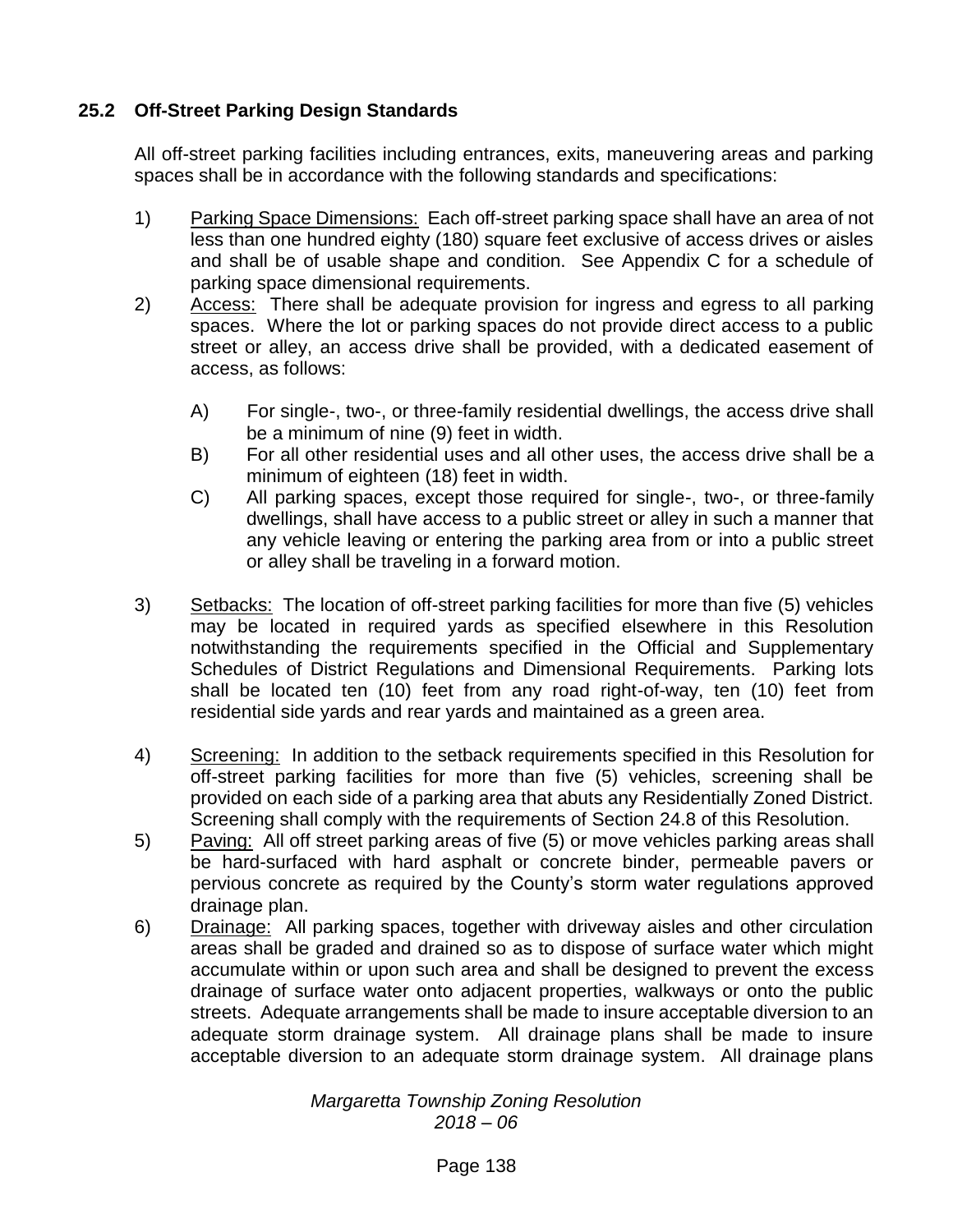### 25.2 Off-Street Parking Design Standards

All off-street parking facilities including entrances, exits, maneuvering areas and parking spaces shall be in accordance with the following standards and specifications:

1) Parking Space Dimensions: Each off-street parking space shall have an area of not less than one hundred eighty (180) square feet exclusive of access drives or aisles and shall be of usable shape and condition. See Appendix C for a schedule of parking space dimensional requirements.

2) Access: There shall be adequate provision for ingress and egress to all parking spaces. Where the lot or parking spaces do not provide direct access to a public street or alley, an access drive shall be provided, with a dedicated easement of access, as follows:

   A) For single-, two-, or three-family residential dwellings, the access drive shall be a minimum of nine (9) feet in width.

   B) For all other residential uses and all other uses, the access drive shall be a minimum of eighteen (18) feet in width.

   C) All parking spaces, except those required for single-, two-, or three-family dwellings, shall have access to a public street or alley in such a manner that any vehicle leaving or entering the parking area from or into a public street or alley shall be traveling in a forward motion.

3) Setbacks: The location of off-street parking facilities for more than five (5) vehicles may be located in required yards as specified elsewhere in this Resolution notwithstanding the requirements specified in the Official and Supplementary Schedules of District Regulations and Dimensional Requirements. Parking lots shall be located ten (10) feet from any road right-of-way, ten (10) feet from residential side yards and rear yards and maintained as a green area.

4) Screening: In addition to the setback requirements specified in this Resolution for off-street parking facilities for more than five (5) vehicles, screening shall be provided on each side of a parking area that abuts any Residentially Zoned District. Screening shall comply with the requirements of Section 24.8 of this Resolution.

5) Paving: All off street parking areas of five (5) or move vehicles parking areas shall be hard-surfaced with hard asphalt or concrete binder, permeable pavers or pervious concrete as required by the County's storm water regulations approved drainage plan.

6) Drainage: All parking spaces, together with driveway aisles and other circulation areas shall be graded and drained so as to dispose of surface water which might accumulate within or upon such area and shall be designed to prevent the excess drainage of surface water onto adjacent properties, walkways or onto the public streets. Adequate arrangements shall be made to insure acceptable diversion to an adequate storm drainage system. All drainage plans shall be made to insure acceptable diversion to an adequate storm drainage system. All drainage plans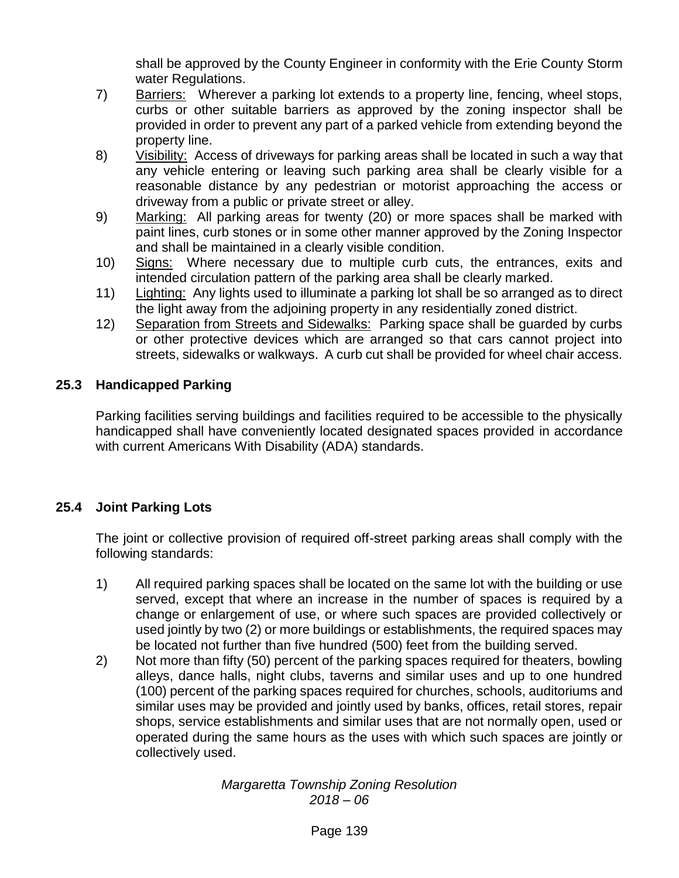shall be approved by the County Engineer in conformity with the Erie County Storm water Regulations.

7) <u>Barriers:</u> Wherever a parking lot extends to a property line, fencing, wheel stops, curbs or other suitable barriers as approved by the zoning inspector shall be provided in order to prevent any part of a parked vehicle from extending beyond the property line.
8) <u>Visibility:</u> Access of driveways for parking areas shall be located in such a way that any vehicle entering or leaving such parking area shall be clearly visible for a reasonable distance by any pedestrian or motorist approaching the access or driveway from a public or private street or alley.
9) <u>Marking:</u> All parking areas for twenty (20) or more spaces shall be marked with paint lines, curb stones or in some other manner approved by the Zoning Inspector and shall be maintained in a clearly visible condition.
10) <u>Signs:</u> Where necessary due to multiple curb cuts, the entrances, exits and intended circulation pattern of the parking area shall be clearly marked.
11) <u>Lighting:</u> Any lights used to illuminate a parking lot shall be so arranged as to direct the light away from the adjoining property in any residentially zoned district.
12) <u>Separation from Streets and Sidewalks:</u> Parking space shall be guarded by curbs or other protective devices which are arranged so that cars cannot project into streets, sidewalks or walkways. A curb cut shall be provided for wheel chair access.

### 25.3 Handicapped Parking

Parking facilities serving buildings and facilities required to be accessible to the physically handicapped shall have conveniently located designated spaces provided in accordance with current Americans With Disability (ADA) standards.

### 25.4 Joint Parking Lots

The joint or collective provision of required off-street parking areas shall comply with the following standards:

1) All required parking spaces shall be located on the same lot with the building or use served, except that where an increase in the number of spaces is required by a change or enlargement of use, or where such spaces are provided collectively or used jointly by two (2) or more buildings or establishments, the required spaces may be located not further than five hundred (500) feet from the building served.
2) Not more than fifty (50) percent of the parking spaces required for theaters, bowling alleys, dance halls, night clubs, taverns and similar uses and up to one hundred (100) percent of the parking spaces required for churches, schools, auditoriums and similar uses may be provided and jointly used by banks, offices, retail stores, repair shops, service establishments and similar uses that are not normally open, used or operated during the same hours as the uses with which such spaces are jointly or collectively used.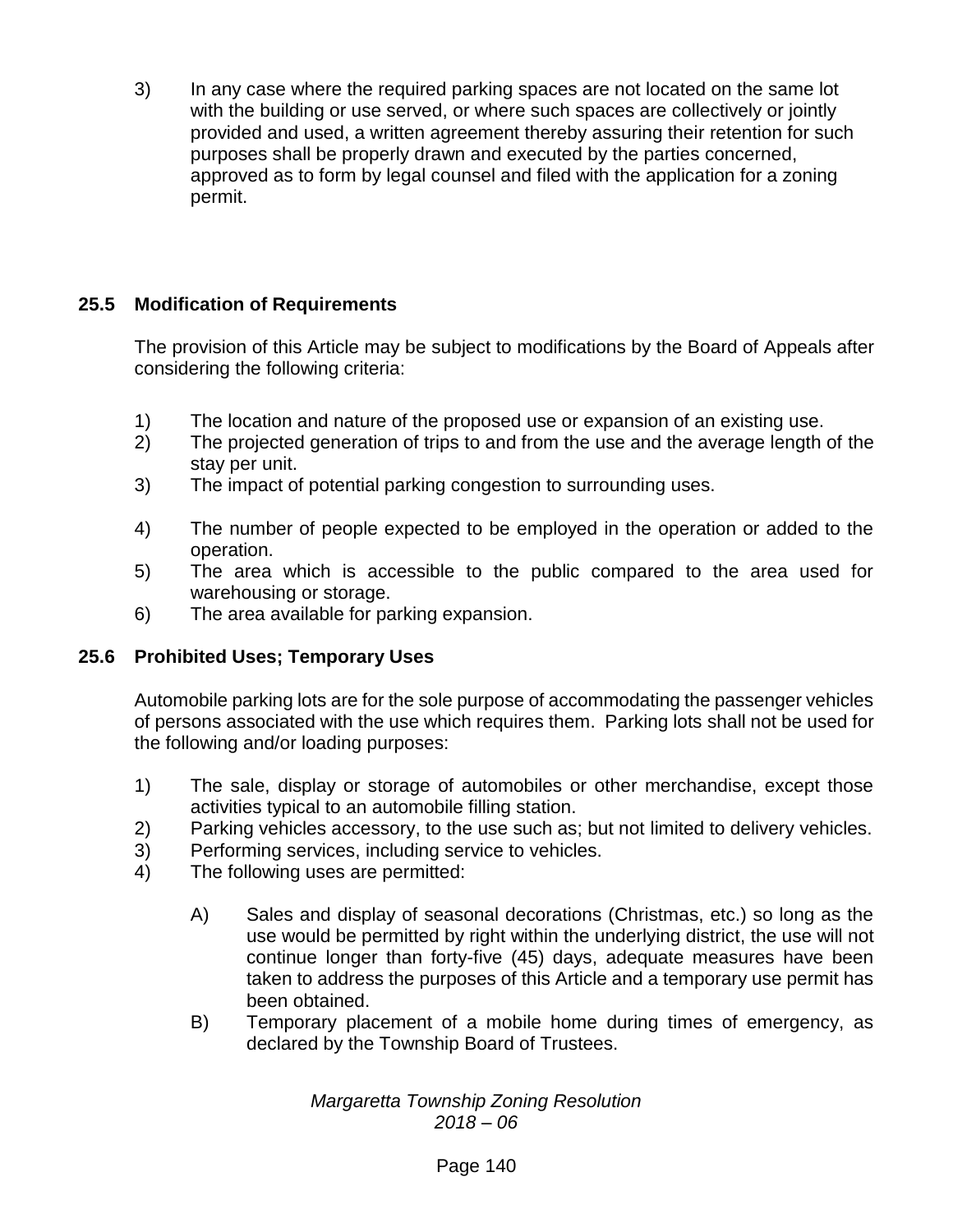3) In any case where the required parking spaces are not located on the same lot with the building or use served, or where such spaces are collectively or jointly provided and used, a written agreement thereby assuring their retention for such purposes shall be properly drawn and executed by the parties concerned, approved as to form by legal counsel and filed with the application for a zoning permit.

## 25.5 Modification of Requirements

The provision of this Article may be subject to modifications by the Board of Appeals after considering the following criteria:

1) The location and nature of the proposed use or expansion of an existing use.
2) The projected generation of trips to and from the use and the average length of the stay per unit.
3) The impact of potential parking congestion to surrounding uses.
4) The number of people expected to be employed in the operation or added to the operation.
5) The area which is accessible to the public compared to the area used for warehousing or storage.
6) The area available for parking expansion.

## 25.6 Prohibited Uses; Temporary Uses

Automobile parking lots are for the sole purpose of accommodating the passenger vehicles of persons associated with the use which requires them. Parking lots shall not be used for the following and/or loading purposes:

1) The sale, display or storage of automobiles or other merchandise, except those activities typical to an automobile filling station.
2) Parking vehicles accessory, to the use such as; but not limited to delivery vehicles.
3) Performing services, including service to vehicles.
4) The following uses are permitted:

    A) Sales and display of seasonal decorations (Christmas, etc.) so long as the use would be permitted by right within the underlying district, the use will not continue longer than forty-five (45) days, adequate measures have been taken to address the purposes of this Article and a temporary use permit has been obtained.

    B) Temporary placement of a mobile home during times of emergency, as declared by the Township Board of Trustees.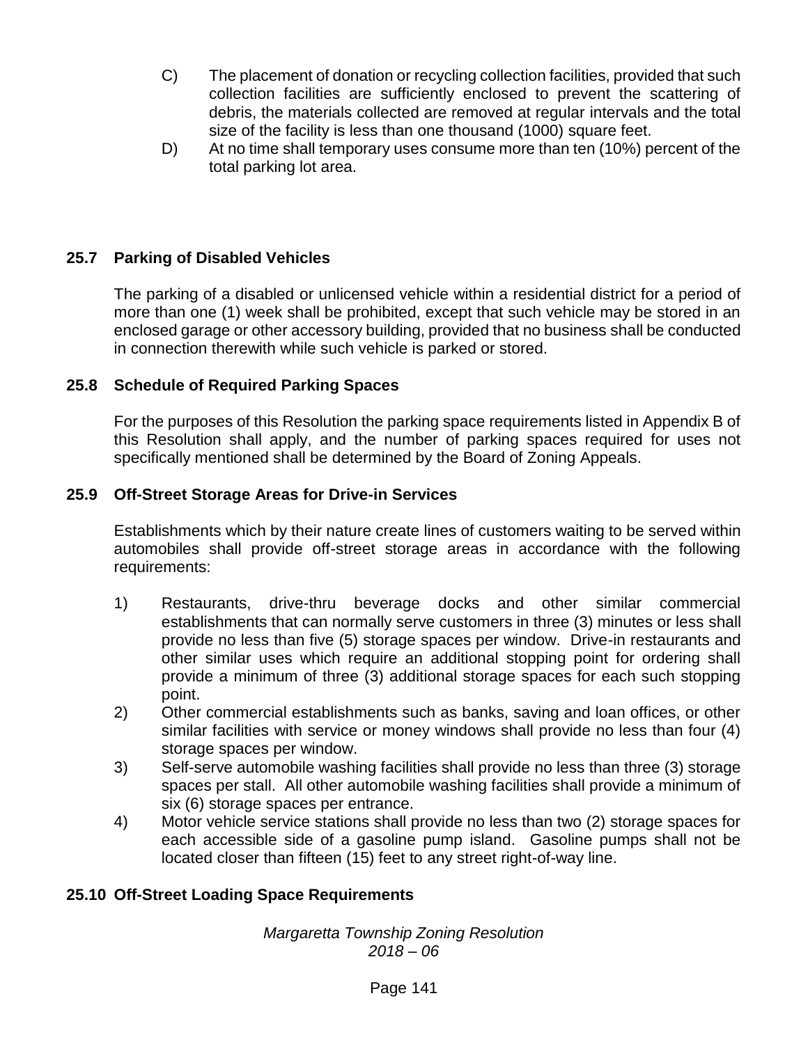C) The placement of donation or recycling collection facilities, provided that such collection facilities are sufficiently enclosed to prevent the scattering of debris, the materials collected are removed at regular intervals and the total size of the facility is less than one thousand (1000) square feet.

D) At no time shall temporary uses consume more than ten (10%) percent of the total parking lot area.

## 25.7 Parking of Disabled Vehicles

The parking of a disabled or unlicensed vehicle within a residential district for a period of more than one (1) week shall be prohibited, except that such vehicle may be stored in an enclosed garage or other accessory building, provided that no business shall be conducted in connection therewith while such vehicle is parked or stored.

## 25.8 Schedule of Required Parking Spaces

For the purposes of this Resolution the parking space requirements listed in Appendix B of this Resolution shall apply, and the number of parking spaces required for uses not specifically mentioned shall be determined by the Board of Zoning Appeals.

## 25.9 Off-Street Storage Areas for Drive-in Services

Establishments which by their nature create lines of customers waiting to be served within automobiles shall provide off-street storage areas in accordance with the following requirements:

1) Restaurants, drive-thru beverage docks and other similar commercial establishments that can normally serve customers in three (3) minutes or less shall provide no less than five (5) storage spaces per window. Drive-in restaurants and other similar uses which require an additional stopping point for ordering shall provide a minimum of three (3) additional storage spaces for each such stopping point.
2) Other commercial establishments such as banks, saving and loan offices, or other similar facilities with service or money windows shall provide no less than four (4) storage spaces per window.
3) Self-serve automobile washing facilities shall provide no less than three (3) storage spaces per stall. All other automobile washing facilities shall provide a minimum of six (6) storage spaces per entrance.
4) Motor vehicle service stations shall provide no less than two (2) storage spaces for each accessible side of a gasoline pump island. Gasoline pumps shall not be located closer than fifteen (15) feet to any street right-of-way line.

## 25.10 Off-Street Loading Space Requirements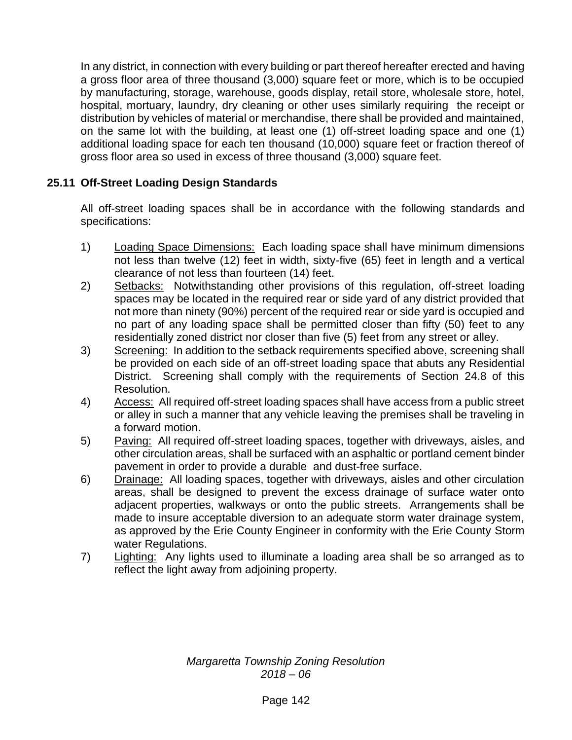In any district, in connection with every building or part thereof hereafter erected and having a gross floor area of three thousand (3,000) square feet or more, which is to be occupied by manufacturing, storage, warehouse, goods display, retail store, wholesale store, hotel, hospital, mortuary, laundry, dry cleaning or other uses similarly requiring the receipt or distribution by vehicles of material or merchandise, there shall be provided and maintained, on the same lot with the building, at least one (1) off-street loading space and one (1) additional loading space for each ten thousand (10,000) square feet or fraction thereof of gross floor area so used in excess of three thousand (3,000) square feet.

## 25.11 Off-Street Loading Design Standards

All off-street loading spaces shall be in accordance with the following standards and specifications:

1) Loading Space Dimensions: Each loading space shall have minimum dimensions not less than twelve (12) feet in width, sixty-five (65) feet in length and a vertical clearance of not less than fourteen (14) feet.
2) Setbacks: Notwithstanding other provisions of this regulation, off-street loading spaces may be located in the required rear or side yard of any district provided that not more than ninety (90%) percent of the required rear or side yard is occupied and no part of any loading space shall be permitted closer than fifty (50) feet to any residentially zoned district nor closer than five (5) feet from any street or alley.
3) Screening: In addition to the setback requirements specified above, screening shall be provided on each side of an off-street loading space that abuts any Residential District. Screening shall comply with the requirements of Section 24.8 of this Resolution.
4) Access: All required off-street loading spaces shall have access from a public street or alley in such a manner that any vehicle leaving the premises shall be traveling in a forward motion.
5) Paving: All required off-street loading spaces, together with driveways, aisles, and other circulation areas, shall be surfaced with an asphaltic or portland cement binder pavement in order to provide a durable and dust-free surface.
6) Drainage: All loading spaces, together with driveways, aisles and other circulation areas, shall be designed to prevent the excess drainage of surface water onto adjacent properties, walkways or onto the public streets. Arrangements shall be made to insure acceptable diversion to an adequate storm water drainage system, as approved by the Erie County Engineer in conformity with the Erie County Storm water Regulations.
7) Lighting: Any lights used to illuminate a loading area shall be so arranged as to reflect the light away from adjoining property.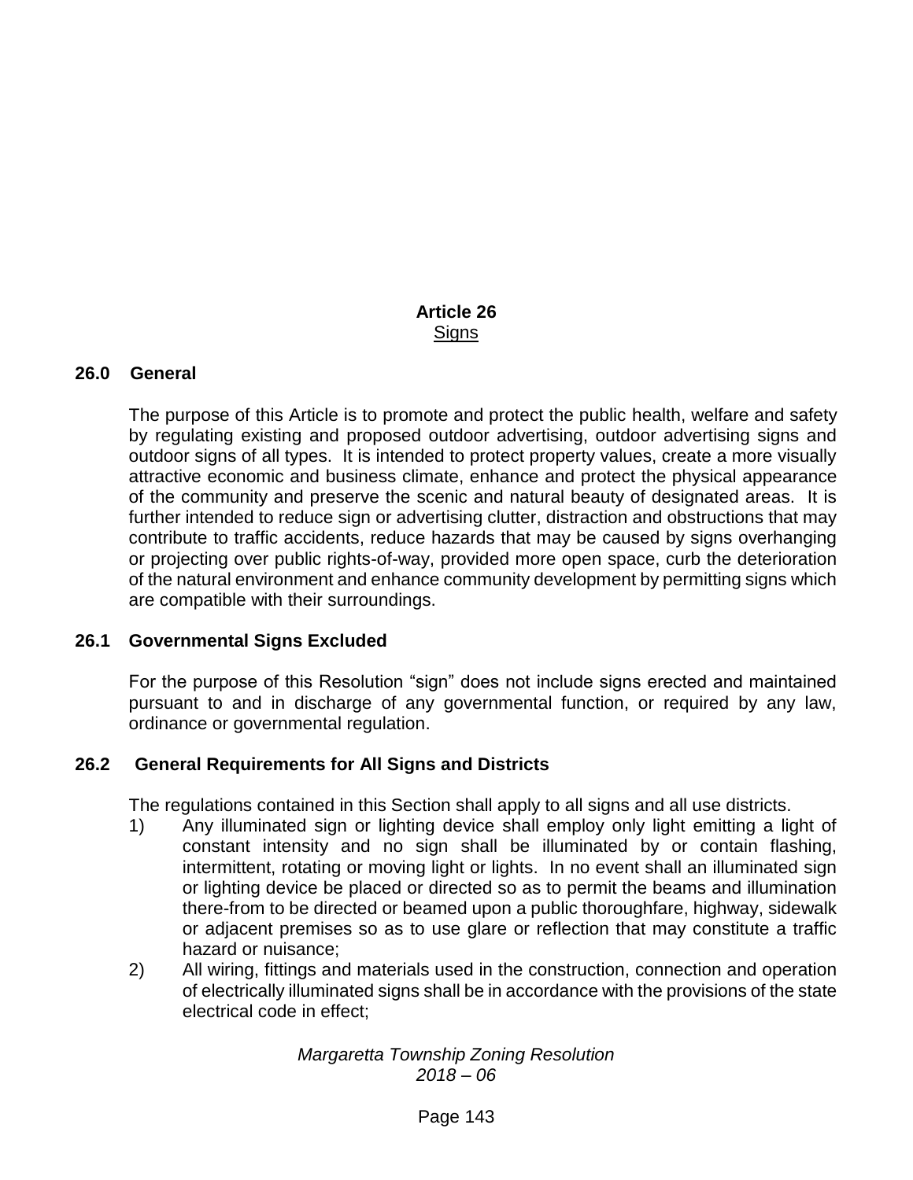# Article 26
## Signs

### 26.0 General

The purpose of this Article is to promote and protect the public health, welfare and safety by regulating existing and proposed outdoor advertising, outdoor advertising signs and outdoor signs of all types. It is intended to protect property values, create a more visually attractive economic and business climate, enhance and protect the physical appearance of the community and preserve the scenic and natural beauty of designated areas. It is further intended to reduce sign or advertising clutter, distraction and obstructions that may contribute to traffic accidents, reduce hazards that may be caused by signs overhanging or projecting over public rights-of-way, provided more open space, curb the deterioration of the natural environment and enhance community development by permitting signs which are compatible with their surroundings.

### 26.1 Governmental Signs Excluded

For the purpose of this Resolution "sign" does not include signs erected and maintained pursuant to and in discharge of any governmental function, or required by any law, ordinance or governmental regulation.

### 26.2 General Requirements for All Signs and Districts

The regulations contained in this Section shall apply to all signs and all use districts.

1) Any illuminated sign or lighting device shall employ only light emitting a light of constant intensity and no sign shall be illuminated by or contain flashing, intermittent, rotating or moving light or lights. In no event shall an illuminated sign or lighting device be placed or directed so as to permit the beams and illumination there-from to be directed or beamed upon a public thoroughfare, highway, sidewalk or adjacent premises so as to use glare or reflection that may constitute a traffic hazard or nuisance;
2) All wiring, fittings and materials used in the construction, connection and operation of electrically illuminated signs shall be in accordance with the provisions of the state electrical code in effect;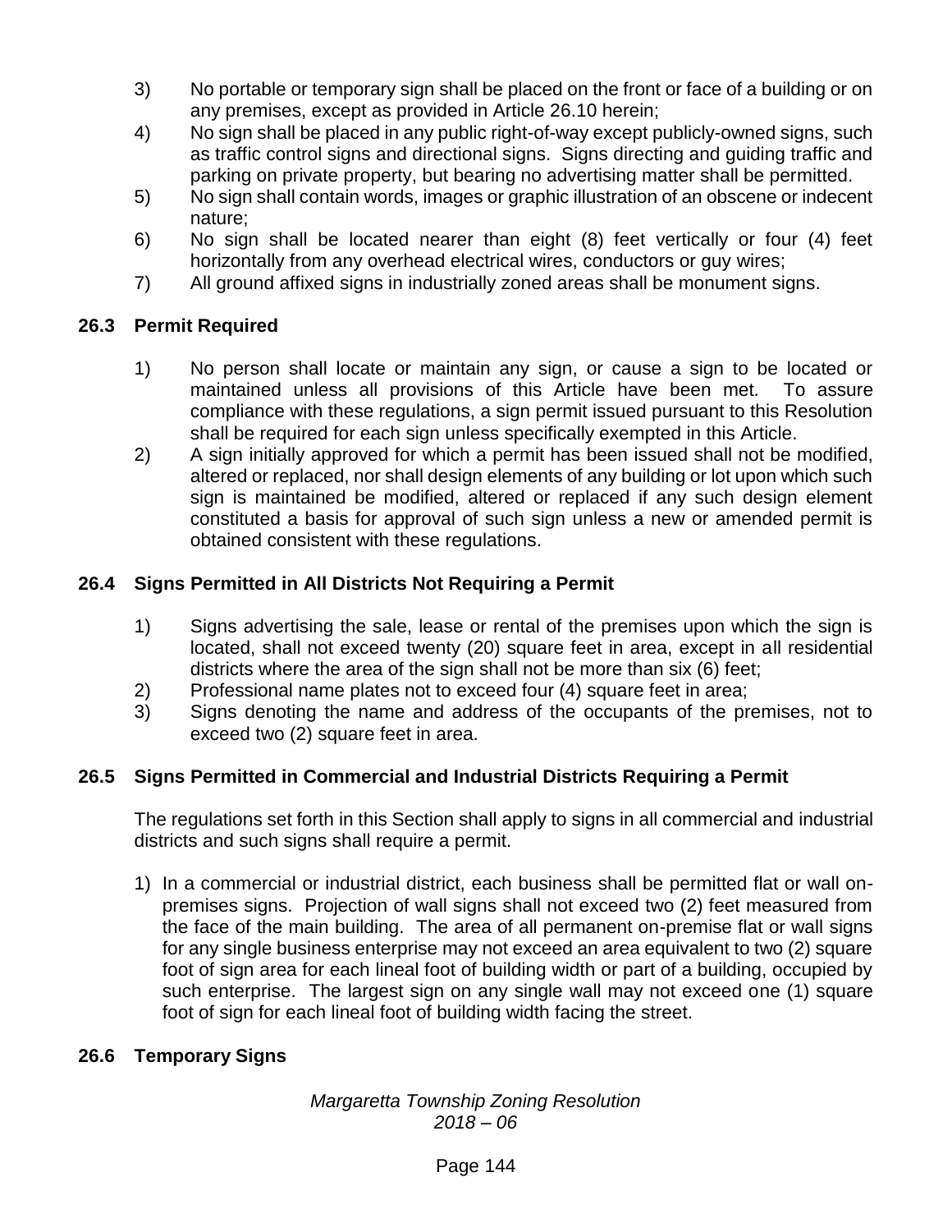3) No portable or temporary sign shall be placed on the front or face of a building or on any premises, except as provided in Article 26.10 herein;
4) No sign shall be placed in any public right-of-way except publicly-owned signs, such as traffic control signs and directional signs. Signs directing and guiding traffic and parking on private property, but bearing no advertising matter shall be permitted.
5) No sign shall contain words, images or graphic illustration of an obscene or indecent nature;
6) No sign shall be located nearer than eight (8) feet vertically or four (4) feet horizontally from any overhead electrical wires, conductors or guy wires;
7) All ground affixed signs in industrially zoned areas shall be monument signs.

## 26.3 Permit Required

1) No person shall locate or maintain any sign, or cause a sign to be located or maintained unless all provisions of this Article have been met. To assure compliance with these regulations, a sign permit issued pursuant to this Resolution shall be required for each sign unless specifically exempted in this Article.
2) A sign initially approved for which a permit has been issued shall not be modified, altered or replaced, nor shall design elements of any building or lot upon which such sign is maintained be modified, altered or replaced if any such design element constituted a basis for approval of such sign unless a new or amended permit is obtained consistent with these regulations.

## 26.4 Signs Permitted in All Districts Not Requiring a Permit

1) Signs advertising the sale, lease or rental of the premises upon which the sign is located, shall not exceed twenty (20) square feet in area, except in all residential districts where the area of the sign shall not be more than six (6) feet;
2) Professional name plates not to exceed four (4) square feet in area;
3) Signs denoting the name and address of the occupants of the premises, not to exceed two (2) square feet in area.

## 26.5 Signs Permitted in Commercial and Industrial Districts Requiring a Permit

The regulations set forth in this Section shall apply to signs in all commercial and industrial districts and such signs shall require a permit.

1) In a commercial or industrial district, each business shall be permitted flat or wall on-premises signs. Projection of wall signs shall not exceed two (2) feet measured from the face of the main building. The area of all permanent on-premise flat or wall signs for any single business enterprise may not exceed an area equivalent to two (2) square foot of sign area for each lineal foot of building width or part of a building, occupied by such enterprise. The largest sign on any single wall may not exceed one (1) square foot of sign for each lineal foot of building width facing the street.

## 26.6 Temporary Signs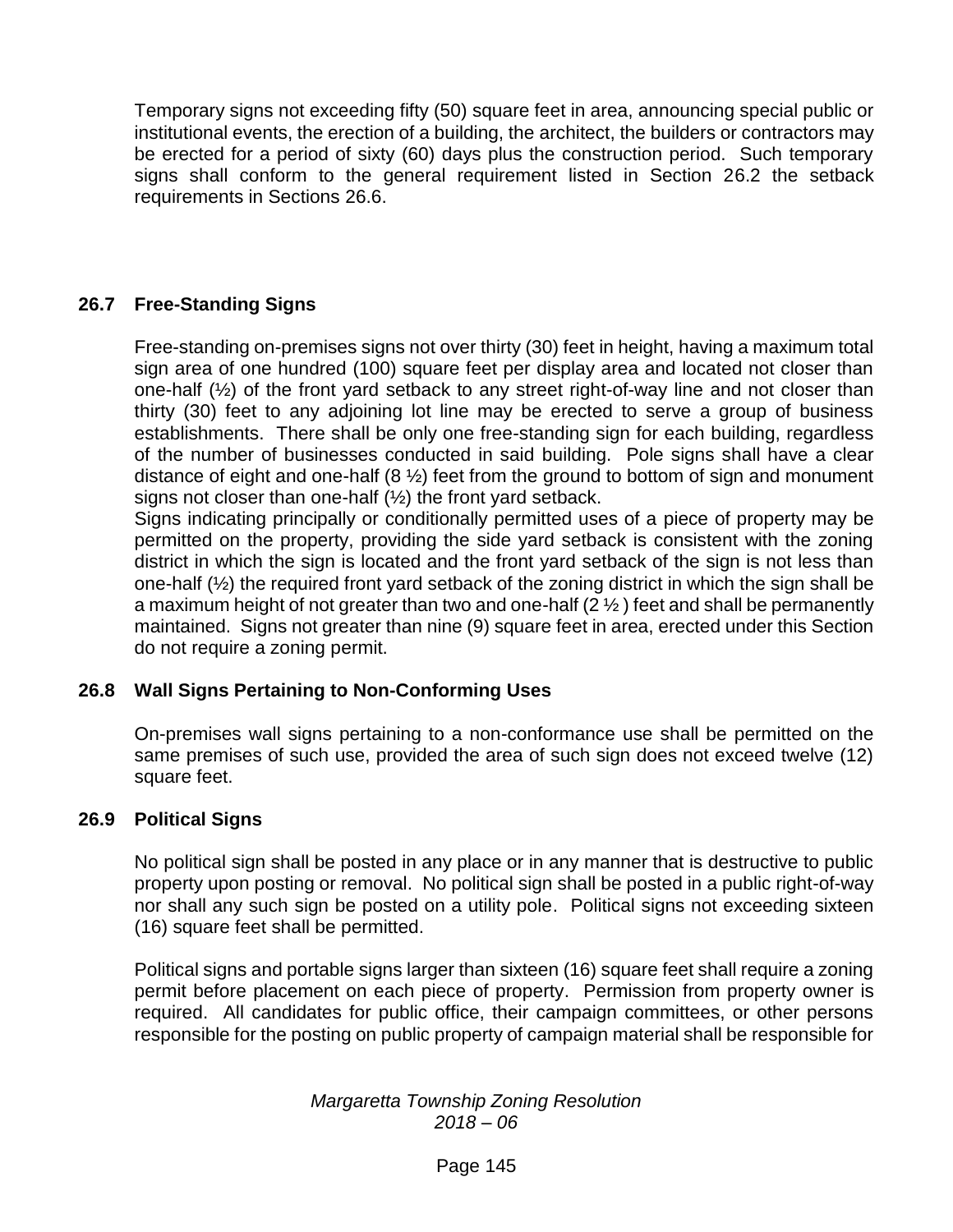Temporary signs not exceeding fifty (50) square feet in area, announcing special public or institutional events, the erection of a building, the architect, the builders or contractors may be erected for a period of sixty (60) days plus the construction period. Such temporary signs shall conform to the general requirement listed in Section 26.2 the setback requirements in Sections 26.6.

## 26.7 Free-Standing Signs

Free-standing on-premises signs not over thirty (30) feet in height, having a maximum total sign area of one hundred (100) square feet per display area and located not closer than one-half (½) of the front yard setback to any street right-of-way line and not closer than thirty (30) feet to any adjoining lot line may be erected to serve a group of business establishments. There shall be only one free-standing sign for each building, regardless of the number of businesses conducted in said building. Pole signs shall have a clear distance of eight and one-half (8 ½) feet from the ground to bottom of sign and monument signs not closer than one-half (½) the front yard setback.
Signs indicating principally or conditionally permitted uses of a piece of property may be permitted on the property, providing the side yard setback is consistent with the zoning district in which the sign is located and the front yard setback of the sign is not less than one-half (½) the required front yard setback of the zoning district in which the sign shall be a maximum height of not greater than two and one-half (2 ½ ) feet and shall be permanently maintained. Signs not greater than nine (9) square feet in area, erected under this Section do not require a zoning permit.

## 26.8 Wall Signs Pertaining to Non-Conforming Uses

On-premises wall signs pertaining to a non-conformance use shall be permitted on the same premises of such use, provided the area of such sign does not exceed twelve (12) square feet.

## 26.9 Political Signs

No political sign shall be posted in any place or in any manner that is destructive to public property upon posting or removal. No political sign shall be posted in a public right-of-way nor shall any such sign be posted on a utility pole. Political signs not exceeding sixteen (16) square feet shall be permitted.

Political signs and portable signs larger than sixteen (16) square feet shall require a zoning permit before placement on each piece of property. Permission from property owner is required. All candidates for public office, their campaign committees, or other persons responsible for the posting on public property of campaign material shall be responsible for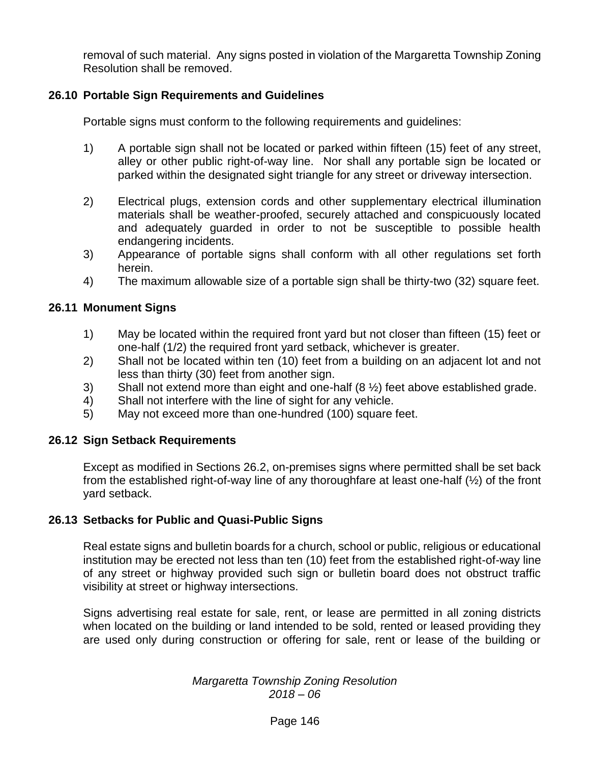removal of such material. Any signs posted in violation of the Margaretta Township Zoning Resolution shall be removed.

### 26.10 Portable Sign Requirements and Guidelines

Portable signs must conform to the following requirements and guidelines:

1) A portable sign shall not be located or parked within fifteen (15) feet of any street, alley or other public right-of-way line. Nor shall any portable sign be located or parked within the designated sight triangle for any street or driveway intersection.

2) Electrical plugs, extension cords and other supplementary electrical illumination materials shall be weather-proofed, securely attached and conspicuously located and adequately guarded in order to not be susceptible to possible health endangering incidents.
3) Appearance of portable signs shall conform with all other regulations set forth herein.
4) The maximum allowable size of a portable sign shall be thirty-two (32) square feet.

### 26.11 Monument Signs

1) May be located within the required front yard but not closer than fifteen (15) feet or one-half (1/2) the required front yard setback, whichever is greater.
2) Shall not be located within ten (10) feet from a building on an adjacent lot and not less than thirty (30) feet from another sign.
3) Shall not extend more than eight and one-half (8 ½) feet above established grade.
4) Shall not interfere with the line of sight for any vehicle.
5) May not exceed more than one-hundred (100) square feet.

### 26.12 Sign Setback Requirements

Except as modified in Sections 26.2, on-premises signs where permitted shall be set back from the established right-of-way line of any thoroughfare at least one-half (½) of the front yard setback.

### 26.13 Setbacks for Public and Quasi-Public Signs

Real estate signs and bulletin boards for a church, school or public, religious or educational institution may be erected not less than ten (10) feet from the established right-of-way line of any street or highway provided such sign or bulletin board does not obstruct traffic visibility at street or highway intersections.

Signs advertising real estate for sale, rent, or lease are permitted in all zoning districts when located on the building or land intended to be sold, rented or leased providing they are used only during construction or offering for sale, rent or lease of the building or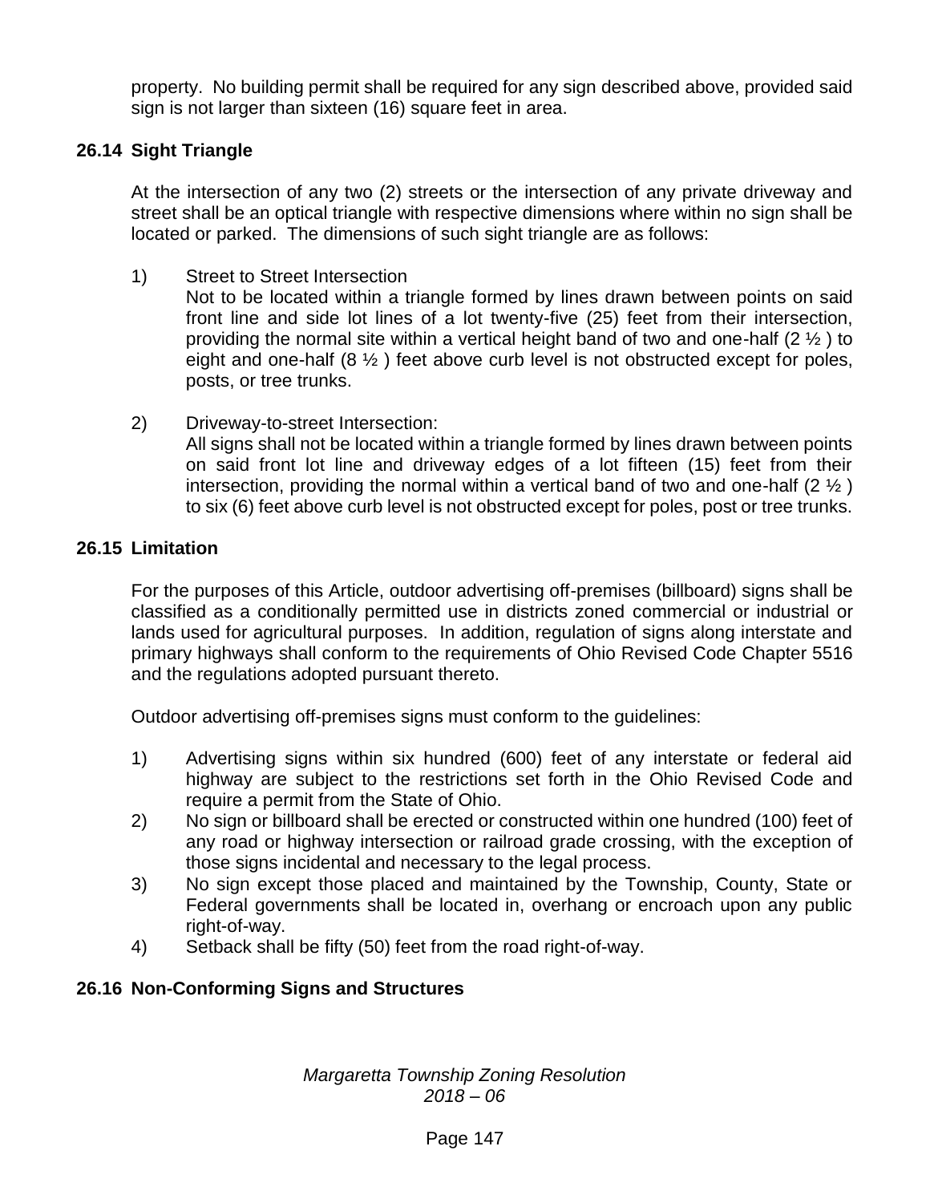property. No building permit shall be required for any sign described above, provided said sign is not larger than sixteen (16) square feet in area.

## 26.14 Sight Triangle

At the intersection of any two (2) streets or the intersection of any private driveway and street shall be an optical triangle with respective dimensions where within no sign shall be located or parked. The dimensions of such sight triangle are as follows:

1) Street to Street Intersection
   Not to be located within a triangle formed by lines drawn between points on said front line and side lot lines of a lot twenty-five (25) feet from their intersection, providing the normal site within a vertical height band of two and one-half (2 ½ ) to eight and one-half (8 ½ ) feet above curb level is not obstructed except for poles, posts, or tree trunks.

2) Driveway-to-street Intersection:
   All signs shall not be located within a triangle formed by lines drawn between points on said front lot line and driveway edges of a lot fifteen (15) feet from their intersection, providing the normal within a vertical band of two and one-half (2 ½ ) to six (6) feet above curb level is not obstructed except for poles, post or tree trunks.

## 26.15 Limitation

For the purposes of this Article, outdoor advertising off-premises (billboard) signs shall be classified as a conditionally permitted use in districts zoned commercial or industrial or lands used for agricultural purposes. In addition, regulation of signs along interstate and primary highways shall conform to the requirements of Ohio Revised Code Chapter 5516 and the regulations adopted pursuant thereto.

Outdoor advertising off-premises signs must conform to the guidelines:

1) Advertising signs within six hundred (600) feet of any interstate or federal aid highway are subject to the restrictions set forth in the Ohio Revised Code and require a permit from the State of Ohio.
2) No sign or billboard shall be erected or constructed within one hundred (100) feet of any road or highway intersection or railroad grade crossing, with the exception of those signs incidental and necessary to the legal process.
3) No sign except those placed and maintained by the Township, County, State or Federal governments shall be located in, overhang or encroach upon any public right-of-way.
4) Setback shall be fifty (50) feet from the road right-of-way.

## 26.16 Non-Conforming Signs and Structures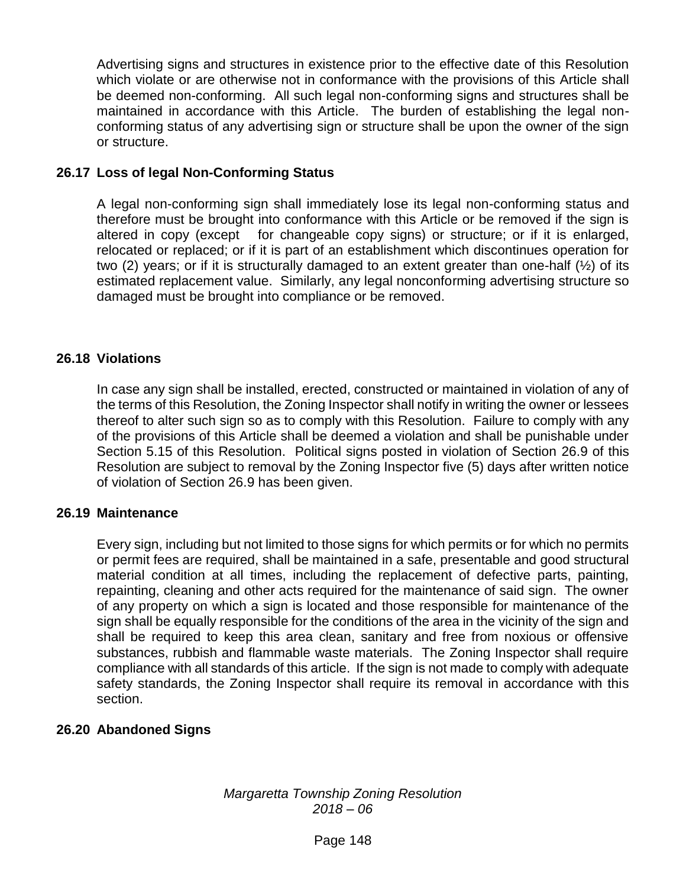Advertising signs and structures in existence prior to the effective date of this Resolution which violate or are otherwise not in conformance with the provisions of this Article shall be deemed non-conforming. All such legal non-conforming signs and structures shall be maintained in accordance with this Article. The burden of establishing the legal non-conforming status of any advertising sign or structure shall be upon the owner of the sign or structure.

**26.17 Loss of legal Non-Conforming Status**

A legal non-conforming sign shall immediately lose its legal non-conforming status and therefore must be brought into conformance with this Article or be removed if the sign is altered in copy (except for changeable copy signs) or structure; or if it is enlarged, relocated or replaced; or if it is part of an establishment which discontinues operation for two (2) years; or if it is structurally damaged to an extent greater than one-half (½) of its estimated replacement value. Similarly, any legal nonconforming advertising structure so damaged must be brought into compliance or be removed.

**26.18 Violations**

In case any sign shall be installed, erected, constructed or maintained in violation of any of the terms of this Resolution, the Zoning Inspector shall notify in writing the owner or lessees thereof to alter such sign so as to comply with this Resolution. Failure to comply with any of the provisions of this Article shall be deemed a violation and shall be punishable under Section 5.15 of this Resolution. Political signs posted in violation of Section 26.9 of this Resolution are subject to removal by the Zoning Inspector five (5) days after written notice of violation of Section 26.9 has been given.

**26.19 Maintenance**

Every sign, including but not limited to those signs for which permits or for which no permits or permit fees are required, shall be maintained in a safe, presentable and good structural material condition at all times, including the replacement of defective parts, painting, repainting, cleaning and other acts required for the maintenance of said sign. The owner of any property on which a sign is located and those responsible for maintenance of the sign shall be equally responsible for the conditions of the area in the vicinity of the sign and shall be required to keep this area clean, sanitary and free from noxious or offensive substances, rubbish and flammable waste materials. The Zoning Inspector shall require compliance with all standards of this article. If the sign is not made to comply with adequate safety standards, the Zoning Inspector shall require its removal in accordance with this section.

**26.20 Abandoned Signs**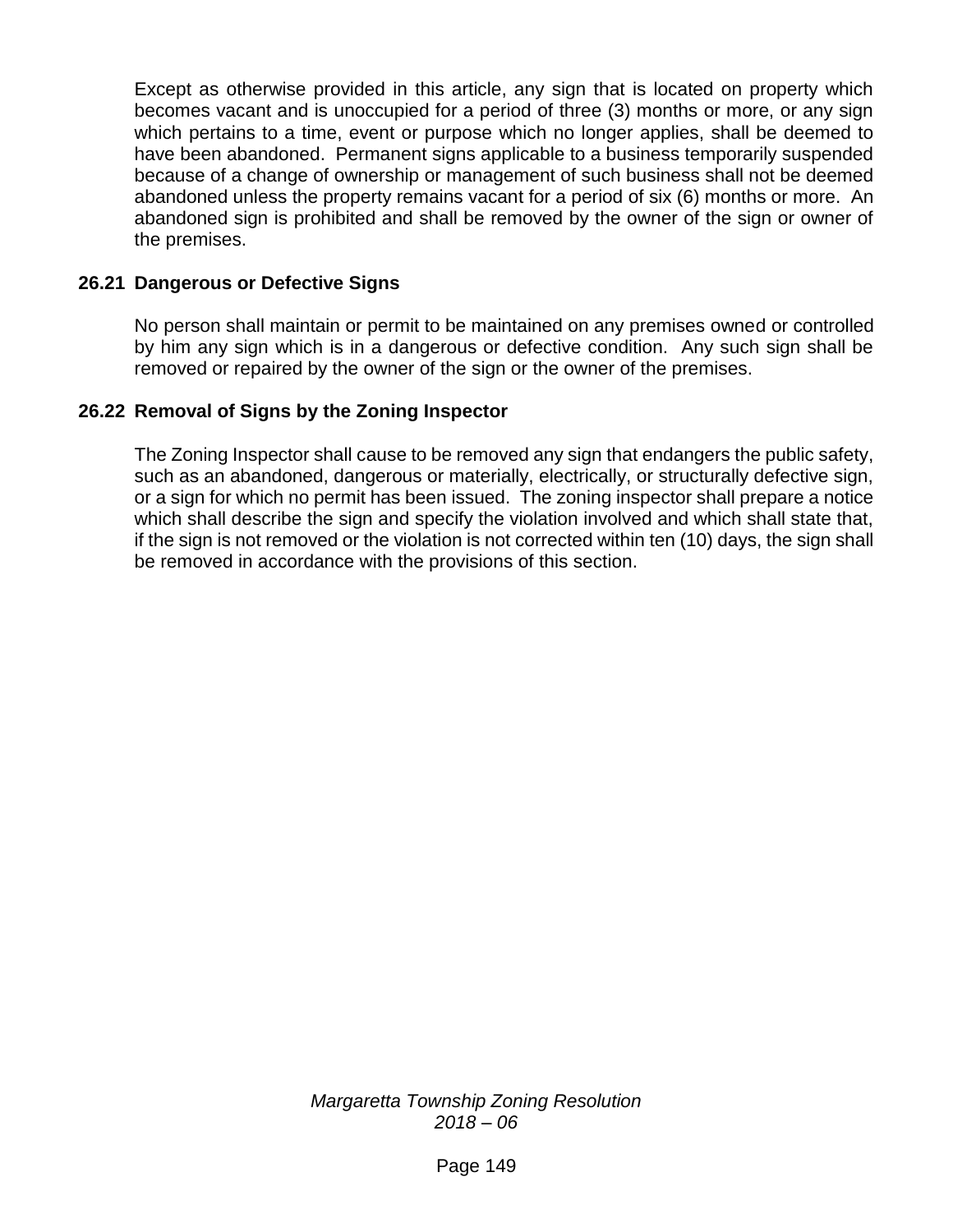Except as otherwise provided in this article, any sign that is located on property which becomes vacant and is unoccupied for a period of three (3) months or more, or any sign which pertains to a time, event or purpose which no longer applies, shall be deemed to have been abandoned. Permanent signs applicable to a business temporarily suspended because of a change of ownership or management of such business shall not be deemed abandoned unless the property remains vacant for a period of six (6) months or more. An abandoned sign is prohibited and shall be removed by the owner of the sign or owner of the premises.

### 26.21 Dangerous or Defective Signs

No person shall maintain or permit to be maintained on any premises owned or controlled by him any sign which is in a dangerous or defective condition. Any such sign shall be removed or repaired by the owner of the sign or the owner of the premises.

### 26.22 Removal of Signs by the Zoning Inspector

The Zoning Inspector shall cause to be removed any sign that endangers the public safety, such as an abandoned, dangerous or materially, electrically, or structurally defective sign, or a sign for which no permit has been issued. The zoning inspector shall prepare a notice which shall describe the sign and specify the violation involved and which shall state that, if the sign is not removed or the violation is not corrected within ten (10) days, the sign shall be removed in accordance with the provisions of this section.